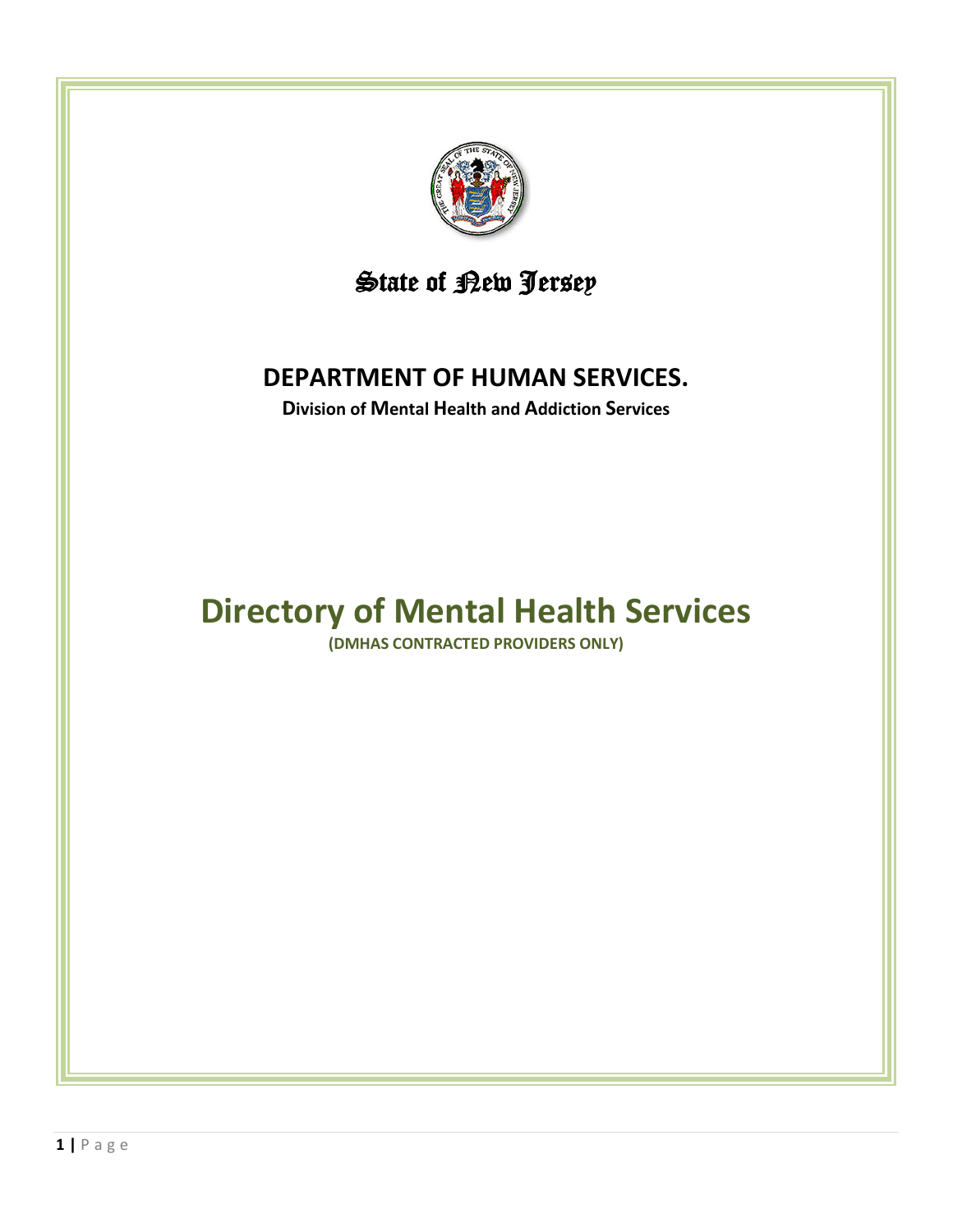State of New Jersey

## DEPARTMENT OF HUMAN SERVICES.

**Division of Mental Health and Addiction Services**

# Directory of Mental Health Services

**(DMHAS CONTRACTED PROVIDERS ONLY)**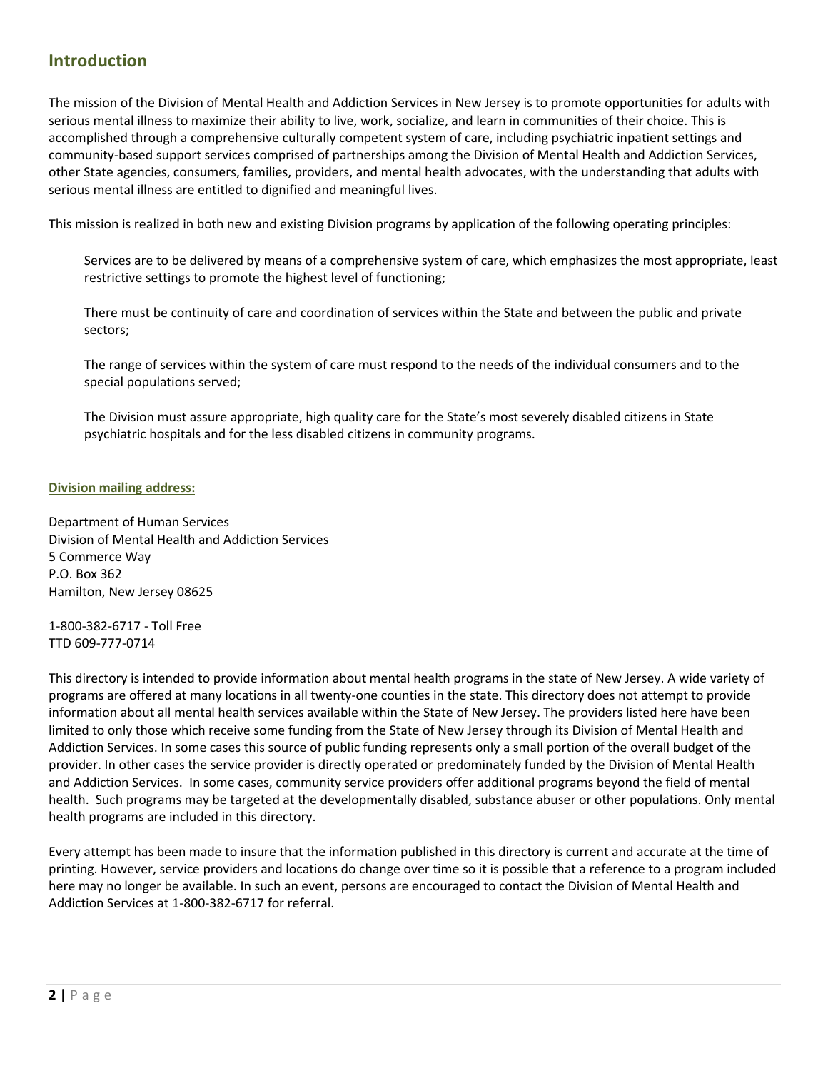## Introduction

The mission of the Division of Mental Health and Addiction Services in New Jersey is to promote opportunities for adults with serious mental illness to maximize their ability to live, work, socialize, and learn in communities of their choice. This is accomplished through a comprehensive culturally competent system of care, including psychiatric inpatient settings and community-based support services comprised of partnerships among the Division of Mental Health and Addiction Services, other State agencies, consumers, families, providers, and mental health advocates, with the understanding that adults with serious mental illness are entitled to dignified and meaningful lives.

This mission is realized in both new and existing Division programs by application of the following operating principles:

> Services are to be delivered by means of a comprehensive system of care, which emphasizes the most appropriate, least restrictive settings to promote the highest level of functioning;
>
> There must be continuity of care and coordination of services within the State and between the public and private sectors;
>
> The range of services within the system of care must respond to the needs of the individual consumers and to the special populations served;
>
> The Division must assure appropriate, high quality care for the State's most severely disabled citizens in State psychiatric hospitals and for the less disabled citizens in community programs.

**Division mailing address:**

Department of Human Services
Division of Mental Health and Addiction Services
5 Commerce Way
P.O. Box 362
Hamilton, New Jersey 08625

1-800-382-6717 - Toll Free
TTD 609-777-0714

This directory is intended to provide information about mental health programs in the state of New Jersey. A wide variety of programs are offered at many locations in all twenty-one counties in the state. This directory does not attempt to provide information about all mental health services available within the State of New Jersey. The providers listed here have been limited to only those which receive some funding from the State of New Jersey through its Division of Mental Health and Addiction Services. In some cases this source of public funding represents only a small portion of the overall budget of the provider. In other cases the service provider is directly operated or predominately funded by the Division of Mental Health and Addiction Services. In some cases, community service providers offer additional programs beyond the field of mental health. Such programs may be targeted at the developmentally disabled, substance abuser or other populations. Only mental health programs are included in this directory.

Every attempt has been made to insure that the information published in this directory is current and accurate at the time of printing. However, service providers and locations do change over time so it is possible that a reference to a program included here may no longer be available. In such an event, persons are encouraged to contact the Division of Mental Health and Addiction Services at 1-800-382-6717 for referral.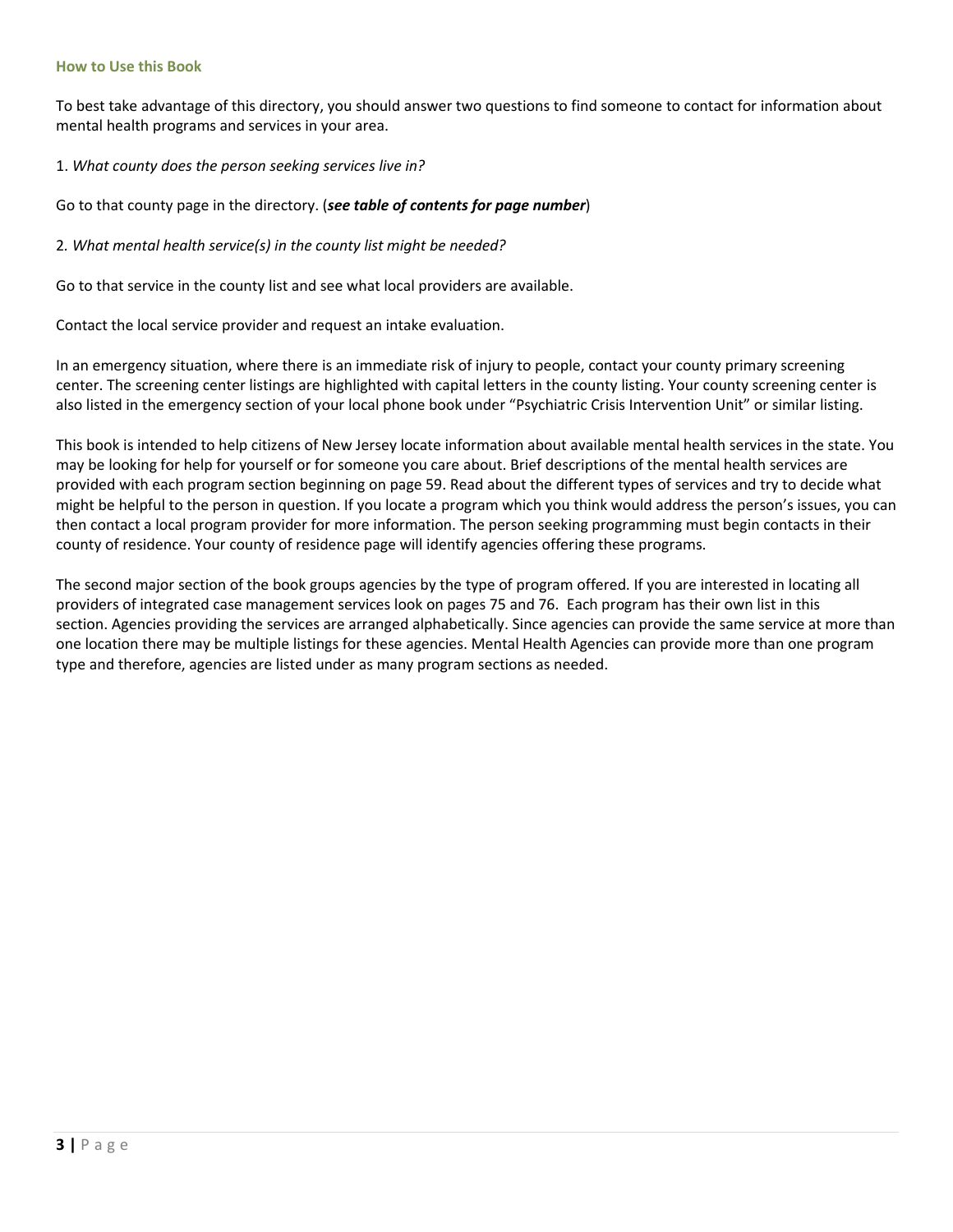## How to Use this Book

To best take advantage of this directory, you should answer two questions to find someone to contact for information about mental health programs and services in your area.

1. *What county does the person seeking services live in?*

Go to that county page in the directory. (***see table of contents for page number***)

2. *What mental health service(s) in the county list might be needed?*

Go to that service in the county list and see what local providers are available.

Contact the local service provider and request an intake evaluation.

In an emergency situation, where there is an immediate risk of injury to people, contact your county primary screening center. The screening center listings are highlighted with capital letters in the county listing. Your county screening center is also listed in the emergency section of your local phone book under "Psychiatric Crisis Intervention Unit" or similar listing.

This book is intended to help citizens of New Jersey locate information about available mental health services in the state. You may be looking for help for yourself or for someone you care about. Brief descriptions of the mental health services are provided with each program section beginning on page 59. Read about the different types of services and try to decide what might be helpful to the person in question. If you locate a program which you think would address the person's issues, you can then contact a local program provider for more information. The person seeking programming must begin contacts in their county of residence. Your county of residence page will identify agencies offering these programs.

The second major section of the book groups agencies by the type of program offered. If you are interested in locating all providers of integrated case management services look on pages 75 and 76. Each program has their own list in this section. Agencies providing the services are arranged alphabetically. Since agencies can provide the same service at more than one location there may be multiple listings for these agencies. Mental Health Agencies can provide more than one program type and therefore, agencies are listed under as many program sections as needed.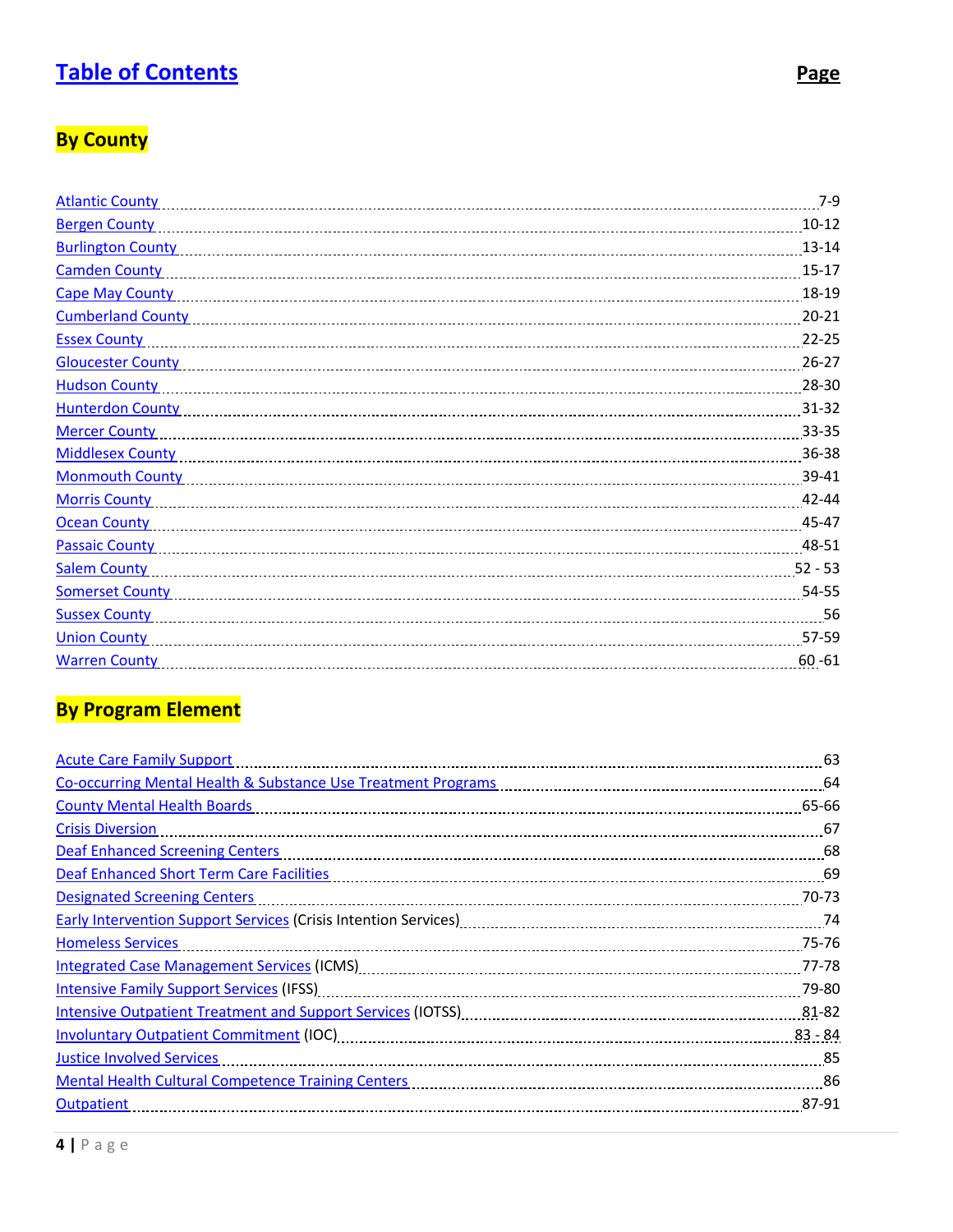# Table of Contents

**Page**

## By County

| | |
|---|---|
| Atlantic County | 7-9 |
| Bergen County | 10-12 |
| Burlington County | 13-14 |
| Camden County | 15-17 |
| Cape May County | 18-19 |
| Cumberland County | 20-21 |
| Essex County | 22-25 |
| Gloucester County | 26-27 |
| Hudson County | 28-30 |
| Hunterdon County | 31-32 |
| Mercer County | 33-35 |
| Middlesex County | 36-38 |
| Monmouth County | 39-41 |
| Morris County | 42-44 |
| Ocean County | 45-47 |
| Passaic County | 48-51 |
| Salem County | 52 - 53 |
| Somerset County | 54-55 |
| Sussex County | 56 |
| Union County | 57-59 |
| Warren County | 60 -61 |

## By Program Element

| | |
|---|---|
| Acute Care Family Support | 63 |
| Co-occurring Mental Health & Substance Use Treatment Programs | 64 |
| County Mental Health Boards | 65-66 |
| Crisis Diversion | 67 |
| Deaf Enhanced Screening Centers | 68 |
| Deaf Enhanced Short Term Care Facilities | 69 |
| Designated Screening Centers | 70-73 |
| Early Intervention Support Services (Crisis Intention Services) | 74 |
| Homeless Services | 75-76 |
| Integrated Case Management Services (ICMS) | 77-78 |
| Intensive Family Support Services (IFSS) | 79-80 |
| Intensive Outpatient Treatment and Support Services (IOTSS) | 81-82 |
| Involuntary Outpatient Commitment (IOC) | 83 - 84 |
| Justice Involved Services | 85 |
| Mental Health Cultural Competence Training Centers | 86 |
| Outpatient | 87-91 |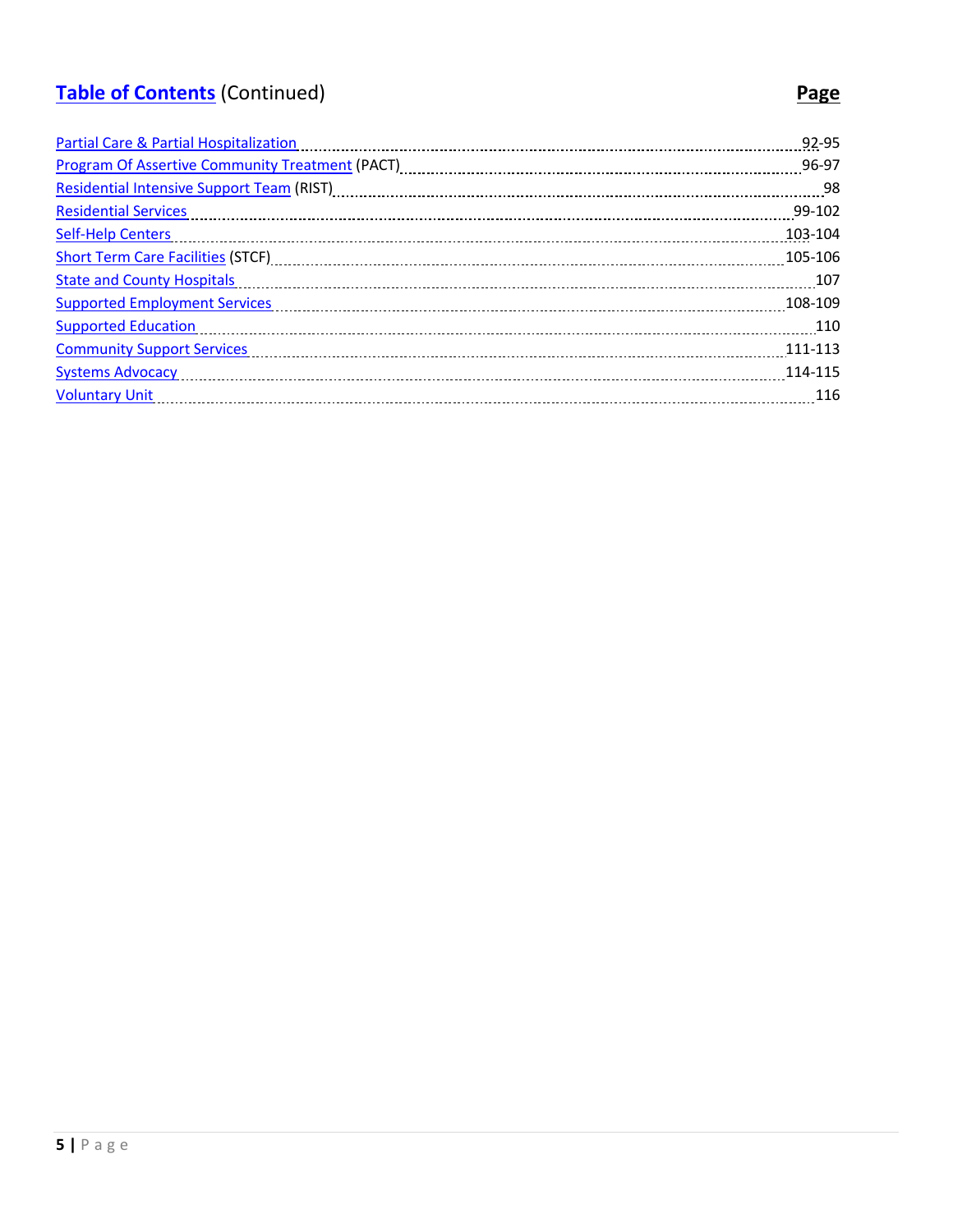## Table of Contents (Continued)

| | Page |
|---|---|
| Partial Care & Partial Hospitalization | 92-95 |
| Program Of Assertive Community Treatment (PACT) | 96-97 |
| Residential Intensive Support Team (RIST) | 98 |
| Residential Services | 99-102 |
| Self-Help Centers | 103-104 |
| Short Term Care Facilities (STCF) | 105-106 |
| State and County Hospitals | 107 |
| Supported Employment Services | 108-109 |
| Supported Education | 110 |
| Community Support Services | 111-113 |
| Systems Advocacy | 114-115 |
| Voluntary Unit | 116 |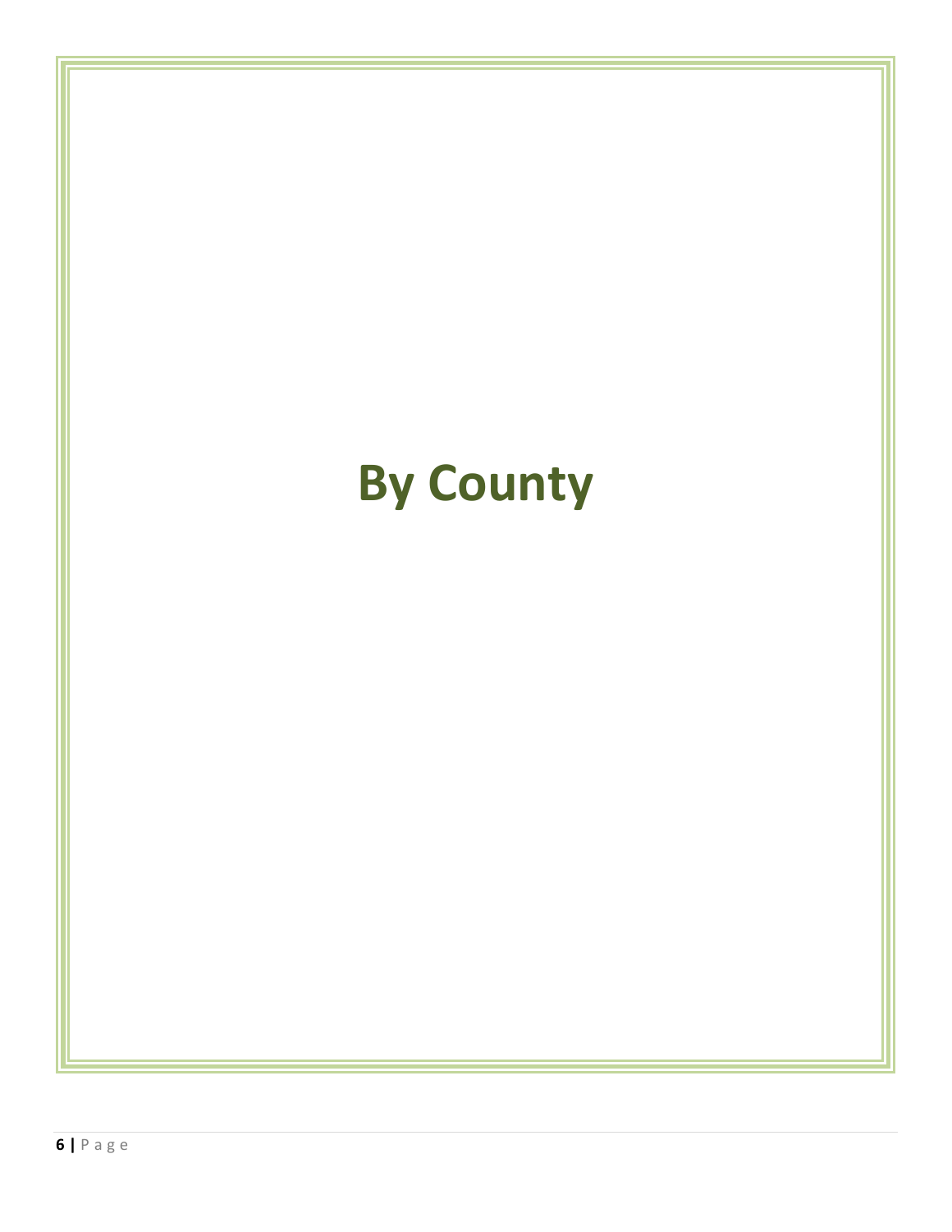# By County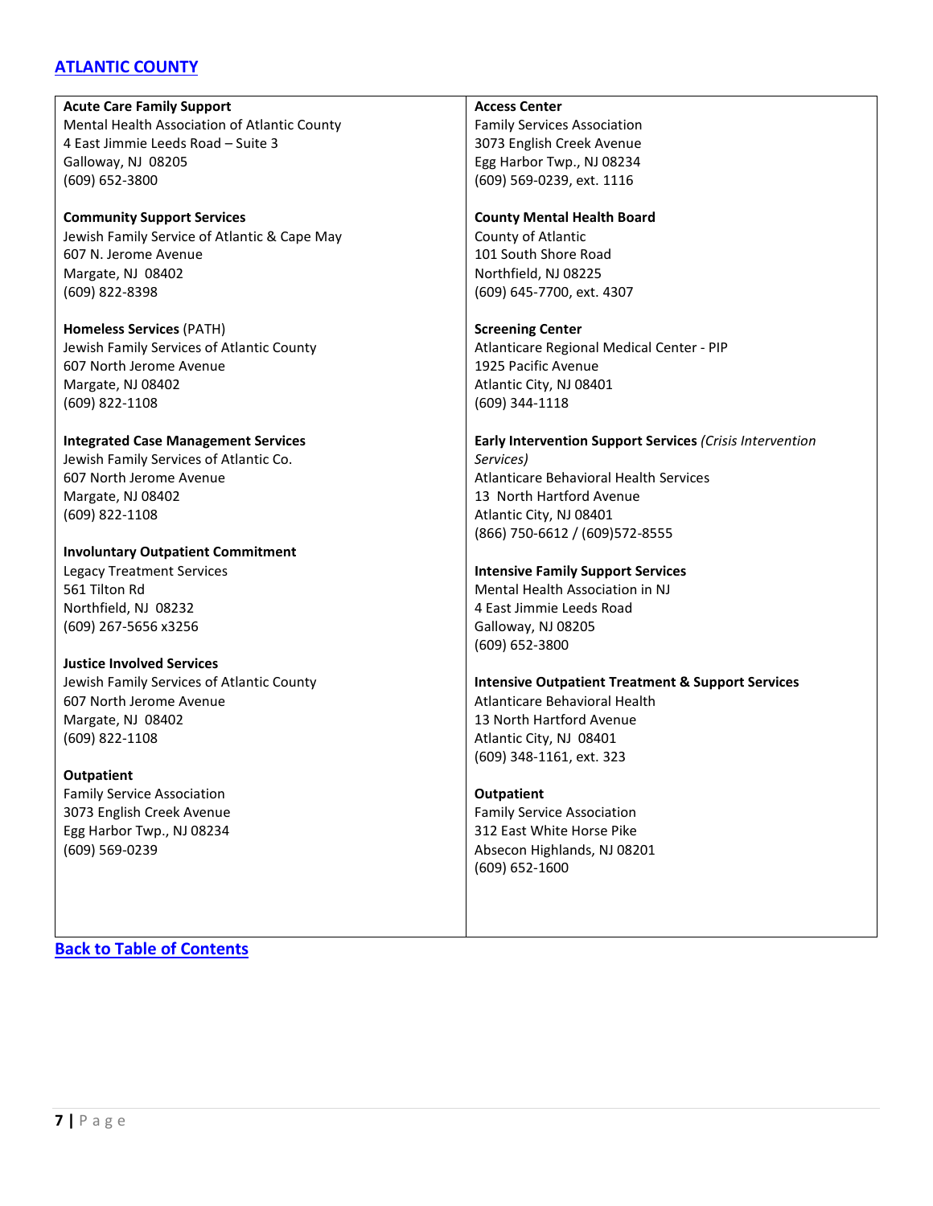## [ATLANTIC COUNTY]

**Acute Care Family Support**
Mental Health Association of Atlantic County
4 East Jimmie Leeds Road – Suite 3
Galloway, NJ 08205
(609) 652-3800

**Community Support Services**
Jewish Family Service of Atlantic & Cape May
607 N. Jerome Avenue
Margate, NJ 08402
(609) 822-8398

**Homeless Services** (PATH)
Jewish Family Services of Atlantic County
607 North Jerome Avenue
Margate, NJ 08402
(609) 822-1108

**Integrated Case Management Services**
Jewish Family Services of Atlantic Co.
607 North Jerome Avenue
Margate, NJ 08402
(609) 822-1108

**Involuntary Outpatient Commitment**
Legacy Treatment Services
561 Tilton Rd
Northfield, NJ 08232
(609) 267-5656 x3256

**Justice Involved Services**
Jewish Family Services of Atlantic County
607 North Jerome Avenue
Margate, NJ 08402
(609) 822-1108

**Outpatient**
Family Service Association
3073 English Creek Avenue
Egg Harbor Twp., NJ 08234
(609) 569-0239

**Access Center**
Family Services Association
3073 English Creek Avenue
Egg Harbor Twp., NJ 08234
(609) 569-0239, ext. 1116

**County Mental Health Board**
County of Atlantic
101 South Shore Road
Northfield, NJ 08225
(609) 645-7700, ext. 4307

**Screening Center**
Atlanticare Regional Medical Center - PIP
1925 Pacific Avenue
Atlantic City, NJ 08401
(609) 344-1118

**Early Intervention Support Services** *(Crisis Intervention Services)*
Atlanticare Behavioral Health Services
13 North Hartford Avenue
Atlantic City, NJ 08401
(866) 750-6612 / (609)572-8555

**Intensive Family Support Services**
Mental Health Association in NJ
4 East Jimmie Leeds Road
Galloway, NJ 08205
(609) 652-3800

**Intensive Outpatient Treatment & Support Services**
Atlanticare Behavioral Health
13 North Hartford Avenue
Atlantic City, NJ 08401
(609) 348-1161, ext. 323

**Outpatient**
Family Service Association
312 East White Horse Pike
Absecon Highlands, NJ 08201
(609) 652-1600

[Back to Table of Contents]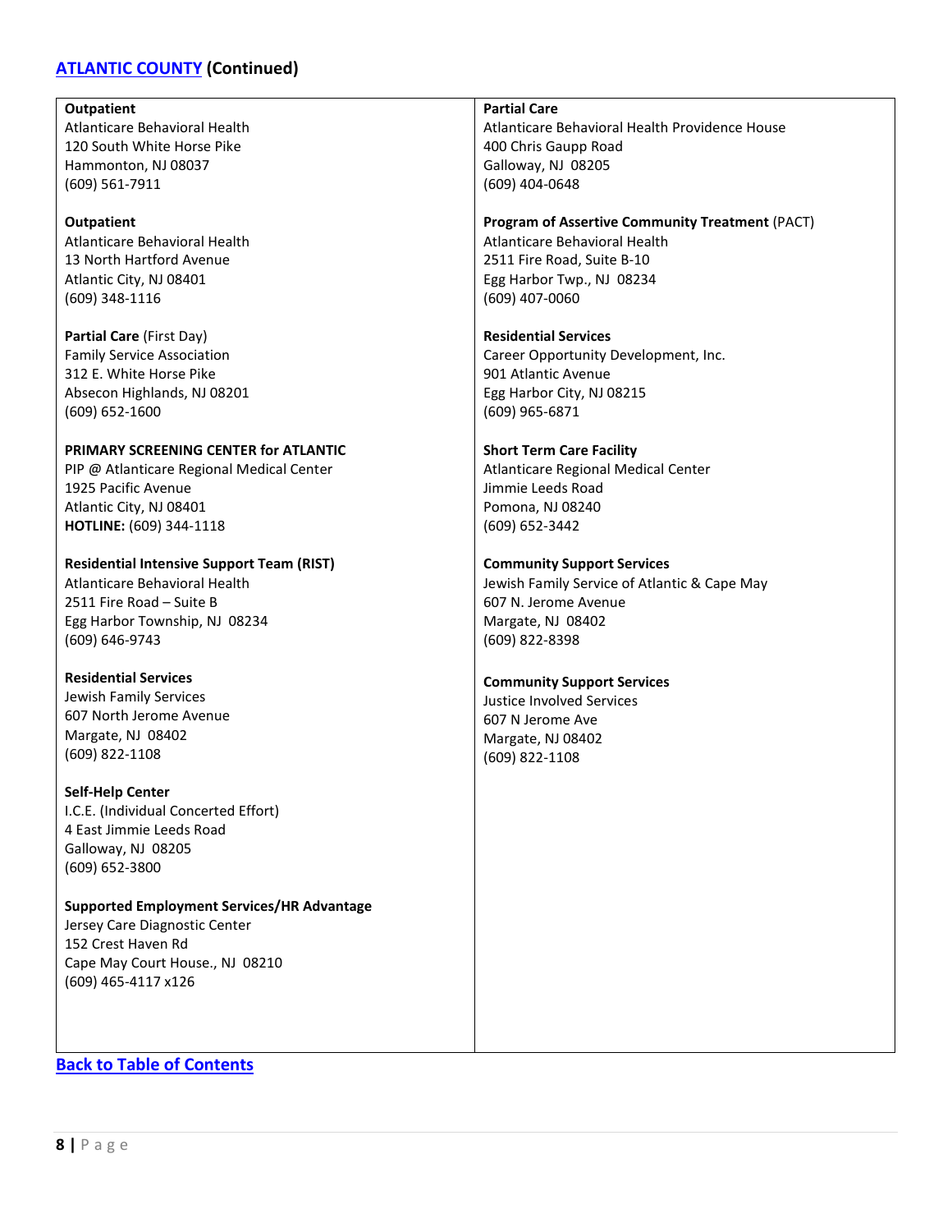## ATLANTIC COUNTY (Continued)

**Outpatient**
Atlanticare Behavioral Health
120 South White Horse Pike
Hammonton, NJ 08037
(609) 561-7911

**Outpatient**
Atlanticare Behavioral Health
13 North Hartford Avenue
Atlantic City, NJ 08401
(609) 348-1116

**Partial Care** (First Day)
Family Service Association
312 E. White Horse Pike
Absecon Highlands, NJ 08201
(609) 652-1600

**PRIMARY SCREENING CENTER for ATLANTIC**
PIP @ Atlanticare Regional Medical Center
1925 Pacific Avenue
Atlantic City, NJ 08401
**HOTLINE:** (609) 344-1118

**Residential Intensive Support Team (RIST)**
Atlanticare Behavioral Health
2511 Fire Road – Suite B
Egg Harbor Township, NJ 08234
(609) 646-9743

**Residential Services**
Jewish Family Services
607 North Jerome Avenue
Margate, NJ 08402
(609) 822-1108

**Self-Help Center**
I.C.E. (Individual Concerted Effort)
4 East Jimmie Leeds Road
Galloway, NJ 08205
(609) 652-3800

**Supported Employment Services/HR Advantage**
Jersey Care Diagnostic Center
152 Crest Haven Rd
Cape May Court House., NJ 08210
(609) 465-4117 x126

**Partial Care**
Atlanticare Behavioral Health Providence House
400 Chris Gaupp Road
Galloway, NJ 08205
(609) 404-0648

**Program of Assertive Community Treatment** (PACT)
Atlanticare Behavioral Health
2511 Fire Road, Suite B-10
Egg Harbor Twp., NJ 08234
(609) 407-0060

**Residential Services**
Career Opportunity Development, Inc.
901 Atlantic Avenue
Egg Harbor City, NJ 08215
(609) 965-6871

**Short Term Care Facility**
Atlanticare Regional Medical Center
Jimmie Leeds Road
Pomona, NJ 08240
(609) 652-3442

**Community Support Services**
Jewish Family Service of Atlantic & Cape May
607 N. Jerome Avenue
Margate, NJ 08402
(609) 822-8398

**Community Support Services**
Justice Involved Services
607 N Jerome Ave
Margate, NJ 08402
(609) 822-1108

**Back to Table of Contents**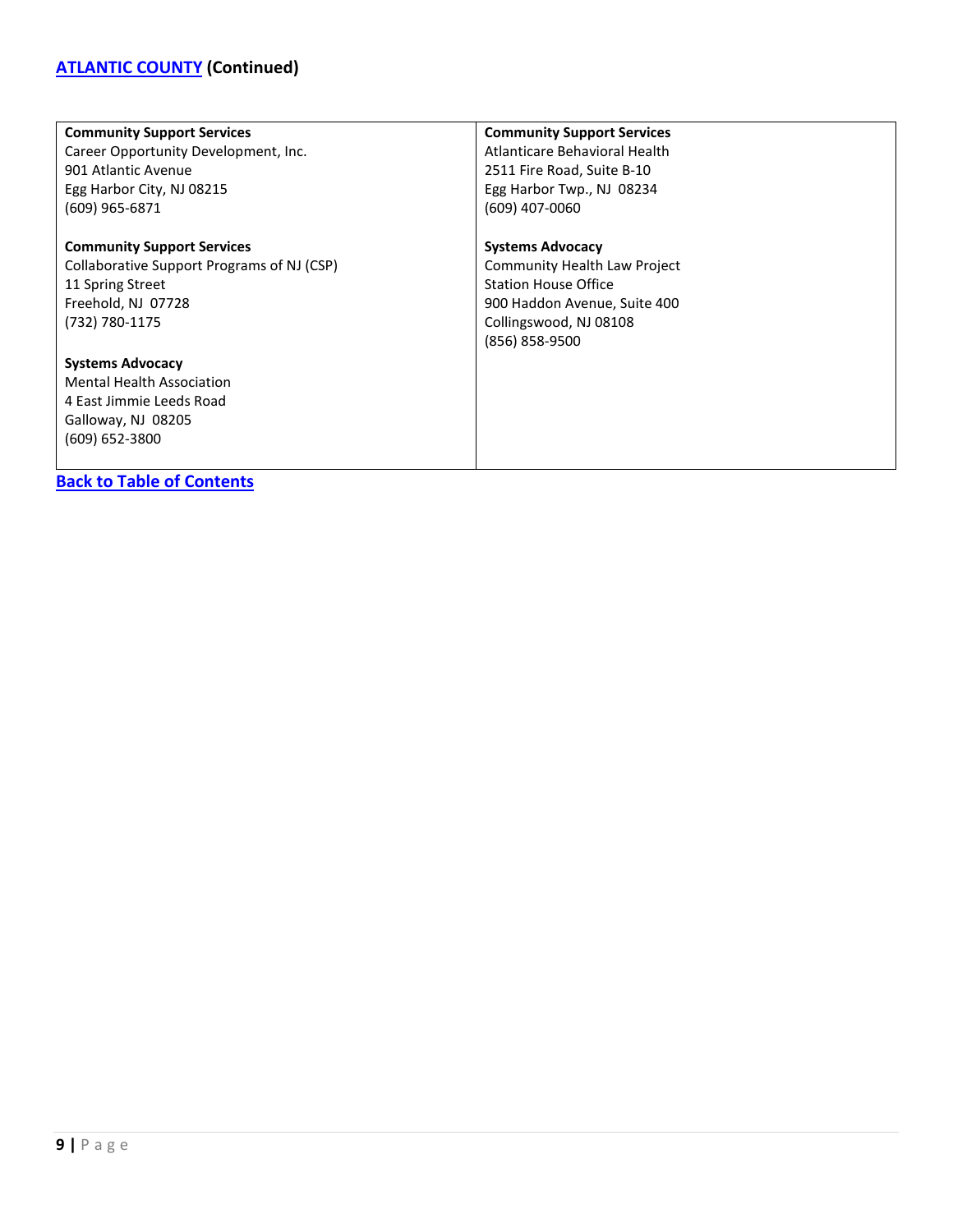## ATLANTIC COUNTY (Continued)

**Community Support Services**
Career Opportunity Development, Inc.
901 Atlantic Avenue
Egg Harbor City, NJ 08215
(609) 965-6871

**Community Support Services**
Collaborative Support Programs of NJ (CSP)
11 Spring Street
Freehold, NJ 07728
(732) 780-1175

**Systems Advocacy**
Mental Health Association
4 East Jimmie Leeds Road
Galloway, NJ 08205
(609) 652-3800

**Community Support Services**
Atlanticare Behavioral Health
2511 Fire Road, Suite B-10
Egg Harbor Twp., NJ 08234
(609) 407-0060

**Systems Advocacy**
Community Health Law Project
Station House Office
900 Haddon Avenue, Suite 400
Collingswood, NJ 08108
(856) 858-9500

**Back to Table of Contents**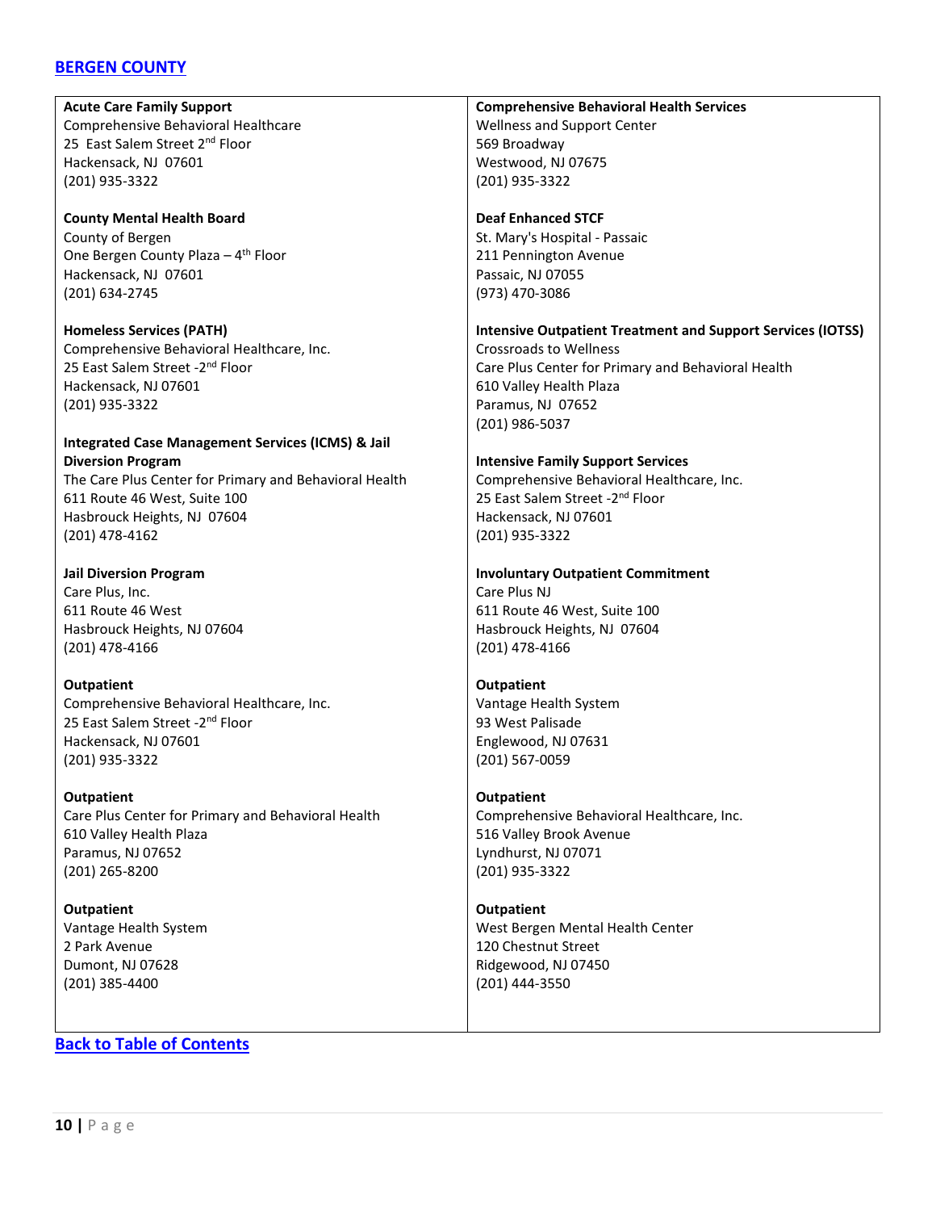## [BERGEN COUNTY]

**Acute Care Family Support**
Comprehensive Behavioral Healthcare
25 East Salem Street 2nd Floor
Hackensack, NJ 07601
(201) 935-3322

**County Mental Health Board**
County of Bergen
One Bergen County Plaza – 4th Floor
Hackensack, NJ 07601
(201) 634-2745

**Homeless Services (PATH)**
Comprehensive Behavioral Healthcare, Inc.
25 East Salem Street -2nd Floor
Hackensack, NJ 07601
(201) 935-3322

**Integrated Case Management Services (ICMS) & Jail Diversion Program**
The Care Plus Center for Primary and Behavioral Health
611 Route 46 West, Suite 100
Hasbrouck Heights, NJ 07604
(201) 478-4162

**Jail Diversion Program**
Care Plus, Inc.
611 Route 46 West
Hasbrouck Heights, NJ 07604
(201) 478-4166

**Outpatient**
Comprehensive Behavioral Healthcare, Inc.
25 East Salem Street -2nd Floor
Hackensack, NJ 07601
(201) 935-3322

**Outpatient**
Care Plus Center for Primary and Behavioral Health
610 Valley Health Plaza
Paramus, NJ 07652
(201) 265-8200

**Outpatient**
Vantage Health System
2 Park Avenue
Dumont, NJ 07628
(201) 385-4400

**Comprehensive Behavioral Health Services**
Wellness and Support Center
569 Broadway
Westwood, NJ 07675
(201) 935-3322

**Deaf Enhanced STCF**
St. Mary's Hospital - Passaic
211 Pennington Avenue
Passaic, NJ 07055
(973) 470-3086

**Intensive Outpatient Treatment and Support Services (IOTSS)**
Crossroads to Wellness
Care Plus Center for Primary and Behavioral Health
610 Valley Health Plaza
Paramus, NJ 07652
(201) 986-5037

**Intensive Family Support Services**
Comprehensive Behavioral Healthcare, Inc.
25 East Salem Street -2nd Floor
Hackensack, NJ 07601
(201) 935-3322

**Involuntary Outpatient Commitment**
Care Plus NJ
611 Route 46 West, Suite 100
Hasbrouck Heights, NJ 07604
(201) 478-4166

**Outpatient**
Vantage Health System
93 West Palisade
Englewood, NJ 07631
(201) 567-0059

**Outpatient**
Comprehensive Behavioral Healthcare, Inc.
516 Valley Brook Avenue
Lyndhurst, NJ 07071
(201) 935-3322

**Outpatient**
West Bergen Mental Health Center
120 Chestnut Street
Ridgewood, NJ 07450
(201) 444-3550

[Back to Table of Contents]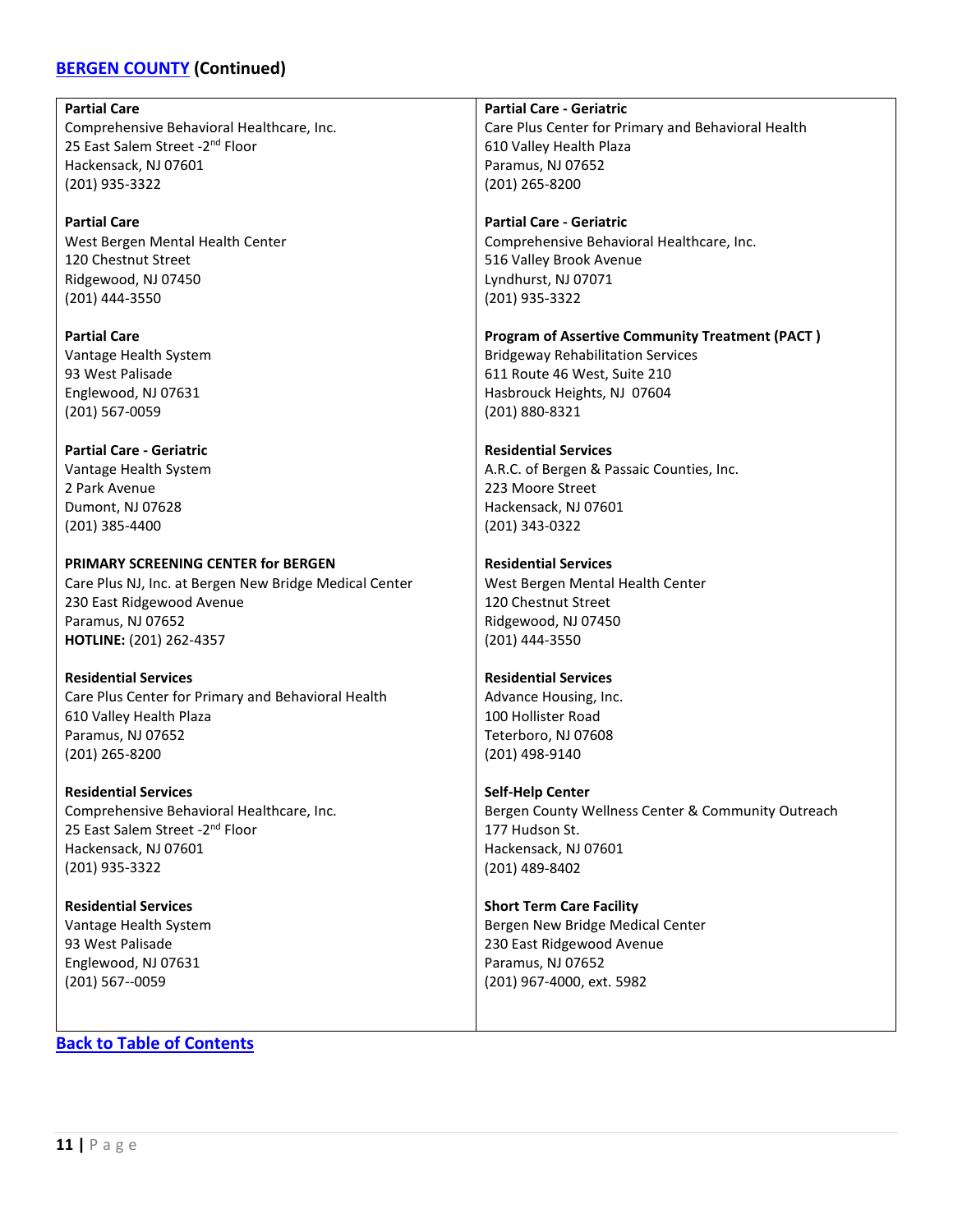## [BERGEN COUNTY](#) (Continued)

**Partial Care**
Comprehensive Behavioral Healthcare, Inc.
25 East Salem Street -2nd Floor
Hackensack, NJ 07601
(201) 935-3322

**Partial Care**
West Bergen Mental Health Center
120 Chestnut Street
Ridgewood, NJ 07450
(201) 444-3550

**Partial Care**
Vantage Health System
93 West Palisade
Englewood, NJ 07631
(201) 567-0059

**Partial Care - Geriatric**
Vantage Health System
2 Park Avenue
Dumont, NJ 07628
(201) 385-4400

**PRIMARY SCREENING CENTER for BERGEN**
Care Plus NJ, Inc. at Bergen New Bridge Medical Center
230 East Ridgewood Avenue
Paramus, NJ 07652
**HOTLINE:** (201) 262-4357

**Residential Services**
Care Plus Center for Primary and Behavioral Health
610 Valley Health Plaza
Paramus, NJ 07652
(201) 265-8200

**Residential Services**
Comprehensive Behavioral Healthcare, Inc.
25 East Salem Street -2nd Floor
Hackensack, NJ 07601
(201) 935-3322

**Residential Services**
Vantage Health System
93 West Palisade
Englewood, NJ 07631
(201) 567--0059

**Partial Care - Geriatric**
Care Plus Center for Primary and Behavioral Health
610 Valley Health Plaza
Paramus, NJ 07652
(201) 265-8200

**Partial Care - Geriatric**
Comprehensive Behavioral Healthcare, Inc.
516 Valley Brook Avenue
Lyndhurst, NJ 07071
(201) 935-3322

**Program of Assertive Community Treatment (PACT )**
Bridgeway Rehabilitation Services
611 Route 46 West, Suite 210
Hasbrouck Heights, NJ 07604
(201) 880-8321

**Residential Services**
A.R.C. of Bergen & Passaic Counties, Inc.
223 Moore Street
Hackensack, NJ 07601
(201) 343-0322

**Residential Services**
West Bergen Mental Health Center
120 Chestnut Street
Ridgewood, NJ 07450
(201) 444-3550

**Residential Services**
Advance Housing, Inc.
100 Hollister Road
Teterboro, NJ 07608
(201) 498-9140

**Self-Help Center**
Bergen County Wellness Center & Community Outreach
177 Hudson St.
Hackensack, NJ 07601
(201) 489-8402

**Short Term Care Facility**
Bergen New Bridge Medical Center
230 East Ridgewood Avenue
Paramus, NJ 07652
(201) 967-4000, ext. 5982

**[Back to Table of Contents](#)**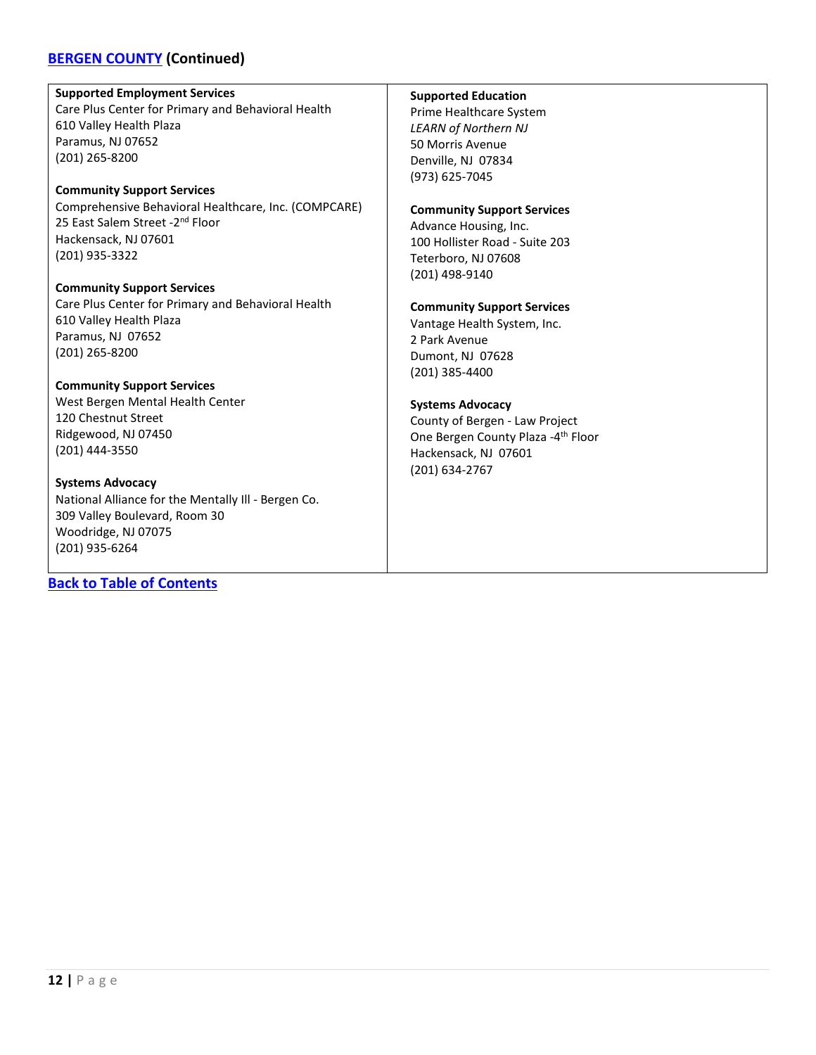## [BERGEN COUNTY](#) (Continued)

**Supported Employment Services**
Care Plus Center for Primary and Behavioral Health
610 Valley Health Plaza
Paramus, NJ 07652
(201) 265-8200

**Community Support Services**
Comprehensive Behavioral Healthcare, Inc. (COMPCARE)
25 East Salem Street -2nd Floor
Hackensack, NJ 07601
(201) 935-3322

**Community Support Services**
Care Plus Center for Primary and Behavioral Health
610 Valley Health Plaza
Paramus, NJ 07652
(201) 265-8200

**Community Support Services**
West Bergen Mental Health Center
120 Chestnut Street
Ridgewood, NJ 07450
(201) 444-3550

**Systems Advocacy**
National Alliance for the Mentally Ill - Bergen Co.
309 Valley Boulevard, Room 30
Woodridge, NJ 07075
(201) 935-6264

**Supported Education**
Prime Healthcare System
*LEARN of Northern NJ*
50 Morris Avenue
Denville, NJ 07834
(973) 625-7045

**Community Support Services**
Advance Housing, Inc.
100 Hollister Road - Suite 203
Teterboro, NJ 07608
(201) 498-9140

**Community Support Services**
Vantage Health System, Inc.
2 Park Avenue
Dumont, NJ 07628
(201) 385-4400

**Systems Advocacy**
County of Bergen - Law Project
One Bergen County Plaza -4th Floor
Hackensack, NJ 07601
(201) 634-2767

[**Back to Table of Contents**](#)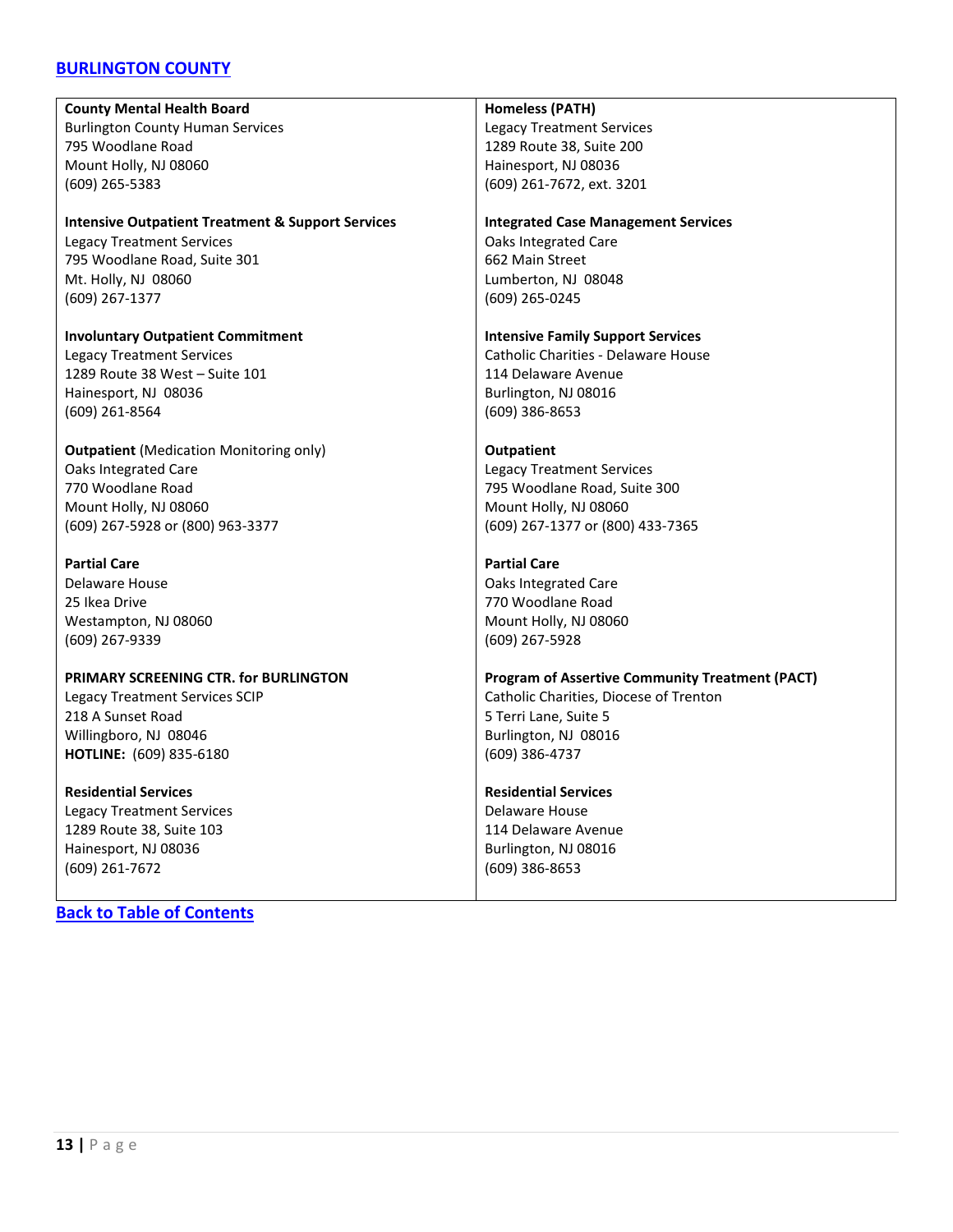## [BURLINGTON COUNTY]

**County Mental Health Board**
Burlington County Human Services
795 Woodlane Road
Mount Holly, NJ 08060
(609) 265-5383

**Intensive Outpatient Treatment & Support Services**
Legacy Treatment Services
795 Woodlane Road, Suite 301
Mt. Holly, NJ 08060
(609) 267-1377

**Involuntary Outpatient Commitment**
Legacy Treatment Services
1289 Route 38 West – Suite 101
Hainesport, NJ 08036
(609) 261-8564

**Outpatient** (Medication Monitoring only)
Oaks Integrated Care
770 Woodlane Road
Mount Holly, NJ 08060
(609) 267-5928 or (800) 963-3377

**Partial Care**
Delaware House
25 Ikea Drive
Westampton, NJ 08060
(609) 267-9339

**PRIMARY SCREENING CTR. for BURLINGTON**
Legacy Treatment Services SCIP
218 A Sunset Road
Willingboro, NJ 08046
**HOTLINE:** (609) 835-6180

**Residential Services**
Legacy Treatment Services
1289 Route 38, Suite 103
Hainesport, NJ 08036
(609) 261-7672

**Homeless (PATH)**
Legacy Treatment Services
1289 Route 38, Suite 200
Hainesport, NJ 08036
(609) 261-7672, ext. 3201

**Integrated Case Management Services**
Oaks Integrated Care
662 Main Street
Lumberton, NJ 08048
(609) 265-0245

**Intensive Family Support Services**
Catholic Charities - Delaware House
114 Delaware Avenue
Burlington, NJ 08016
(609) 386-8653

**Outpatient**
Legacy Treatment Services
795 Woodlane Road, Suite 300
Mount Holly, NJ 08060
(609) 267-1377 or (800) 433-7365

**Partial Care**
Oaks Integrated Care
770 Woodlane Road
Mount Holly, NJ 08060
(609) 267-5928

**Program of Assertive Community Treatment (PACT)**
Catholic Charities, Diocese of Trenton
5 Terri Lane, Suite 5
Burlington, NJ 08016
(609) 386-4737

**Residential Services**
Delaware House
114 Delaware Avenue
Burlington, NJ 08016
(609) 386-8653

[Back to Table of Contents]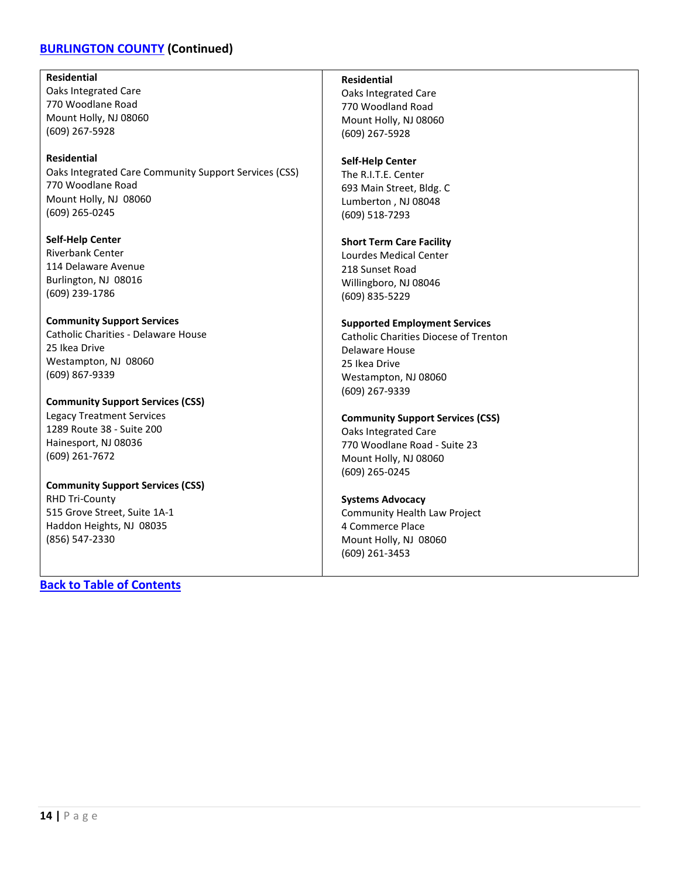## [BURLINGTON COUNTY](#) (Continued)

**Residential**
Oaks Integrated Care
770 Woodlane Road
Mount Holly, NJ 08060
(609) 267-5928

**Residential**
Oaks Integrated Care Community Support Services (CSS)
770 Woodlane Road
Mount Holly, NJ 08060
(609) 265-0245

**Self-Help Center**
Riverbank Center
114 Delaware Avenue
Burlington, NJ 08016
(609) 239-1786

**Community Support Services**
Catholic Charities - Delaware House
25 Ikea Drive
Westampton, NJ 08060
(609) 867-9339

**Community Support Services (CSS)**
Legacy Treatment Services
1289 Route 38 - Suite 200
Hainesport, NJ 08036
(609) 261-7672

**Community Support Services (CSS)**
RHD Tri-County
515 Grove Street, Suite 1A-1
Haddon Heights, NJ 08035
(856) 547-2330

**Residential**
Oaks Integrated Care
770 Woodland Road
Mount Holly, NJ 08060
(609) 267-5928

**Self-Help Center**
The R.I.T.E. Center
693 Main Street, Bldg. C
Lumberton , NJ 08048
(609) 518-7293

**Short Term Care Facility**
Lourdes Medical Center
218 Sunset Road
Willingboro, NJ 08046
(609) 835-5229

**Supported Employment Services**
Catholic Charities Diocese of Trenton
Delaware House
25 Ikea Drive
Westampton, NJ 08060
(609) 267-9339

**Community Support Services (CSS)**
Oaks Integrated Care
770 Woodlane Road - Suite 23
Mount Holly, NJ 08060
(609) 265-0245

**Systems Advocacy**
Community Health Law Project
4 Commerce Place
Mount Holly, NJ 08060
(609) 261-3453

[Back to Table of Contents](#)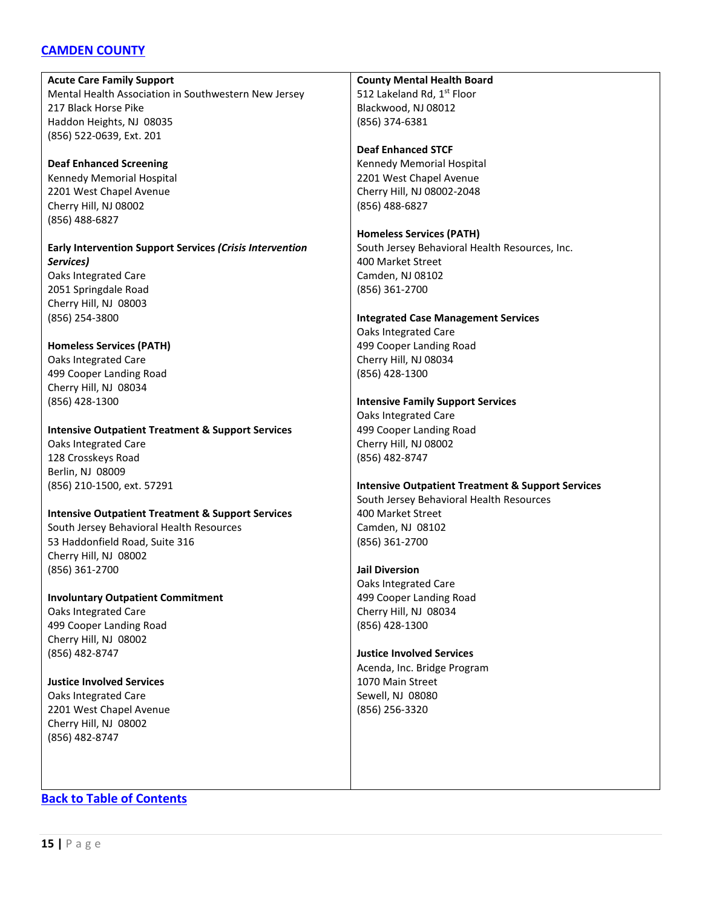## CAMDEN COUNTY

**Acute Care Family Support**
Mental Health Association in Southwestern New Jersey
217 Black Horse Pike
Haddon Heights, NJ 08035
(856) 522-0639, Ext. 201

**Deaf Enhanced Screening**
Kennedy Memorial Hospital
2201 West Chapel Avenue
Cherry Hill, NJ 08002
(856) 488-6827

**Early Intervention Support Services *(Crisis Intervention Services)***
Oaks Integrated Care
2051 Springdale Road
Cherry Hill, NJ 08003
(856) 254-3800

**Homeless Services (PATH)**
Oaks Integrated Care
499 Cooper Landing Road
Cherry Hill, NJ 08034
(856) 428-1300

**Intensive Outpatient Treatment & Support Services**
Oaks Integrated Care
128 Crosskeys Road
Berlin, NJ 08009
(856) 210-1500, ext. 57291

**Intensive Outpatient Treatment & Support Services**
South Jersey Behavioral Health Resources
53 Haddonfield Road, Suite 316
Cherry Hill, NJ 08002
(856) 361-2700

**Involuntary Outpatient Commitment**
Oaks Integrated Care
499 Cooper Landing Road
Cherry Hill, NJ 08002
(856) 482-8747

**Justice Involved Services**
Oaks Integrated Care
2201 West Chapel Avenue
Cherry Hill, NJ 08002
(856) 482-8747

**County Mental Health Board**
512 Lakeland Rd, 1st Floor
Blackwood, NJ 08012
(856) 374-6381

**Deaf Enhanced STCF**
Kennedy Memorial Hospital
2201 West Chapel Avenue
Cherry Hill, NJ 08002-2048
(856) 488-6827

**Homeless Services (PATH)**
South Jersey Behavioral Health Resources, Inc.
400 Market Street
Camden, NJ 08102
(856) 361-2700

**Integrated Case Management Services**
Oaks Integrated Care
499 Cooper Landing Road
Cherry Hill, NJ 08034
(856) 428-1300

**Intensive Family Support Services**
Oaks Integrated Care
499 Cooper Landing Road
Cherry Hill, NJ 08002
(856) 482-8747

**Intensive Outpatient Treatment & Support Services**
South Jersey Behavioral Health Resources
400 Market Street
Camden, NJ 08102
(856) 361-2700

**Jail Diversion**
Oaks Integrated Care
499 Cooper Landing Road
Cherry Hill, NJ 08034
(856) 428-1300

**Justice Involved Services**
Acenda, Inc. Bridge Program
1070 Main Street
Sewell, NJ 08080
(856) 256-3320

Back to Table of Contents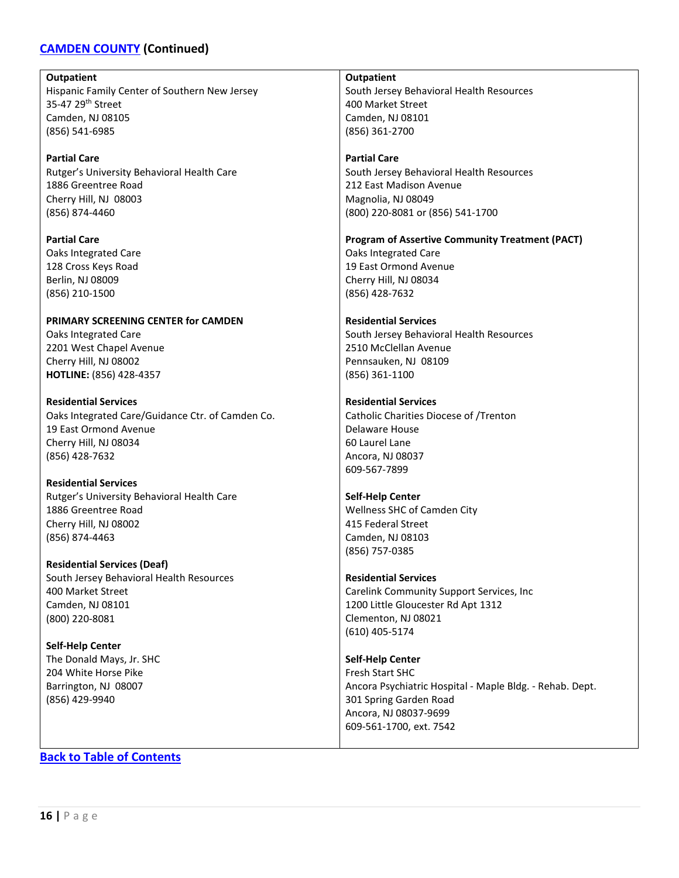## CAMDEN COUNTY (Continued)

**Outpatient**
Hispanic Family Center of Southern New Jersey
35-47 29th Street
Camden, NJ 08105
(856) 541-6985

**Partial Care**
Rutger's University Behavioral Health Care
1886 Greentree Road
Cherry Hill, NJ 08003
(856) 874-4460

**Partial Care**
Oaks Integrated Care
128 Cross Keys Road
Berlin, NJ 08009
(856) 210-1500

**PRIMARY SCREENING CENTER for CAMDEN**
Oaks Integrated Care
2201 West Chapel Avenue
Cherry Hill, NJ 08002
**HOTLINE:** (856) 428-4357

**Residential Services**
Oaks Integrated Care/Guidance Ctr. of Camden Co.
19 East Ormond Avenue
Cherry Hill, NJ 08034
(856) 428-7632

**Residential Services**
Rutger's University Behavioral Health Care
1886 Greentree Road
Cherry Hill, NJ 08002
(856) 874-4463

**Residential Services (Deaf)**
South Jersey Behavioral Health Resources
400 Market Street
Camden, NJ 08101
(800) 220-8081

**Self-Help Center**
The Donald Mays, Jr. SHC
204 White Horse Pike
Barrington, NJ 08007
(856) 429-9940

**Outpatient**
South Jersey Behavioral Health Resources
400 Market Street
Camden, NJ 08101
(856) 361-2700

**Partial Care**
South Jersey Behavioral Health Resources
212 East Madison Avenue
Magnolia, NJ 08049
(800) 220-8081 or (856) 541-1700

**Program of Assertive Community Treatment (PACT)**
Oaks Integrated Care
19 East Ormond Avenue
Cherry Hill, NJ 08034
(856) 428-7632

**Residential Services**
South Jersey Behavioral Health Resources
2510 McClellan Avenue
Pennsauken, NJ 08109
(856) 361-1100

**Residential Services**
Catholic Charities Diocese of /Trenton
Delaware House
60 Laurel Lane
Ancora, NJ 08037
609-567-7899

**Self-Help Center**
Wellness SHC of Camden City
415 Federal Street
Camden, NJ 08103
(856) 757-0385

**Residential Services**
Carelink Community Support Services, Inc
1200 Little Gloucester Rd Apt 1312
Clementon, NJ 08021
(610) 405-5174

**Self-Help Center**
Fresh Start SHC
Ancora Psychiatric Hospital - Maple Bldg. - Rehab. Dept.
301 Spring Garden Road
Ancora, NJ 08037-9699
609-561-1700, ext. 7542

Back to Table of Contents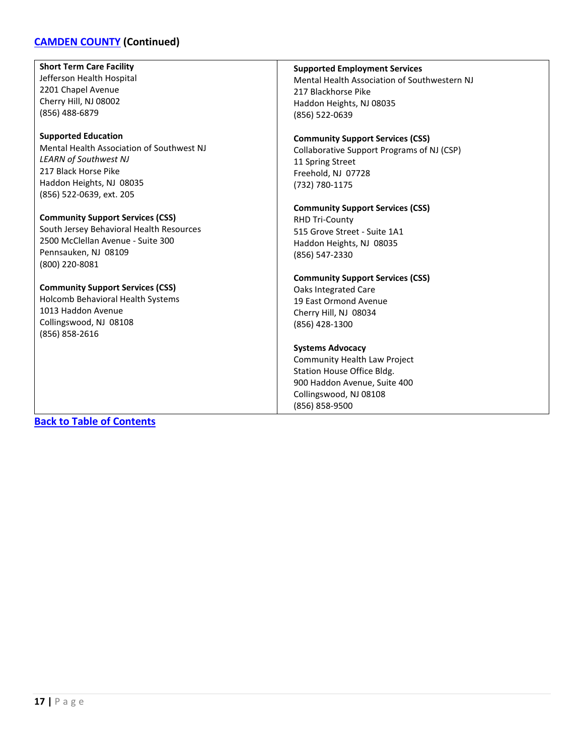## [CAMDEN COUNTY](#) (Continued)

**Short Term Care Facility**
Jefferson Health Hospital
2201 Chapel Avenue
Cherry Hill, NJ 08002
(856) 488-6879

**Supported Education**
Mental Health Association of Southwest NJ
*LEARN of Southwest NJ*
217 Black Horse Pike
Haddon Heights, NJ 08035
(856) 522-0639, ext. 205

**Community Support Services (CSS)**
South Jersey Behavioral Health Resources
2500 McClellan Avenue - Suite 300
Pennsauken, NJ 08109
(800) 220-8081

**Community Support Services (CSS)**
Holcomb Behavioral Health Systems
1013 Haddon Avenue
Collingswood, NJ 08108
(856) 858-2616

**Supported Employment Services**
Mental Health Association of Southwestern NJ
217 Blackhorse Pike
Haddon Heights, NJ 08035
(856) 522-0639

**Community Support Services (CSS)**
Collaborative Support Programs of NJ (CSP)
11 Spring Street
Freehold, NJ 07728
(732) 780-1175

**Community Support Services (CSS)**
RHD Tri-County
515 Grove Street - Suite 1A1
Haddon Heights, NJ 08035
(856) 547-2330

**Community Support Services (CSS)**
Oaks Integrated Care
19 East Ormond Avenue
Cherry Hill, NJ 08034
(856) 428-1300

**Systems Advocacy**
Community Health Law Project
Station House Office Bldg.
900 Haddon Avenue, Suite 400
Collingswood, NJ 08108
(856) 858-9500

[**Back to Table of Contents**](#)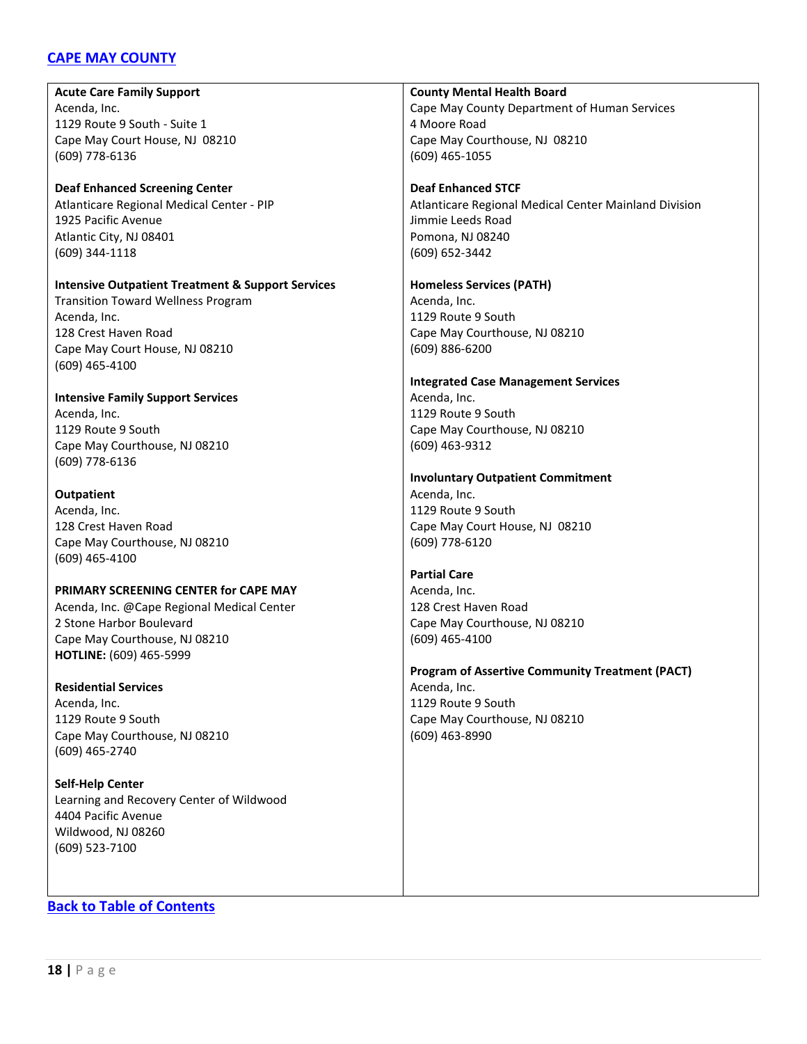## CAPE MAY COUNTY

**Acute Care Family Support**
Acenda, Inc.
1129 Route 9 South - Suite 1
Cape May Court House, NJ 08210
(609) 778-6136

**Deaf Enhanced Screening Center**
Atlanticare Regional Medical Center - PIP
1925 Pacific Avenue
Atlantic City, NJ 08401
(609) 344-1118

**Intensive Outpatient Treatment & Support Services**
Transition Toward Wellness Program
Acenda, Inc.
128 Crest Haven Road
Cape May Court House, NJ 08210
(609) 465-4100

**Intensive Family Support Services**
Acenda, Inc.
1129 Route 9 South
Cape May Courthouse, NJ 08210
(609) 778-6136

**Outpatient**
Acenda, Inc.
128 Crest Haven Road
Cape May Courthouse, NJ 08210
(609) 465-4100

**PRIMARY SCREENING CENTER for CAPE MAY**
Acenda, Inc. @Cape Regional Medical Center
2 Stone Harbor Boulevard
Cape May Courthouse, NJ 08210
**HOTLINE:** (609) 465-5999

**Residential Services**
Acenda, Inc.
1129 Route 9 South
Cape May Courthouse, NJ 08210
(609) 465-2740

**Self-Help Center**
Learning and Recovery Center of Wildwood
4404 Pacific Avenue
Wildwood, NJ 08260
(609) 523-7100

**County Mental Health Board**
Cape May County Department of Human Services
4 Moore Road
Cape May Courthouse, NJ 08210
(609) 465-1055

**Deaf Enhanced STCF**
Atlanticare Regional Medical Center Mainland Division
Jimmie Leeds Road
Pomona, NJ 08240
(609) 652-3442

**Homeless Services (PATH)**
Acenda, Inc.
1129 Route 9 South
Cape May Courthouse, NJ 08210
(609) 886-6200

**Integrated Case Management Services**
Acenda, Inc.
1129 Route 9 South
Cape May Courthouse, NJ 08210
(609) 463-9312

**Involuntary Outpatient Commitment**
Acenda, Inc.
1129 Route 9 South
Cape May Court House, NJ 08210
(609) 778-6120

**Partial Care**
Acenda, Inc.
128 Crest Haven Road
Cape May Courthouse, NJ 08210
(609) 465-4100

**Program of Assertive Community Treatment (PACT)**
Acenda, Inc.
1129 Route 9 South
Cape May Courthouse, NJ 08210
(609) 463-8990

Back to Table of Contents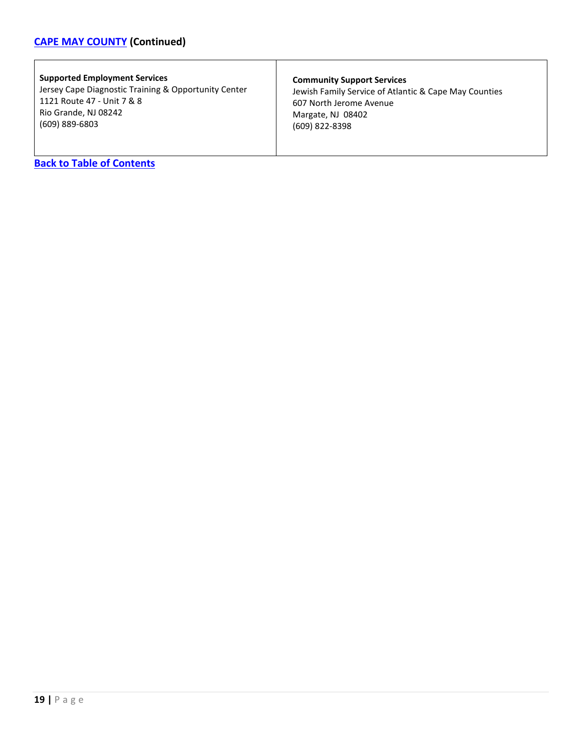## [CAPE MAY COUNTY](#) (Continued)

| **Supported Employment Services**<br>Jersey Cape Diagnostic Training & Opportunity Center<br>1121 Route 47 - Unit 7 & 8<br>Rio Grande, NJ 08242<br>(609) 889-6803 | **Community Support Services**<br>Jewish Family Service of Atlantic & Cape May Counties<br>607 North Jerome Avenue<br>Margate, NJ 08402<br>(609) 822-8398 |
|---|---|

**[Back to Table of Contents](#)**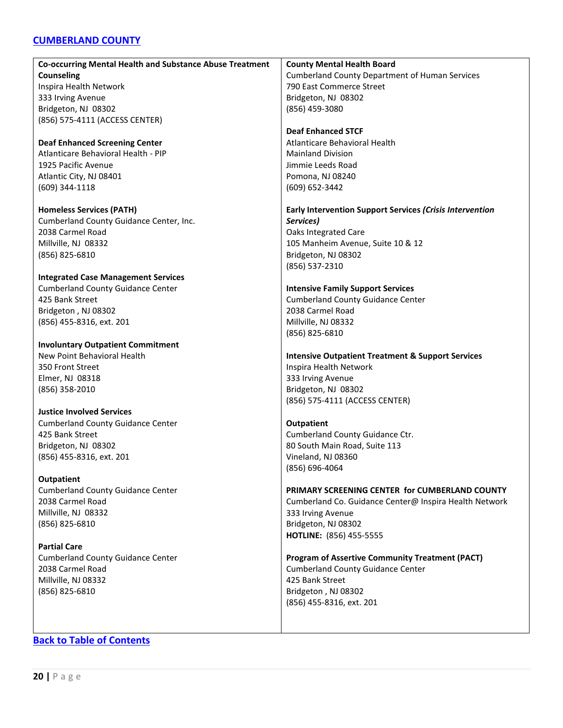## CUMBERLAND COUNTY

**Co-occurring Mental Health and Substance Abuse Treatment Counseling**
Inspira Health Network
333 Irving Avenue
Bridgeton, NJ 08302
(856) 575-4111 (ACCESS CENTER)

**Deaf Enhanced Screening Center**
Atlanticare Behavioral Health - PIP
1925 Pacific Avenue
Atlantic City, NJ 08401
(609) 344-1118

**Homeless Services (PATH)**
Cumberland County Guidance Center, Inc.
2038 Carmel Road
Millville, NJ 08332
(856) 825-6810

**Integrated Case Management Services**
Cumberland County Guidance Center
425 Bank Street
Bridgeton , NJ 08302
(856) 455-8316, ext. 201

**Involuntary Outpatient Commitment**
New Point Behavioral Health
350 Front Street
Elmer, NJ 08318
(856) 358-2010

**Justice Involved Services**
Cumberland County Guidance Center
425 Bank Street
Bridgeton, NJ 08302
(856) 455-8316, ext. 201

**Outpatient**
Cumberland County Guidance Center
2038 Carmel Road
Millville, NJ 08332
(856) 825-6810

**Partial Care**
Cumberland County Guidance Center
2038 Carmel Road
Millville, NJ 08332
(856) 825-6810

**County Mental Health Board**
Cumberland County Department of Human Services
790 East Commerce Street
Bridgeton, NJ 08302
(856) 459-3080

**Deaf Enhanced STCF**
Atlanticare Behavioral Health
Mainland Division
Jimmie Leeds Road
Pomona, NJ 08240
(609) 652-3442

**Early Intervention Support Services *(Crisis Intervention Services)***
Oaks Integrated Care
105 Manheim Avenue, Suite 10 & 12
Bridgeton, NJ 08302
(856) 537-2310

**Intensive Family Support Services**
Cumberland County Guidance Center
2038 Carmel Road
Millville, NJ 08332
(856) 825-6810

**Intensive Outpatient Treatment & Support Services**
Inspira Health Network
333 Irving Avenue
Bridgeton, NJ 08302
(856) 575-4111 (ACCESS CENTER)

**Outpatient**
Cumberland County Guidance Ctr.
80 South Main Road, Suite 113
Vineland, NJ 08360
(856) 696-4064

**PRIMARY SCREENING CENTER for CUMBERLAND COUNTY**
Cumberland Co. Guidance Center@ Inspira Health Network
333 Irving Avenue
Bridgeton, NJ 08302
**HOTLINE:** (856) 455-5555

**Program of Assertive Community Treatment (PACT)**
Cumberland County Guidance Center
425 Bank Street
Bridgeton , NJ 08302
(856) 455-8316, ext. 201

Back to Table of Contents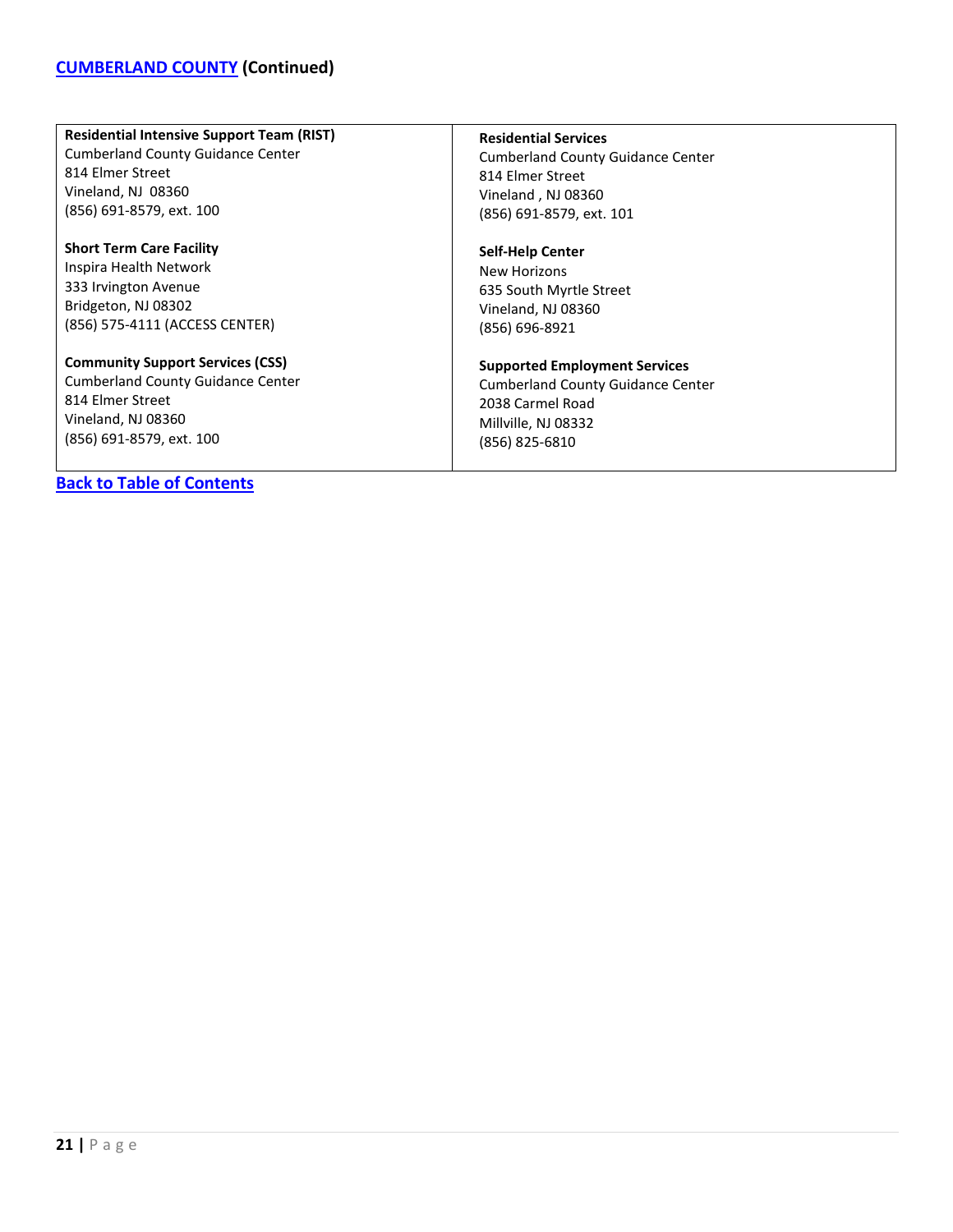## CUMBERLAND COUNTY (Continued)

**Residential Intensive Support Team (RIST)**
Cumberland County Guidance Center
814 Elmer Street
Vineland, NJ 08360
(856) 691-8579, ext. 100

**Short Term Care Facility**
Inspira Health Network
333 Irvington Avenue
Bridgeton, NJ 08302
(856) 575-4111 (ACCESS CENTER)

**Community Support Services (CSS)**
Cumberland County Guidance Center
814 Elmer Street
Vineland, NJ 08360
(856) 691-8579, ext. 100

**Residential Services**
Cumberland County Guidance Center
814 Elmer Street
Vineland , NJ 08360
(856) 691-8579, ext. 101

**Self-Help Center**
New Horizons
635 South Myrtle Street
Vineland, NJ 08360
(856) 696-8921

**Supported Employment Services**
Cumberland County Guidance Center
2038 Carmel Road
Millville, NJ 08332
(856) 825-6810

**Back to Table of Contents**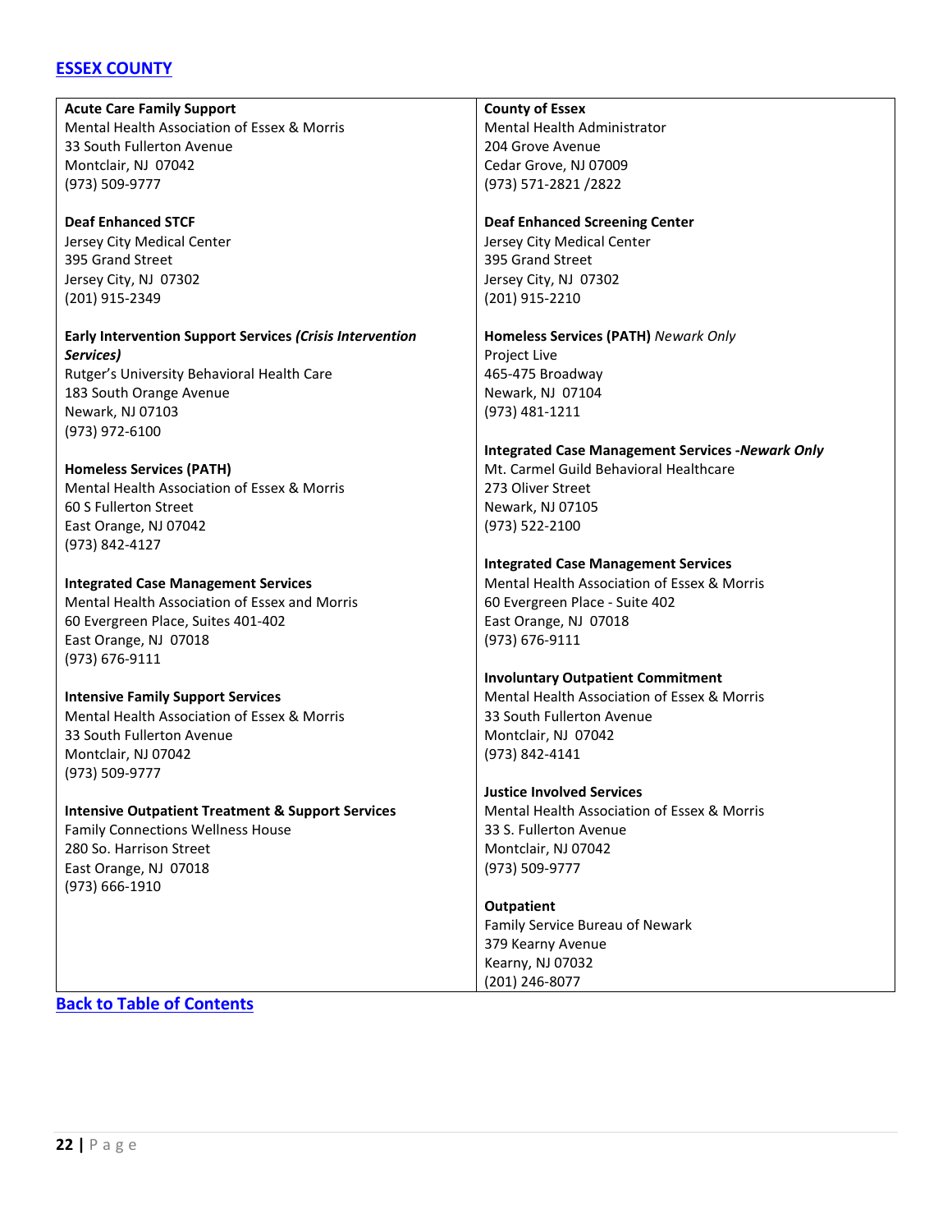## [ESSEX COUNTY]

**Acute Care Family Support**
Mental Health Association of Essex & Morris
33 South Fullerton Avenue
Montclair, NJ 07042
(973) 509-9777

**Deaf Enhanced STCF**
Jersey City Medical Center
395 Grand Street
Jersey City, NJ 07302
(201) 915-2349

**Early Intervention Support Services *(Crisis Intervention Services)***
Rutger's University Behavioral Health Care
183 South Orange Avenue
Newark, NJ 07103
(973) 972-6100

**Homeless Services (PATH)**
Mental Health Association of Essex & Morris
60 S Fullerton Street
East Orange, NJ 07042
(973) 842-4127

**Integrated Case Management Services**
Mental Health Association of Essex and Morris
60 Evergreen Place, Suites 401-402
East Orange, NJ 07018
(973) 676-9111

**Intensive Family Support Services**
Mental Health Association of Essex & Morris
33 South Fullerton Avenue
Montclair, NJ 07042
(973) 509-9777

**Intensive Outpatient Treatment & Support Services**
Family Connections Wellness House
280 So. Harrison Street
East Orange, NJ 07018
(973) 666-1910

**County of Essex**
Mental Health Administrator
204 Grove Avenue
Cedar Grove, NJ 07009
(973) 571-2821 /2822

**Deaf Enhanced Screening Center**
Jersey City Medical Center
395 Grand Street
Jersey City, NJ 07302
(201) 915-2210

**Homeless Services (PATH)** *Newark Only*
Project Live
465-475 Broadway
Newark, NJ 07104
(973) 481-1211

**Integrated Case Management Services *-Newark Only***
Mt. Carmel Guild Behavioral Healthcare
273 Oliver Street
Newark, NJ 07105
(973) 522-2100

**Integrated Case Management Services**
Mental Health Association of Essex & Morris
60 Evergreen Place - Suite 402
East Orange, NJ 07018
(973) 676-9111

**Involuntary Outpatient Commitment**
Mental Health Association of Essex & Morris
33 South Fullerton Avenue
Montclair, NJ 07042
(973) 842-4141

**Justice Involved Services**
Mental Health Association of Essex & Morris
33 S. Fullerton Avenue
Montclair, NJ 07042
(973) 509-9777

**Outpatient**
Family Service Bureau of Newark
379 Kearny Avenue
Kearny, NJ 07032
(201) 246-8077

[Back to Table of Contents]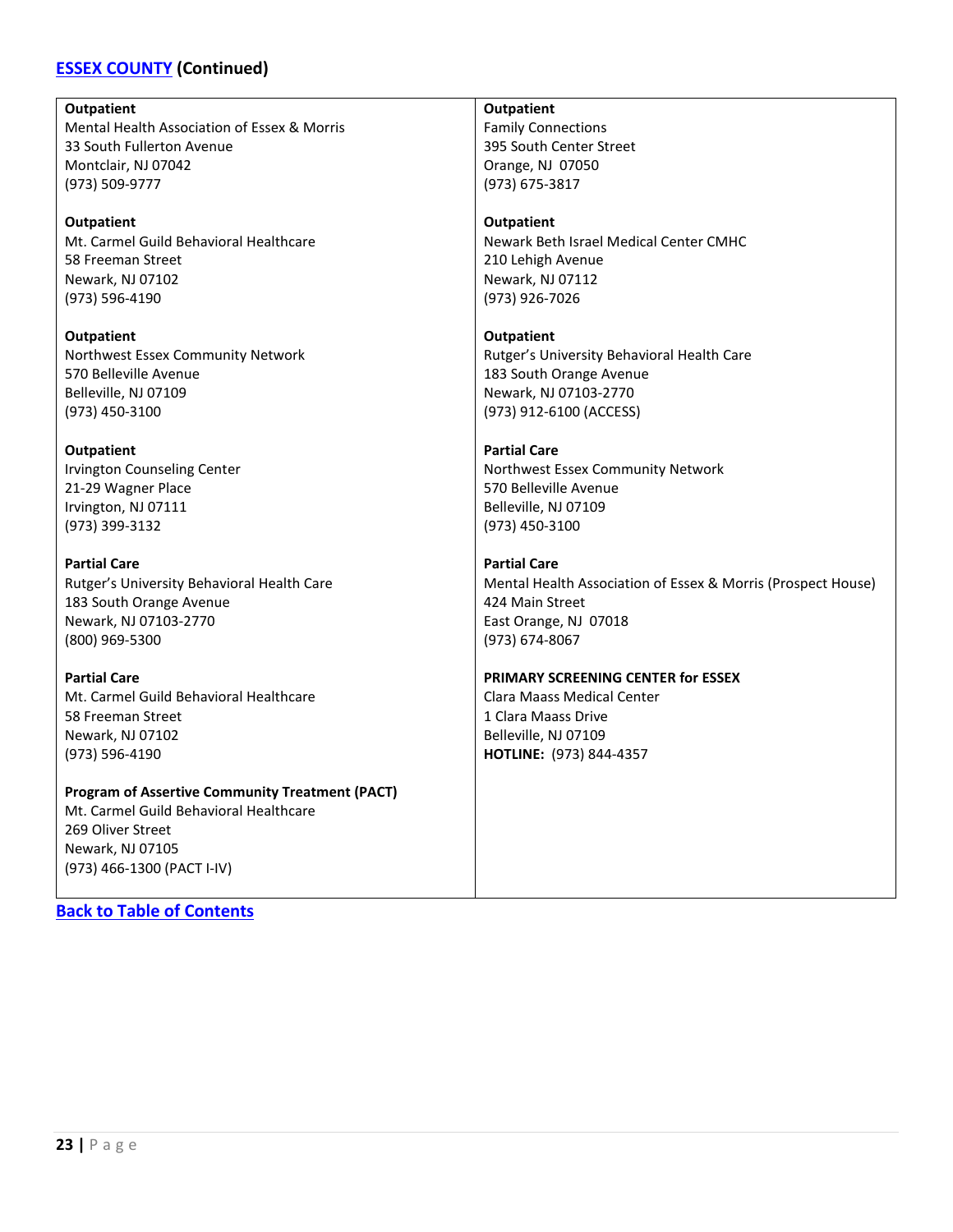## ESSEX COUNTY (Continued)

**Outpatient**
Mental Health Association of Essex & Morris
33 South Fullerton Avenue
Montclair, NJ 07042
(973) 509-9777

**Outpatient**
Mt. Carmel Guild Behavioral Healthcare
58 Freeman Street
Newark, NJ 07102
(973) 596-4190

**Outpatient**
Northwest Essex Community Network
570 Belleville Avenue
Belleville, NJ 07109
(973) 450-3100

**Outpatient**
Irvington Counseling Center
21-29 Wagner Place
Irvington, NJ 07111
(973) 399-3132

**Partial Care**
Rutger's University Behavioral Health Care
183 South Orange Avenue
Newark, NJ 07103-2770
(800) 969-5300

**Partial Care**
Mt. Carmel Guild Behavioral Healthcare
58 Freeman Street
Newark, NJ 07102
(973) 596-4190

**Program of Assertive Community Treatment (PACT)**
Mt. Carmel Guild Behavioral Healthcare
269 Oliver Street
Newark, NJ 07105
(973) 466-1300 (PACT I-IV)

**Outpatient**
Family Connections
395 South Center Street
Orange, NJ 07050
(973) 675-3817

**Outpatient**
Newark Beth Israel Medical Center CMHC
210 Lehigh Avenue
Newark, NJ 07112
(973) 926-7026

**Outpatient**
Rutger's University Behavioral Health Care
183 South Orange Avenue
Newark, NJ 07103-2770
(973) 912-6100 (ACCESS)

**Partial Care**
Northwest Essex Community Network
570 Belleville Avenue
Belleville, NJ 07109
(973) 450-3100

**Partial Care**
Mental Health Association of Essex & Morris (Prospect House)
424 Main Street
East Orange, NJ 07018
(973) 674-8067

**PRIMARY SCREENING CENTER for ESSEX**
Clara Maass Medical Center
1 Clara Maass Drive
Belleville, NJ 07109
**HOTLINE:** (973) 844-4357

Back to Table of Contents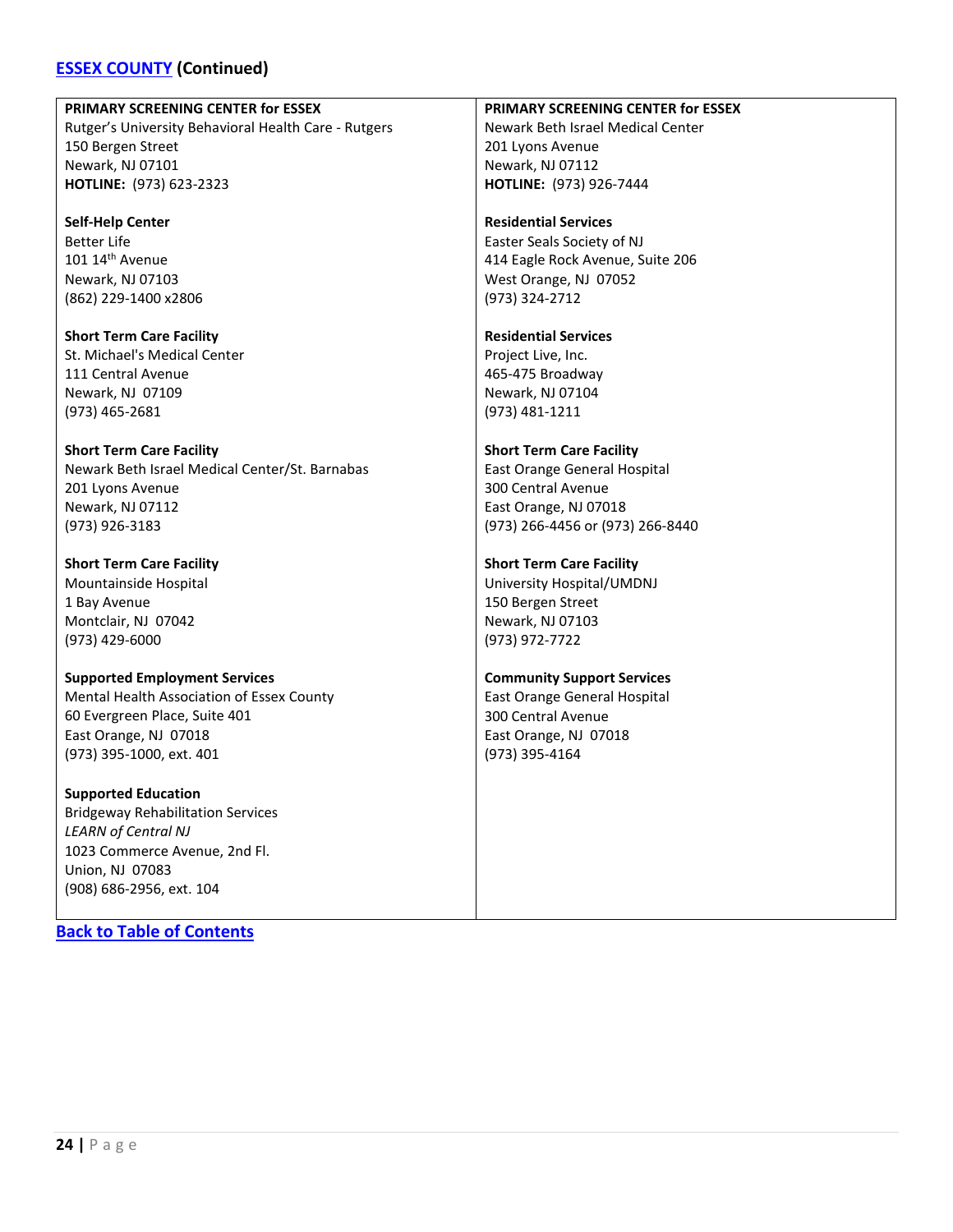## [ESSEX COUNTY](#) (Continued)

**PRIMARY SCREENING CENTER for ESSEX**
Rutger's University Behavioral Health Care - Rutgers
150 Bergen Street
Newark, NJ 07101
**HOTLINE:** (973) 623-2323

**Self-Help Center**
Better Life
101 14th Avenue
Newark, NJ 07103
(862) 229-1400 x2806

**Short Term Care Facility**
St. Michael's Medical Center
111 Central Avenue
Newark, NJ 07109
(973) 465-2681

**Short Term Care Facility**
Newark Beth Israel Medical Center/St. Barnabas
201 Lyons Avenue
Newark, NJ 07112
(973) 926-3183

**Short Term Care Facility**
Mountainside Hospital
1 Bay Avenue
Montclair, NJ 07042
(973) 429-6000

**Supported Employment Services**
Mental Health Association of Essex County
60 Evergreen Place, Suite 401
East Orange, NJ 07018
(973) 395-1000, ext. 401

**Supported Education**
Bridgeway Rehabilitation Services
*LEARN of Central NJ*
1023 Commerce Avenue, 2nd Fl.
Union, NJ 07083
(908) 686-2956, ext. 104

**PRIMARY SCREENING CENTER for ESSEX**
Newark Beth Israel Medical Center
201 Lyons Avenue
Newark, NJ 07112
**HOTLINE:** (973) 926-7444

**Residential Services**
Easter Seals Society of NJ
414 Eagle Rock Avenue, Suite 206
West Orange, NJ 07052
(973) 324-2712

**Residential Services**
Project Live, Inc.
465-475 Broadway
Newark, NJ 07104
(973) 481-1211

**Short Term Care Facility**
East Orange General Hospital
300 Central Avenue
East Orange, NJ 07018
(973) 266-4456 or (973) 266-8440

**Short Term Care Facility**
University Hospital/UMDNJ
150 Bergen Street
Newark, NJ 07103
(973) 972-7722

**Community Support Services**
East Orange General Hospital
300 Central Avenue
East Orange, NJ 07018
(973) 395-4164

[Back to Table of Contents](#)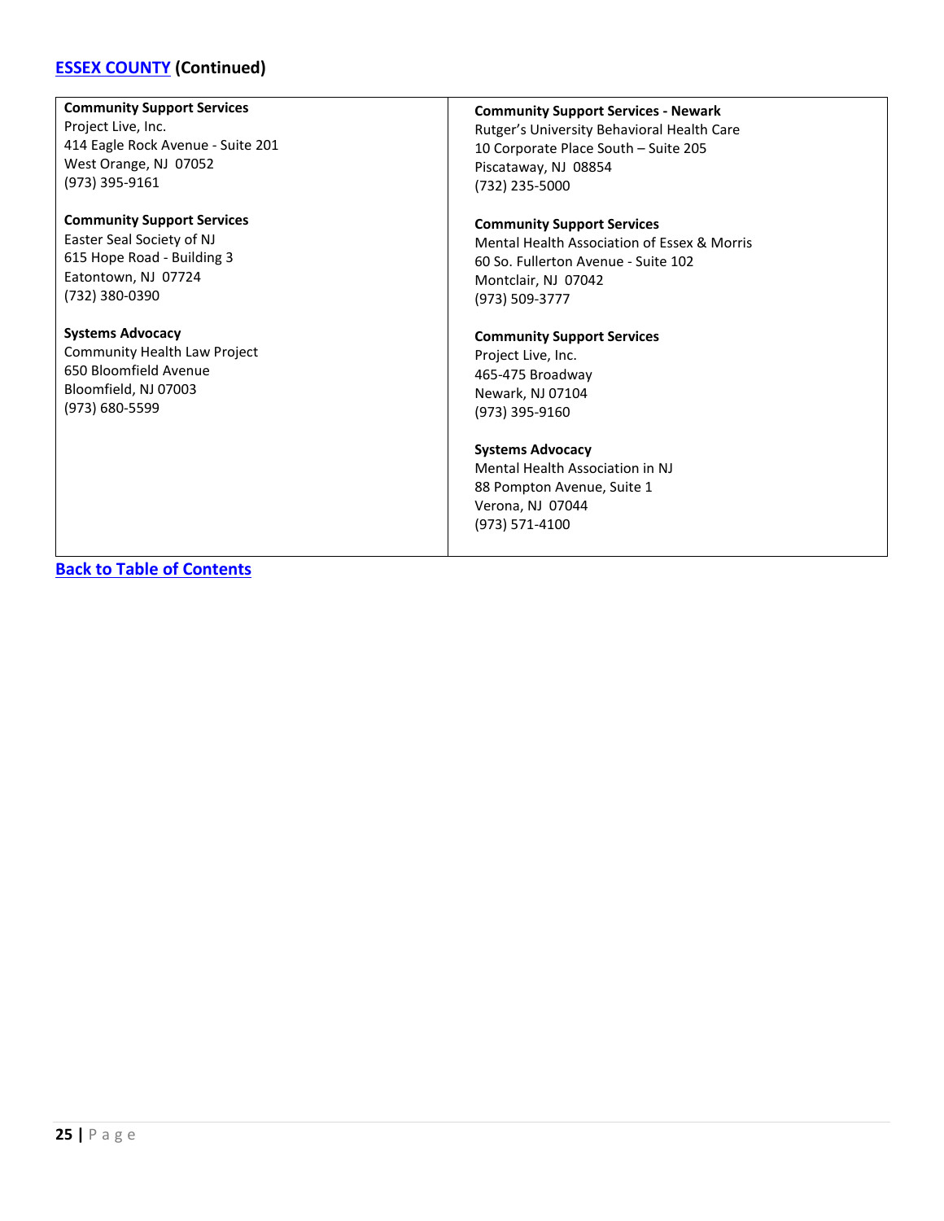## [ESSEX COUNTY](#) (Continued)

**Community Support Services**
Project Live, Inc.
414 Eagle Rock Avenue - Suite 201
West Orange, NJ 07052
(973) 395-9161

**Community Support Services**
Easter Seal Society of NJ
615 Hope Road - Building 3
Eatontown, NJ 07724
(732) 380-0390

**Systems Advocacy**
Community Health Law Project
650 Bloomfield Avenue
Bloomfield, NJ 07003
(973) 680-5599

**Community Support Services - Newark**
Rutger's University Behavioral Health Care
10 Corporate Place South – Suite 205
Piscataway, NJ 08854
(732) 235-5000

**Community Support Services**
Mental Health Association of Essex & Morris
60 So. Fullerton Avenue - Suite 102
Montclair, NJ 07042
(973) 509-3777

**Community Support Services**
Project Live, Inc.
465-475 Broadway
Newark, NJ 07104
(973) 395-9160

**Systems Advocacy**
Mental Health Association in NJ
88 Pompton Avenue, Suite 1
Verona, NJ 07044
(973) 571-4100

[Back to Table of Contents](#)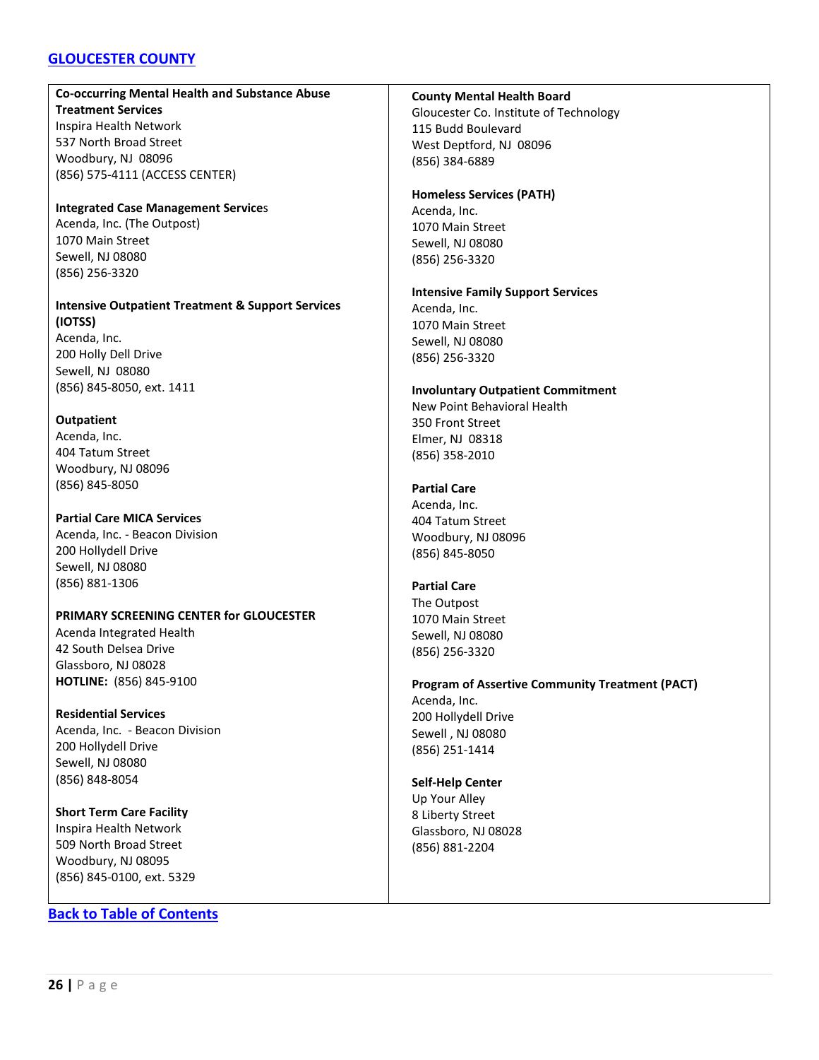## GLOUCESTER COUNTY

**Co-occurring Mental Health and Substance Abuse Treatment Services**
Inspira Health Network
537 North Broad Street
Woodbury, NJ 08096
(856) 575-4111 (ACCESS CENTER)

**Integrated Case Management Service**s
Acenda, Inc. (The Outpost)
1070 Main Street
Sewell, NJ 08080
(856) 256-3320

**Intensive Outpatient Treatment & Support Services (IOTSS)**
Acenda, Inc.
200 Holly Dell Drive
Sewell, NJ 08080
(856) 845-8050, ext. 1411

**Outpatient**
Acenda, Inc.
404 Tatum Street
Woodbury, NJ 08096
(856) 845-8050

**Partial Care MICA Services**
Acenda, Inc. - Beacon Division
200 Hollydell Drive
Sewell, NJ 08080
(856) 881-1306

**PRIMARY SCREENING CENTER for GLOUCESTER**
Acenda Integrated Health
42 South Delsea Drive
Glassboro, NJ 08028
**HOTLINE:** (856) 845-9100

**Residential Services**
Acenda, Inc. - Beacon Division
200 Hollydell Drive
Sewell, NJ 08080
(856) 848-8054

**Short Term Care Facility**
Inspira Health Network
509 North Broad Street
Woodbury, NJ 08095
(856) 845-0100, ext. 5329

**County Mental Health Board**
Gloucester Co. Institute of Technology
115 Budd Boulevard
West Deptford, NJ 08096
(856) 384-6889

**Homeless Services (PATH)**
Acenda, Inc.
1070 Main Street
Sewell, NJ 08080
(856) 256-3320

**Intensive Family Support Services**
Acenda, Inc.
1070 Main Street
Sewell, NJ 08080
(856) 256-3320

**Involuntary Outpatient Commitment**
New Point Behavioral Health
350 Front Street
Elmer, NJ 08318
(856) 358-2010

**Partial Care**
Acenda, Inc.
404 Tatum Street
Woodbury, NJ 08096
(856) 845-8050

**Partial Care**
The Outpost
1070 Main Street
Sewell, NJ 08080
(856) 256-3320

**Program of Assertive Community Treatment (PACT)**
Acenda, Inc.
200 Hollydell Drive
Sewell , NJ 08080
(856) 251-1414

**Self-Help Center**
Up Your Alley
8 Liberty Street
Glassboro, NJ 08028
(856) 881-2204

Back to Table of Contents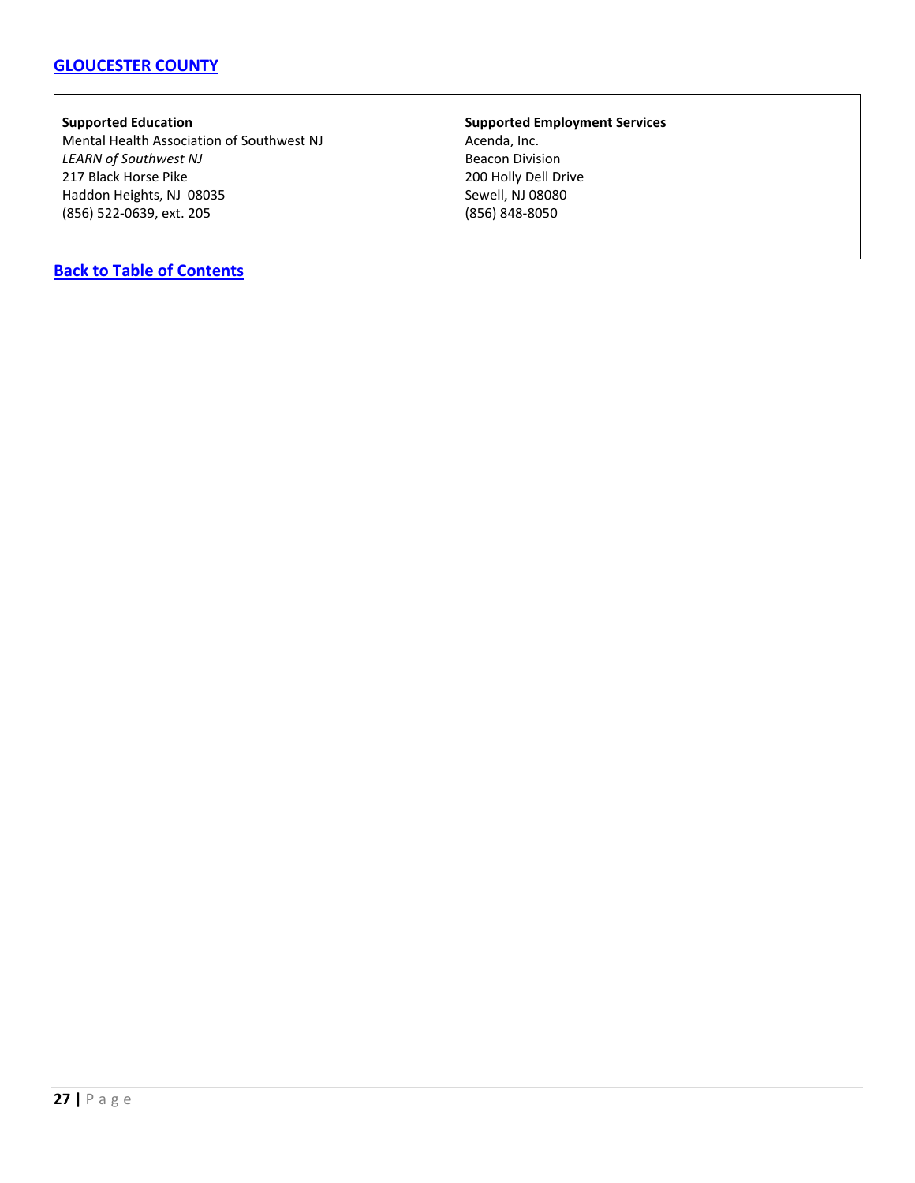## [GLOUCESTER COUNTY]()

| **Supported Education**<br>Mental Health Association of Southwest NJ<br>*LEARN of Southwest NJ*<br>217 Black Horse Pike<br>Haddon Heights, NJ  08035<br>(856) 522-0639, ext. 205 | **Supported Employment Services**<br>Acenda, Inc.<br>Beacon Division<br>200 Holly Dell Drive<br>Sewell, NJ 08080<br>(856) 848-8050 |
|---|---|

[**Back to Table of Contents**]()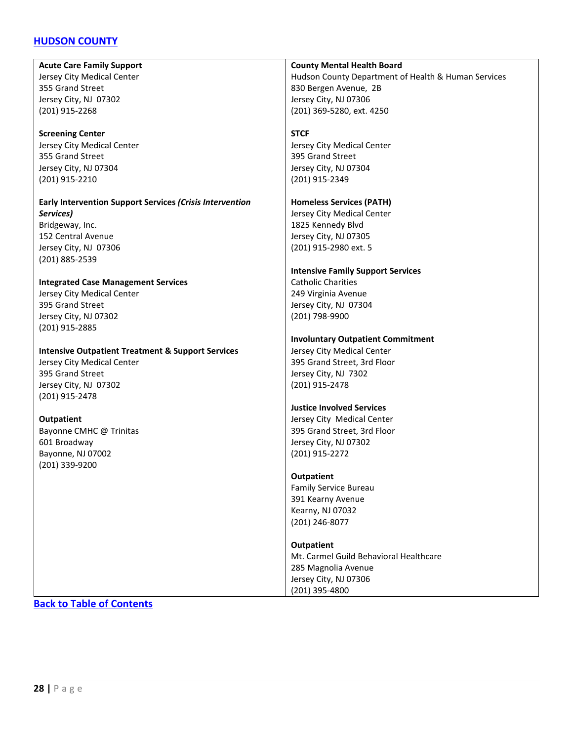## [HUDSON COUNTY]

**Acute Care Family Support**
Jersey City Medical Center
355 Grand Street
Jersey City, NJ 07302
(201) 915-2268

**Screening Center**
Jersey City Medical Center
355 Grand Street
Jersey City, NJ 07304
(201) 915-2210

**Early Intervention Support Services *(Crisis Intervention Services)***
Bridgeway, Inc.
152 Central Avenue
Jersey City, NJ 07306
(201) 885-2539

**Integrated Case Management Services**
Jersey City Medical Center
395 Grand Street
Jersey City, NJ 07302
(201) 915-2885

**Intensive Outpatient Treatment & Support Services**
Jersey City Medical Center
395 Grand Street
Jersey City, NJ 07302
(201) 915-2478

**Outpatient**
Bayonne CMHC @ Trinitas
601 Broadway
Bayonne, NJ 07002
(201) 339-9200

**County Mental Health Board**
Hudson County Department of Health & Human Services
830 Bergen Avenue, 2B
Jersey City, NJ 07306
(201) 369-5280, ext. 4250

**STCF**
Jersey City Medical Center
395 Grand Street
Jersey City, NJ 07304
(201) 915-2349

**Homeless Services (PATH)**
Jersey City Medical Center
1825 Kennedy Blvd
Jersey City, NJ 07305
(201) 915-2980 ext. 5

**Intensive Family Support Services**
Catholic Charities
249 Virginia Avenue
Jersey City, NJ 07304
(201) 798-9900

**Involuntary Outpatient Commitment**
Jersey City Medical Center
395 Grand Street, 3rd Floor
Jersey City, NJ 7302
(201) 915-2478

**Justice Involved Services**
Jersey City Medical Center
395 Grand Street, 3rd Floor
Jersey City, NJ 07302
(201) 915-2272

**Outpatient**
Family Service Bureau
391 Kearny Avenue
Kearny, NJ 07032
(201) 246-8077

**Outpatient**
Mt. Carmel Guild Behavioral Healthcare
285 Magnolia Avenue
Jersey City, NJ 07306
(201) 395-4800

**Back to Table of Contents**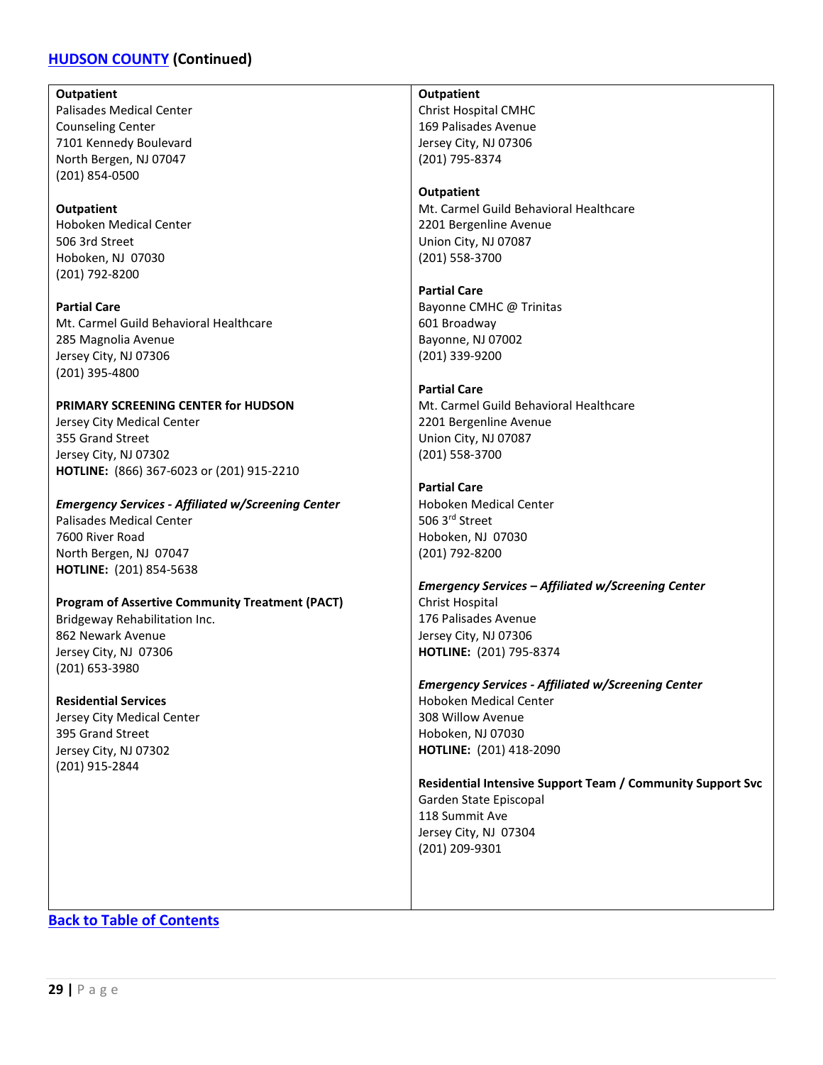## HUDSON COUNTY (Continued)

**Outpatient**
Palisades Medical Center
Counseling Center
7101 Kennedy Boulevard
North Bergen, NJ 07047
(201) 854-0500

**Outpatient**
Hoboken Medical Center
506 3rd Street
Hoboken, NJ 07030
(201) 792-8200

**Partial Care**
Mt. Carmel Guild Behavioral Healthcare
285 Magnolia Avenue
Jersey City, NJ 07306
(201) 395-4800

**PRIMARY SCREENING CENTER for HUDSON**
Jersey City Medical Center
355 Grand Street
Jersey City, NJ 07302
**HOTLINE:** (866) 367-6023 or (201) 915-2210

***Emergency Services - Affiliated w/Screening Center***
Palisades Medical Center
7600 River Road
North Bergen, NJ 07047
**HOTLINE:** (201) 854-5638

**Program of Assertive Community Treatment (PACT)**
Bridgeway Rehabilitation Inc.
862 Newark Avenue
Jersey City, NJ 07306
(201) 653-3980

**Residential Services**
Jersey City Medical Center
395 Grand Street
Jersey City, NJ 07302
(201) 915-2844

**Outpatient**
Christ Hospital CMHC
169 Palisades Avenue
Jersey City, NJ 07306
(201) 795-8374

**Outpatient**
Mt. Carmel Guild Behavioral Healthcare
2201 Bergenline Avenue
Union City, NJ 07087
(201) 558-3700

**Partial Care**
Bayonne CMHC @ Trinitas
601 Broadway
Bayonne, NJ 07002
(201) 339-9200

**Partial Care**
Mt. Carmel Guild Behavioral Healthcare
2201 Bergenline Avenue
Union City, NJ 07087
(201) 558-3700

**Partial Care**
Hoboken Medical Center
506 3rd Street
Hoboken, NJ 07030
(201) 792-8200

***Emergency Services – Affiliated w/Screening Center***
Christ Hospital
176 Palisades Avenue
Jersey City, NJ 07306
**HOTLINE:** (201) 795-8374

***Emergency Services - Affiliated w/Screening Center***
Hoboken Medical Center
308 Willow Avenue
Hoboken, NJ 07030
**HOTLINE:** (201) 418-2090

**Residential Intensive Support Team / Community Support Svc**
Garden State Episcopal
118 Summit Ave
Jersey City, NJ 07304
(201) 209-9301

Back to Table of Contents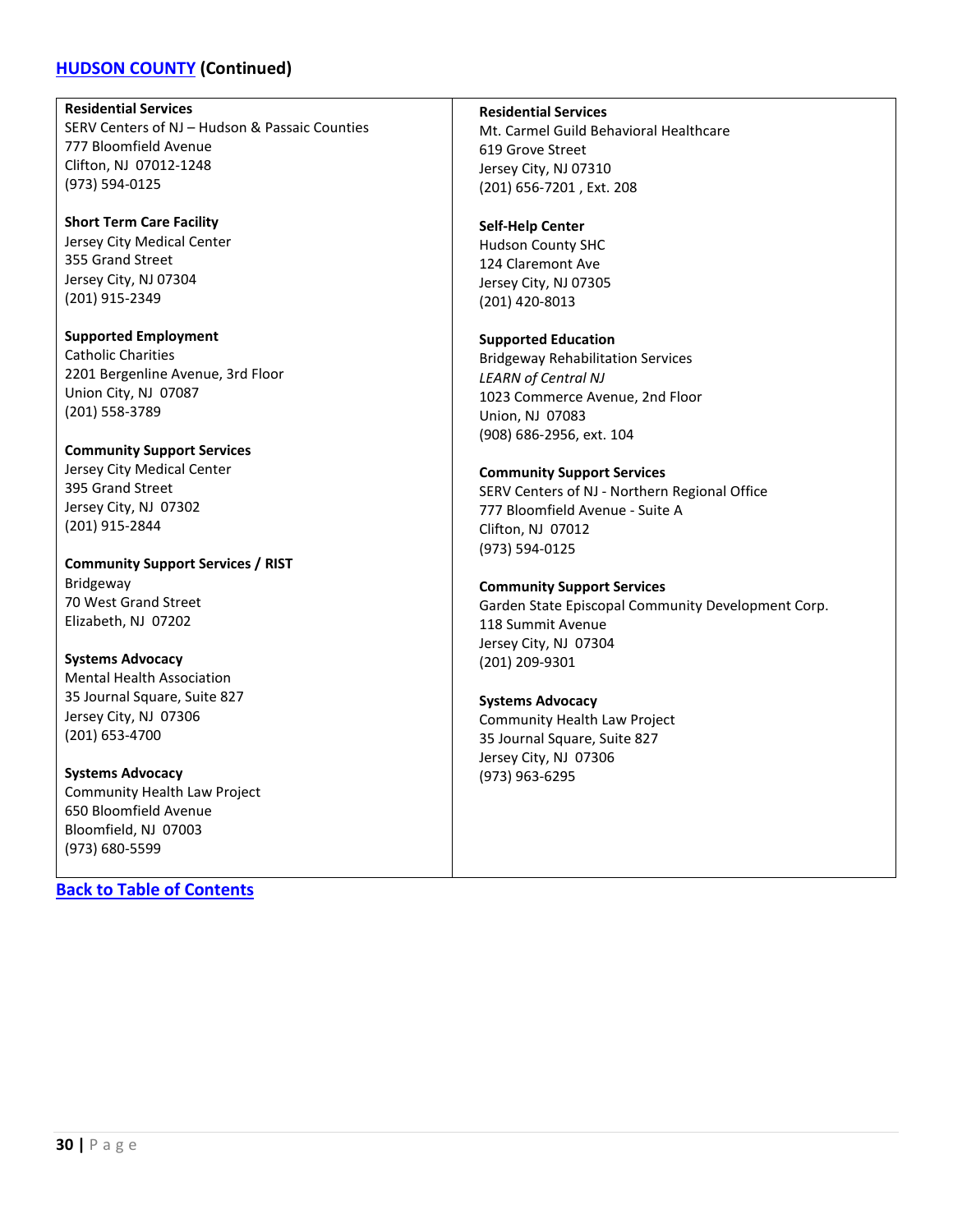## HUDSON COUNTY (Continued)

**Residential Services**
SERV Centers of NJ – Hudson & Passaic Counties
777 Bloomfield Avenue
Clifton, NJ 07012-1248
(973) 594-0125

**Short Term Care Facility**
Jersey City Medical Center
355 Grand Street
Jersey City, NJ 07304
(201) 915-2349

**Supported Employment**
Catholic Charities
2201 Bergenline Avenue, 3rd Floor
Union City, NJ 07087
(201) 558-3789

**Community Support Services**
Jersey City Medical Center
395 Grand Street
Jersey City, NJ 07302
(201) 915-2844

**Community Support Services / RIST**
Bridgeway
70 West Grand Street
Elizabeth, NJ 07202

**Systems Advocacy**
Mental Health Association
35 Journal Square, Suite 827
Jersey City, NJ 07306
(201) 653-4700

**Systems Advocacy**
Community Health Law Project
650 Bloomfield Avenue
Bloomfield, NJ 07003
(973) 680-5599

**Residential Services**
Mt. Carmel Guild Behavioral Healthcare
619 Grove Street
Jersey City, NJ 07310
(201) 656-7201 , Ext. 208

**Self-Help Center**
Hudson County SHC
124 Claremont Ave
Jersey City, NJ 07305
(201) 420-8013

**Supported Education**
Bridgeway Rehabilitation Services
*LEARN of Central NJ*
1023 Commerce Avenue, 2nd Floor
Union, NJ 07083
(908) 686-2956, ext. 104

**Community Support Services**
SERV Centers of NJ - Northern Regional Office
777 Bloomfield Avenue - Suite A
Clifton, NJ 07012
(973) 594-0125

**Community Support Services**
Garden State Episcopal Community Development Corp.
118 Summit Avenue
Jersey City, NJ 07304
(201) 209-9301

**Systems Advocacy**
Community Health Law Project
35 Journal Square, Suite 827
Jersey City, NJ 07306
(973) 963-6295

Back to Table of Contents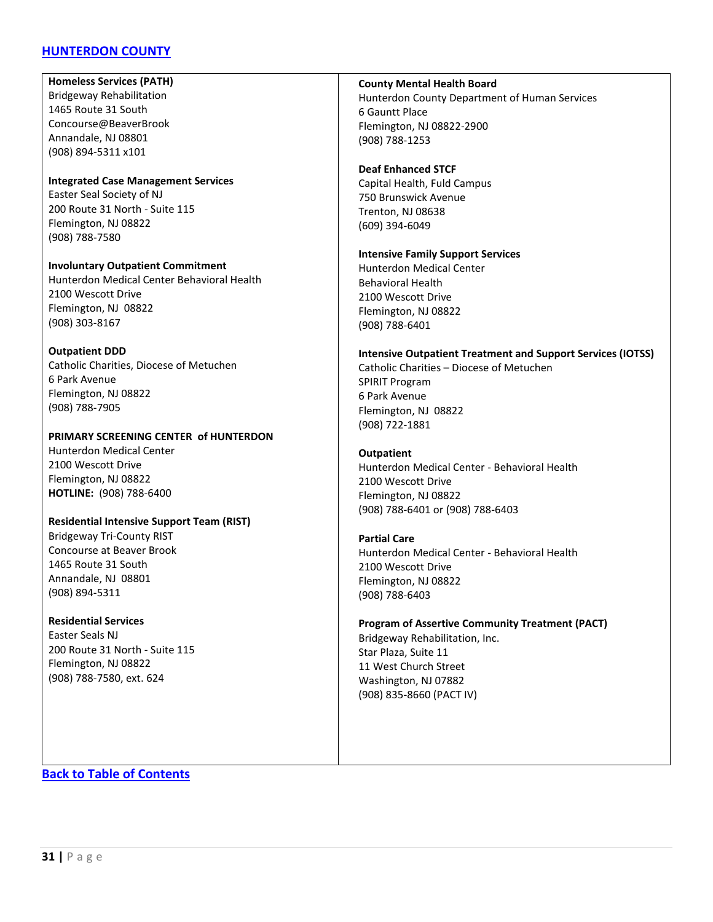## [HUNTERDON COUNTY]

**Homeless Services (PATH)**
Bridgeway Rehabilitation
1465 Route 31 South
Concourse@BeaverBrook
Annandale, NJ 08801
(908) 894-5311 x101

**Integrated Case Management Services**
Easter Seal Society of NJ
200 Route 31 North - Suite 115
Flemington, NJ 08822
(908) 788-7580

**Involuntary Outpatient Commitment**
Hunterdon Medical Center Behavioral Health
2100 Wescott Drive
Flemington, NJ 08822
(908) 303-8167

**Outpatient DDD**
Catholic Charities, Diocese of Metuchen
6 Park Avenue
Flemington, NJ 08822
(908) 788-7905

**PRIMARY SCREENING CENTER of HUNTERDON**
Hunterdon Medical Center
2100 Wescott Drive
Flemington, NJ 08822
**HOTLINE:** (908) 788-6400

**Residential Intensive Support Team (RIST)**
Bridgeway Tri-County RIST
Concourse at Beaver Brook
1465 Route 31 South
Annandale, NJ 08801
(908) 894-5311

**Residential Services**
Easter Seals NJ
200 Route 31 North - Suite 115
Flemington, NJ 08822
(908) 788-7580, ext. 624

**County Mental Health Board**
Hunterdon County Department of Human Services
6 Gauntt Place
Flemington, NJ 08822-2900
(908) 788-1253

**Deaf Enhanced STCF**
Capital Health, Fuld Campus
750 Brunswick Avenue
Trenton, NJ 08638
(609) 394-6049

**Intensive Family Support Services**
Hunterdon Medical Center
Behavioral Health
2100 Wescott Drive
Flemington, NJ 08822
(908) 788-6401

**Intensive Outpatient Treatment and Support Services (IOTSS)**
Catholic Charities – Diocese of Metuchen
SPIRIT Program
6 Park Avenue
Flemington, NJ 08822
(908) 722-1881

**Outpatient**
Hunterdon Medical Center - Behavioral Health
2100 Wescott Drive
Flemington, NJ 08822
(908) 788-6401 or (908) 788-6403

**Partial Care**
Hunterdon Medical Center - Behavioral Health
2100 Wescott Drive
Flemington, NJ 08822
(908) 788-6403

**Program of Assertive Community Treatment (PACT)**
Bridgeway Rehabilitation, Inc.
Star Plaza, Suite 11
11 West Church Street
Washington, NJ 07882
(908) 835-8660 (PACT IV)

[Back to Table of Contents]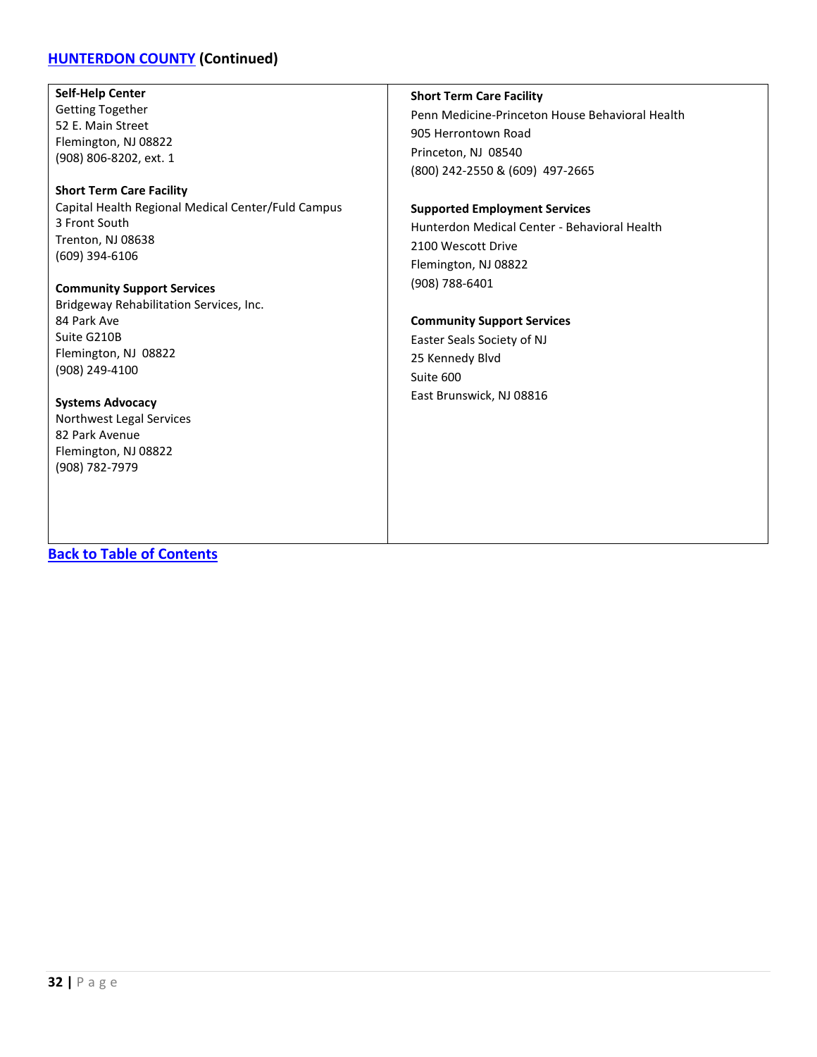## HUNTERDON COUNTY (Continued)

**Self-Help Center**
Getting Together
52 E. Main Street
Flemington, NJ 08822
(908) 806-8202, ext. 1

**Short Term Care Facility**
Capital Health Regional Medical Center/Fuld Campus
3 Front South
Trenton, NJ 08638
(609) 394-6106

**Community Support Services**
Bridgeway Rehabilitation Services, Inc.
84 Park Ave
Suite G210B
Flemington, NJ 08822
(908) 249-4100

**Systems Advocacy**
Northwest Legal Services
82 Park Avenue
Flemington, NJ 08822
(908) 782-7979

**Short Term Care Facility**
Penn Medicine-Princeton House Behavioral Health
905 Herrontown Road
Princeton, NJ 08540
(800) 242-2550 & (609) 497-2665

**Supported Employment Services**
Hunterdon Medical Center - Behavioral Health
2100 Wescott Drive
Flemington, NJ 08822
(908) 788-6401

**Community Support Services**
Easter Seals Society of NJ
25 Kennedy Blvd
Suite 600
East Brunswick, NJ 08816

**Back to Table of Contents**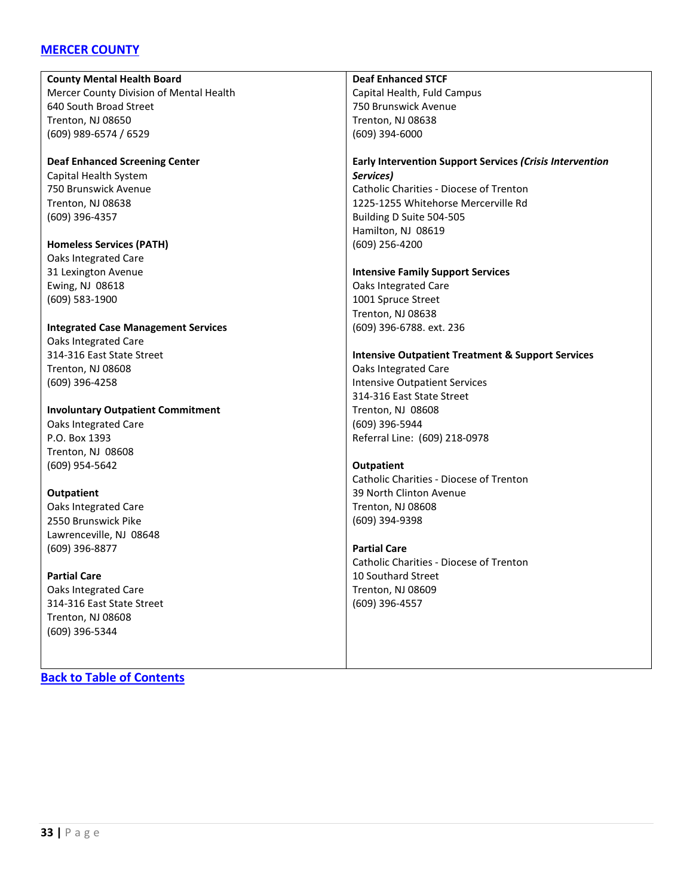## [MERCER COUNTY]

**County Mental Health Board**
Mercer County Division of Mental Health
640 South Broad Street
Trenton, NJ 08650
(609) 989-6574 / 6529

**Deaf Enhanced Screening Center**
Capital Health System
750 Brunswick Avenue
Trenton, NJ 08638
(609) 396-4357

**Homeless Services (PATH)**
Oaks Integrated Care
31 Lexington Avenue
Ewing, NJ 08618
(609) 583-1900

**Integrated Case Management Services**
Oaks Integrated Care
314-316 East State Street
Trenton, NJ 08608
(609) 396-4258

**Involuntary Outpatient Commitment**
Oaks Integrated Care
P.O. Box 1393
Trenton, NJ 08608
(609) 954-5642

**Outpatient**
Oaks Integrated Care
2550 Brunswick Pike
Lawrenceville, NJ 08648
(609) 396-8877

**Partial Care**
Oaks Integrated Care
314-316 East State Street
Trenton, NJ 08608
(609) 396-5344

**Deaf Enhanced STCF**
Capital Health, Fuld Campus
750 Brunswick Avenue
Trenton, NJ 08638
(609) 394-6000

**Early Intervention Support Services *(Crisis Intervention Services)***
Catholic Charities - Diocese of Trenton
1225-1255 Whitehorse Mercerville Rd
Building D Suite 504-505
Hamilton, NJ 08619
(609) 256-4200

**Intensive Family Support Services**
Oaks Integrated Care
1001 Spruce Street
Trenton, NJ 08638
(609) 396-6788. ext. 236

**Intensive Outpatient Treatment & Support Services**
Oaks Integrated Care
Intensive Outpatient Services
314-316 East State Street
Trenton, NJ 08608
(609) 396-5944
Referral Line: (609) 218-0978

**Outpatient**
Catholic Charities - Diocese of Trenton
39 North Clinton Avenue
Trenton, NJ 08608
(609) 394-9398

**Partial Care**
Catholic Charities - Diocese of Trenton
10 Southard Street
Trenton, NJ 08609
(609) 396-4557

[Back to Table of Contents]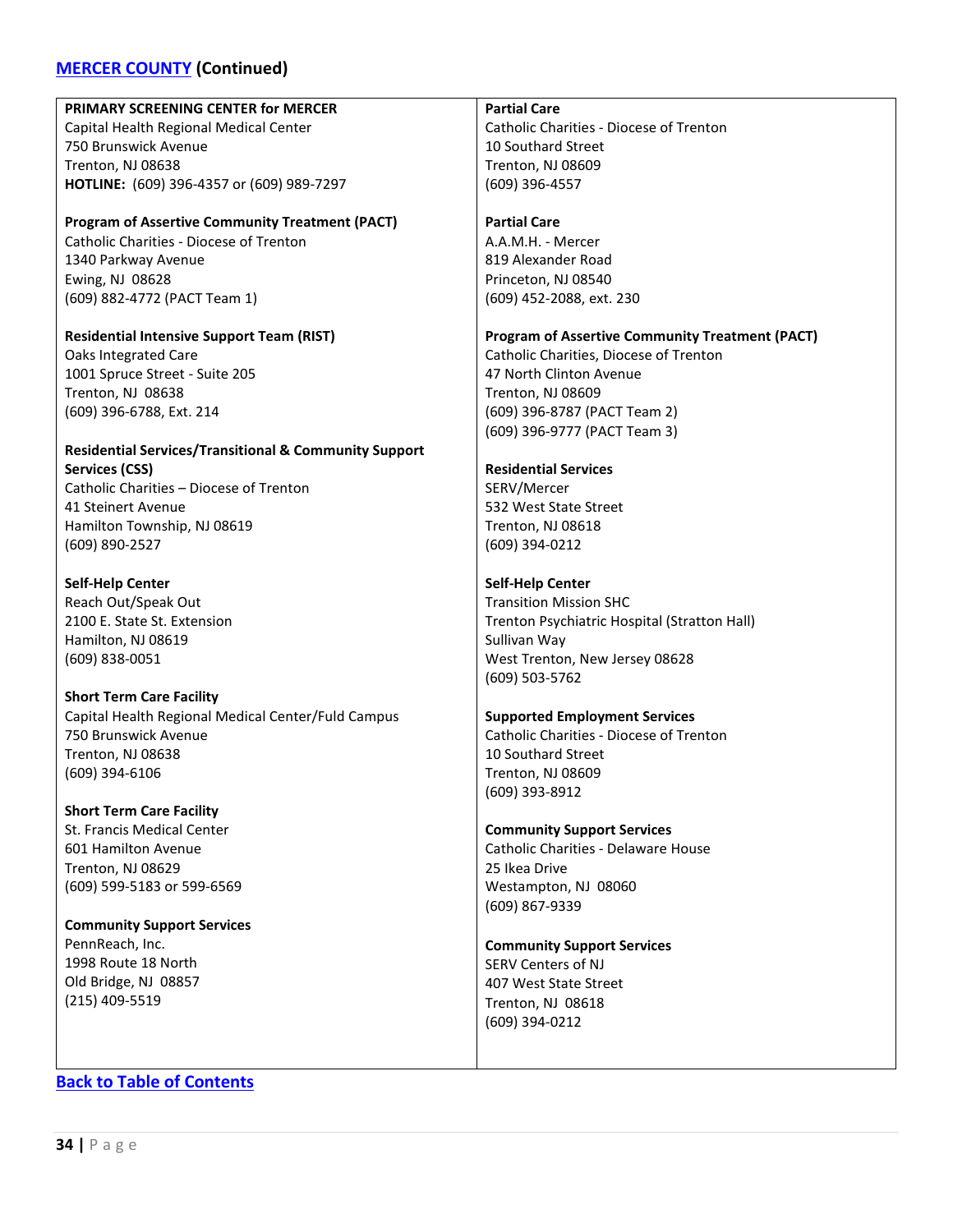## [MERCER COUNTY](#) (Continued)

**PRIMARY SCREENING CENTER for MERCER**
Capital Health Regional Medical Center
750 Brunswick Avenue
Trenton, NJ 08638
**HOTLINE:** (609) 396-4357 or (609) 989-7297

**Program of Assertive Community Treatment (PACT)**
Catholic Charities - Diocese of Trenton
1340 Parkway Avenue
Ewing, NJ 08628
(609) 882-4772 (PACT Team 1)

**Residential Intensive Support Team (RIST)**
Oaks Integrated Care
1001 Spruce Street - Suite 205
Trenton, NJ 08638
(609) 396-6788, Ext. 214

**Residential Services/Transitional & Community Support Services (CSS)**
Catholic Charities – Diocese of Trenton
41 Steinert Avenue
Hamilton Township, NJ 08619
(609) 890-2527

**Self-Help Center**
Reach Out/Speak Out
2100 E. State St. Extension
Hamilton, NJ 08619
(609) 838-0051

**Short Term Care Facility**
Capital Health Regional Medical Center/Fuld Campus
750 Brunswick Avenue
Trenton, NJ 08638
(609) 394-6106

**Short Term Care Facility**
St. Francis Medical Center
601 Hamilton Avenue
Trenton, NJ 08629
(609) 599-5183 or 599-6569

**Community Support Services**
PennReach, Inc.
1998 Route 18 North
Old Bridge, NJ 08857
(215) 409-5519

**Partial Care**
Catholic Charities - Diocese of Trenton
10 Southard Street
Trenton, NJ 08609
(609) 396-4557

**Partial Care**
A.A.M.H. - Mercer
819 Alexander Road
Princeton, NJ 08540
(609) 452-2088, ext. 230

**Program of Assertive Community Treatment (PACT)**
Catholic Charities, Diocese of Trenton
47 North Clinton Avenue
Trenton, NJ 08609
(609) 396-8787 (PACT Team 2)
(609) 396-9777 (PACT Team 3)

**Residential Services**
SERV/Mercer
532 West State Street
Trenton, NJ 08618
(609) 394-0212

**Self-Help Center**
Transition Mission SHC
Trenton Psychiatric Hospital (Stratton Hall)
Sullivan Way
West Trenton, New Jersey 08628
(609) 503-5762

**Supported Employment Services**
Catholic Charities - Diocese of Trenton
10 Southard Street
Trenton, NJ 08609
(609) 393-8912

**Community Support Services**
Catholic Charities - Delaware House
25 Ikea Drive
Westampton, NJ 08060
(609) 867-9339

**Community Support Services**
SERV Centers of NJ
407 West State Street
Trenton, NJ 08618
(609) 394-0212

[Back to Table of Contents](#)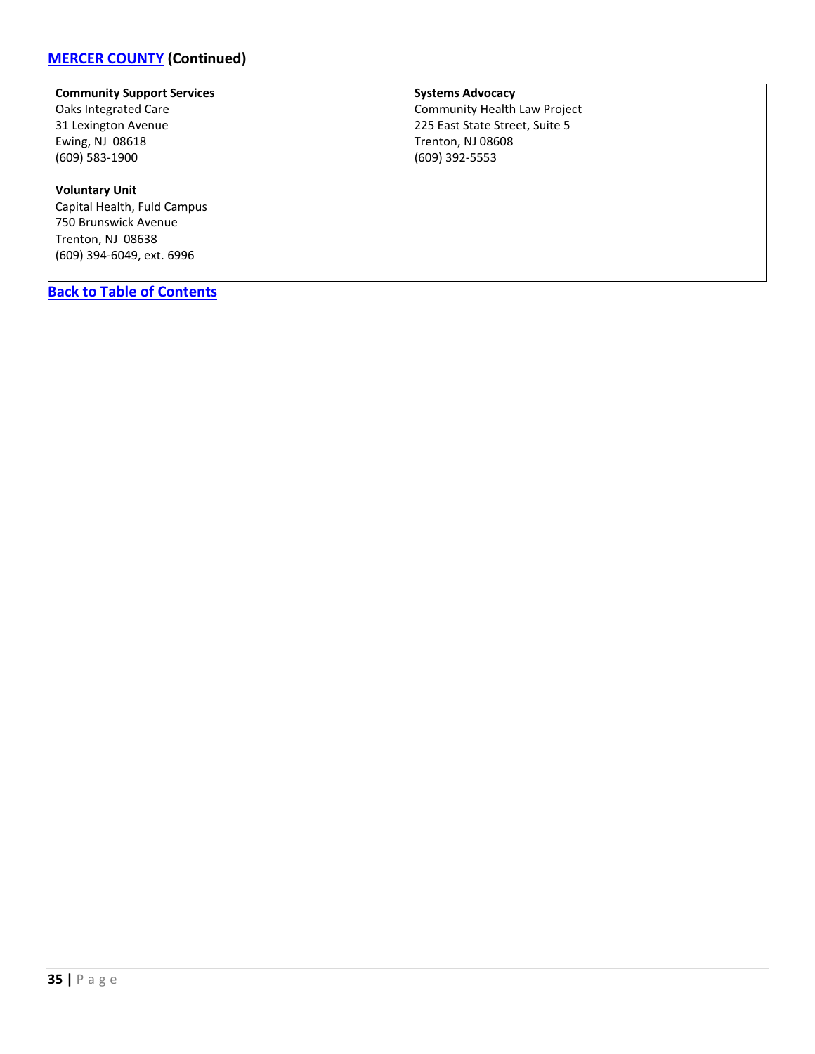## [MERCER COUNTY](#) (Continued)

| **Community Support Services**<br>Oaks Integrated Care<br>31 Lexington Avenue<br>Ewing, NJ 08618<br>(609) 583-1900<br><br>**Voluntary Unit**<br>Capital Health, Fuld Campus<br>750 Brunswick Avenue<br>Trenton, NJ 08638<br>(609) 394-6049, ext. 6996 | **Systems Advocacy**<br>Community Health Law Project<br>225 East State Street, Suite 5<br>Trenton, NJ 08608<br>(609) 392-5553 |
|---|---|

[**Back to Table of Contents**](#)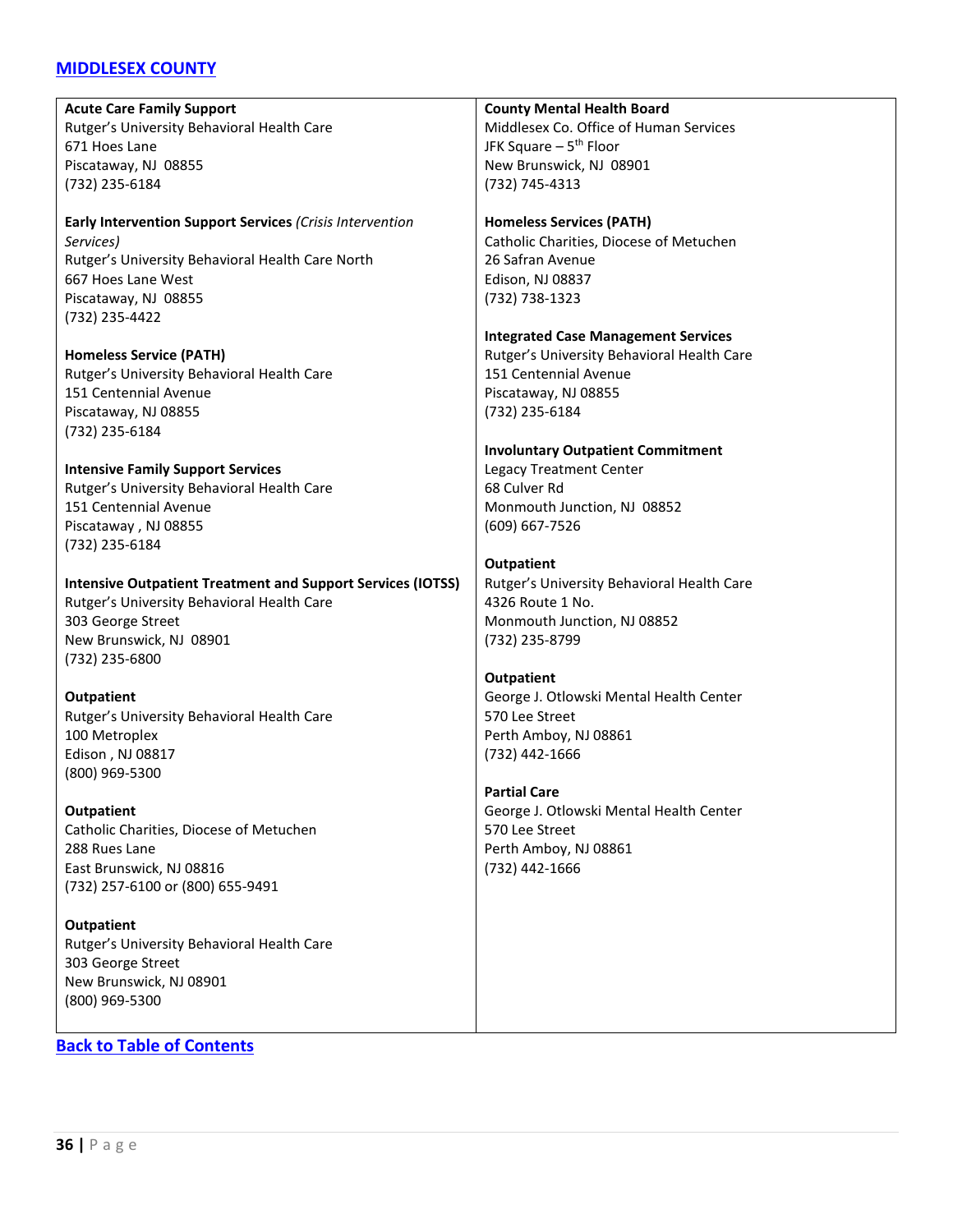## [MIDDLESEX COUNTY]

**Acute Care Family Support**
Rutger's University Behavioral Health Care
671 Hoes Lane
Piscataway, NJ  08855
(732) 235-6184

**Early Intervention Support Services** *(Crisis Intervention Services)*
Rutger's University Behavioral Health Care North
667 Hoes Lane West
Piscataway, NJ  08855
(732) 235-4422

**Homeless Service (PATH)**
Rutger's University Behavioral Health Care
151 Centennial Avenue
Piscataway, NJ 08855
(732) 235-6184

**Intensive Family Support Services**
Rutger's University Behavioral Health Care
151 Centennial Avenue
Piscataway , NJ 08855
(732) 235-6184

**Intensive Outpatient Treatment and Support Services (IOTSS)**
Rutger's University Behavioral Health Care
303 George Street
New Brunswick, NJ  08901
(732) 235-6800

**Outpatient**
Rutger's University Behavioral Health Care
100 Metroplex
Edison , NJ 08817
(800) 969-5300

**Outpatient**
Catholic Charities, Diocese of Metuchen
288 Rues Lane
East Brunswick, NJ 08816
(732) 257-6100 or (800) 655-9491

**Outpatient**
Rutger's University Behavioral Health Care
303 George Street
New Brunswick, NJ 08901
(800) 969-5300

**County Mental Health Board**
Middlesex Co. Office of Human Services
JFK Square – 5th Floor
New Brunswick, NJ  08901
(732) 745-4313

**Homeless Services (PATH)**
Catholic Charities, Diocese of Metuchen
26 Safran Avenue
Edison, NJ 08837
(732) 738-1323

**Integrated Case Management Services**
Rutger's University Behavioral Health Care
151 Centennial Avenue
Piscataway, NJ 08855
(732) 235-6184

**Involuntary Outpatient Commitment**
Legacy Treatment Center
68 Culver Rd
Monmouth Junction, NJ  08852
(609) 667-7526

**Outpatient**
Rutger's University Behavioral Health Care
4326 Route 1 No.
Monmouth Junction, NJ 08852
(732) 235-8799

**Outpatient**
George J. Otlowski Mental Health Center
570 Lee Street
Perth Amboy, NJ 08861
(732) 442-1666

**Partial Care**
George J. Otlowski Mental Health Center
570 Lee Street
Perth Amboy, NJ 08861
(732) 442-1666

[Back to Table of Contents]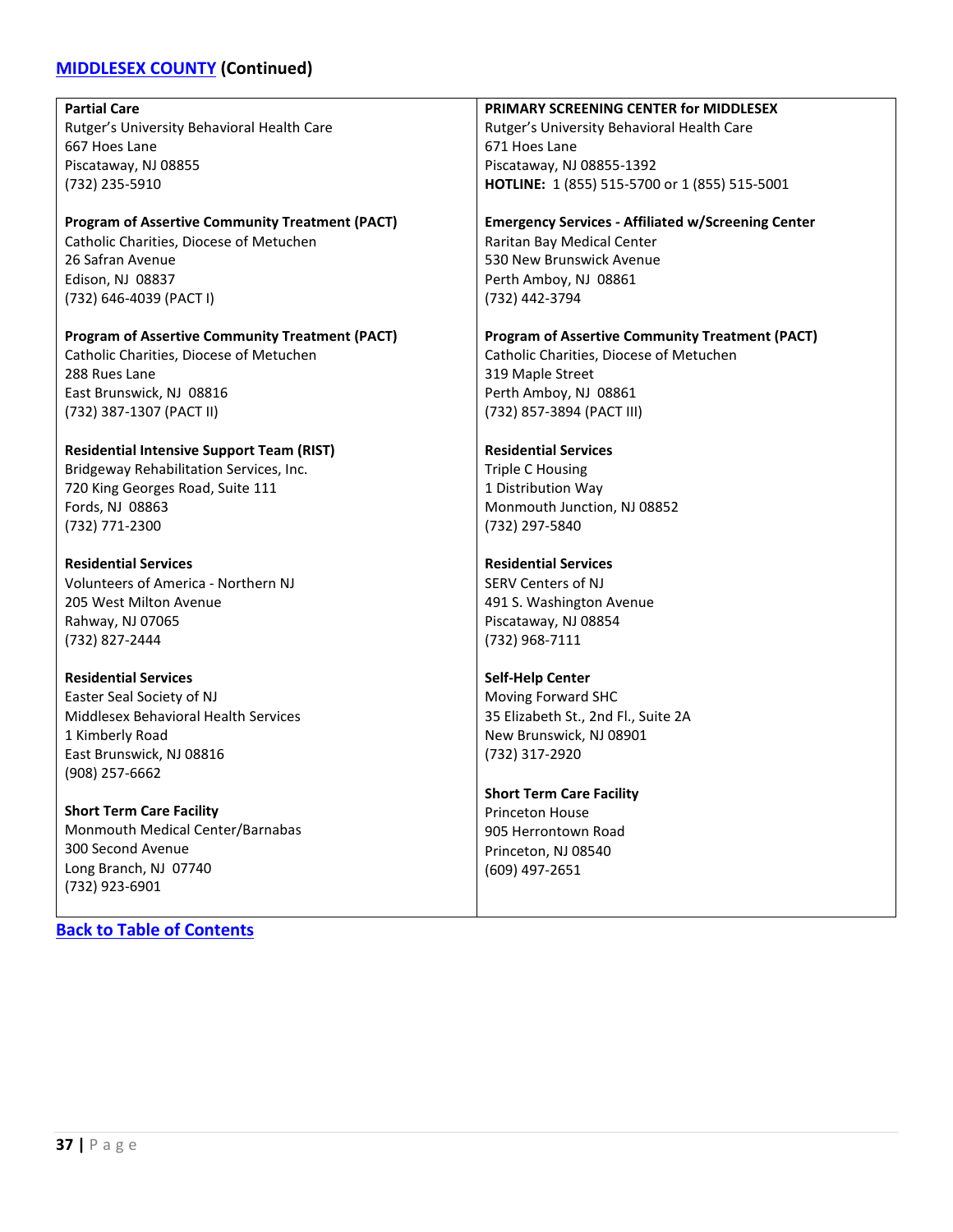## MIDDLESEX COUNTY (Continued)

**Partial Care**
Rutger's University Behavioral Health Care
667 Hoes Lane
Piscataway, NJ 08855
(732) 235-5910

**Program of Assertive Community Treatment (PACT)**
Catholic Charities, Diocese of Metuchen
26 Safran Avenue
Edison, NJ 08837
(732) 646-4039 (PACT I)

**Program of Assertive Community Treatment (PACT)**
Catholic Charities, Diocese of Metuchen
288 Rues Lane
East Brunswick, NJ 08816
(732) 387-1307 (PACT II)

**Residential Intensive Support Team (RIST)**
Bridgeway Rehabilitation Services, Inc.
720 King Georges Road, Suite 111
Fords, NJ 08863
(732) 771-2300

**Residential Services**
Volunteers of America - Northern NJ
205 West Milton Avenue
Rahway, NJ 07065
(732) 827-2444

**Residential Services**
Easter Seal Society of NJ
Middlesex Behavioral Health Services
1 Kimberly Road
East Brunswick, NJ 08816
(908) 257-6662

**Short Term Care Facility**
Monmouth Medical Center/Barnabas
300 Second Avenue
Long Branch, NJ 07740
(732) 923-6901

**PRIMARY SCREENING CENTER for MIDDLESEX**
Rutger's University Behavioral Health Care
671 Hoes Lane
Piscataway, NJ 08855-1392
**HOTLINE:** 1 (855) 515-5700 or 1 (855) 515-5001

**Emergency Services - Affiliated w/Screening Center**
Raritan Bay Medical Center
530 New Brunswick Avenue
Perth Amboy, NJ 08861
(732) 442-3794

**Program of Assertive Community Treatment (PACT)**
Catholic Charities, Diocese of Metuchen
319 Maple Street
Perth Amboy, NJ 08861
(732) 857-3894 (PACT III)

**Residential Services**
Triple C Housing
1 Distribution Way
Monmouth Junction, NJ 08852
(732) 297-5840

**Residential Services**
SERV Centers of NJ
491 S. Washington Avenue
Piscataway, NJ 08854
(732) 968-7111

**Self-Help Center**
Moving Forward SHC
35 Elizabeth St., 2nd Fl., Suite 2A
New Brunswick, NJ 08901
(732) 317-2920

**Short Term Care Facility**
Princeton House
905 Herrontown Road
Princeton, NJ 08540
(609) 497-2651

**Back to Table of Contents**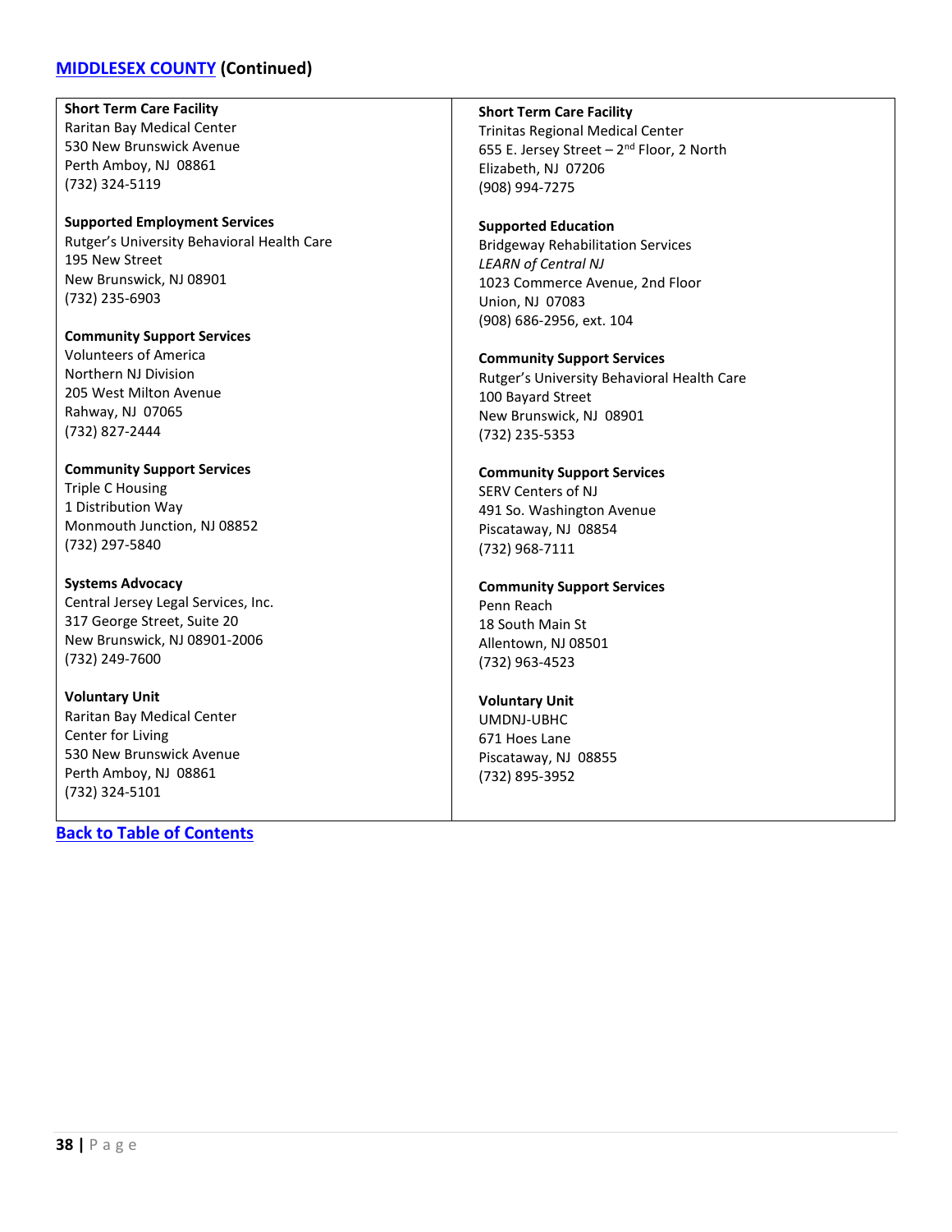## [MIDDLESEX COUNTY](#) (Continued)

**Short Term Care Facility**
Raritan Bay Medical Center
530 New Brunswick Avenue
Perth Amboy, NJ 08861
(732) 324-5119

**Supported Employment Services**
Rutger's University Behavioral Health Care
195 New Street
New Brunswick, NJ 08901
(732) 235-6903

**Community Support Services**
Volunteers of America
Northern NJ Division
205 West Milton Avenue
Rahway, NJ 07065
(732) 827-2444

**Community Support Services**
Triple C Housing
1 Distribution Way
Monmouth Junction, NJ 08852
(732) 297-5840

**Systems Advocacy**
Central Jersey Legal Services, Inc.
317 George Street, Suite 20
New Brunswick, NJ 08901-2006
(732) 249-7600

**Voluntary Unit**
Raritan Bay Medical Center
Center for Living
530 New Brunswick Avenue
Perth Amboy, NJ 08861
(732) 324-5101

**Short Term Care Facility**
Trinitas Regional Medical Center
655 E. Jersey Street – 2nd Floor, 2 North
Elizabeth, NJ 07206
(908) 994-7275

**Supported Education**
Bridgeway Rehabilitation Services
*LEARN of Central NJ*
1023 Commerce Avenue, 2nd Floor
Union, NJ 07083
(908) 686-2956, ext. 104

**Community Support Services**
Rutger's University Behavioral Health Care
100 Bayard Street
New Brunswick, NJ 08901
(732) 235-5353

**Community Support Services**
SERV Centers of NJ
491 So. Washington Avenue
Piscataway, NJ 08854
(732) 968-7111

**Community Support Services**
Penn Reach
18 South Main St
Allentown, NJ 08501
(732) 963-4523

**Voluntary Unit**
UMDNJ-UBHC
671 Hoes Lane
Piscataway, NJ 08855
(732) 895-3952

[**Back to Table of Contents**](#)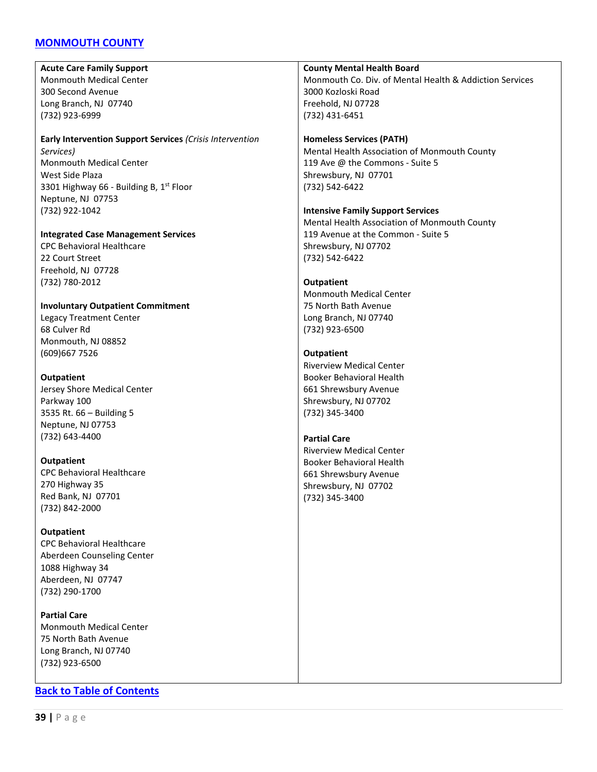## MONMOUTH COUNTY

**Acute Care Family Support**
Monmouth Medical Center
300 Second Avenue
Long Branch, NJ 07740
(732) 923-6999

**Early Intervention Support Services** *(Crisis Intervention Services)*
Monmouth Medical Center
West Side Plaza
3301 Highway 66 - Building B, 1st Floor
Neptune, NJ 07753
(732) 922-1042

**Integrated Case Management Services**
CPC Behavioral Healthcare
22 Court Street
Freehold, NJ 07728
(732) 780-2012

**Involuntary Outpatient Commitment**
Legacy Treatment Center
68 Culver Rd
Monmouth, NJ 08852
(609)667 7526

**Outpatient**
Jersey Shore Medical Center
Parkway 100
3535 Rt. 66 – Building 5
Neptune, NJ 07753
(732) 643-4400

**Outpatient**
CPC Behavioral Healthcare
270 Highway 35
Red Bank, NJ 07701
(732) 842-2000

**Outpatient**
CPC Behavioral Healthcare
Aberdeen Counseling Center
1088 Highway 34
Aberdeen, NJ 07747
(732) 290-1700

**Partial Care**
Monmouth Medical Center
75 North Bath Avenue
Long Branch, NJ 07740
(732) 923-6500

**County Mental Health Board**
Monmouth Co. Div. of Mental Health & Addiction Services
3000 Kozloski Road
Freehold, NJ 07728
(732) 431-6451

**Homeless Services (PATH)**
Mental Health Association of Monmouth County
119 Ave @ the Commons - Suite 5
Shrewsbury, NJ 07701
(732) 542-6422

**Intensive Family Support Services**
Mental Health Association of Monmouth County
119 Avenue at the Common - Suite 5
Shrewsbury, NJ 07702
(732) 542-6422

**Outpatient**
Monmouth Medical Center
75 North Bath Avenue
Long Branch, NJ 07740
(732) 923-6500

**Outpatient**
Riverview Medical Center
Booker Behavioral Health
661 Shrewsbury Avenue
Shrewsbury, NJ 07702
(732) 345-3400

**Partial Care**
Riverview Medical Center
Booker Behavioral Health
661 Shrewsbury Avenue
Shrewsbury, NJ 07702
(732) 345-3400

Back to Table of Contents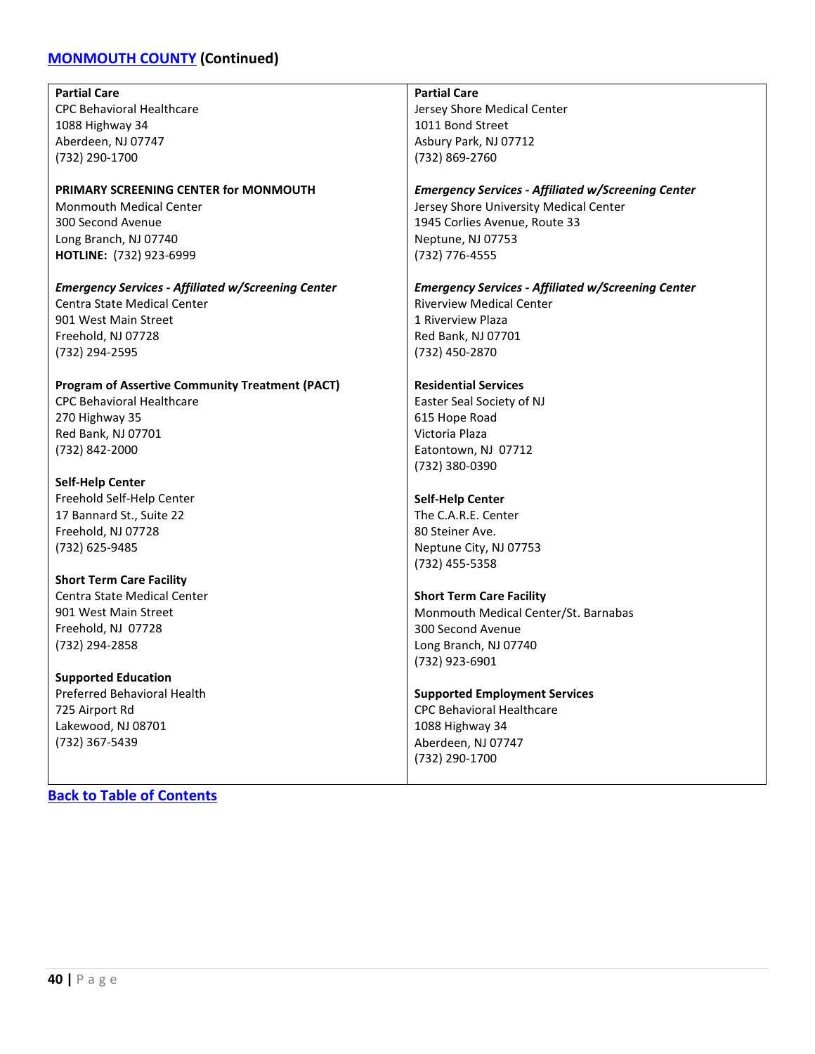## [MONMOUTH COUNTY](#) (Continued)

**Partial Care**
CPC Behavioral Healthcare
1088 Highway 34
Aberdeen, NJ 07747
(732) 290-1700

**PRIMARY SCREENING CENTER for MONMOUTH**
Monmouth Medical Center
300 Second Avenue
Long Branch, NJ 07740
**HOTLINE:** (732) 923-6999

***Emergency Services - Affiliated w/Screening Center***
Centra State Medical Center
901 West Main Street
Freehold, NJ 07728
(732) 294-2595

**Program of Assertive Community Treatment (PACT)**
CPC Behavioral Healthcare
270 Highway 35
Red Bank, NJ 07701
(732) 842-2000

**Self-Help Center**
Freehold Self-Help Center
17 Bannard St., Suite 22
Freehold, NJ 07728
(732) 625-9485

**Short Term Care Facility**
Centra State Medical Center
901 West Main Street
Freehold, NJ 07728
(732) 294-2858

**Supported Education**
Preferred Behavioral Health
725 Airport Rd
Lakewood, NJ 08701
(732) 367-5439

**Partial Care**
Jersey Shore Medical Center
1011 Bond Street
Asbury Park, NJ 07712
(732) 869-2760

***Emergency Services - Affiliated w/Screening Center***
Jersey Shore University Medical Center
1945 Corlies Avenue, Route 33
Neptune, NJ 07753
(732) 776-4555

***Emergency Services - Affiliated w/Screening Center***
Riverview Medical Center
1 Riverview Plaza
Red Bank, NJ 07701
(732) 450-2870

**Residential Services**
Easter Seal Society of NJ
615 Hope Road
Victoria Plaza
Eatontown, NJ 07712
(732) 380-0390

**Self-Help Center**
The C.A.R.E. Center
80 Steiner Ave.
Neptune City, NJ 07753
(732) 455-5358

**Short Term Care Facility**
Monmouth Medical Center/St. Barnabas
300 Second Avenue
Long Branch, NJ 07740
(732) 923-6901

**Supported Employment Services**
CPC Behavioral Healthcare
1088 Highway 34
Aberdeen, NJ 07747
(732) 290-1700

[Back to Table of Contents](#)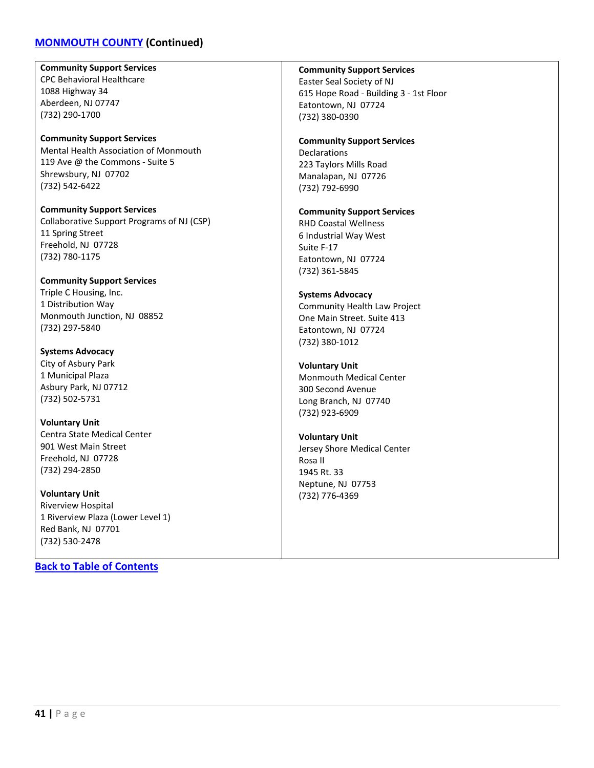## MONMOUTH COUNTY (Continued)

**Community Support Services**
CPC Behavioral Healthcare
1088 Highway 34
Aberdeen, NJ 07747
(732) 290-1700

**Community Support Services**
Mental Health Association of Monmouth
119 Ave @ the Commons - Suite 5
Shrewsbury, NJ 07702
(732) 542-6422

**Community Support Services**
Collaborative Support Programs of NJ (CSP)
11 Spring Street
Freehold, NJ 07728
(732) 780-1175

**Community Support Services**
Triple C Housing, Inc.
1 Distribution Way
Monmouth Junction, NJ 08852
(732) 297-5840

**Systems Advocacy**
City of Asbury Park
1 Municipal Plaza
Asbury Park, NJ 07712
(732) 502-5731

**Voluntary Unit**
Centra State Medical Center
901 West Main Street
Freehold, NJ 07728
(732) 294-2850

**Voluntary Unit**
Riverview Hospital
1 Riverview Plaza (Lower Level 1)
Red Bank, NJ 07701
(732) 530-2478

**Community Support Services**
Easter Seal Society of NJ
615 Hope Road - Building 3 - 1st Floor
Eatontown, NJ 07724
(732) 380-0390

**Community Support Services**
Declarations
223 Taylors Mills Road
Manalapan, NJ 07726
(732) 792-6990

**Community Support Services**
RHD Coastal Wellness
6 Industrial Way West
Suite F-17
Eatontown, NJ 07724
(732) 361-5845

**Systems Advocacy**
Community Health Law Project
One Main Street. Suite 413
Eatontown, NJ 07724
(732) 380-1012

**Voluntary Unit**
Monmouth Medical Center
300 Second Avenue
Long Branch, NJ 07740
(732) 923-6909

**Voluntary Unit**
Jersey Shore Medical Center
Rosa II
1945 Rt. 33
Neptune, NJ 07753
(732) 776-4369

Back to Table of Contents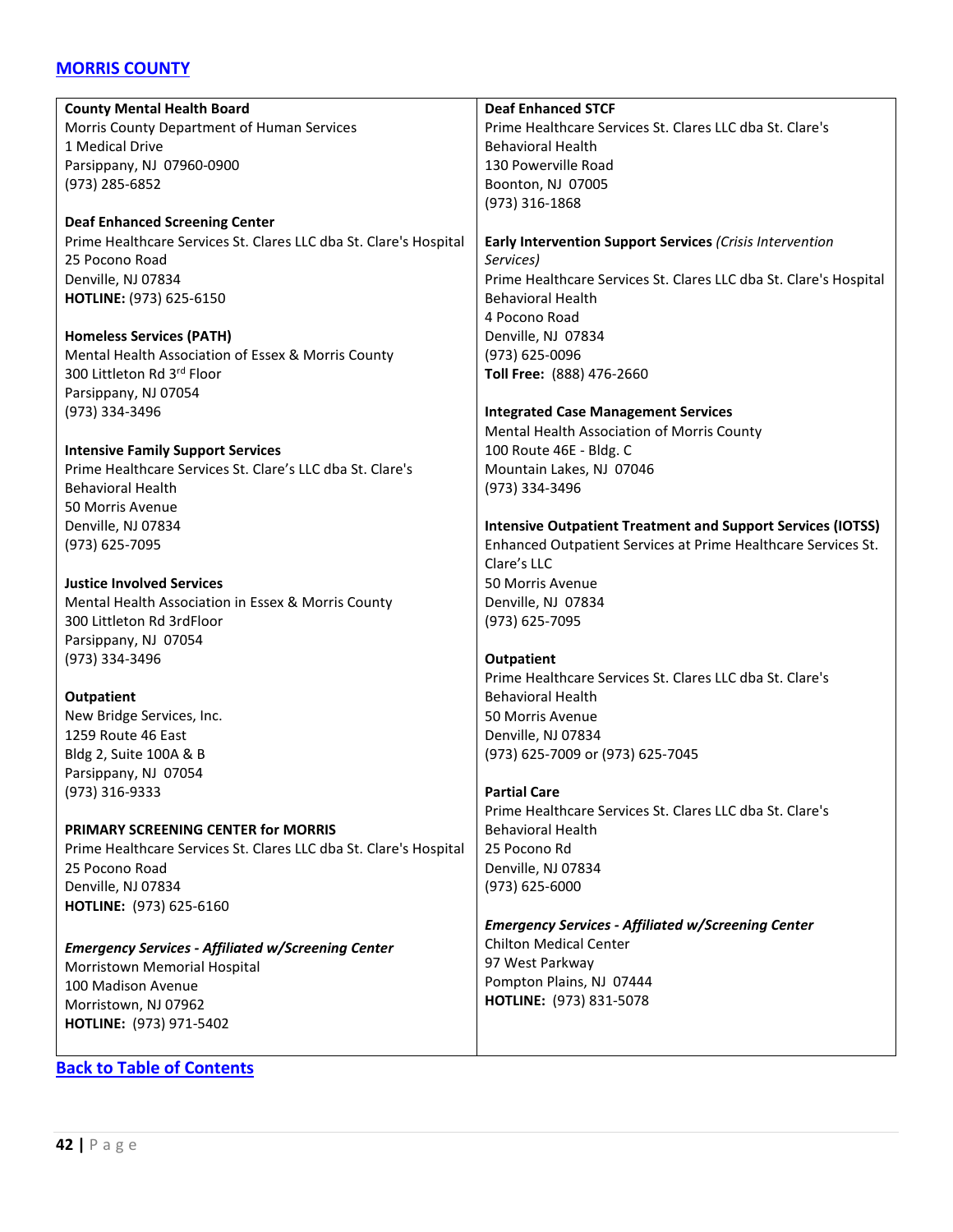## [MORRIS COUNTY]

**County Mental Health Board**
Morris County Department of Human Services
1 Medical Drive
Parsippany, NJ 07960-0900
(973) 285-6852

**Deaf Enhanced Screening Center**
Prime Healthcare Services St. Clares LLC dba St. Clare's Hospital
25 Pocono Road
Denville, NJ 07834
**HOTLINE:** (973) 625-6150

**Homeless Services (PATH)**
Mental Health Association of Essex & Morris County
300 Littleton Rd 3rd Floor
Parsippany, NJ 07054
(973) 334-3496

**Intensive Family Support Services**
Prime Healthcare Services St. Clare's LLC dba St. Clare's Behavioral Health
50 Morris Avenue
Denville, NJ 07834
(973) 625-7095

**Justice Involved Services**
Mental Health Association in Essex & Morris County
300 Littleton Rd 3rdFloor
Parsippany, NJ 07054
(973) 334-3496

**Outpatient**
New Bridge Services, Inc.
1259 Route 46 East
Bldg 2, Suite 100A & B
Parsippany, NJ 07054
(973) 316-9333

**PRIMARY SCREENING CENTER for MORRIS**
Prime Healthcare Services St. Clares LLC dba St. Clare's Hospital
25 Pocono Road
Denville, NJ 07834
**HOTLINE:** (973) 625-6160

***Emergency Services - Affiliated w/Screening Center***
Morristown Memorial Hospital
100 Madison Avenue
Morristown, NJ 07962
**HOTLINE:** (973) 971-5402

**Deaf Enhanced STCF**
Prime Healthcare Services St. Clares LLC dba St. Clare's Behavioral Health
130 Powerville Road
Boonton, NJ 07005
(973) 316-1868

**Early Intervention Support Services** *(Crisis Intervention Services)*
Prime Healthcare Services St. Clares LLC dba St. Clare's Hospital Behavioral Health
4 Pocono Road
Denville, NJ 07834
(973) 625-0096
**Toll Free:** (888) 476-2660

**Integrated Case Management Services**
Mental Health Association of Morris County
100 Route 46E - Bldg. C
Mountain Lakes, NJ 07046
(973) 334-3496

**Intensive Outpatient Treatment and Support Services (IOTSS)**
Enhanced Outpatient Services at Prime Healthcare Services St. Clare's LLC
50 Morris Avenue
Denville, NJ 07834
(973) 625-7095

**Outpatient**
Prime Healthcare Services St. Clares LLC dba St. Clare's Behavioral Health
50 Morris Avenue
Denville, NJ 07834
(973) 625-7009 or (973) 625-7045

**Partial Care**
Prime Healthcare Services St. Clares LLC dba St. Clare's Behavioral Health
25 Pocono Rd
Denville, NJ 07834
(973) 625-6000

***Emergency Services - Affiliated w/Screening Center***
Chilton Medical Center
97 West Parkway
Pompton Plains, NJ 07444
**HOTLINE:** (973) 831-5078

**[Back to Table of Contents]**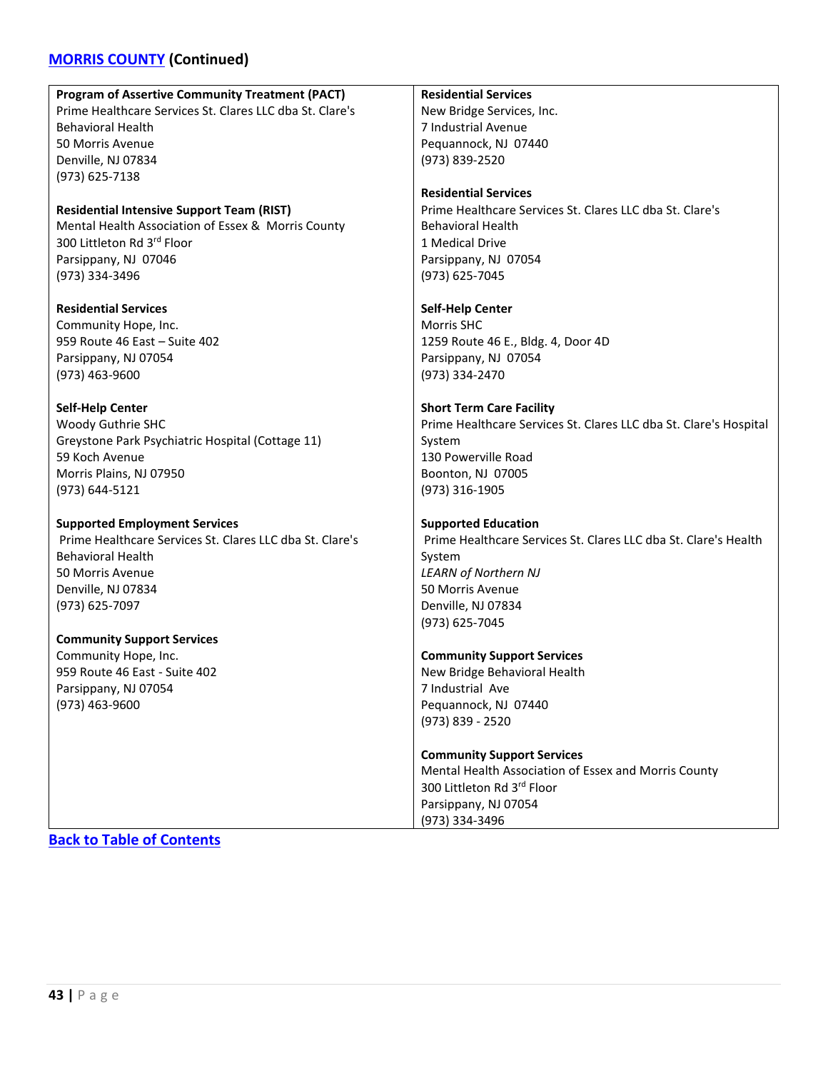## MORRIS COUNTY (Continued)

**Program of Assertive Community Treatment (PACT)**
Prime Healthcare Services St. Clares LLC dba St. Clare's Behavioral Health
50 Morris Avenue
Denville, NJ 07834
(973) 625-7138

**Residential Intensive Support Team (RIST)**
Mental Health Association of Essex & Morris County
300 Littleton Rd 3rd Floor
Parsippany, NJ 07046
(973) 334-3496

**Residential Services**
Community Hope, Inc.
959 Route 46 East – Suite 402
Parsippany, NJ 07054
(973) 463-9600

**Self-Help Center**
Woody Guthrie SHC
Greystone Park Psychiatric Hospital (Cottage 11)
59 Koch Avenue
Morris Plains, NJ 07950
(973) 644-5121

**Supported Employment Services**
Prime Healthcare Services St. Clares LLC dba St. Clare's Behavioral Health
50 Morris Avenue
Denville, NJ 07834
(973) 625-7097

**Community Support Services**
Community Hope, Inc.
959 Route 46 East - Suite 402
Parsippany, NJ 07054
(973) 463-9600

**Residential Services**
New Bridge Services, Inc.
7 Industrial Avenue
Pequannock, NJ 07440
(973) 839-2520

**Residential Services**
Prime Healthcare Services St. Clares LLC dba St. Clare's Behavioral Health
1 Medical Drive
Parsippany, NJ 07054
(973) 625-7045

**Self-Help Center**
Morris SHC
1259 Route 46 E., Bldg. 4, Door 4D
Parsippany, NJ 07054
(973) 334-2470

**Short Term Care Facility**
Prime Healthcare Services St. Clares LLC dba St. Clare's Hospital System
130 Powerville Road
Boonton, NJ 07005
(973) 316-1905

**Supported Education**
Prime Healthcare Services St. Clares LLC dba St. Clare's Health System
*LEARN of Northern NJ*
50 Morris Avenue
Denville, NJ 07834
(973) 625-7045

**Community Support Services**
New Bridge Behavioral Health
7 Industrial Ave
Pequannock, NJ 07440
(973) 839 - 2520

**Community Support Services**
Mental Health Association of Essex and Morris County
300 Littleton Rd 3rd Floor
Parsippany, NJ 07054
(973) 334-3496

Back to Table of Contents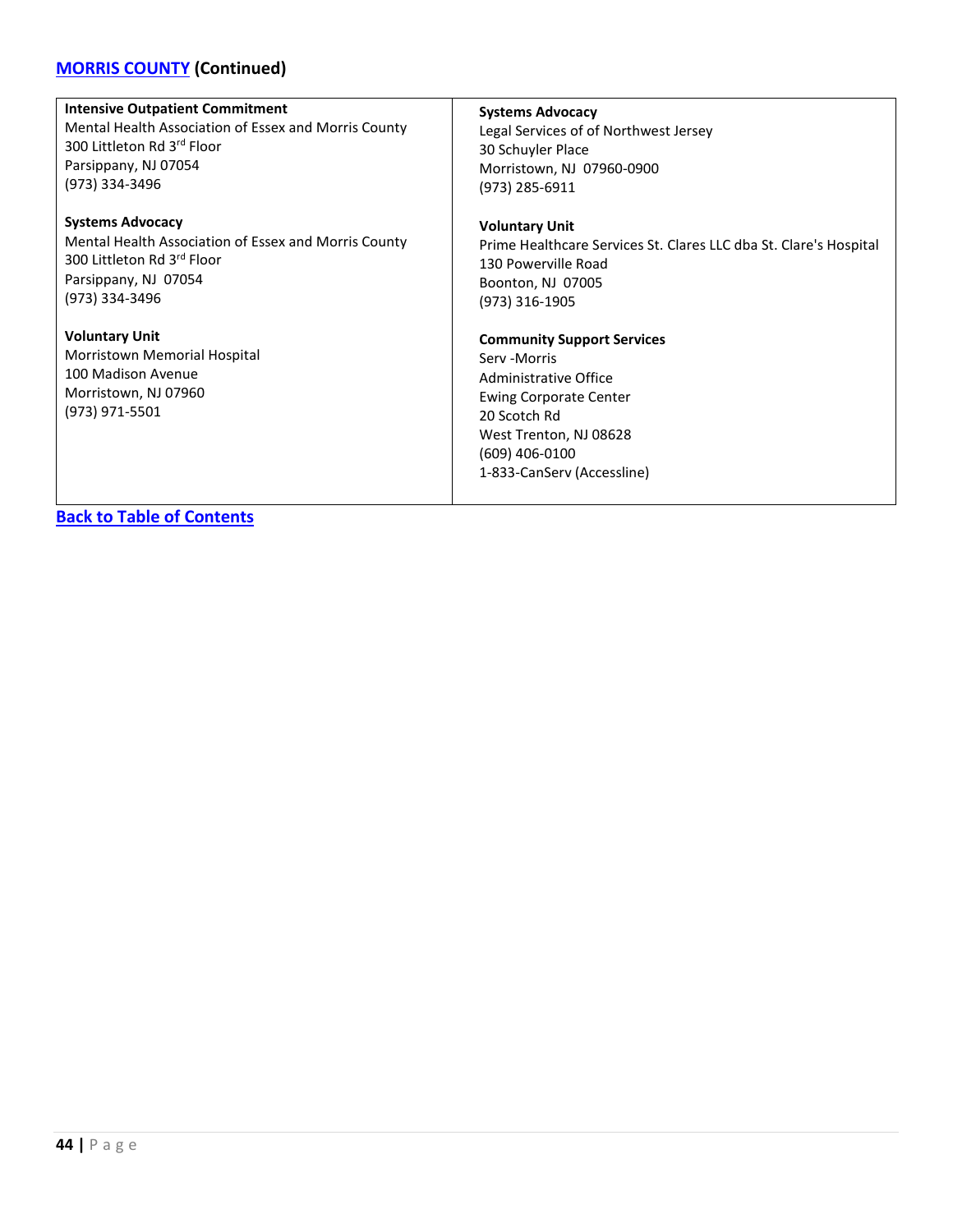## MORRIS COUNTY (Continued)

**Intensive Outpatient Commitment**
Mental Health Association of Essex and Morris County
300 Littleton Rd 3rd Floor
Parsippany, NJ 07054
(973) 334-3496

**Systems Advocacy**
Mental Health Association of Essex and Morris County
300 Littleton Rd 3rd Floor
Parsippany, NJ 07054
(973) 334-3496

**Voluntary Unit**
Morristown Memorial Hospital
100 Madison Avenue
Morristown, NJ 07960
(973) 971-5501

**Systems Advocacy**
Legal Services of of Northwest Jersey
30 Schuyler Place
Morristown, NJ 07960-0900
(973) 285-6911

**Voluntary Unit**
Prime Healthcare Services St. Clares LLC dba St. Clare's Hospital
130 Powerville Road
Boonton, NJ 07005
(973) 316-1905

**Community Support Services**
Serv -Morris
Administrative Office
Ewing Corporate Center
20 Scotch Rd
West Trenton, NJ 08628
(609) 406-0100
1-833-CanServ (Accessline)

**Back to Table of Contents**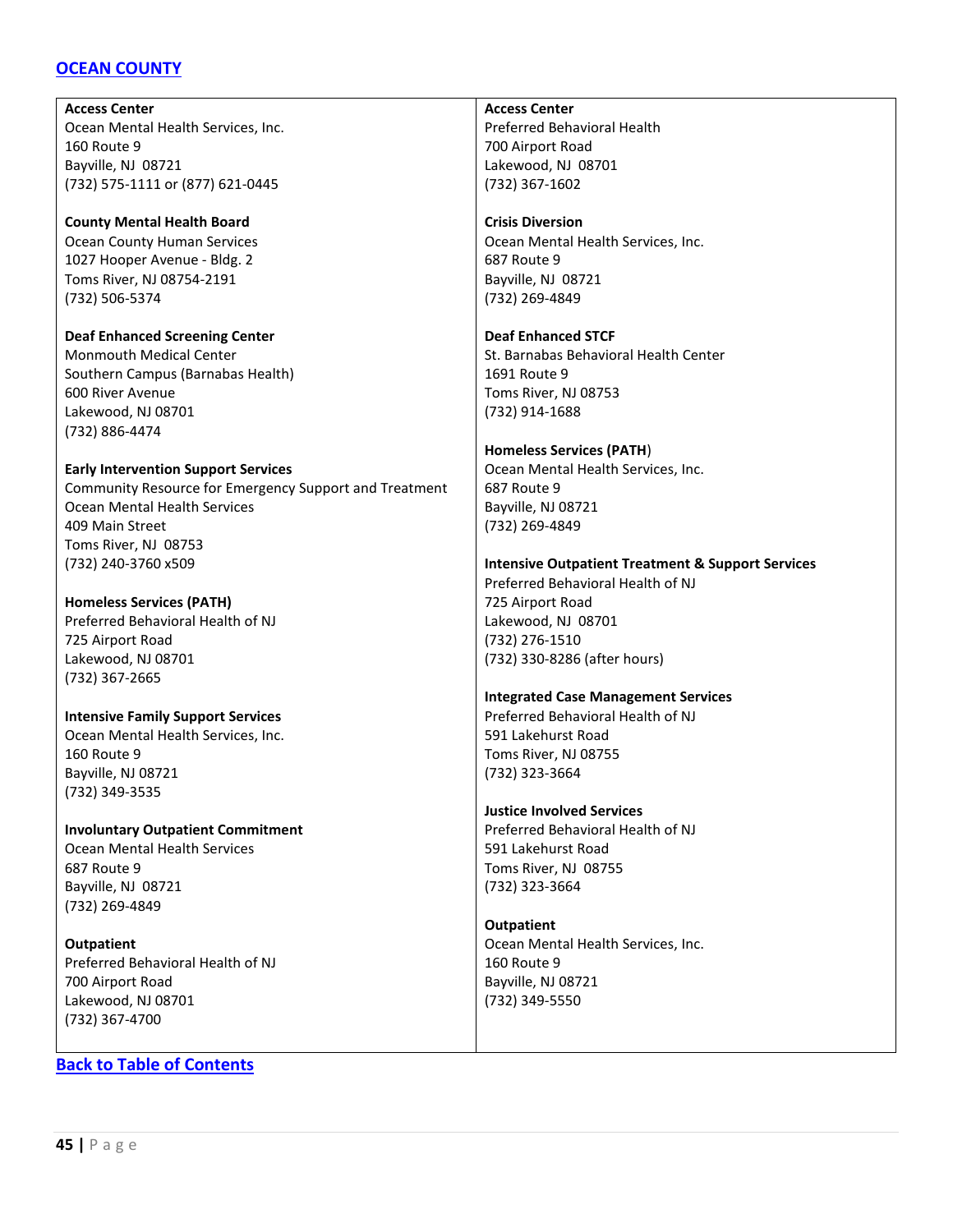## OCEAN COUNTY

**Access Center**
Ocean Mental Health Services, Inc.
160 Route 9
Bayville, NJ 08721
(732) 575-1111 or (877) 621-0445

**County Mental Health Board**
Ocean County Human Services
1027 Hooper Avenue - Bldg. 2
Toms River, NJ 08754-2191
(732) 506-5374

**Deaf Enhanced Screening Center**
Monmouth Medical Center
Southern Campus (Barnabas Health)
600 River Avenue
Lakewood, NJ 08701
(732) 886-4474

**Early Intervention Support Services**
Community Resource for Emergency Support and Treatment
Ocean Mental Health Services
409 Main Street
Toms River, NJ 08753
(732) 240-3760 x509

**Homeless Services (PATH)**
Preferred Behavioral Health of NJ
725 Airport Road
Lakewood, NJ 08701
(732) 367-2665

**Intensive Family Support Services**
Ocean Mental Health Services, Inc.
160 Route 9
Bayville, NJ 08721
(732) 349-3535

**Involuntary Outpatient Commitment**
Ocean Mental Health Services
687 Route 9
Bayville, NJ 08721
(732) 269-4849

**Outpatient**
Preferred Behavioral Health of NJ
700 Airport Road
Lakewood, NJ 08701
(732) 367-4700

**Access Center**
Preferred Behavioral Health
700 Airport Road
Lakewood, NJ 08701
(732) 367-1602

**Crisis Diversion**
Ocean Mental Health Services, Inc.
687 Route 9
Bayville, NJ 08721
(732) 269-4849

**Deaf Enhanced STCF**
St. Barnabas Behavioral Health Center
1691 Route 9
Toms River, NJ 08753
(732) 914-1688

**Homeless Services (PATH)**
Ocean Mental Health Services, Inc.
687 Route 9
Bayville, NJ 08721
(732) 269-4849

**Intensive Outpatient Treatment & Support Services**
Preferred Behavioral Health of NJ
725 Airport Road
Lakewood, NJ 08701
(732) 276-1510
(732) 330-8286 (after hours)

**Integrated Case Management Services**
Preferred Behavioral Health of NJ
591 Lakehurst Road
Toms River, NJ 08755
(732) 323-3664

**Justice Involved Services**
Preferred Behavioral Health of NJ
591 Lakehurst Road
Toms River, NJ 08755
(732) 323-3664

**Outpatient**
Ocean Mental Health Services, Inc.
160 Route 9
Bayville, NJ 08721
(732) 349-5550

Back to Table of Contents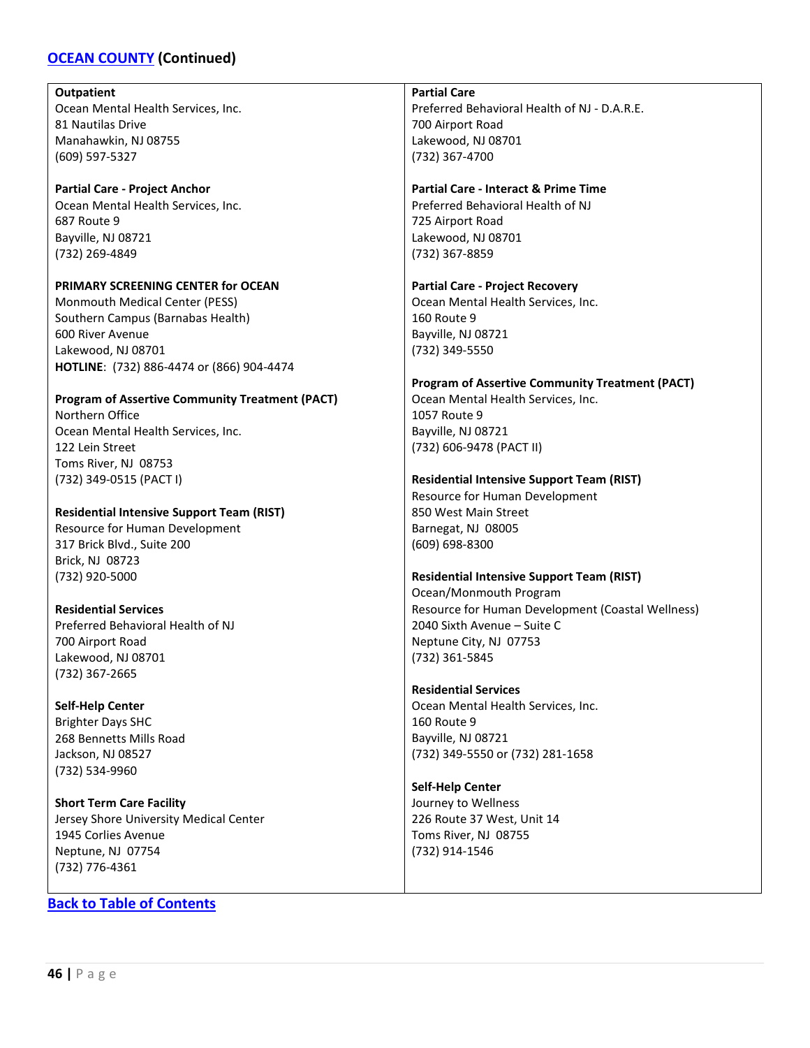## OCEAN COUNTY (Continued)

**Outpatient**
Ocean Mental Health Services, Inc.
81 Nautilas Drive
Manahawkin, NJ 08755
(609) 597-5327

**Partial Care - Project Anchor**
Ocean Mental Health Services, Inc.
687 Route 9
Bayville, NJ 08721
(732) 269-4849

**PRIMARY SCREENING CENTER for OCEAN**
Monmouth Medical Center (PESS)
Southern Campus (Barnabas Health)
600 River Avenue
Lakewood, NJ 08701
**HOTLINE**: (732) 886-4474 or (866) 904-4474

**Program of Assertive Community Treatment (PACT)**
Northern Office
Ocean Mental Health Services, Inc.
122 Lein Street
Toms River, NJ 08753
(732) 349-0515 (PACT I)

**Residential Intensive Support Team (RIST)**
Resource for Human Development
317 Brick Blvd., Suite 200
Brick, NJ 08723
(732) 920-5000

**Residential Services**
Preferred Behavioral Health of NJ
700 Airport Road
Lakewood, NJ 08701
(732) 367-2665

**Self-Help Center**
Brighter Days SHC
268 Bennetts Mills Road
Jackson, NJ 08527
(732) 534-9960

**Short Term Care Facility**
Jersey Shore University Medical Center
1945 Corlies Avenue
Neptune, NJ 07754
(732) 776-4361

**Partial Care**
Preferred Behavioral Health of NJ - D.A.R.E.
700 Airport Road
Lakewood, NJ 08701
(732) 367-4700

**Partial Care - Interact & Prime Time**
Preferred Behavioral Health of NJ
725 Airport Road
Lakewood, NJ 08701
(732) 367-8859

**Partial Care - Project Recovery**
Ocean Mental Health Services, Inc.
160 Route 9
Bayville, NJ 08721
(732) 349-5550

**Program of Assertive Community Treatment (PACT)**
Ocean Mental Health Services, Inc.
1057 Route 9
Bayville, NJ 08721
(732) 606-9478 (PACT II)

**Residential Intensive Support Team (RIST)**
Resource for Human Development
850 West Main Street
Barnegat, NJ 08005
(609) 698-8300

**Residential Intensive Support Team (RIST)**
Ocean/Monmouth Program
Resource for Human Development (Coastal Wellness)
2040 Sixth Avenue – Suite C
Neptune City, NJ 07753
(732) 361-5845

**Residential Services**
Ocean Mental Health Services, Inc.
160 Route 9
Bayville, NJ 08721
(732) 349-5550 or (732) 281-1658

**Self-Help Center**
Journey to Wellness
226 Route 37 West, Unit 14
Toms River, NJ 08755
(732) 914-1546

Back to Table of Contents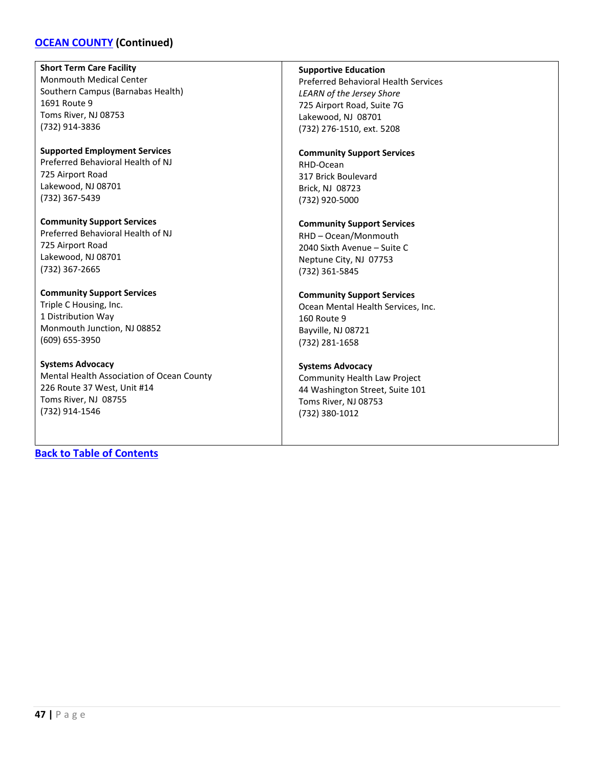## [OCEAN COUNTY](#) (Continued)

**Short Term Care Facility**
Monmouth Medical Center
Southern Campus (Barnabas Health)
1691 Route 9
Toms River, NJ 08753
(732) 914-3836

**Supported Employment Services**
Preferred Behavioral Health of NJ
725 Airport Road
Lakewood, NJ 08701
(732) 367-5439

**Community Support Services**
Preferred Behavioral Health of NJ
725 Airport Road
Lakewood, NJ 08701
(732) 367-2665

**Community Support Services**
Triple C Housing, Inc.
1 Distribution Way
Monmouth Junction, NJ 08852
(609) 655-3950

**Systems Advocacy**
Mental Health Association of Ocean County
226 Route 37 West, Unit #14
Toms River, NJ 08755
(732) 914-1546

**Supportive Education**
Preferred Behavioral Health Services
*LEARN of the Jersey Shore*
725 Airport Road, Suite 7G
Lakewood, NJ 08701
(732) 276-1510, ext. 5208

**Community Support Services**
RHD-Ocean
317 Brick Boulevard
Brick, NJ 08723
(732) 920-5000

**Community Support Services**
RHD – Ocean/Monmouth
2040 Sixth Avenue – Suite C
Neptune City, NJ 07753
(732) 361-5845

**Community Support Services**
Ocean Mental Health Services, Inc.
160 Route 9
Bayville, NJ 08721
(732) 281-1658

**Systems Advocacy**
Community Health Law Project
44 Washington Street, Suite 101
Toms River, NJ 08753
(732) 380-1012

[Back to Table of Contents](#)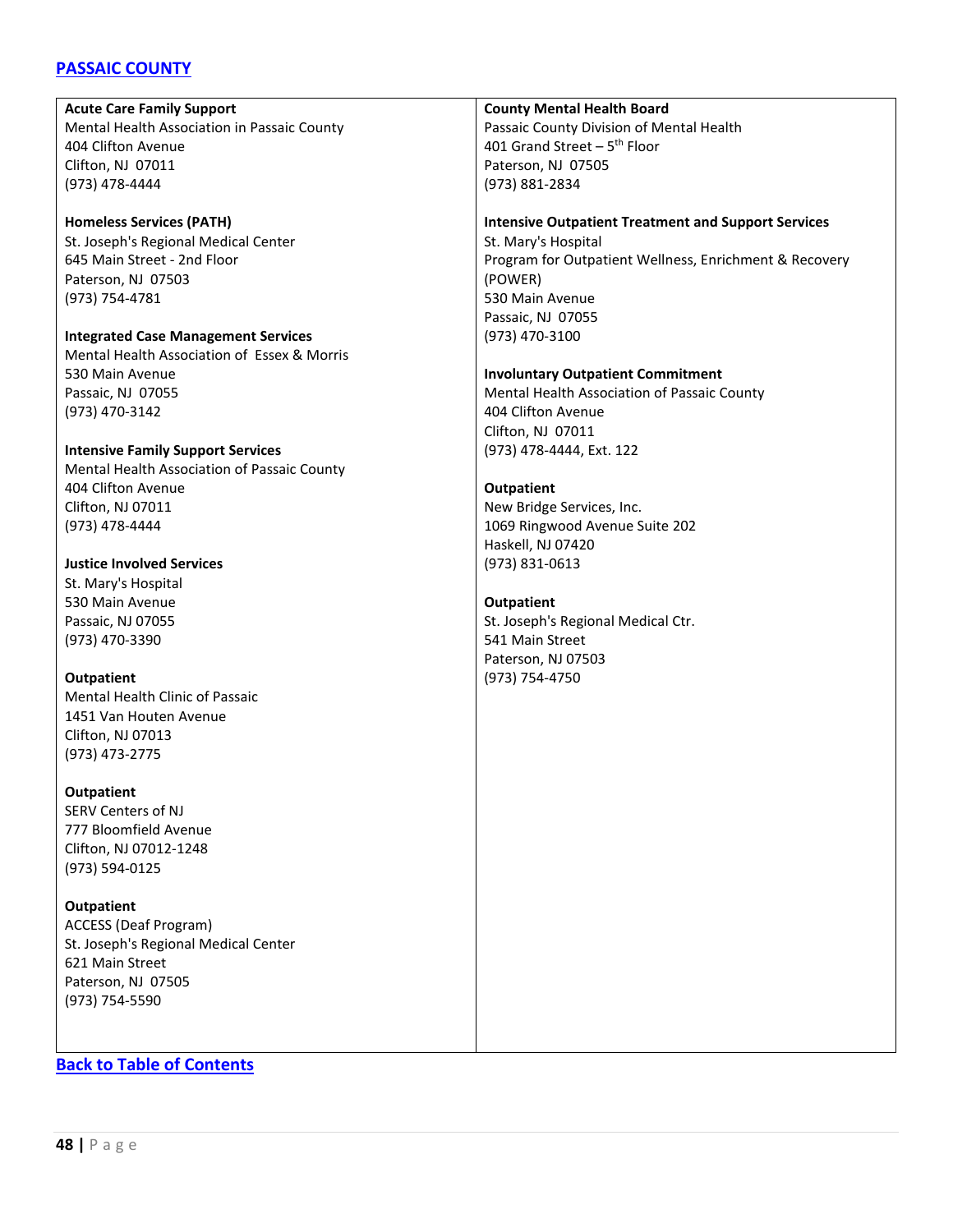## PASSAIC COUNTY

**Acute Care Family Support**
Mental Health Association in Passaic County
404 Clifton Avenue
Clifton, NJ 07011
(973) 478-4444

**Homeless Services (PATH)**
St. Joseph's Regional Medical Center
645 Main Street - 2nd Floor
Paterson, NJ 07503
(973) 754-4781

**Integrated Case Management Services**
Mental Health Association of Essex & Morris
530 Main Avenue
Passaic, NJ 07055
(973) 470-3142

**Intensive Family Support Services**
Mental Health Association of Passaic County
404 Clifton Avenue
Clifton, NJ 07011
(973) 478-4444

**Justice Involved Services**
St. Mary's Hospital
530 Main Avenue
Passaic, NJ 07055
(973) 470-3390

**Outpatient**
Mental Health Clinic of Passaic
1451 Van Houten Avenue
Clifton, NJ 07013
(973) 473-2775

**Outpatient**
SERV Centers of NJ
777 Bloomfield Avenue
Clifton, NJ 07012-1248
(973) 594-0125

**Outpatient**
ACCESS (Deaf Program)
St. Joseph's Regional Medical Center
621 Main Street
Paterson, NJ 07505
(973) 754-5590

**County Mental Health Board**
Passaic County Division of Mental Health
401 Grand Street – 5th Floor
Paterson, NJ 07505
(973) 881-2834

**Intensive Outpatient Treatment and Support Services**
St. Mary's Hospital
Program for Outpatient Wellness, Enrichment & Recovery (POWER)
530 Main Avenue
Passaic, NJ 07055
(973) 470-3100

**Involuntary Outpatient Commitment**
Mental Health Association of Passaic County
404 Clifton Avenue
Clifton, NJ 07011
(973) 478-4444, Ext. 122

**Outpatient**
New Bridge Services, Inc.
1069 Ringwood Avenue Suite 202
Haskell, NJ 07420
(973) 831-0613

**Outpatient**
St. Joseph's Regional Medical Ctr.
541 Main Street
Paterson, NJ 07503
(973) 754-4750

Back to Table of Contents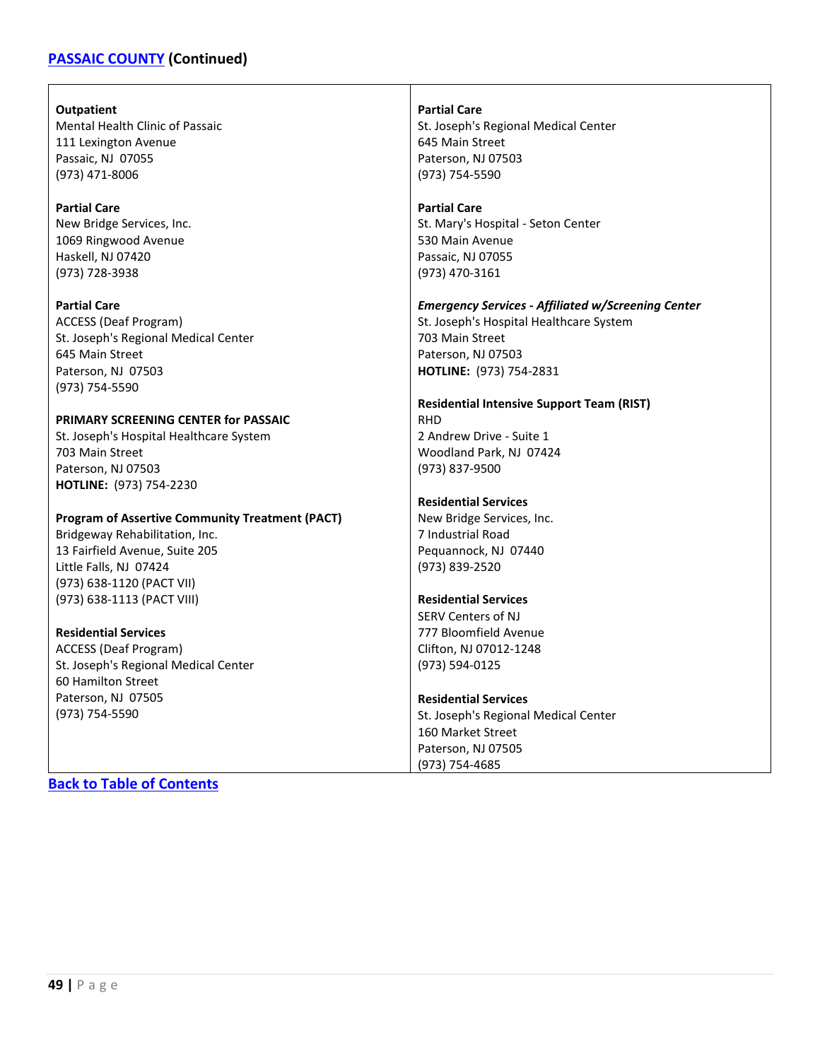## PASSAIC COUNTY (Continued)

**Outpatient**
Mental Health Clinic of Passaic
111 Lexington Avenue
Passaic, NJ 07055
(973) 471-8006

**Partial Care**
New Bridge Services, Inc.
1069 Ringwood Avenue
Haskell, NJ 07420
(973) 728-3938

**Partial Care**
ACCESS (Deaf Program)
St. Joseph's Regional Medical Center
645 Main Street
Paterson, NJ 07503
(973) 754-5590

**PRIMARY SCREENING CENTER for PASSAIC**
St. Joseph's Hospital Healthcare System
703 Main Street
Paterson, NJ 07503
**HOTLINE:** (973) 754-2230

**Program of Assertive Community Treatment (PACT)**
Bridgeway Rehabilitation, Inc.
13 Fairfield Avenue, Suite 205
Little Falls, NJ 07424
(973) 638-1120 (PACT VII)
(973) 638-1113 (PACT VIII)

**Residential Services**
ACCESS (Deaf Program)
St. Joseph's Regional Medical Center
60 Hamilton Street
Paterson, NJ 07505
(973) 754-5590

**Partial Care**
St. Joseph's Regional Medical Center
645 Main Street
Paterson, NJ 07503
(973) 754-5590

**Partial Care**
St. Mary's Hospital - Seton Center
530 Main Avenue
Passaic, NJ 07055
(973) 470-3161

***Emergency Services - Affiliated w/Screening Center***
St. Joseph's Hospital Healthcare System
703 Main Street
Paterson, NJ 07503
**HOTLINE:** (973) 754-2831

**Residential Intensive Support Team (RIST)**
RHD
2 Andrew Drive - Suite 1
Woodland Park, NJ 07424
(973) 837-9500

**Residential Services**
New Bridge Services, Inc.
7 Industrial Road
Pequannock, NJ 07440
(973) 839-2520

**Residential Services**
SERV Centers of NJ
777 Bloomfield Avenue
Clifton, NJ 07012-1248
(973) 594-0125

**Residential Services**
St. Joseph's Regional Medical Center
160 Market Street
Paterson, NJ 07505
(973) 754-4685

Back to Table of Contents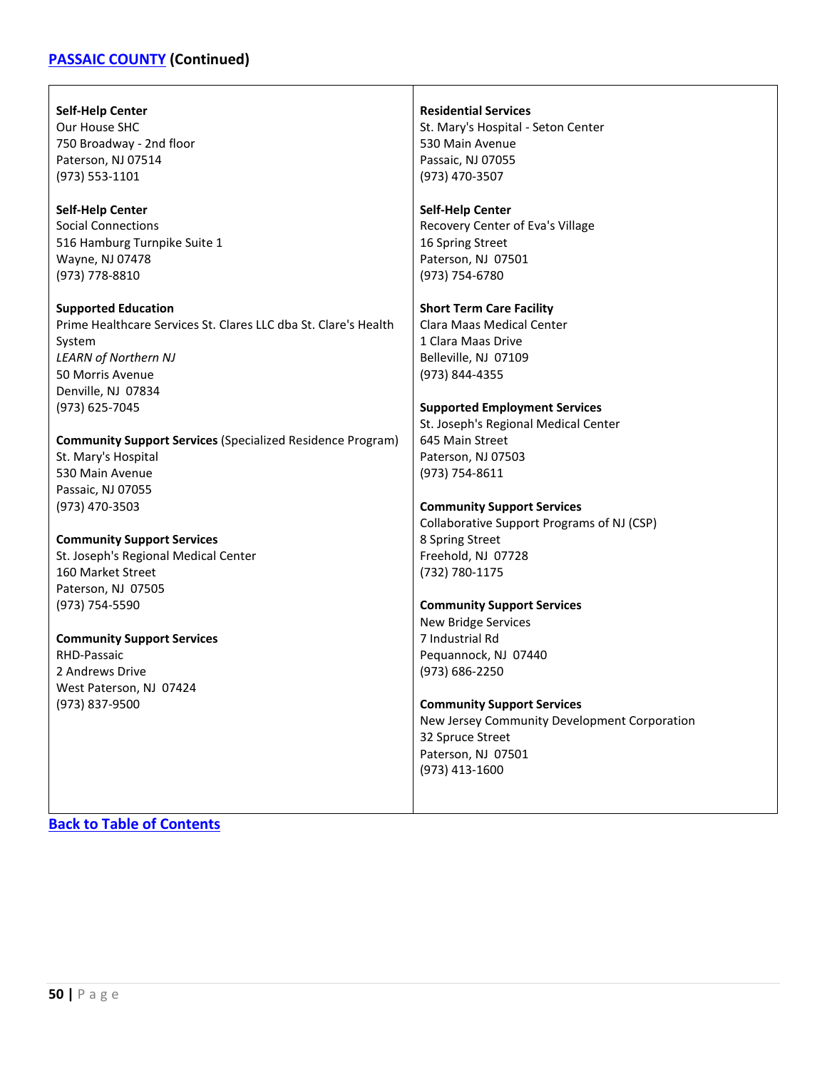## PASSAIC COUNTY (Continued)

**Self-Help Center**
Our House SHC
750 Broadway - 2nd floor
Paterson, NJ 07514
(973) 553-1101

**Self-Help Center**
Social Connections
516 Hamburg Turnpike Suite 1
Wayne, NJ 07478
(973) 778-8810

**Supported Education**
Prime Healthcare Services St. Clares LLC dba St. Clare's Health System
*LEARN of Northern NJ*
50 Morris Avenue
Denville, NJ 07834
(973) 625-7045

**Community Support Services** (Specialized Residence Program)
St. Mary's Hospital
530 Main Avenue
Passaic, NJ 07055
(973) 470-3503

**Community Support Services**
St. Joseph's Regional Medical Center
160 Market Street
Paterson, NJ 07505
(973) 754-5590

**Community Support Services**
RHD-Passaic
2 Andrews Drive
West Paterson, NJ 07424
(973) 837-9500

**Residential Services**
St. Mary's Hospital - Seton Center
530 Main Avenue
Passaic, NJ 07055
(973) 470-3507

**Self-Help Center**
Recovery Center of Eva's Village
16 Spring Street
Paterson, NJ 07501
(973) 754-6780

**Short Term Care Facility**
Clara Maas Medical Center
1 Clara Maas Drive
Belleville, NJ 07109
(973) 844-4355

**Supported Employment Services**
St. Joseph's Regional Medical Center
645 Main Street
Paterson, NJ 07503
(973) 754-8611

**Community Support Services**
Collaborative Support Programs of NJ (CSP)
8 Spring Street
Freehold, NJ 07728
(732) 780-1175

**Community Support Services**
New Bridge Services
7 Industrial Rd
Pequannock, NJ 07440
(973) 686-2250

**Community Support Services**
New Jersey Community Development Corporation
32 Spruce Street
Paterson, NJ 07501
(973) 413-1600

Back to Table of Contents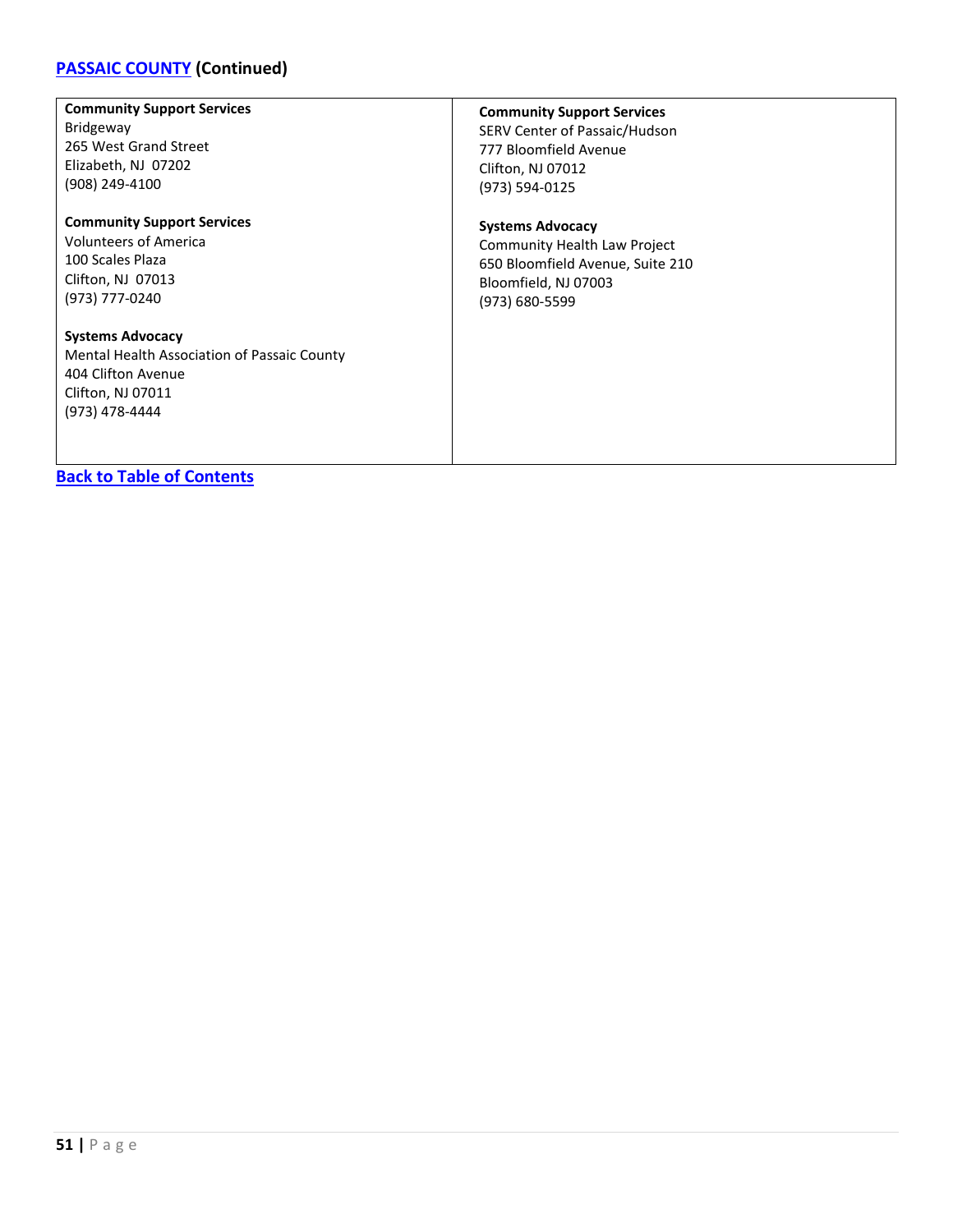## PASSAIC COUNTY (Continued)

**Community Support Services**
Bridgeway
265 West Grand Street
Elizabeth, NJ 07202
(908) 249-4100

**Community Support Services**
Volunteers of America
100 Scales Plaza
Clifton, NJ 07013
(973) 777-0240

**Systems Advocacy**
Mental Health Association of Passaic County
404 Clifton Avenue
Clifton, NJ 07011
(973) 478-4444

**Community Support Services**
SERV Center of Passaic/Hudson
777 Bloomfield Avenue
Clifton, NJ 07012
(973) 594-0125

**Systems Advocacy**
Community Health Law Project
650 Bloomfield Avenue, Suite 210
Bloomfield, NJ 07003
(973) 680-5599

**Back to Table of Contents**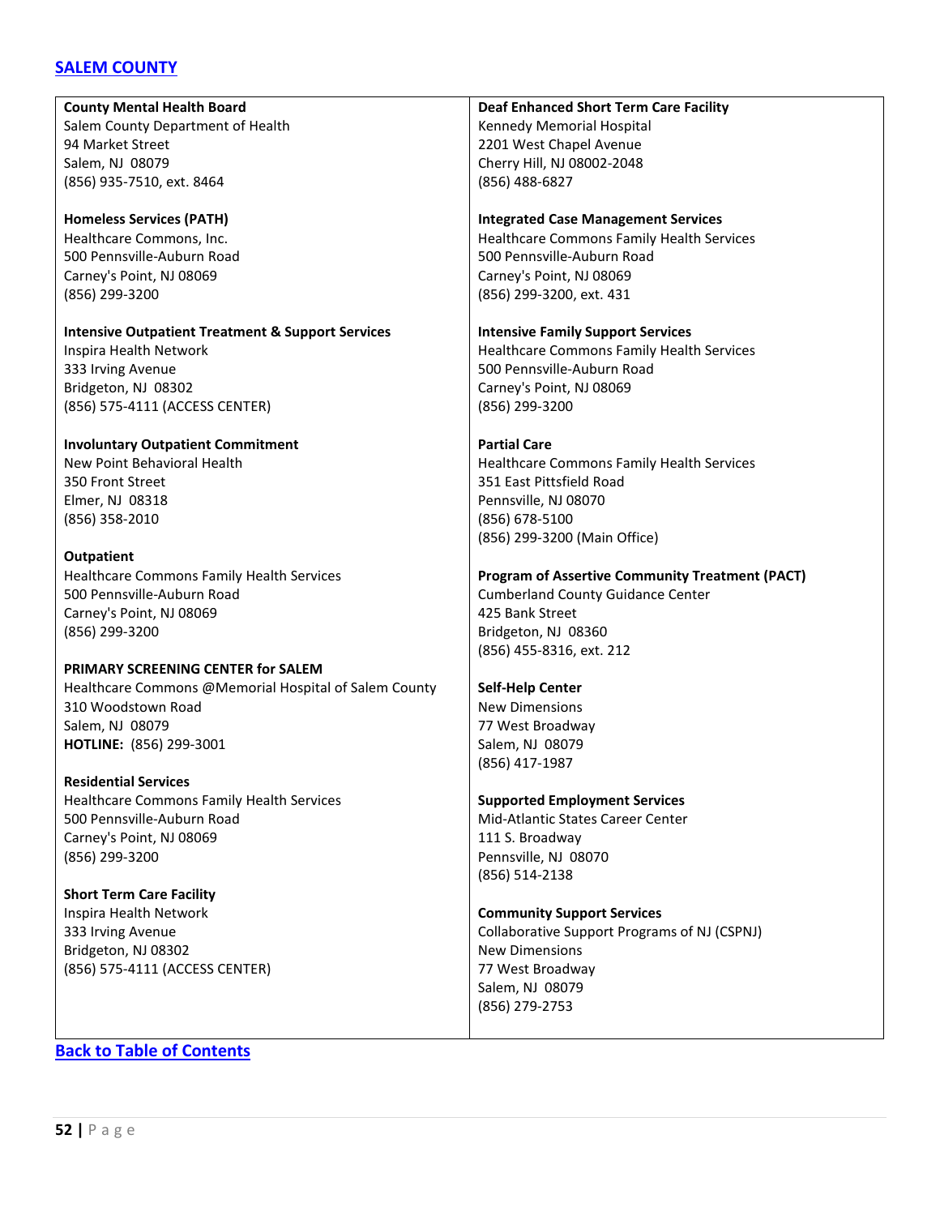## [SALEM COUNTY]

**County Mental Health Board**
Salem County Department of Health
94 Market Street
Salem, NJ 08079
(856) 935-7510, ext. 8464

**Homeless Services (PATH)**
Healthcare Commons, Inc.
500 Pennsville-Auburn Road
Carney's Point, NJ 08069
(856) 299-3200

**Intensive Outpatient Treatment & Support Services**
Inspira Health Network
333 Irving Avenue
Bridgeton, NJ 08302
(856) 575-4111 (ACCESS CENTER)

**Involuntary Outpatient Commitment**
New Point Behavioral Health
350 Front Street
Elmer, NJ 08318
(856) 358-2010

**Outpatient**
Healthcare Commons Family Health Services
500 Pennsville-Auburn Road
Carney's Point, NJ 08069
(856) 299-3200

**PRIMARY SCREENING CENTER for SALEM**
Healthcare Commons @Memorial Hospital of Salem County
310 Woodstown Road
Salem, NJ 08079
**HOTLINE:** (856) 299-3001

**Residential Services**
Healthcare Commons Family Health Services
500 Pennsville-Auburn Road
Carney's Point, NJ 08069
(856) 299-3200

**Short Term Care Facility**
Inspira Health Network
333 Irving Avenue
Bridgeton, NJ 08302
(856) 575-4111 (ACCESS CENTER)

**Deaf Enhanced Short Term Care Facility**
Kennedy Memorial Hospital
2201 West Chapel Avenue
Cherry Hill, NJ 08002-2048
(856) 488-6827

**Integrated Case Management Services**
Healthcare Commons Family Health Services
500 Pennsville-Auburn Road
Carney's Point, NJ 08069
(856) 299-3200, ext. 431

**Intensive Family Support Services**
Healthcare Commons Family Health Services
500 Pennsville-Auburn Road
Carney's Point, NJ 08069
(856) 299-3200

**Partial Care**
Healthcare Commons Family Health Services
351 East Pittsfield Road
Pennsville, NJ 08070
(856) 678-5100
(856) 299-3200 (Main Office)

**Program of Assertive Community Treatment (PACT)**
Cumberland County Guidance Center
425 Bank Street
Bridgeton, NJ 08360
(856) 455-8316, ext. 212

**Self-Help Center**
New Dimensions
77 West Broadway
Salem, NJ 08079
(856) 417-1987

**Supported Employment Services**
Mid-Atlantic States Career Center
111 S. Broadway
Pennsville, NJ 08070
(856) 514-2138

**Community Support Services**
Collaborative Support Programs of NJ (CSPNJ)
New Dimensions
77 West Broadway
Salem, NJ 08079
(856) 279-2753

[Back to Table of Contents]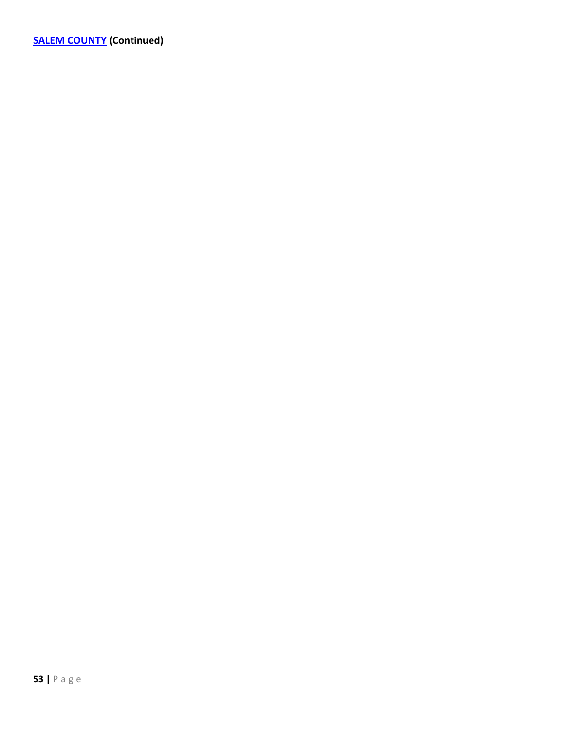**[SALEM COUNTY](#) (Continued)**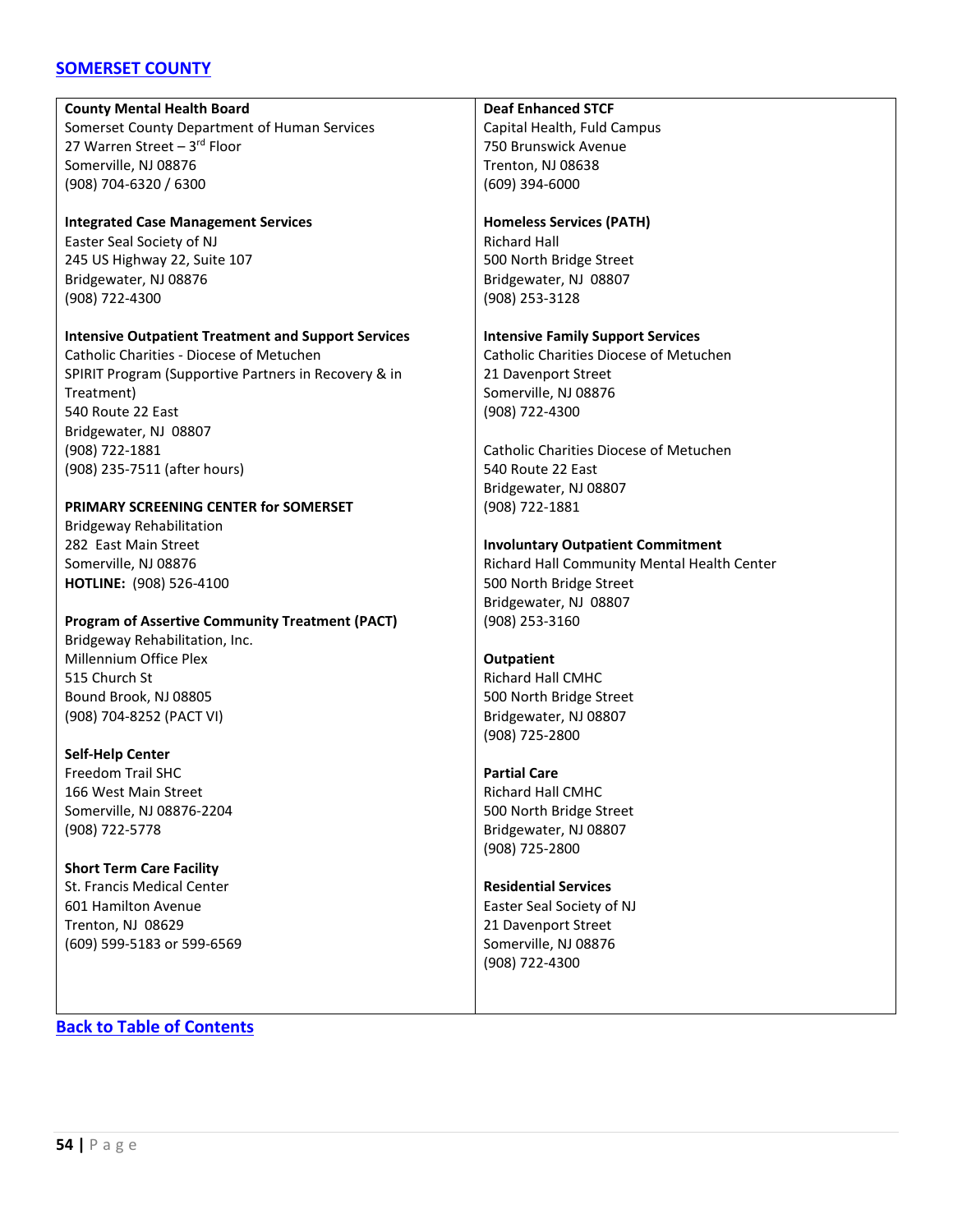## SOMERSET COUNTY

**County Mental Health Board**
Somerset County Department of Human Services
27 Warren Street – 3rd Floor
Somerville, NJ 08876
(908) 704-6320 / 6300

**Integrated Case Management Services**
Easter Seal Society of NJ
245 US Highway 22, Suite 107
Bridgewater, NJ 08876
(908) 722-4300

**Intensive Outpatient Treatment and Support Services**
Catholic Charities - Diocese of Metuchen
SPIRIT Program (Supportive Partners in Recovery & in Treatment)
540 Route 22 East
Bridgewater, NJ 08807
(908) 722-1881
(908) 235-7511 (after hours)

**PRIMARY SCREENING CENTER for SOMERSET**
Bridgeway Rehabilitation
282 East Main Street
Somerville, NJ 08876
**HOTLINE:** (908) 526-4100

**Program of Assertive Community Treatment (PACT)**
Bridgeway Rehabilitation, Inc.
Millennium Office Plex
515 Church St
Bound Brook, NJ 08805
(908) 704-8252 (PACT VI)

**Self-Help Center**
Freedom Trail SHC
166 West Main Street
Somerville, NJ 08876-2204
(908) 722-5778

**Short Term Care Facility**
St. Francis Medical Center
601 Hamilton Avenue
Trenton, NJ 08629
(609) 599-5183 or 599-6569

**Deaf Enhanced STCF**
Capital Health, Fuld Campus
750 Brunswick Avenue
Trenton, NJ 08638
(609) 394-6000

**Homeless Services (PATH)**
Richard Hall
500 North Bridge Street
Bridgewater, NJ 08807
(908) 253-3128

**Intensive Family Support Services**
Catholic Charities Diocese of Metuchen
21 Davenport Street
Somerville, NJ 08876
(908) 722-4300

Catholic Charities Diocese of Metuchen
540 Route 22 East
Bridgewater, NJ 08807
(908) 722-1881

**Involuntary Outpatient Commitment**
Richard Hall Community Mental Health Center
500 North Bridge Street
Bridgewater, NJ 08807
(908) 253-3160

**Outpatient**
Richard Hall CMHC
500 North Bridge Street
Bridgewater, NJ 08807
(908) 725-2800

**Partial Care**
Richard Hall CMHC
500 North Bridge Street
Bridgewater, NJ 08807
(908) 725-2800

**Residential Services**
Easter Seal Society of NJ
21 Davenport Street
Somerville, NJ 08876
(908) 722-4300

Back to Table of Contents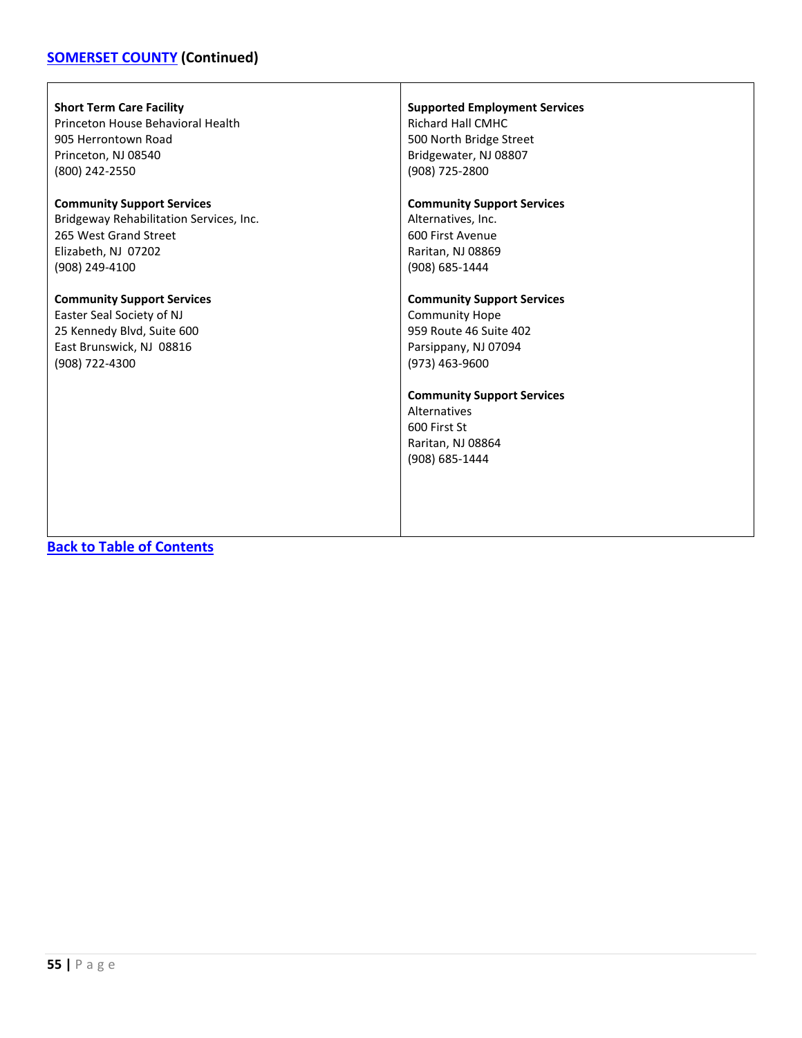## SOMERSET COUNTY (Continued)

**Short Term Care Facility**
Princeton House Behavioral Health
905 Herrontown Road
Princeton, NJ 08540
(800) 242-2550

**Community Support Services**
Bridgeway Rehabilitation Services, Inc.
265 West Grand Street
Elizabeth, NJ 07202
(908) 249-4100

**Community Support Services**
Easter Seal Society of NJ
25 Kennedy Blvd, Suite 600
East Brunswick, NJ 08816
(908) 722-4300

**Supported Employment Services**
Richard Hall CMHC
500 North Bridge Street
Bridgewater, NJ 08807
(908) 725-2800

**Community Support Services**
Alternatives, Inc.
600 First Avenue
Raritan, NJ 08869
(908) 685-1444

**Community Support Services**
Community Hope
959 Route 46 Suite 402
Parsippany, NJ 07094
(973) 463-9600

**Community Support Services**
Alternatives
600 First St
Raritan, NJ 08864
(908) 685-1444

**Back to Table of Contents**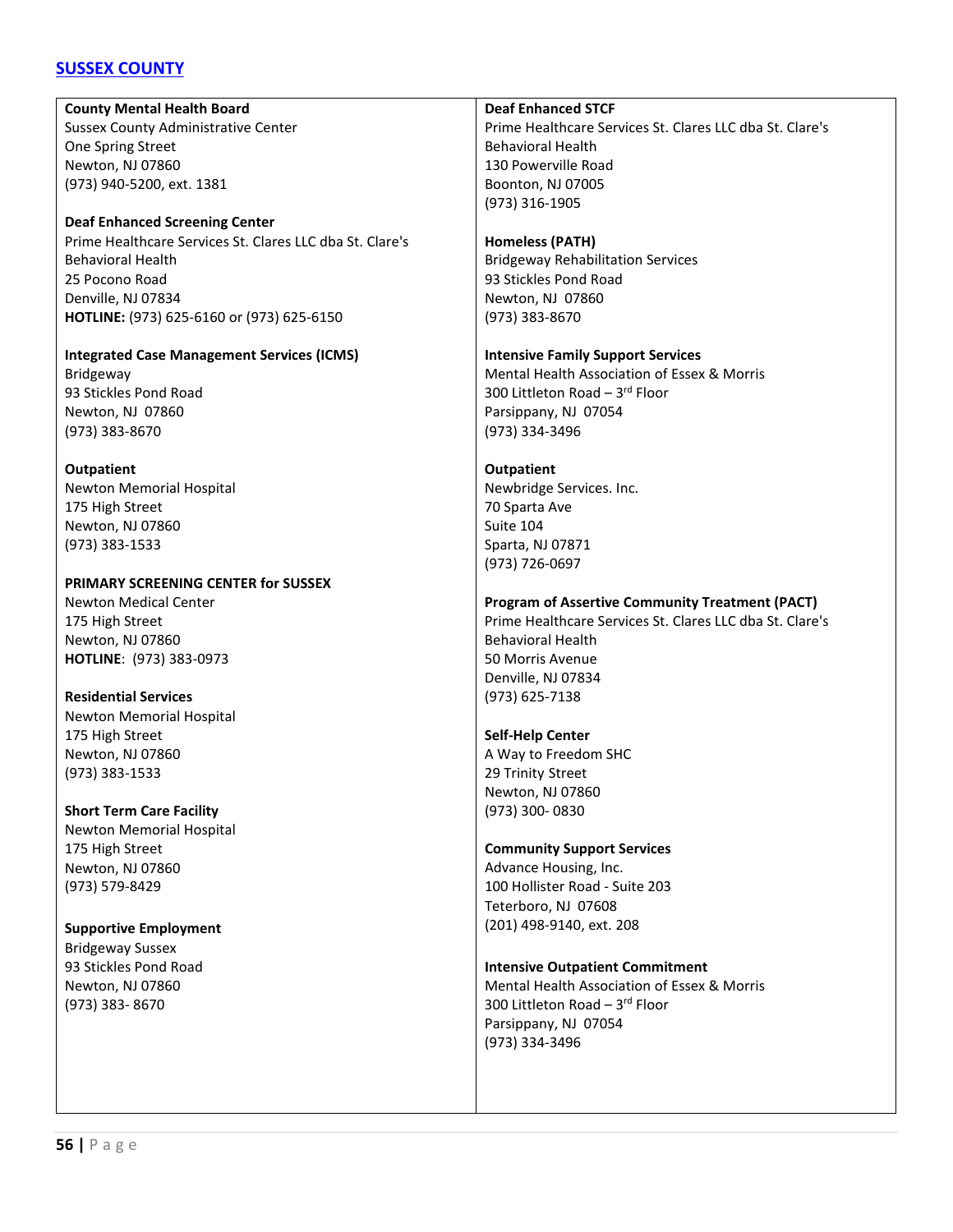## SUSSEX COUNTY

**County Mental Health Board**
Sussex County Administrative Center
One Spring Street
Newton, NJ 07860
(973) 940-5200, ext. 1381

**Deaf Enhanced Screening Center**
Prime Healthcare Services St. Clares LLC dba St. Clare's Behavioral Health
25 Pocono Road
Denville, NJ 07834
**HOTLINE:** (973) 625-6160 or (973) 625-6150

**Integrated Case Management Services (ICMS)**
Bridgeway
93 Stickles Pond Road
Newton, NJ 07860
(973) 383-8670

**Outpatient**
Newton Memorial Hospital
175 High Street
Newton, NJ 07860
(973) 383-1533

**PRIMARY SCREENING CENTER for SUSSEX**
Newton Medical Center
175 High Street
Newton, NJ 07860
**HOTLINE**: (973) 383-0973

**Residential Services**
Newton Memorial Hospital
175 High Street
Newton, NJ 07860
(973) 383-1533

**Short Term Care Facility**
Newton Memorial Hospital
175 High Street
Newton, NJ 07860
(973) 579-8429

**Supportive Employment**
Bridgeway Sussex
93 Stickles Pond Road
Newton, NJ 07860
(973) 383- 8670

**Deaf Enhanced STCF**
Prime Healthcare Services St. Clares LLC dba St. Clare's Behavioral Health
130 Powerville Road
Boonton, NJ 07005
(973) 316-1905

**Homeless (PATH)**
Bridgeway Rehabilitation Services
93 Stickles Pond Road
Newton, NJ 07860
(973) 383-8670

**Intensive Family Support Services**
Mental Health Association of Essex & Morris
300 Littleton Road – 3rd Floor
Parsippany, NJ 07054
(973) 334-3496

**Outpatient**
Newbridge Services. Inc.
70 Sparta Ave
Suite 104
Sparta, NJ 07871
(973) 726-0697

**Program of Assertive Community Treatment (PACT)**
Prime Healthcare Services St. Clares LLC dba St. Clare's Behavioral Health
50 Morris Avenue
Denville, NJ 07834
(973) 625-7138

**Self-Help Center**
A Way to Freedom SHC
29 Trinity Street
Newton, NJ 07860
(973) 300- 0830

**Community Support Services**
Advance Housing, Inc.
100 Hollister Road - Suite 203
Teterboro, NJ 07608
(201) 498-9140, ext. 208

**Intensive Outpatient Commitment**
Mental Health Association of Essex & Morris
300 Littleton Road – 3rd Floor
Parsippany, NJ 07054
(973) 334-3496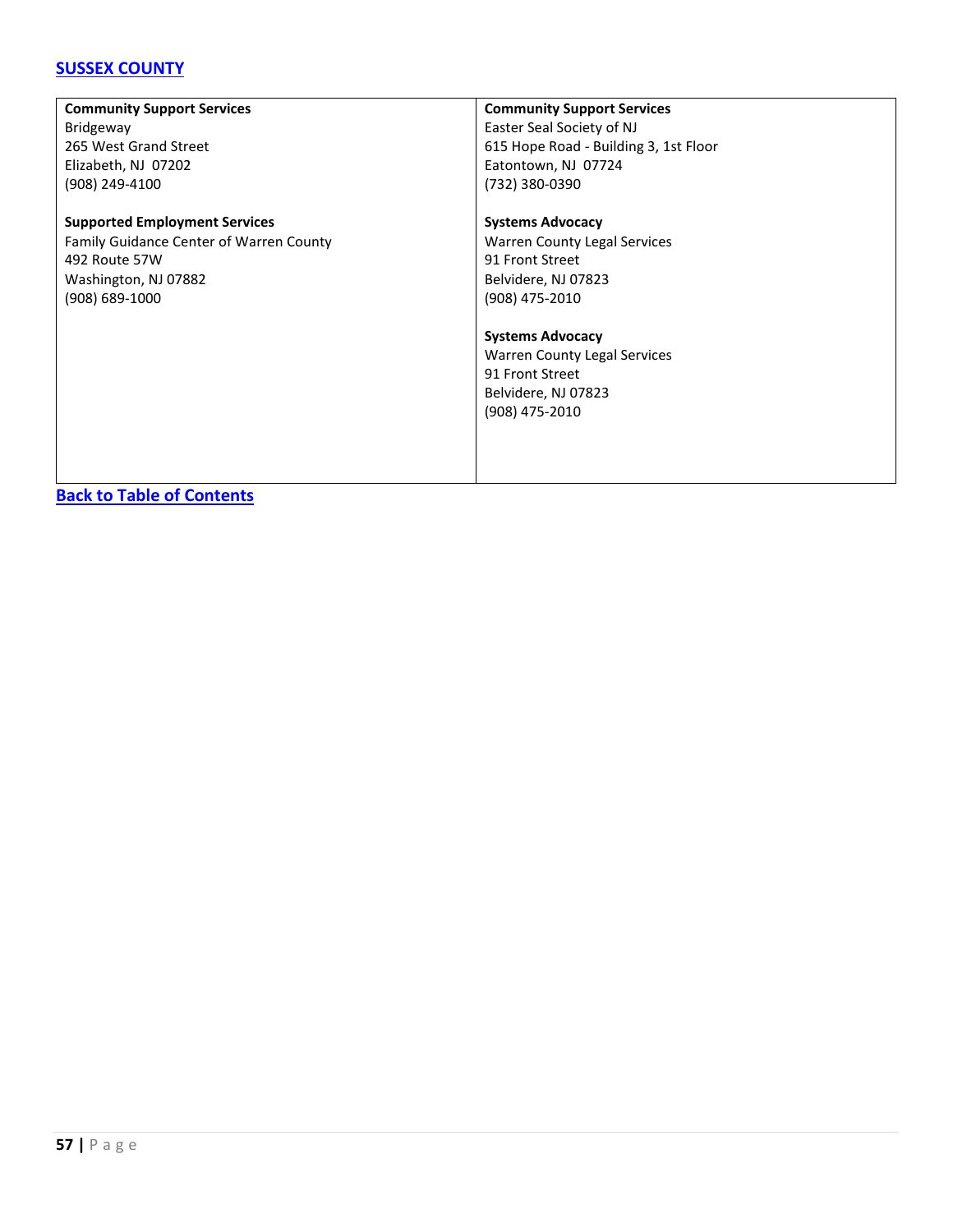## [SUSSEX COUNTY]

| | |
|---|---|
| **Community Support Services**<br>Bridgeway<br>265 West Grand Street<br>Elizabeth, NJ 07202<br>(908) 249-4100<br><br>**Supported Employment Services**<br>Family Guidance Center of Warren County<br>492 Route 57W<br>Washington, NJ 07882<br>(908) 689-1000 | **Community Support Services**<br>Easter Seal Society of NJ<br>615 Hope Road - Building 3, 1st Floor<br>Eatontown, NJ 07724<br>(732) 380-0390<br><br>**Systems Advocacy**<br>Warren County Legal Services<br>91 Front Street<br>Belvidere, NJ 07823<br>(908) 475-2010<br><br>**Systems Advocacy**<br>Warren County Legal Services<br>91 Front Street<br>Belvidere, NJ 07823<br>(908) 475-2010 |

[Back to Table of Contents]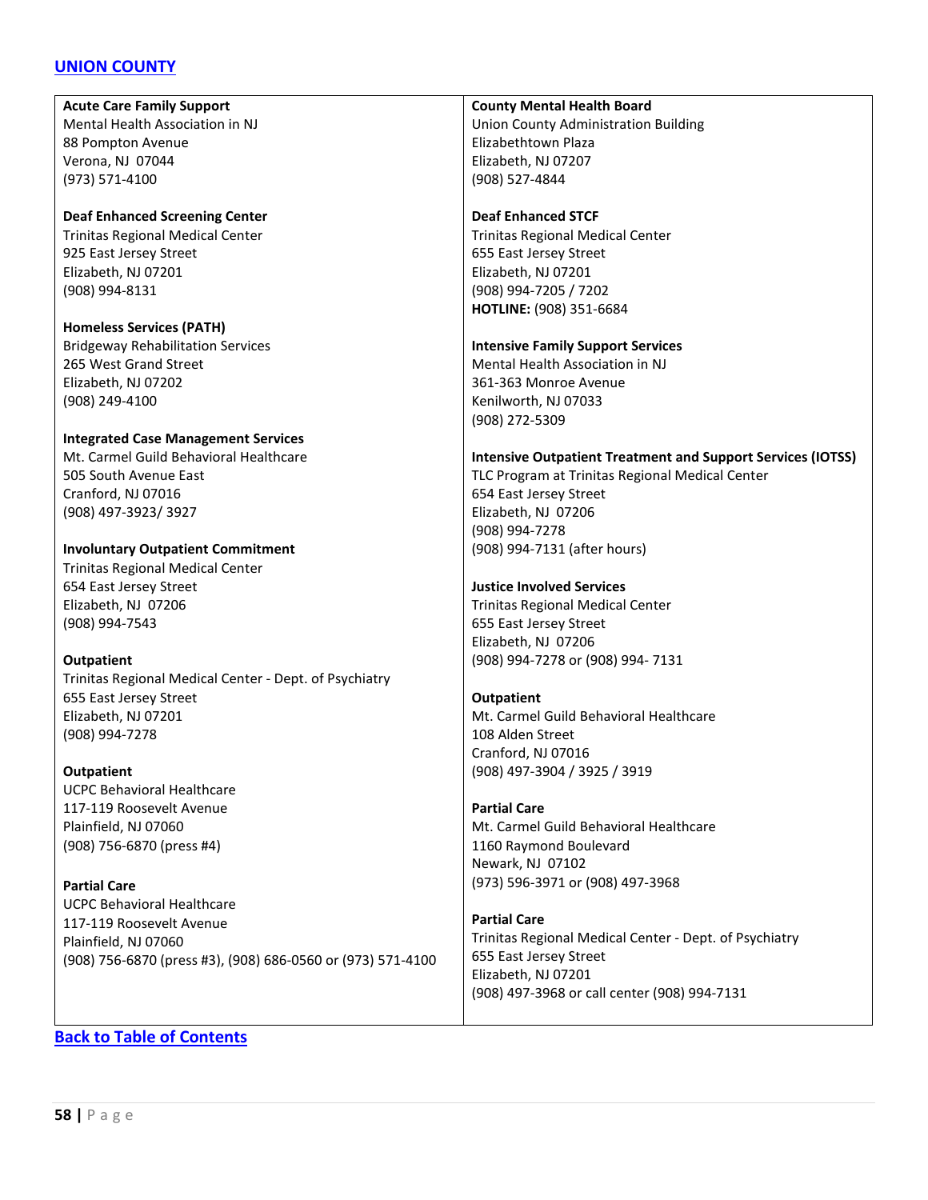## UNION COUNTY

**Acute Care Family Support**
Mental Health Association in NJ
88 Pompton Avenue
Verona, NJ 07044
(973) 571-4100

**Deaf Enhanced Screening Center**
Trinitas Regional Medical Center
925 East Jersey Street
Elizabeth, NJ 07201
(908) 994-8131

**Homeless Services (PATH)**
Bridgeway Rehabilitation Services
265 West Grand Street
Elizabeth, NJ 07202
(908) 249-4100

**Integrated Case Management Services**
Mt. Carmel Guild Behavioral Healthcare
505 South Avenue East
Cranford, NJ 07016
(908) 497-3923/ 3927

**Involuntary Outpatient Commitment**
Trinitas Regional Medical Center
654 East Jersey Street
Elizabeth, NJ 07206
(908) 994-7543

**Outpatient**
Trinitas Regional Medical Center - Dept. of Psychiatry
655 East Jersey Street
Elizabeth, NJ 07201
(908) 994-7278

**Outpatient**
UCPC Behavioral Healthcare
117-119 Roosevelt Avenue
Plainfield, NJ 07060
(908) 756-6870 (press #4)

**Partial Care**
UCPC Behavioral Healthcare
117-119 Roosevelt Avenue
Plainfield, NJ 07060
(908) 756-6870 (press #3), (908) 686-0560 or (973) 571-4100

**County Mental Health Board**
Union County Administration Building
Elizabethtown Plaza
Elizabeth, NJ 07207
(908) 527-4844

**Deaf Enhanced STCF**
Trinitas Regional Medical Center
655 East Jersey Street
Elizabeth, NJ 07201
(908) 994-7205 / 7202
**HOTLINE:** (908) 351-6684

**Intensive Family Support Services**
Mental Health Association in NJ
361-363 Monroe Avenue
Kenilworth, NJ 07033
(908) 272-5309

**Intensive Outpatient Treatment and Support Services (IOTSS)**
TLC Program at Trinitas Regional Medical Center
654 East Jersey Street
Elizabeth, NJ 07206
(908) 994-7278
(908) 994-7131 (after hours)

**Justice Involved Services**
Trinitas Regional Medical Center
655 East Jersey Street
Elizabeth, NJ 07206
(908) 994-7278 or (908) 994- 7131

**Outpatient**
Mt. Carmel Guild Behavioral Healthcare
108 Alden Street
Cranford, NJ 07016
(908) 497-3904 / 3925 / 3919

**Partial Care**
Mt. Carmel Guild Behavioral Healthcare
1160 Raymond Boulevard
Newark, NJ 07102
(973) 596-3971 or (908) 497-3968

**Partial Care**
Trinitas Regional Medical Center - Dept. of Psychiatry
655 East Jersey Street
Elizabeth, NJ 07201
(908) 497-3968 or call center (908) 994-7131

Back to Table of Contents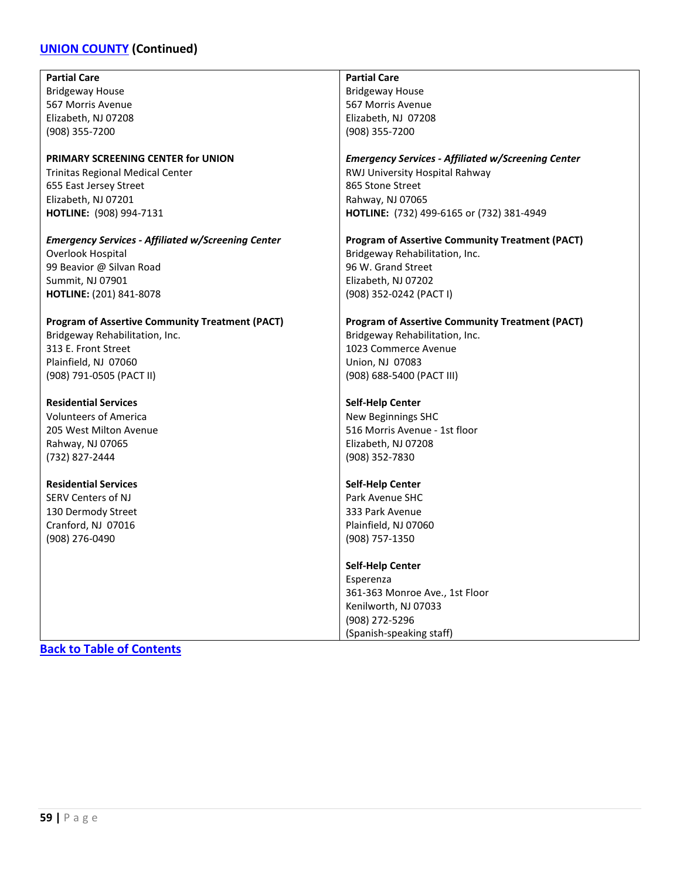## [UNION COUNTY](#) (Continued)

**Partial Care**
Bridgeway House
567 Morris Avenue
Elizabeth, NJ 07208
(908) 355-7200

**PRIMARY SCREENING CENTER for UNION**
Trinitas Regional Medical Center
655 East Jersey Street
Elizabeth, NJ 07201
**HOTLINE:** (908) 994-7131

***Emergency Services - Affiliated w/Screening Center***
Overlook Hospital
99 Beavior @ Silvan Road
Summit, NJ 07901
**HOTLINE:** (201) 841-8078

**Program of Assertive Community Treatment (PACT)**
Bridgeway Rehabilitation, Inc.
313 E. Front Street
Plainfield, NJ 07060
(908) 791-0505 (PACT II)

**Residential Services**
Volunteers of America
205 West Milton Avenue
Rahway, NJ 07065
(732) 827-2444

**Residential Services**
SERV Centers of NJ
130 Dermody Street
Cranford, NJ 07016
(908) 276-0490

**Partial Care**
Bridgeway House
567 Morris Avenue
Elizabeth, NJ 07208
(908) 355-7200

***Emergency Services - Affiliated w/Screening Center***
RWJ University Hospital Rahway
865 Stone Street
Rahway, NJ 07065
**HOTLINE:** (732) 499-6165 or (732) 381-4949

**Program of Assertive Community Treatment (PACT)**
Bridgeway Rehabilitation, Inc.
96 W. Grand Street
Elizabeth, NJ 07202
(908) 352-0242 (PACT I)

**Program of Assertive Community Treatment (PACT)**
Bridgeway Rehabilitation, Inc.
1023 Commerce Avenue
Union, NJ 07083
(908) 688-5400 (PACT III)

**Self-Help Center**
New Beginnings SHC
516 Morris Avenue - 1st floor
Elizabeth, NJ 07208
(908) 352-7830

**Self-Help Center**
Park Avenue SHC
333 Park Avenue
Plainfield, NJ 07060
(908) 757-1350

**Self-Help Center**
Esperenza
361-363 Monroe Ave., 1st Floor
Kenilworth, NJ 07033
(908) 272-5296
(Spanish-speaking staff)

[Back to Table of Contents](#)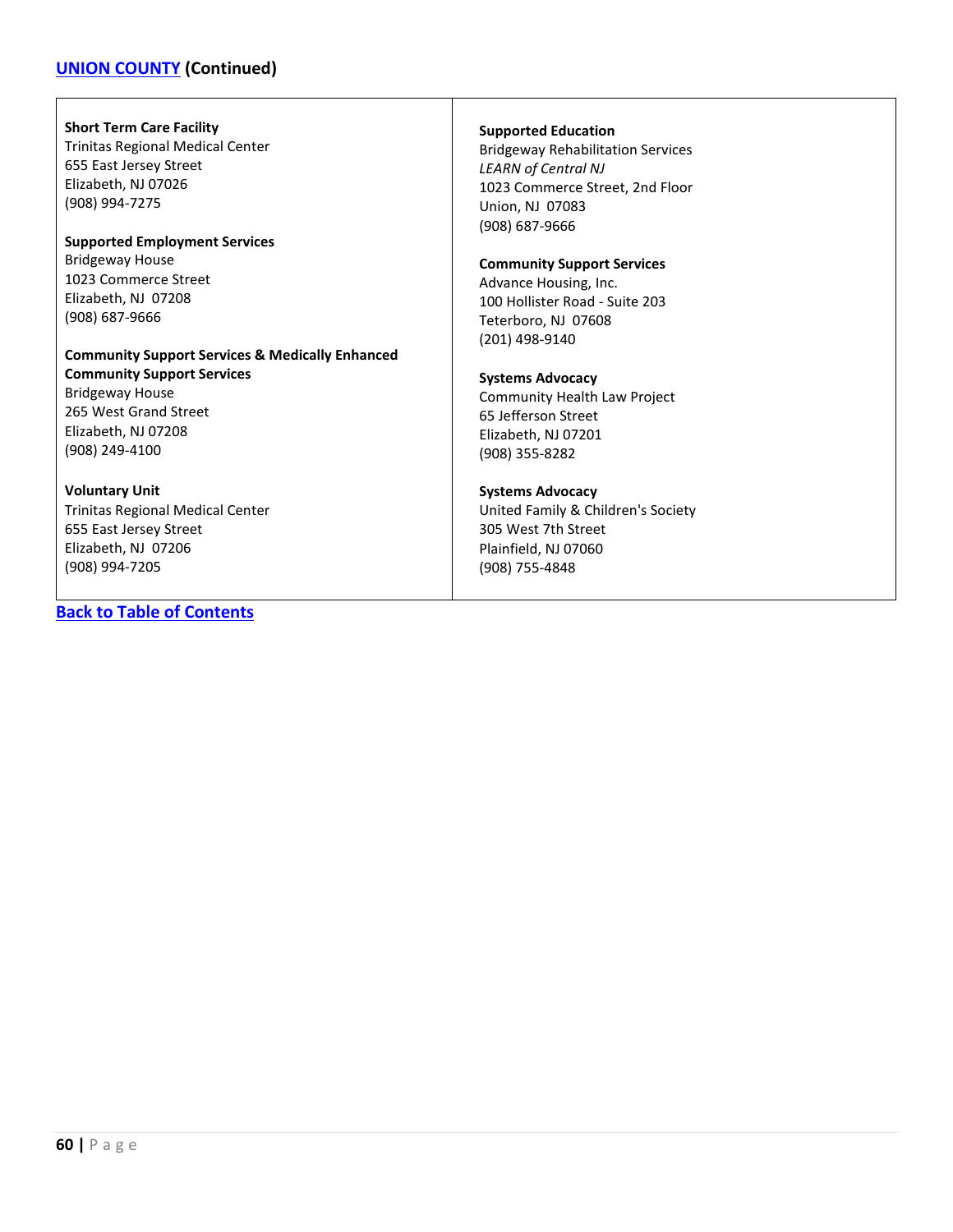## UNION COUNTY (Continued)

**Short Term Care Facility**
Trinitas Regional Medical Center
655 East Jersey Street
Elizabeth, NJ 07026
(908) 994-7275

**Supported Employment Services**
Bridgeway House
1023 Commerce Street
Elizabeth, NJ 07208
(908) 687-9666

**Community Support Services & Medically Enhanced Community Support Services**
Bridgeway House
265 West Grand Street
Elizabeth, NJ 07208
(908) 249-4100

**Voluntary Unit**
Trinitas Regional Medical Center
655 East Jersey Street
Elizabeth, NJ 07206
(908) 994-7205

**Supported Education**
Bridgeway Rehabilitation Services
*LEARN of Central NJ*
1023 Commerce Street, 2nd Floor
Union, NJ 07083
(908) 687-9666

**Community Support Services**
Advance Housing, Inc.
100 Hollister Road - Suite 203
Teterboro, NJ 07608
(201) 498-9140

**Systems Advocacy**
Community Health Law Project
65 Jefferson Street
Elizabeth, NJ 07201
(908) 355-8282

**Systems Advocacy**
United Family & Children's Society
305 West 7th Street
Plainfield, NJ 07060
(908) 755-4848

Back to Table of Contents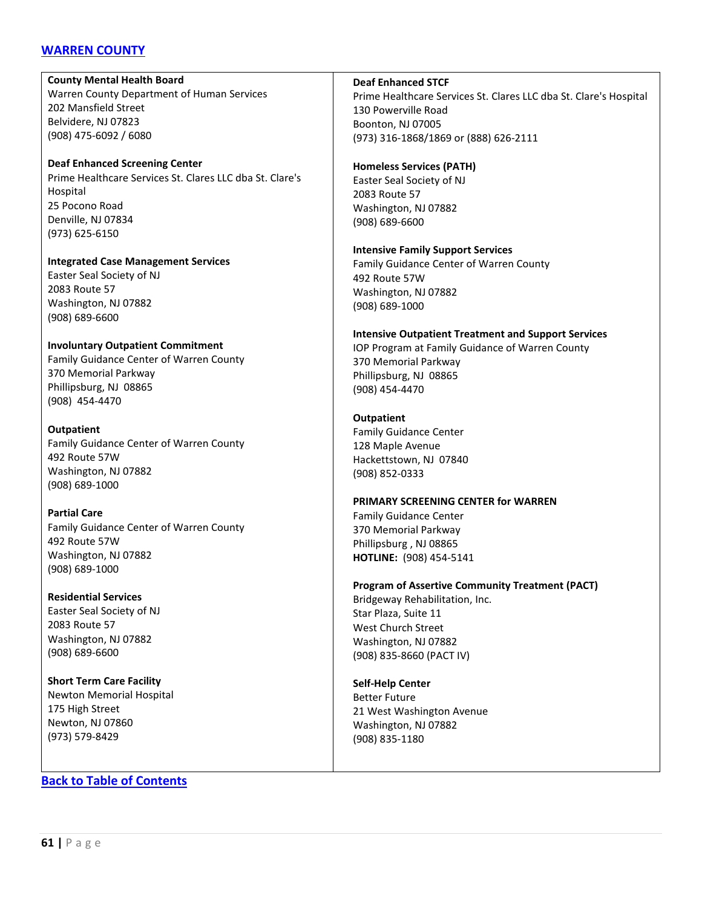## [WARREN COUNTY]()

**County Mental Health Board**
Warren County Department of Human Services
202 Mansfield Street
Belvidere, NJ 07823
(908) 475-6092 / 6080

**Deaf Enhanced Screening Center**
Prime Healthcare Services St. Clares LLC dba St. Clare's Hospital
25 Pocono Road
Denville, NJ 07834
(973) 625-6150

**Integrated Case Management Services**
Easter Seal Society of NJ
2083 Route 57
Washington, NJ 07882
(908) 689-6600

**Involuntary Outpatient Commitment**
Family Guidance Center of Warren County
370 Memorial Parkway
Phillipsburg, NJ 08865
(908) 454-4470

**Outpatient**
Family Guidance Center of Warren County
492 Route 57W
Washington, NJ 07882
(908) 689-1000

**Partial Care**
Family Guidance Center of Warren County
492 Route 57W
Washington, NJ 07882
(908) 689-1000

**Residential Services**
Easter Seal Society of NJ
2083 Route 57
Washington, NJ 07882
(908) 689-6600

**Short Term Care Facility**
Newton Memorial Hospital
175 High Street
Newton, NJ 07860
(973) 579-8429

**Deaf Enhanced STCF**
Prime Healthcare Services St. Clares LLC dba St. Clare's Hospital
130 Powerville Road
Boonton, NJ 07005
(973) 316-1868/1869 or (888) 626-2111

**Homeless Services (PATH)**
Easter Seal Society of NJ
2083 Route 57
Washington, NJ 07882
(908) 689-6600

**Intensive Family Support Services**
Family Guidance Center of Warren County
492 Route 57W
Washington, NJ 07882
(908) 689-1000

**Intensive Outpatient Treatment and Support Services**
IOP Program at Family Guidance of Warren County
370 Memorial Parkway
Phillipsburg, NJ 08865
(908) 454-4470

**Outpatient**
Family Guidance Center
128 Maple Avenue
Hackettstown, NJ 07840
(908) 852-0333

**PRIMARY SCREENING CENTER for WARREN**
Family Guidance Center
370 Memorial Parkway
Phillipsburg , NJ 08865
**HOTLINE:** (908) 454-5141

**Program of Assertive Community Treatment (PACT)**
Bridgeway Rehabilitation, Inc.
Star Plaza, Suite 11
West Church Street
Washington, NJ 07882
(908) 835-8660 (PACT IV)

**Self-Help Center**
Better Future
21 West Washington Avenue
Washington, NJ 07882
(908) 835-1180

[Back to Table of Contents]()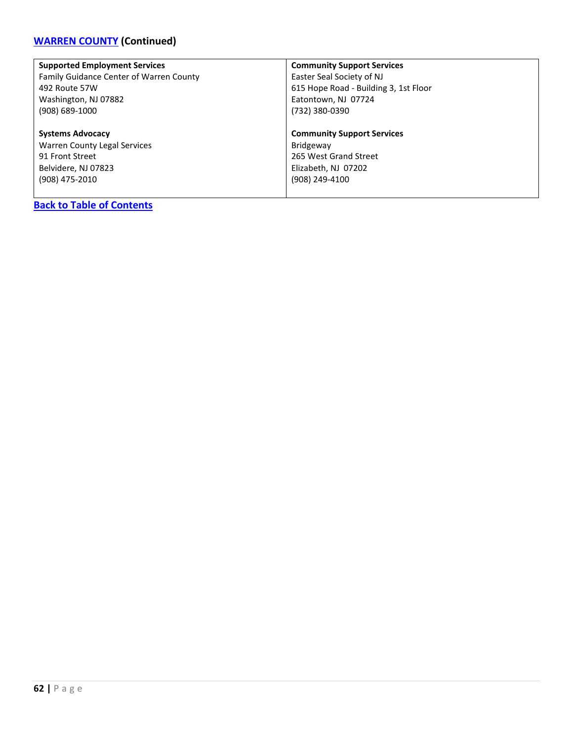## WARREN COUNTY (Continued)

| Supported Employment Services | Community Support Services |
|---|---|
| Family Guidance Center of Warren County<br>492 Route 57W<br>Washington, NJ 07882<br>(908) 689-1000 | Easter Seal Society of NJ<br>615 Hope Road - Building 3, 1st Floor<br>Eatontown, NJ  07724<br>(732) 380-0390 |
| **Systems Advocacy**<br>Warren County Legal Services<br>91 Front Street<br>Belvidere, NJ 07823<br>(908) 475-2010 | **Community Support Services**<br>Bridgeway<br>265 West Grand Street<br>Elizabeth, NJ  07202<br>(908) 249-4100 |

Back to Table of Contents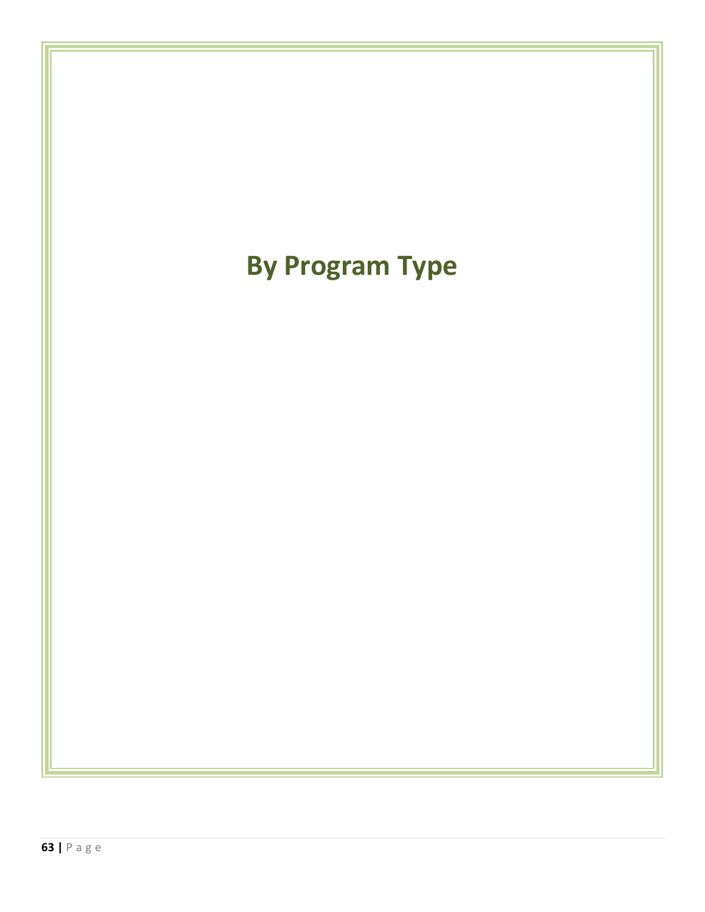# By Program Type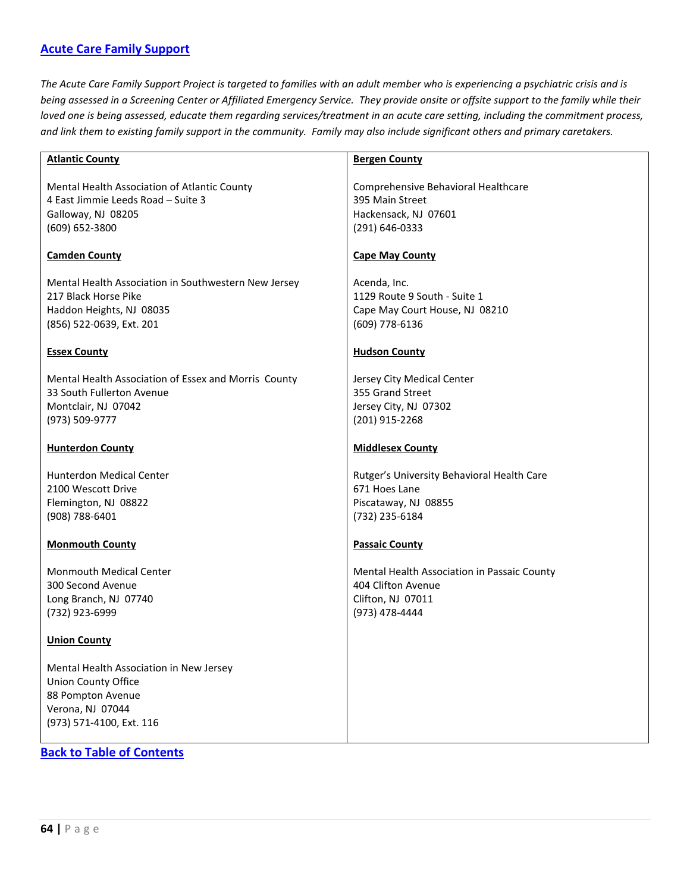## [Acute Care Family Support]

*The Acute Care Family Support Project is targeted to families with an adult member who is experiencing a psychiatric crisis and is being assessed in a Screening Center or Affiliated Emergency Service. They provide onsite or offsite support to the family while their loved one is being assessed, educate them regarding services/treatment in an acute care setting, including the commitment process, and link them to existing family support in the community. Family may also include significant others and primary caretakers.*

| | |
|---|---|
| **Atlantic County**<br><br>Mental Health Association of Atlantic County<br>4 East Jimmie Leeds Road – Suite 3<br>Galloway, NJ 08205<br>(609) 652-3800 | **Bergen County**<br><br>Comprehensive Behavioral Healthcare<br>395 Main Street<br>Hackensack, NJ 07601<br>(291) 646-0333 |
| **Camden County**<br><br>Mental Health Association in Southwestern New Jersey<br>217 Black Horse Pike<br>Haddon Heights, NJ 08035<br>(856) 522-0639, Ext. 201 | **Cape May County**<br><br>Acenda, Inc.<br>1129 Route 9 South - Suite 1<br>Cape May Court House, NJ 08210<br>(609) 778-6136 |
| **Essex County**<br><br>Mental Health Association of Essex and Morris County<br>33 South Fullerton Avenue<br>Montclair, NJ 07042<br>(973) 509-9777 | **Hudson County**<br><br>Jersey City Medical Center<br>355 Grand Street<br>Jersey City, NJ 07302<br>(201) 915-2268 |
| **Hunterdon County**<br><br>Hunterdon Medical Center<br>2100 Wescott Drive<br>Flemington, NJ 08822<br>(908) 788-6401 | **Middlesex County**<br><br>Rutger's University Behavioral Health Care<br>671 Hoes Lane<br>Piscataway, NJ 08855<br>(732) 235-6184 |
| **Monmouth County**<br><br>Monmouth Medical Center<br>300 Second Avenue<br>Long Branch, NJ 07740<br>(732) 923-6999 | **Passaic County**<br><br>Mental Health Association in Passaic County<br>404 Clifton Avenue<br>Clifton, NJ 07011<br>(973) 478-4444 |
| **Union County**<br><br>Mental Health Association in New Jersey<br>Union County Office<br>88 Pompton Avenue<br>Verona, NJ 07044<br>(973) 571-4100, Ext. 116 | |

**[Back to Table of Contents]**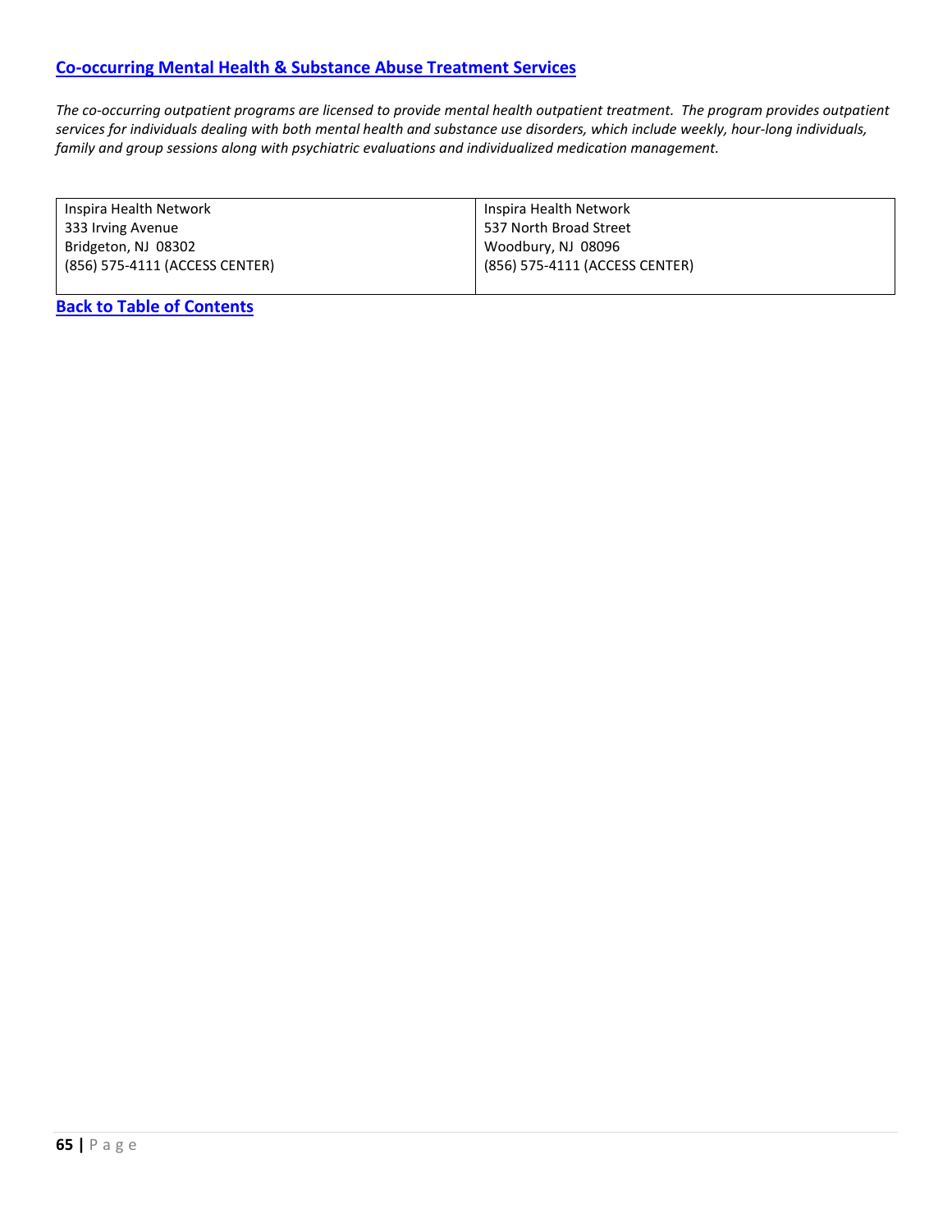## Co-occurring Mental Health & Substance Abuse Treatment Services

*The co-occurring outpatient programs are licensed to provide mental health outpatient treatment. The program provides outpatient services for individuals dealing with both mental health and substance use disorders, which include weekly, hour-long individuals, family and group sessions along with psychiatric evaluations and individualized medication management.*

| | |
|---|---|
| Inspira Health Network<br>333 Irving Avenue<br>Bridgeton, NJ 08302<br>(856) 575-4111 (ACCESS CENTER) | Inspira Health Network<br>537 North Broad Street<br>Woodbury, NJ 08096<br>(856) 575-4111 (ACCESS CENTER) |

**Back to Table of Contents**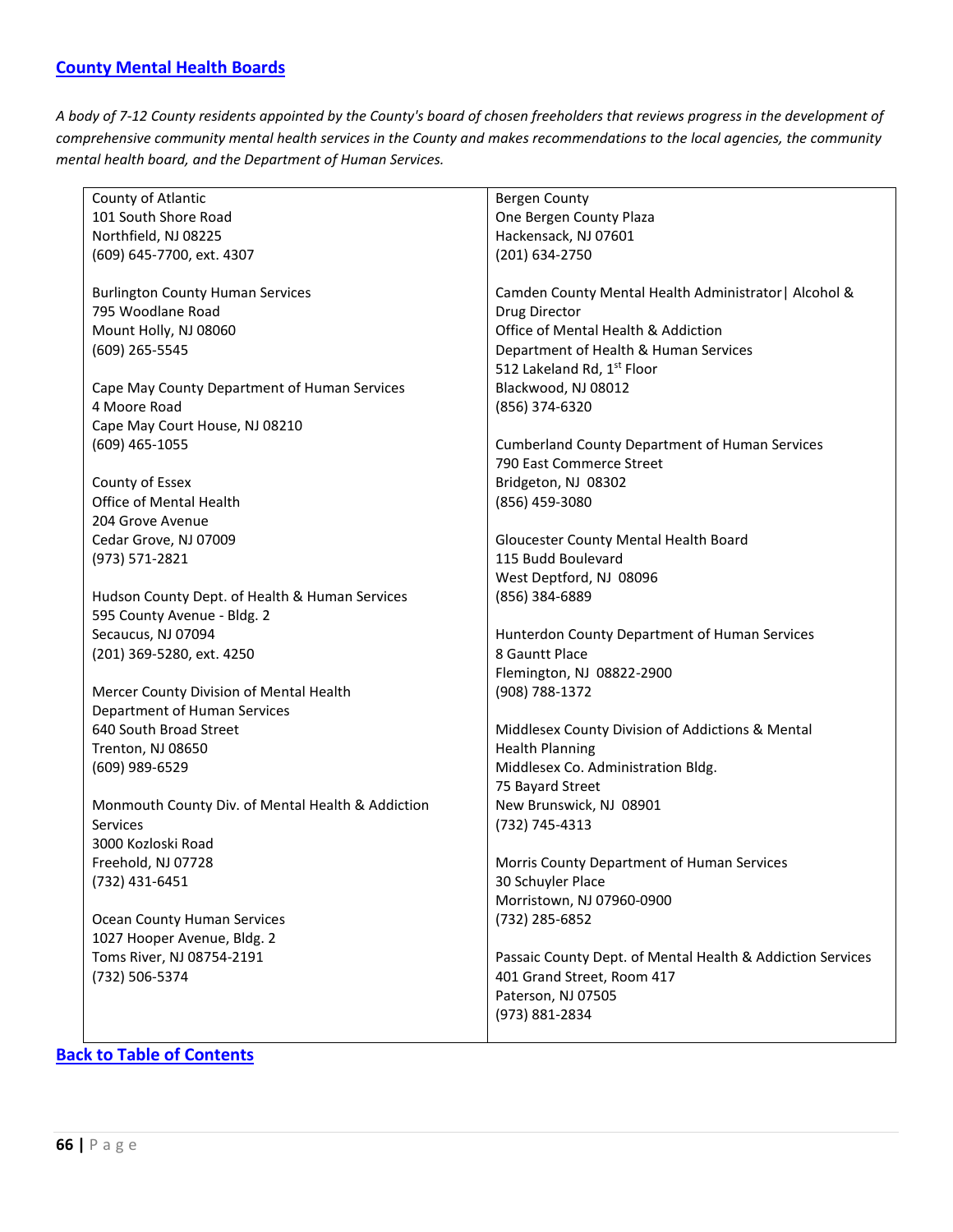## County Mental Health Boards

*A body of 7-12 County residents appointed by the County's board of chosen freeholders that reviews progress in the development of comprehensive community mental health services in the County and makes recommendations to the local agencies, the community mental health board, and the Department of Human Services.*

County of Atlantic
101 South Shore Road
Northfield, NJ 08225
(609) 645-7700, ext. 4307

Burlington County Human Services
795 Woodlane Road
Mount Holly, NJ 08060
(609) 265-5545

Cape May County Department of Human Services
4 Moore Road
Cape May Court House, NJ 08210
(609) 465-1055

County of Essex
Office of Mental Health
204 Grove Avenue
Cedar Grove, NJ 07009
(973) 571-2821

Hudson County Dept. of Health & Human Services
595 County Avenue - Bldg. 2
Secaucus, NJ 07094
(201) 369-5280, ext. 4250

Mercer County Division of Mental Health
Department of Human Services
640 South Broad Street
Trenton, NJ 08650
(609) 989-6529

Monmouth County Div. of Mental Health & Addiction Services
3000 Kozloski Road
Freehold, NJ 07728
(732) 431-6451

Ocean County Human Services
1027 Hooper Avenue, Bldg. 2
Toms River, NJ 08754-2191
(732) 506-5374

Bergen County
One Bergen County Plaza
Hackensack, NJ 07601
(201) 634-2750

Camden County Mental Health Administrator| Alcohol & Drug Director
Office of Mental Health & Addiction
Department of Health & Human Services
512 Lakeland Rd, 1st Floor
Blackwood, NJ 08012
(856) 374-6320

Cumberland County Department of Human Services
790 East Commerce Street
Bridgeton, NJ 08302
(856) 459-3080

Gloucester County Mental Health Board
115 Budd Boulevard
West Deptford, NJ 08096
(856) 384-6889

Hunterdon County Department of Human Services
8 Gauntt Place
Flemington, NJ 08822-2900
(908) 788-1372

Middlesex County Division of Addictions & Mental Health Planning
Middlesex Co. Administration Bldg.
75 Bayard Street
New Brunswick, NJ 08901
(732) 745-4313

Morris County Department of Human Services
30 Schuyler Place
Morristown, NJ 07960-0900
(732) 285-6852

Passaic County Dept. of Mental Health & Addiction Services
401 Grand Street, Room 417
Paterson, NJ 07505
(973) 881-2834

**Back to Table of Contents**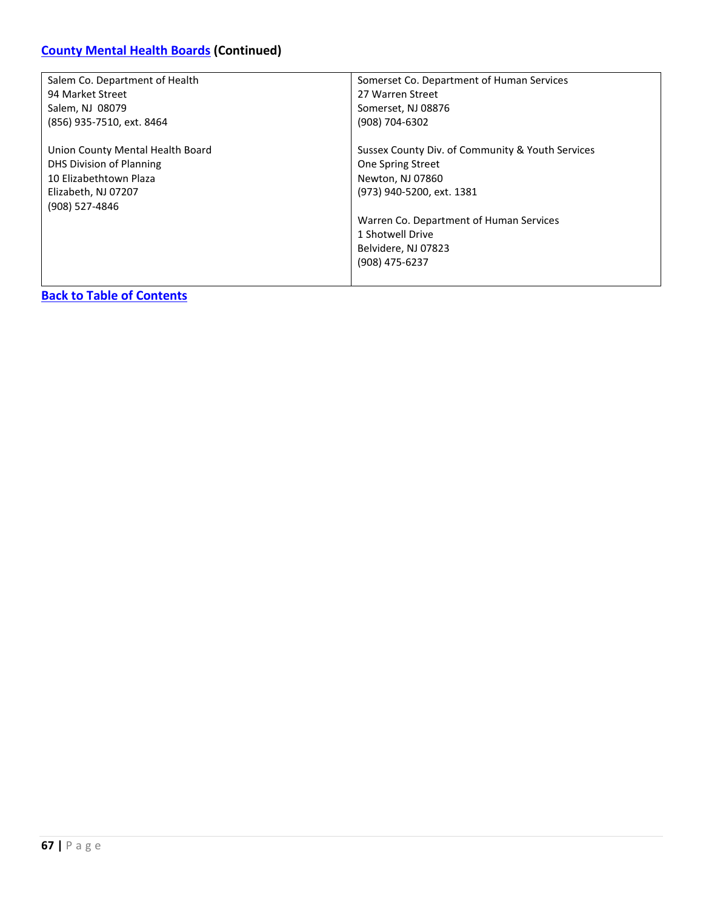## County Mental Health Boards (Continued)

| | |
|---|---|
| Salem Co. Department of Health<br>94 Market Street<br>Salem, NJ 08079<br>(856) 935-7510, ext. 8464<br><br>Union County Mental Health Board<br>DHS Division of Planning<br>10 Elizabethtown Plaza<br>Elizabeth, NJ 07207<br>(908) 527-4846 | Somerset Co. Department of Human Services<br>27 Warren Street<br>Somerset, NJ 08876<br>(908) 704-6302<br><br>Sussex County Div. of Community & Youth Services<br>One Spring Street<br>Newton, NJ 07860<br>(973) 940-5200, ext. 1381<br><br>Warren Co. Department of Human Services<br>1 Shotwell Drive<br>Belvidere, NJ 07823<br>(908) 475-6237 |

**Back to Table of Contents**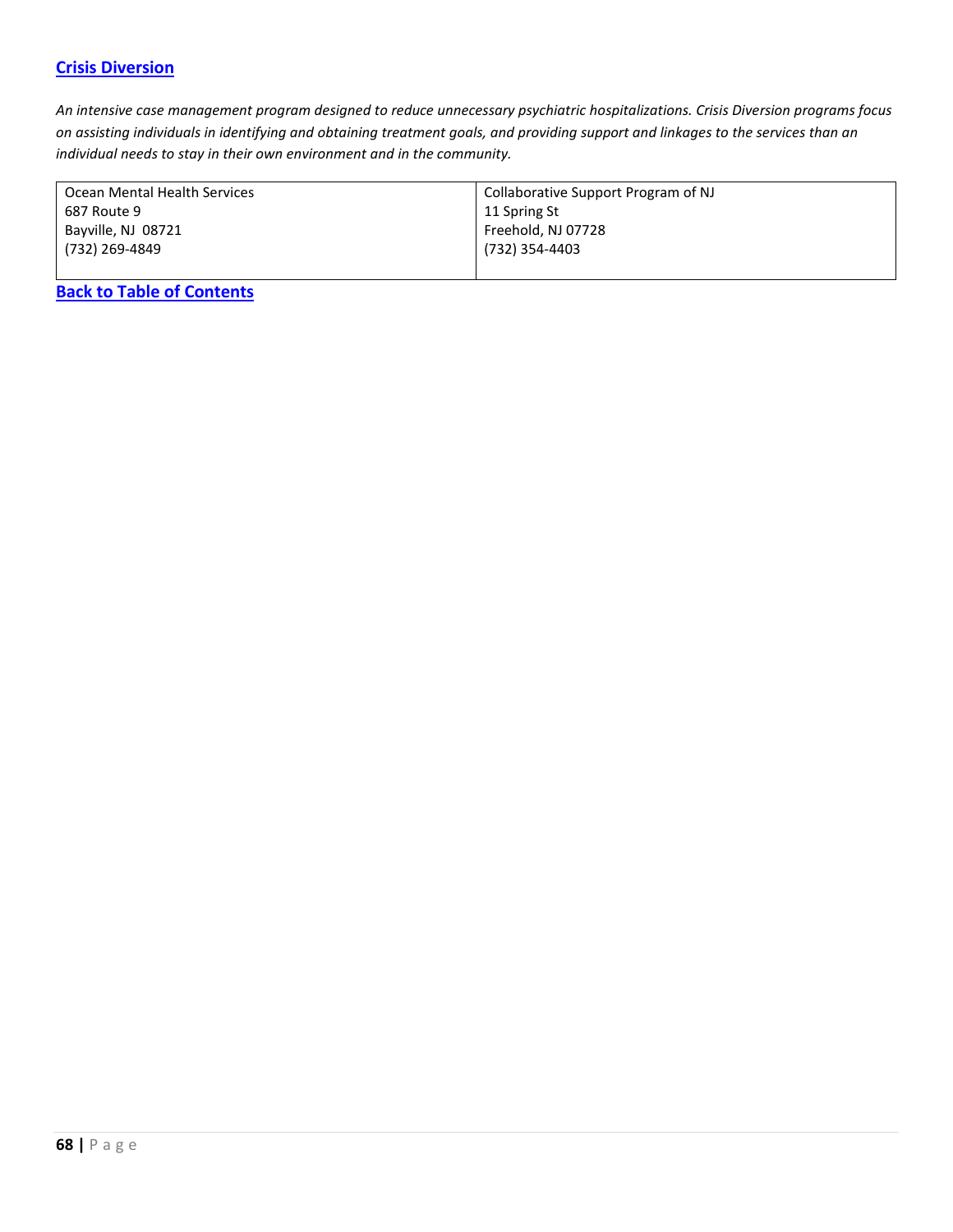## [Crisis Diversion]

*An intensive case management program designed to reduce unnecessary psychiatric hospitalizations. Crisis Diversion programs focus on assisting individuals in identifying and obtaining treatment goals, and providing support and linkages to the services than an individual needs to stay in their own environment and in the community.*

| | |
|---|---|
| Ocean Mental Health Services<br>687 Route 9<br>Bayville, NJ 08721<br>(732) 269-4849 | Collaborative Support Program of NJ<br>11 Spring St<br>Freehold, NJ 07728<br>(732) 354-4403 |

**[Back to Table of Contents]**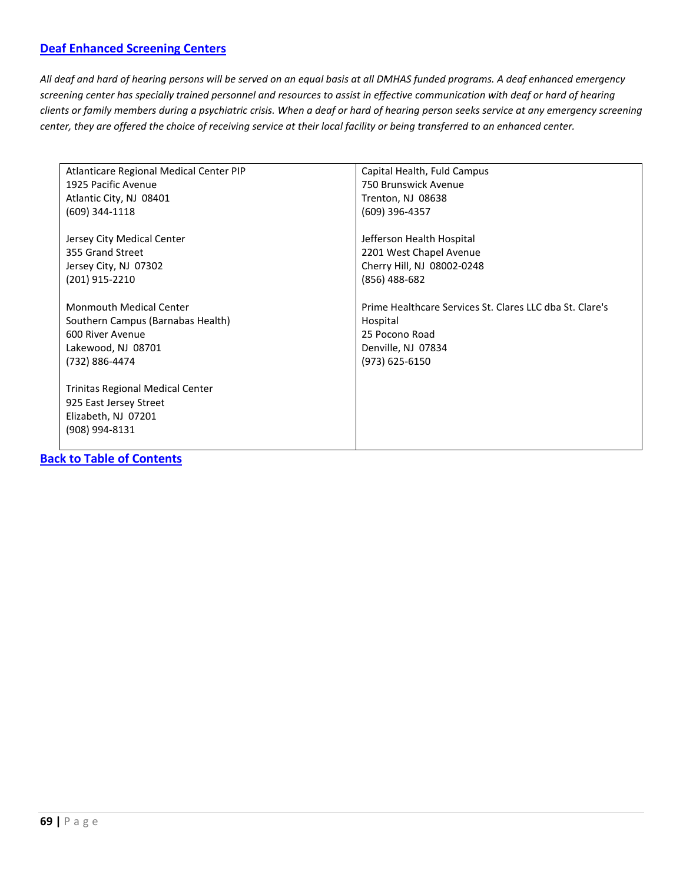## [Deaf Enhanced Screening Centers]()

*All deaf and hard of hearing persons will be served on an equal basis at all DMHAS funded programs. A deaf enhanced emergency screening center has specially trained personnel and resources to assist in effective communication with deaf or hard of hearing clients or family members during a psychiatric crisis. When a deaf or hard of hearing person seeks service at any emergency screening center, they are offered the choice of receiving service at their local facility or being transferred to an enhanced center.*

| | |
|---|---|
| Atlanticare Regional Medical Center PIP<br>1925 Pacific Avenue<br>Atlantic City, NJ 08401<br>(609) 344-1118<br><br>Jersey City Medical Center<br>355 Grand Street<br>Jersey City, NJ 07302<br>(201) 915-2210<br><br>Monmouth Medical Center<br>Southern Campus (Barnabas Health)<br>600 River Avenue<br>Lakewood, NJ 08701<br>(732) 886-4474<br><br>Trinitas Regional Medical Center<br>925 East Jersey Street<br>Elizabeth, NJ 07201<br>(908) 994-8131 | Capital Health, Fuld Campus<br>750 Brunswick Avenue<br>Trenton, NJ 08638<br>(609) 396-4357<br><br>Jefferson Health Hospital<br>2201 West Chapel Avenue<br>Cherry Hill, NJ 08002-0248<br>(856) 488-682<br><br>Prime Healthcare Services St. Clares LLC dba St. Clare's Hospital<br>25 Pocono Road<br>Denville, NJ 07834<br>(973) 625-6150 |

**[Back to Table of Contents]()**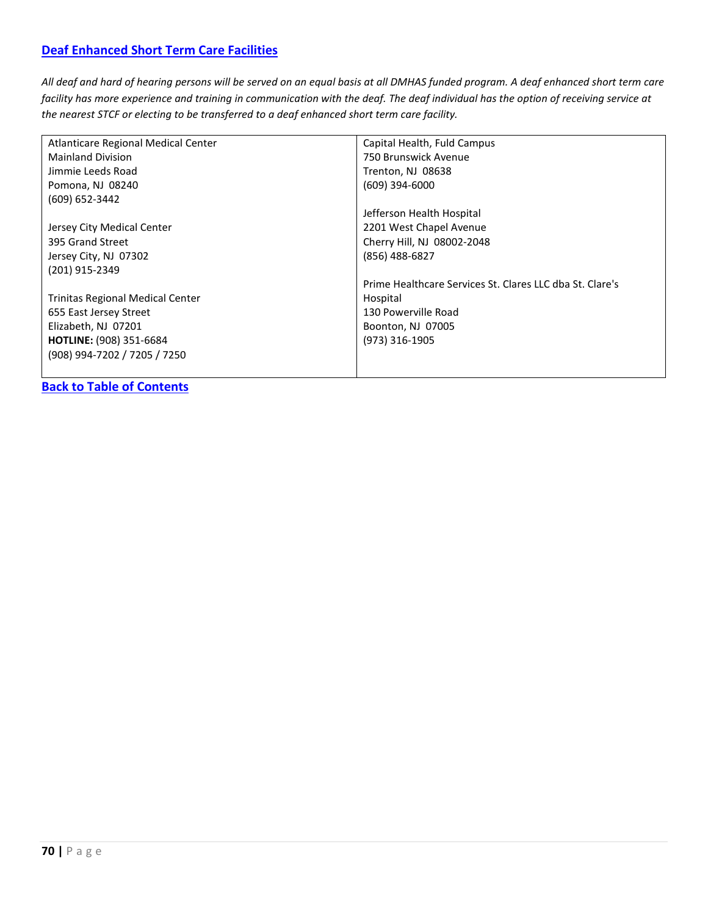## Deaf Enhanced Short Term Care Facilities

*All deaf and hard of hearing persons will be served on an equal basis at all DMHAS funded program. A deaf enhanced short term care facility has more experience and training in communication with the deaf. The deaf individual has the option of receiving service at the nearest STCF or electing to be transferred to a deaf enhanced short term care facility.*

Atlanticare Regional Medical Center
Mainland Division
Jimmie Leeds Road
Pomona, NJ 08240
(609) 652-3442

Jersey City Medical Center
395 Grand Street
Jersey City, NJ 07302
(201) 915-2349

Trinitas Regional Medical Center
655 East Jersey Street
Elizabeth, NJ 07201
**HOTLINE:** (908) 351-6684
(908) 994-7202 / 7205 / 7250

Capital Health, Fuld Campus
750 Brunswick Avenue
Trenton, NJ 08638
(609) 394-6000

Jefferson Health Hospital
2201 West Chapel Avenue
Cherry Hill, NJ 08002-2048
(856) 488-6827

Prime Healthcare Services St. Clares LLC dba St. Clare's Hospital
130 Powerville Road
Boonton, NJ 07005
(973) 316-1905

**Back to Table of Contents**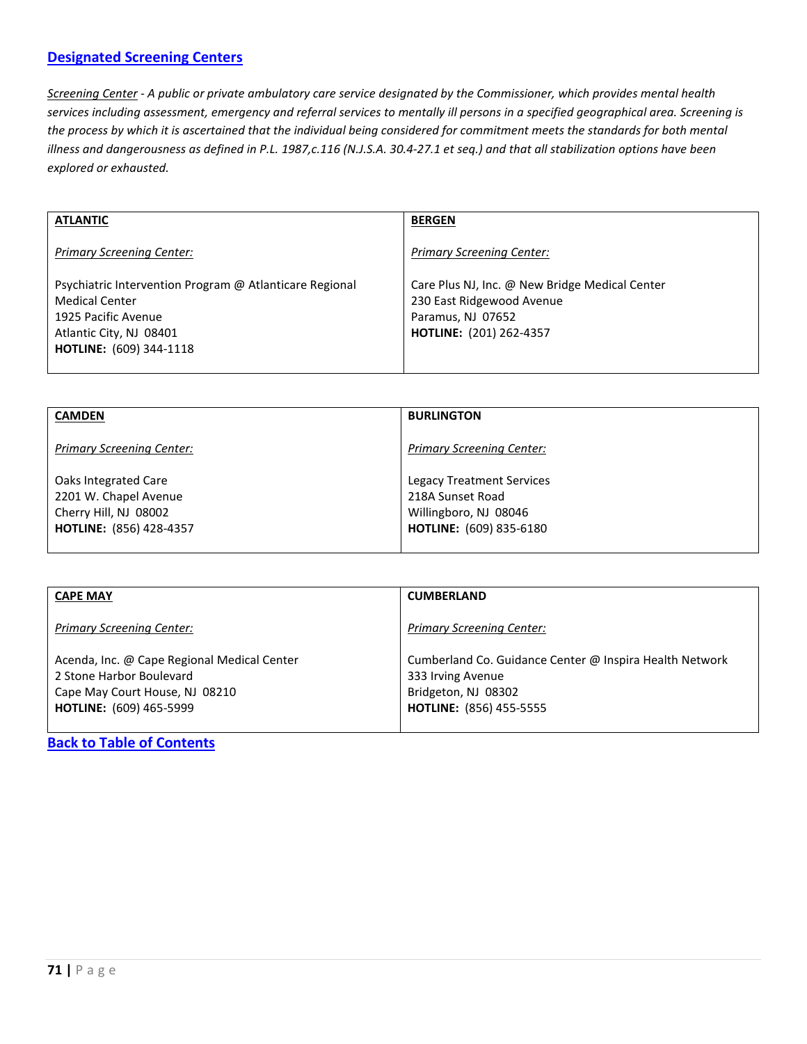## [Designated Screening Centers]

*Screening Center - A public or private ambulatory care service designated by the Commissioner, which provides mental health services including assessment, emergency and referral services to mentally ill persons in a specified geographical area. Screening is the process by which it is ascertained that the individual being considered for commitment meets the standards for both mental illness and dangerousness as defined in P.L. 1987,c.116 (N.J.S.A. 30.4-27.1 et seq.) and that all stabilization options have been explored or exhausted.*

| **ATLANTIC** | **BERGEN** |
|---|---|
| *Primary Screening Center:* | *Primary Screening Center:* |
| Psychiatric Intervention Program @ Atlanticare Regional Medical Center<br>1925 Pacific Avenue<br>Atlantic City, NJ 08401<br>**HOTLINE:** (609) 344-1118 | Care Plus NJ, Inc. @ New Bridge Medical Center<br>230 East Ridgewood Avenue<br>Paramus, NJ 07652<br>**HOTLINE:** (201) 262-4357 |

| **CAMDEN** | **BURLINGTON** |
|---|---|
| *Primary Screening Center:* | *Primary Screening Center:* |
| Oaks Integrated Care<br>2201 W. Chapel Avenue<br>Cherry Hill, NJ 08002<br>**HOTLINE:** (856) 428-4357 | Legacy Treatment Services<br>218A Sunset Road<br>Willingboro, NJ 08046<br>**HOTLINE:** (609) 835-6180 |

| **CAPE MAY** | **CUMBERLAND** |
|---|---|
| *Primary Screening Center:* | *Primary Screening Center:* |
| Acenda, Inc. @ Cape Regional Medical Center<br>2 Stone Harbor Boulevard<br>Cape May Court House, NJ 08210<br>**HOTLINE:** (609) 465-5999 | Cumberland Co. Guidance Center @ Inspira Health Network<br>333 Irving Avenue<br>Bridgeton, NJ 08302<br>**HOTLINE:** (856) 455-5555 |

**Back to Table of Contents**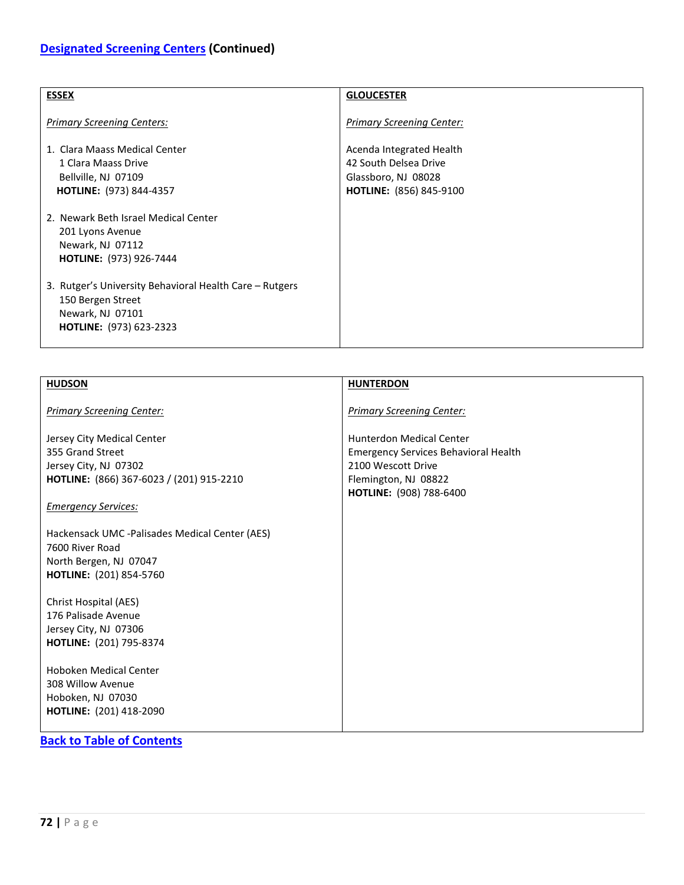## Designated Screening Centers (Continued)

### ESSEX

*Primary Screening Centers:*

1. Clara Maass Medical Center
   1 Clara Maass Drive
   Bellville, NJ 07109
   **HOTLINE:** (973) 844-4357

2. Newark Beth Israel Medical Center
   201 Lyons Avenue
   Newark, NJ 07112
   **HOTLINE:** (973) 926-7444

3. Rutger's University Behavioral Health Care – Rutgers
   150 Bergen Street
   Newark, NJ 07101
   **HOTLINE:** (973) 623-2323

### GLOUCESTER

*Primary Screening Center:*

Acenda Integrated Health
42 South Delsea Drive
Glassboro, NJ 08028
**HOTLINE:** (856) 845-9100

### HUDSON

*Primary Screening Center:*

Jersey City Medical Center
355 Grand Street
Jersey City, NJ 07302
**HOTLINE:** (866) 367-6023 / (201) 915-2210

*Emergency Services:*

Hackensack UMC -Palisades Medical Center (AES)
7600 River Road
North Bergen, NJ 07047
**HOTLINE:** (201) 854-5760

Christ Hospital (AES)
176 Palisade Avenue
Jersey City, NJ 07306
**HOTLINE:** (201) 795-8374

Hoboken Medical Center
308 Willow Avenue
Hoboken, NJ 07030
**HOTLINE:** (201) 418-2090

### HUNTERDON

*Primary Screening Center:*

Hunterdon Medical Center
Emergency Services Behavioral Health
2100 Wescott Drive
Flemington, NJ 08822
**HOTLINE:** (908) 788-6400

Back to Table of Contents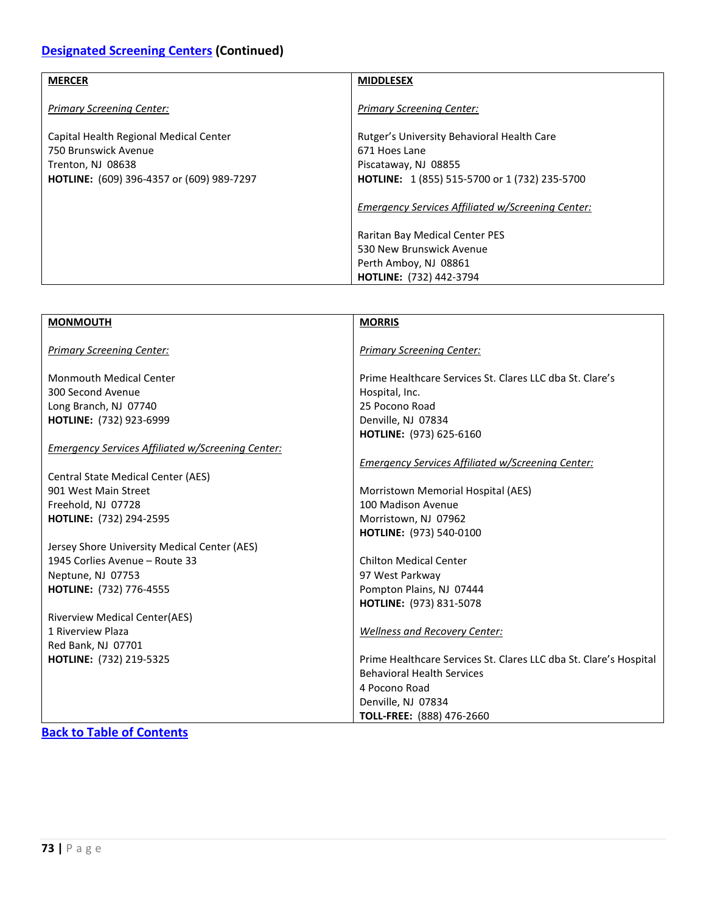## [Designated Screening Centers](#) (Continued)

| **MERCER** | **MIDDLESEX** |
|---|---|
| *Primary Screening Center:*<br><br>Capital Health Regional Medical Center<br>750 Brunswick Avenue<br>Trenton, NJ 08638<br>**HOTLINE:** (609) 396-4357 or (609) 989-7297 | *Primary Screening Center:*<br><br>Rutger's University Behavioral Health Care<br>671 Hoes Lane<br>Piscataway, NJ 08855<br>**HOTLINE:** 1 (855) 515-5700 or 1 (732) 235-5700<br><br>*Emergency Services Affiliated w/Screening Center:*<br><br>Raritan Bay Medical Center PES<br>530 New Brunswick Avenue<br>Perth Amboy, NJ 08861<br>**HOTLINE:** (732) 442-3794 |

| **MONMOUTH** | **MORRIS** |
|---|---|
| *Primary Screening Center:*<br><br>Monmouth Medical Center<br>300 Second Avenue<br>Long Branch, NJ 07740<br>**HOTLINE:** (732) 923-6999<br><br>*Emergency Services Affiliated w/Screening Center:*<br><br>Central State Medical Center (AES)<br>901 West Main Street<br>Freehold, NJ 07728<br>**HOTLINE:** (732) 294-2595<br><br>Jersey Shore University Medical Center (AES)<br>1945 Corlies Avenue – Route 33<br>Neptune, NJ 07753<br>**HOTLINE:** (732) 776-4555<br><br>Riverview Medical Center(AES)<br>1 Riverview Plaza<br>Red Bank, NJ 07701<br>**HOTLINE:** (732) 219-5325 | *Primary Screening Center:*<br><br>Prime Healthcare Services St. Clares LLC dba St. Clare's Hospital, Inc.<br>25 Pocono Road<br>Denville, NJ 07834<br>**HOTLINE:** (973) 625-6160<br><br>*Emergency Services Affiliated w/Screening Center:*<br><br>Morristown Memorial Hospital (AES)<br>100 Madison Avenue<br>Morristown, NJ 07962<br>**HOTLINE:** (973) 540-0100<br><br>Chilton Medical Center<br>97 West Parkway<br>Pompton Plains, NJ 07444<br>**HOTLINE:** (973) 831-5078<br><br>*Wellness and Recovery Center:*<br><br>Prime Healthcare Services St. Clares LLC dba St. Clare's Hospital Behavioral Health Services<br>4 Pocono Road<br>Denville, NJ 07834<br>**TOLL-FREE:** (888) 476-2660 |

[Back to Table of Contents](#)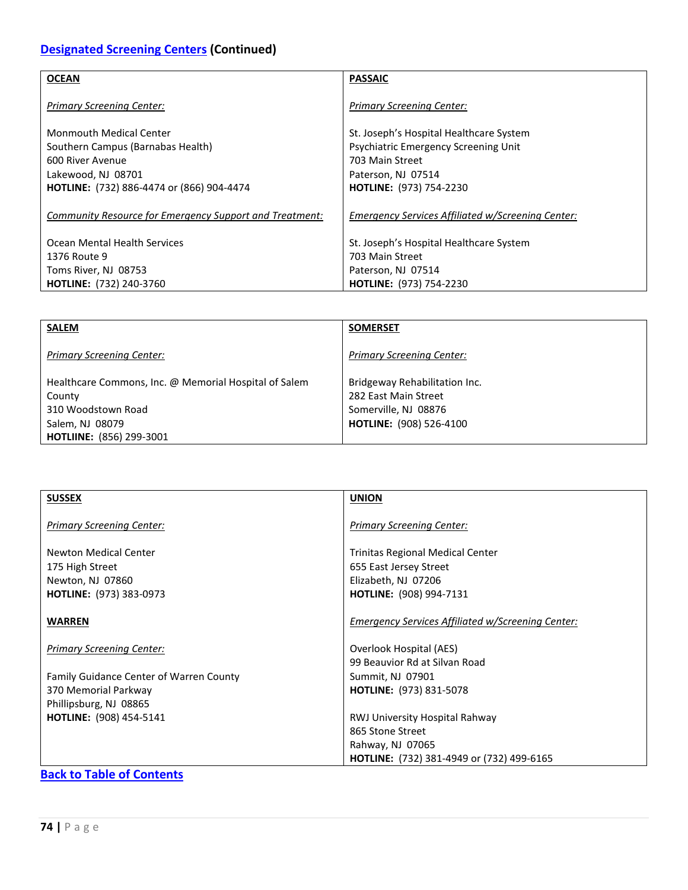## Designated Screening Centers (Continued)

**OCEAN**

*Primary Screening Center:*

Monmouth Medical Center
Southern Campus (Barnabas Health)
600 River Avenue
Lakewood, NJ 08701
**HOTLINE:** (732) 886-4474 or (866) 904-4474

*Community Resource for Emergency Support and Treatment:*

Ocean Mental Health Services
1376 Route 9
Toms River, NJ 08753
**HOTLINE:** (732) 240-3760

**PASSAIC**

*Primary Screening Center:*

St. Joseph's Hospital Healthcare System
Psychiatric Emergency Screening Unit
703 Main Street
Paterson, NJ 07514
**HOTLINE:** (973) 754-2230

*Emergency Services Affiliated w/Screening Center:*

St. Joseph's Hospital Healthcare System
703 Main Street
Paterson, NJ 07514
**HOTLINE:** (973) 754-2230

**SALEM**

*Primary Screening Center:*

Healthcare Commons, Inc. @ Memorial Hospital of Salem County
310 Woodstown Road
Salem, NJ 08079
**HOTLIINE:** (856) 299-3001

**SOMERSET**

*Primary Screening Center:*

Bridgeway Rehabilitation Inc.
282 East Main Street
Somerville, NJ 08876
**HOTLINE:** (908) 526-4100

**SUSSEX**

*Primary Screening Center:*

Newton Medical Center
175 High Street
Newton, NJ 07860
**HOTLINE:** (973) 383-0973

**WARREN**

*Primary Screening Center:*

Family Guidance Center of Warren County
370 Memorial Parkway
Phillipsburg, NJ 08865
**HOTLINE:** (908) 454-5141

**UNION**

*Primary Screening Center:*

Trinitas Regional Medical Center
655 East Jersey Street
Elizabeth, NJ 07206
**HOTLINE:** (908) 994-7131

*Emergency Services Affiliated w/Screening Center:*

Overlook Hospital (AES)
99 Beauvior Rd at Silvan Road
Summit, NJ 07901
**HOTLINE:** (973) 831-5078

RWJ University Hospital Rahway
865 Stone Street
Rahway, NJ 07065
**HOTLINE:** (732) 381-4949 or (732) 499-6165

Back to Table of Contents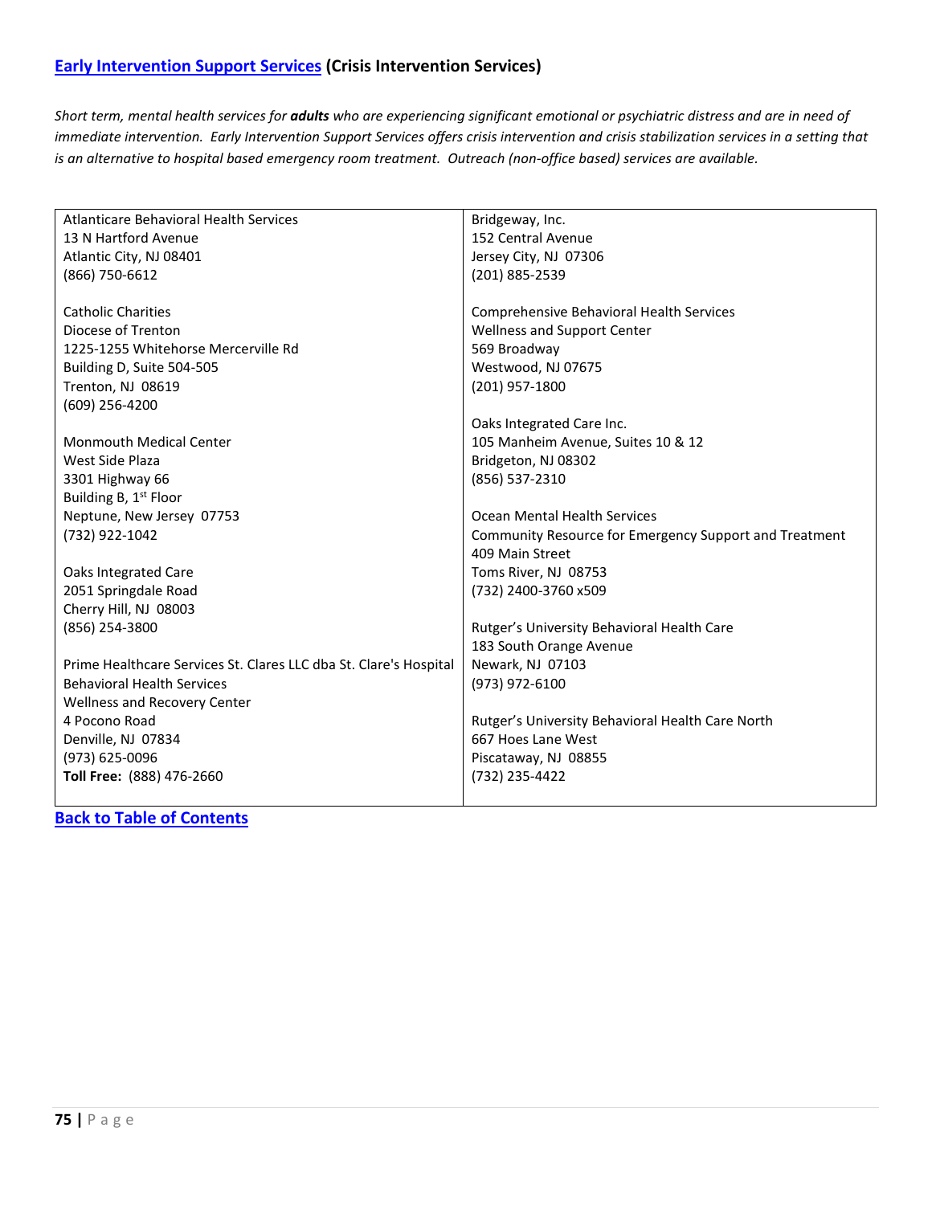## Early Intervention Support Services (Crisis Intervention Services)

*Short term, mental health services for **adults** who are experiencing significant emotional or psychiatric distress and are in need of immediate intervention. Early Intervention Support Services offers crisis intervention and crisis stabilization services in a setting that is an alternative to hospital based emergency room treatment. Outreach (non-office based) services are available.*

Atlanticare Behavioral Health Services
13 N Hartford Avenue
Atlantic City, NJ 08401
(866) 750-6612

Catholic Charities
Diocese of Trenton
1225-1255 Whitehorse Mercerville Rd
Building D, Suite 504-505
Trenton, NJ 08619
(609) 256-4200

Monmouth Medical Center
West Side Plaza
3301 Highway 66
Building B, 1st Floor
Neptune, New Jersey 07753
(732) 922-1042

Oaks Integrated Care
2051 Springdale Road
Cherry Hill, NJ 08003
(856) 254-3800

Prime Healthcare Services St. Clares LLC dba St. Clare's Hospital
Behavioral Health Services
Wellness and Recovery Center
4 Pocono Road
Denville, NJ 07834
(973) 625-0096
**Toll Free:** (888) 476-2660

Bridgeway, Inc.
152 Central Avenue
Jersey City, NJ 07306
(201) 885-2539

Comprehensive Behavioral Health Services
Wellness and Support Center
569 Broadway
Westwood, NJ 07675
(201) 957-1800

Oaks Integrated Care Inc.
105 Manheim Avenue, Suites 10 & 12
Bridgeton, NJ 08302
(856) 537-2310

Ocean Mental Health Services
Community Resource for Emergency Support and Treatment
409 Main Street
Toms River, NJ 08753
(732) 2400-3760 x509

Rutger's University Behavioral Health Care
183 South Orange Avenue
Newark, NJ 07103
(973) 972-6100

Rutger's University Behavioral Health Care North
667 Hoes Lane West
Piscataway, NJ 08855
(732) 235-4422

Back to Table of Contents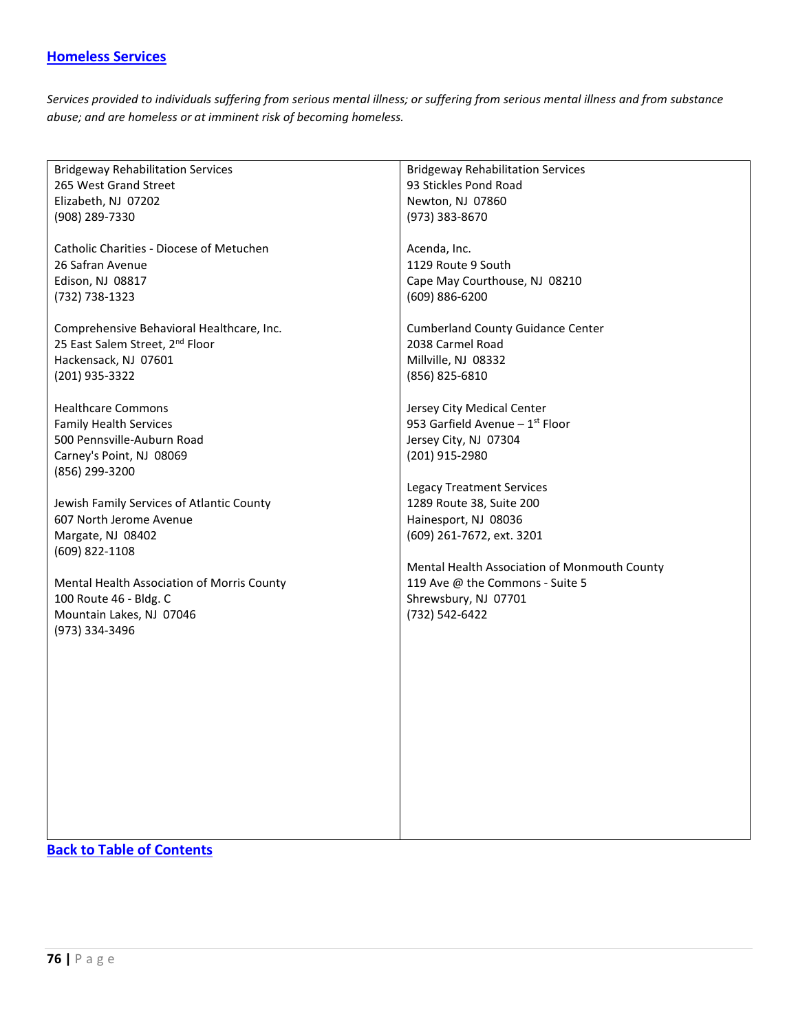## [Homeless Services]

*Services provided to individuals suffering from serious mental illness; or suffering from serious mental illness and from substance abuse; and are homeless or at imminent risk of becoming homeless.*

Bridgeway Rehabilitation Services
265 West Grand Street
Elizabeth, NJ 07202
(908) 289-7330

Catholic Charities - Diocese of Metuchen
26 Safran Avenue
Edison, NJ 08817
(732) 738-1323

Comprehensive Behavioral Healthcare, Inc.
25 East Salem Street, 2nd Floor
Hackensack, NJ 07601
(201) 935-3322

Healthcare Commons
Family Health Services
500 Pennsville-Auburn Road
Carney's Point, NJ 08069
(856) 299-3200

Jewish Family Services of Atlantic County
607 North Jerome Avenue
Margate, NJ 08402
(609) 822-1108

Mental Health Association of Morris County
100 Route 46 - Bldg. C
Mountain Lakes, NJ 07046
(973) 334-3496

Bridgeway Rehabilitation Services
93 Stickles Pond Road
Newton, NJ 07860
(973) 383-8670

Acenda, Inc.
1129 Route 9 South
Cape May Courthouse, NJ 08210
(609) 886-6200

Cumberland County Guidance Center
2038 Carmel Road
Millville, NJ 08332
(856) 825-6810

Jersey City Medical Center
953 Garfield Avenue – 1st Floor
Jersey City, NJ 07304
(201) 915-2980

Legacy Treatment Services
1289 Route 38, Suite 200
Hainesport, NJ 08036
(609) 261-7672, ext. 3201

Mental Health Association of Monmouth County
119 Ave @ the Commons - Suite 5
Shrewsbury, NJ 07701
(732) 542-6422

**[Back to Table of Contents]**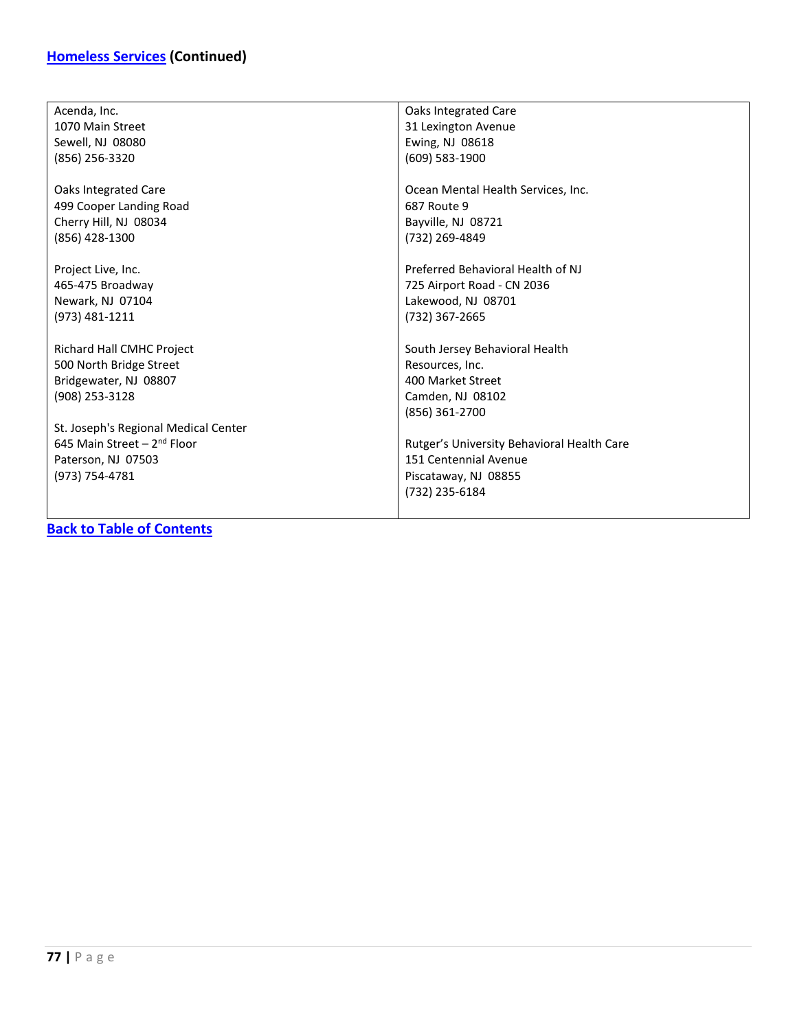## Homeless Services (Continued)

Acenda, Inc.
1070 Main Street
Sewell, NJ 08080
(856) 256-3320

Oaks Integrated Care
499 Cooper Landing Road
Cherry Hill, NJ 08034
(856) 428-1300

Project Live, Inc.
465-475 Broadway
Newark, NJ 07104
(973) 481-1211

Richard Hall CMHC Project
500 North Bridge Street
Bridgewater, NJ 08807
(908) 253-3128

St. Joseph's Regional Medical Center
645 Main Street – 2nd Floor
Paterson, NJ 07503
(973) 754-4781

Oaks Integrated Care
31 Lexington Avenue
Ewing, NJ 08618
(609) 583-1900

Ocean Mental Health Services, Inc.
687 Route 9
Bayville, NJ 08721
(732) 269-4849

Preferred Behavioral Health of NJ
725 Airport Road - CN 2036
Lakewood, NJ 08701
(732) 367-2665

South Jersey Behavioral Health Resources, Inc.
400 Market Street
Camden, NJ 08102
(856) 361-2700

Rutger's University Behavioral Health Care
151 Centennial Avenue
Piscataway, NJ 08855
(732) 235-6184

**Back to Table of Contents**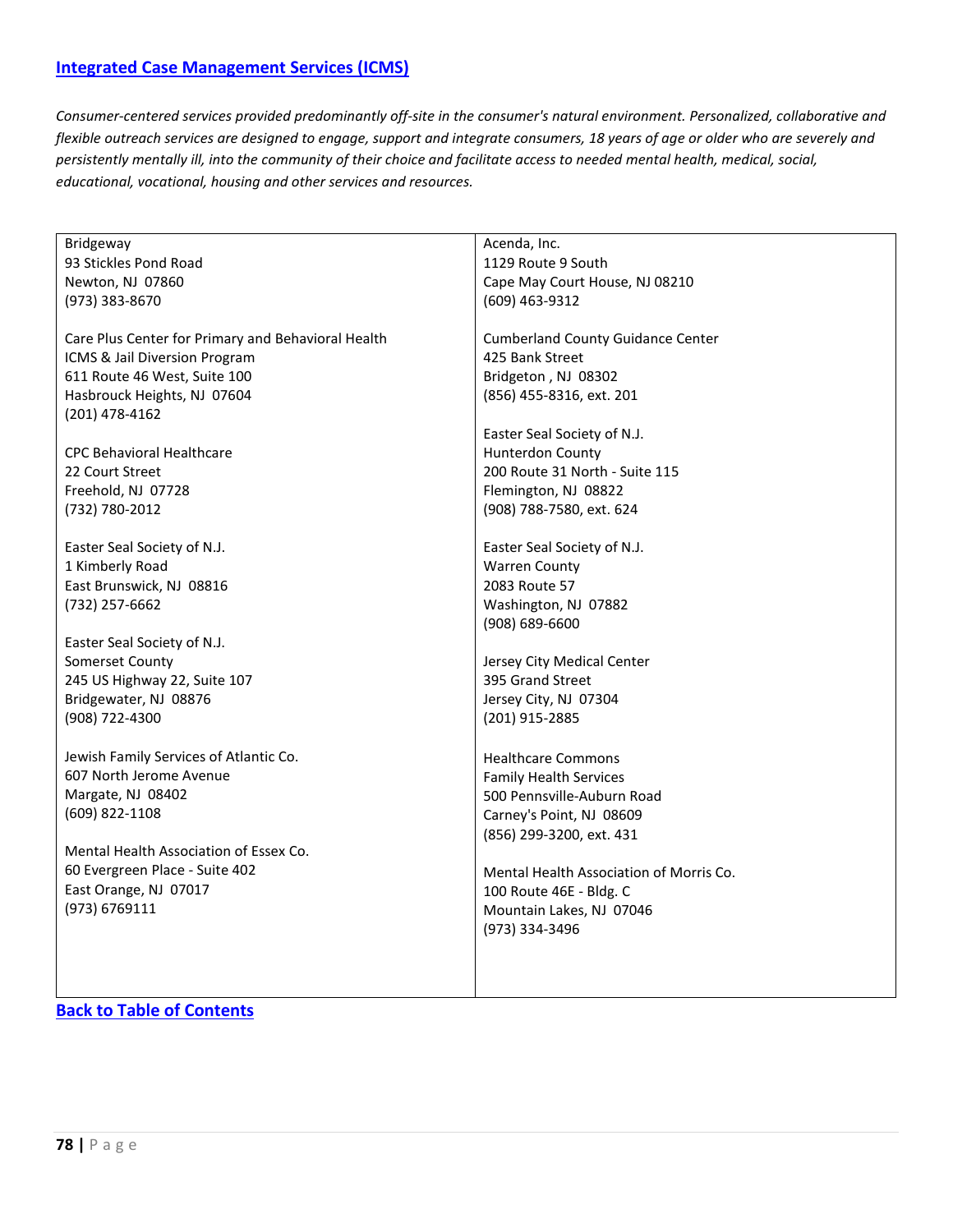## [Integrated Case Management Services (ICMS)]

*Consumer-centered services provided predominantly off-site in the consumer's natural environment. Personalized, collaborative and flexible outreach services are designed to engage, support and integrate consumers, 18 years of age or older who are severely and persistently mentally ill, into the community of their choice and facilitate access to needed mental health, medical, social, educational, vocational, housing and other services and resources.*

Bridgeway
93 Stickles Pond Road
Newton, NJ 07860
(973) 383-8670

Care Plus Center for Primary and Behavioral Health
ICMS & Jail Diversion Program
611 Route 46 West, Suite 100
Hasbrouck Heights, NJ 07604
(201) 478-4162

CPC Behavioral Healthcare
22 Court Street
Freehold, NJ 07728
(732) 780-2012

Easter Seal Society of N.J.
1 Kimberly Road
East Brunswick, NJ 08816
(732) 257-6662

Easter Seal Society of N.J.
Somerset County
245 US Highway 22, Suite 107
Bridgewater, NJ 08876
(908) 722-4300

Jewish Family Services of Atlantic Co.
607 North Jerome Avenue
Margate, NJ 08402
(609) 822-1108

Mental Health Association of Essex Co.
60 Evergreen Place - Suite 402
East Orange, NJ 07017
(973) 6769111

Acenda, Inc.
1129 Route 9 South
Cape May Court House, NJ 08210
(609) 463-9312

Cumberland County Guidance Center
425 Bank Street
Bridgeton , NJ 08302
(856) 455-8316, ext. 201

Easter Seal Society of N.J.
Hunterdon County
200 Route 31 North - Suite 115
Flemington, NJ 08822
(908) 788-7580, ext. 624

Easter Seal Society of N.J.
Warren County
2083 Route 57
Washington, NJ 07882
(908) 689-6600

Jersey City Medical Center
395 Grand Street
Jersey City, NJ 07304
(201) 915-2885

Healthcare Commons
Family Health Services
500 Pennsville-Auburn Road
Carney's Point, NJ 08609
(856) 299-3200, ext. 431

Mental Health Association of Morris Co.
100 Route 46E - Bldg. C
Mountain Lakes, NJ 07046
(973) 334-3496

[Back to Table of Contents]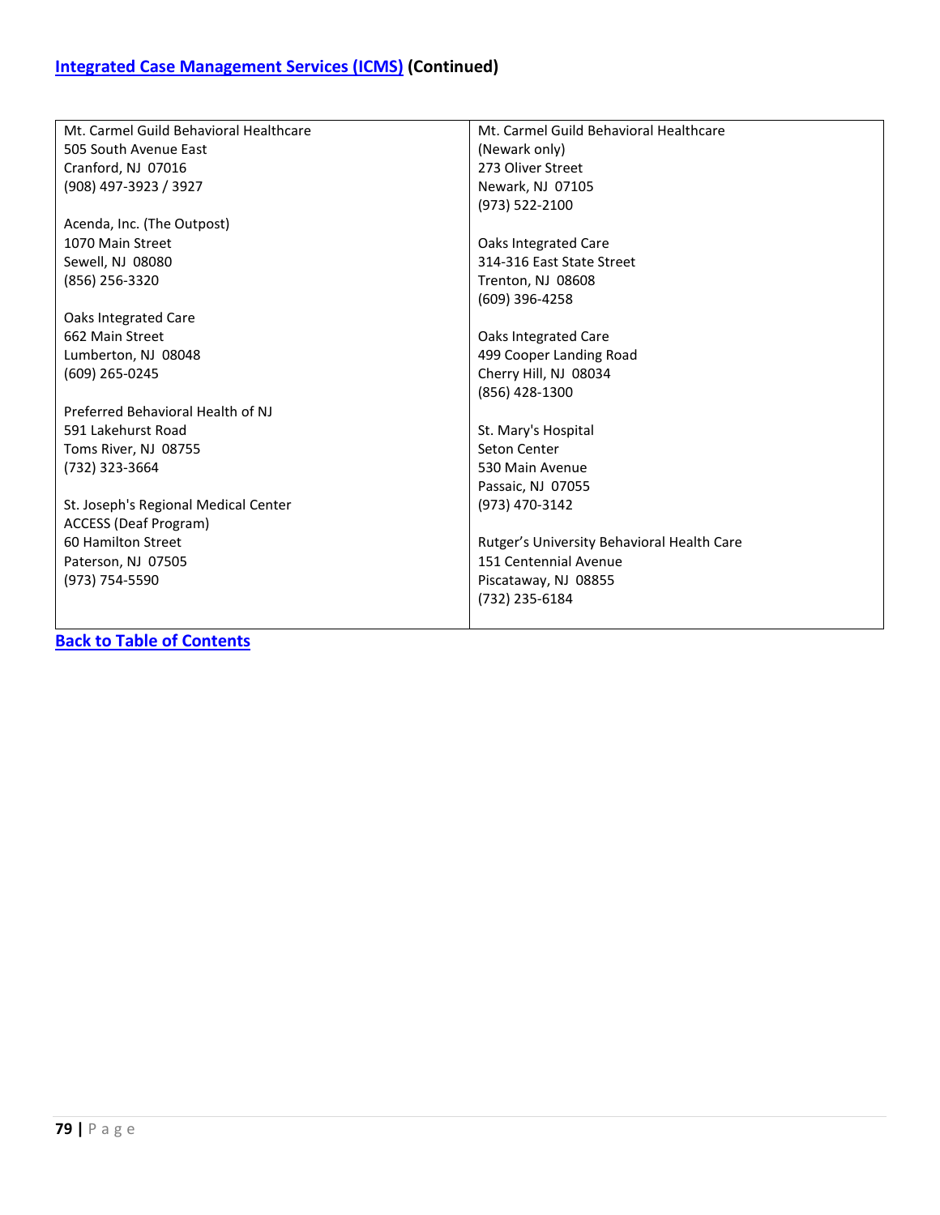## [Integrated Case Management Services (ICMS)]() (Continued)

| | |
|---|---|
| Mt. Carmel Guild Behavioral Healthcare<br>505 South Avenue East<br>Cranford, NJ 07016<br>(908) 497-3923 / 3927<br><br>Acenda, Inc. (The Outpost)<br>1070 Main Street<br>Sewell, NJ 08080<br>(856) 256-3320<br><br>Oaks Integrated Care<br>662 Main Street<br>Lumberton, NJ 08048<br>(609) 265-0245<br><br>Preferred Behavioral Health of NJ<br>591 Lakehurst Road<br>Toms River, NJ 08755<br>(732) 323-3664<br><br>St. Joseph's Regional Medical Center<br>ACCESS (Deaf Program)<br>60 Hamilton Street<br>Paterson, NJ 07505<br>(973) 754-5590 | Mt. Carmel Guild Behavioral Healthcare<br>(Newark only)<br>273 Oliver Street<br>Newark, NJ 07105<br>(973) 522-2100<br><br>Oaks Integrated Care<br>314-316 East State Street<br>Trenton, NJ 08608<br>(609) 396-4258<br><br>Oaks Integrated Care<br>499 Cooper Landing Road<br>Cherry Hill, NJ 08034<br>(856) 428-1300<br><br>St. Mary's Hospital<br>Seton Center<br>530 Main Avenue<br>Passaic, NJ 07055<br>(973) 470-3142<br><br>Rutger's University Behavioral Health Care<br>151 Centennial Avenue<br>Piscataway, NJ 08855<br>(732) 235-6184 |

**[Back to Table of Contents]()**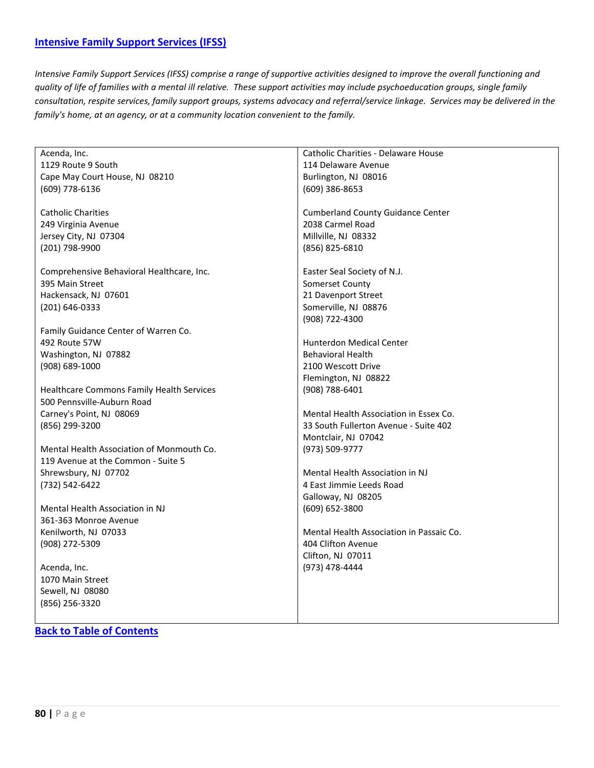## [Intensive Family Support Services (IFSS)]

*Intensive Family Support Services (IFSS) comprise a range of supportive activities designed to improve the overall functioning and quality of life of families with a mental ill relative. These support activities may include psychoeducation groups, single family consultation, respite services, family support groups, systems advocacy and referral/service linkage. Services may be delivered in the family's home, at an agency, or at a community location convenient to the family.*

Acenda, Inc.
1129 Route 9 South
Cape May Court House, NJ 08210
(609) 778-6136

Catholic Charities
249 Virginia Avenue
Jersey City, NJ 07304
(201) 798-9900

Comprehensive Behavioral Healthcare, Inc.
395 Main Street
Hackensack, NJ 07601
(201) 646-0333

Family Guidance Center of Warren Co.
492 Route 57W
Washington, NJ 07882
(908) 689-1000

Healthcare Commons Family Health Services
500 Pennsville-Auburn Road
Carney's Point, NJ 08069
(856) 299-3200

Mental Health Association of Monmouth Co.
119 Avenue at the Common - Suite 5
Shrewsbury, NJ 07702
(732) 542-6422

Mental Health Association in NJ
361-363 Monroe Avenue
Kenilworth, NJ 07033
(908) 272-5309

Acenda, Inc.
1070 Main Street
Sewell, NJ 08080
(856) 256-3320

Catholic Charities - Delaware House
114 Delaware Avenue
Burlington, NJ 08016
(609) 386-8653

Cumberland County Guidance Center
2038 Carmel Road
Millville, NJ 08332
(856) 825-6810

Easter Seal Society of N.J.
Somerset County
21 Davenport Street
Somerville, NJ 08876
(908) 722-4300

Hunterdon Medical Center
Behavioral Health
2100 Wescott Drive
Flemington, NJ 08822
(908) 788-6401

Mental Health Association in Essex Co.
33 South Fullerton Avenue - Suite 402
Montclair, NJ 07042
(973) 509-9777

Mental Health Association in NJ
4 East Jimmie Leeds Road
Galloway, NJ 08205
(609) 652-3800

Mental Health Association in Passaic Co.
404 Clifton Avenue
Clifton, NJ 07011
(973) 478-4444

**Back to Table of Contents**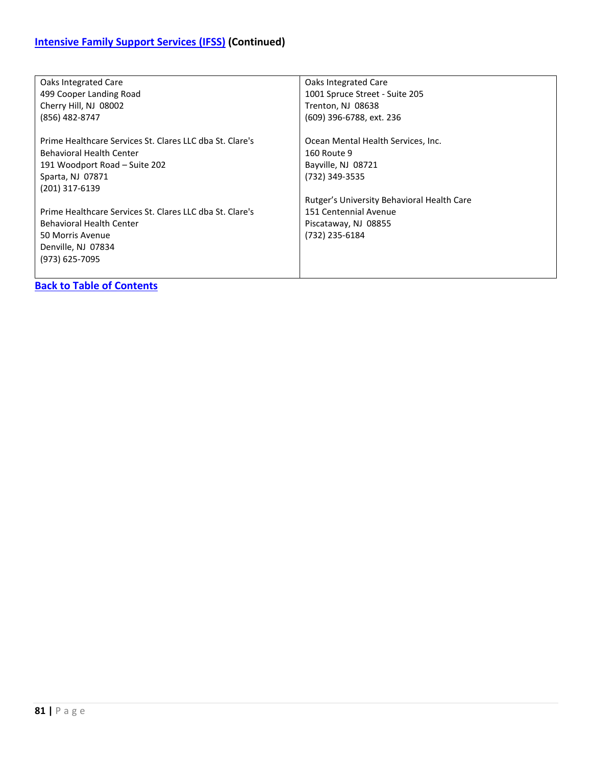## Intensive Family Support Services (IFSS) (Continued)

| | |
|---|---|
| Oaks Integrated Care<br>499 Cooper Landing Road<br>Cherry Hill, NJ 08002<br>(856) 482-8747<br><br>Prime Healthcare Services St. Clares LLC dba St. Clare's Behavioral Health Center<br>191 Woodport Road – Suite 202<br>Sparta, NJ 07871<br>(201) 317-6139<br><br>Prime Healthcare Services St. Clares LLC dba St. Clare's Behavioral Health Center<br>50 Morris Avenue<br>Denville, NJ 07834<br>(973) 625-7095 | Oaks Integrated Care<br>1001 Spruce Street - Suite 205<br>Trenton, NJ 08638<br>(609) 396-6788, ext. 236<br><br>Ocean Mental Health Services, Inc.<br>160 Route 9<br>Bayville, NJ 08721<br>(732) 349-3535<br><br>Rutger's University Behavioral Health Care<br>151 Centennial Avenue<br>Piscataway, NJ 08855<br>(732) 235-6184 |

**Back to Table of Contents**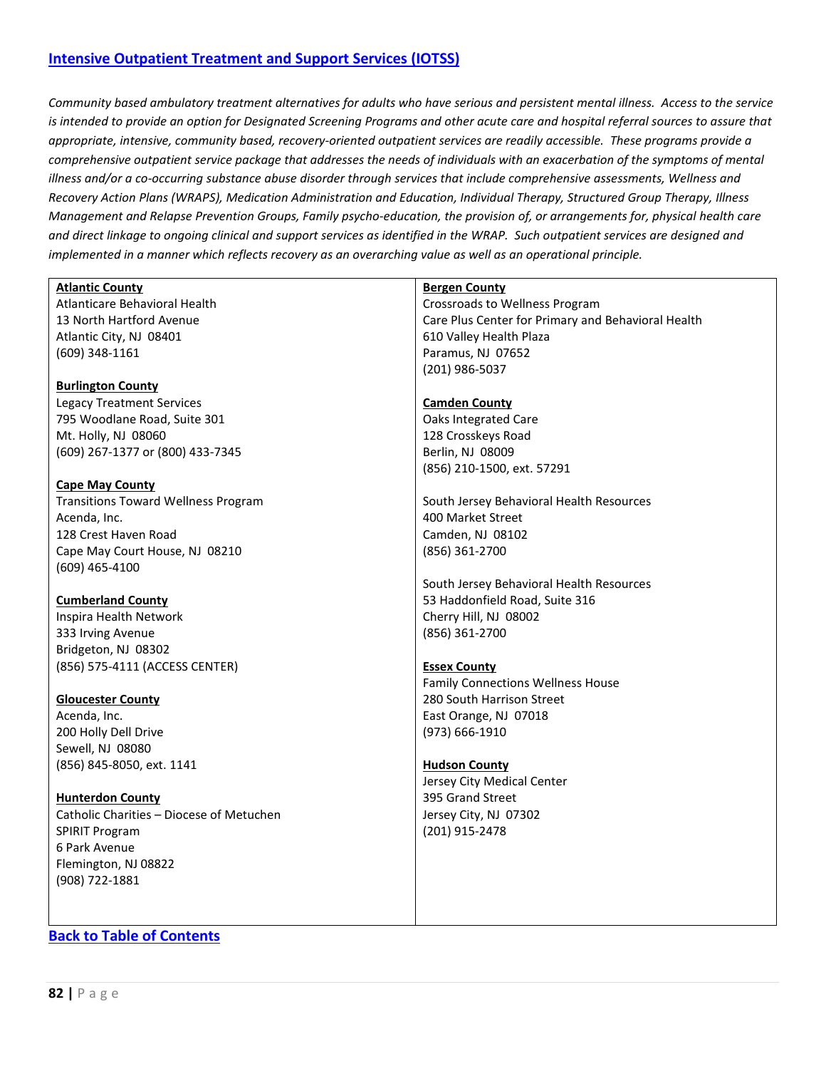## [Intensive Outpatient Treatment and Support Services (IOTSS)]

*Community based ambulatory treatment alternatives for adults who have serious and persistent mental illness. Access to the service is intended to provide an option for Designated Screening Programs and other acute care and hospital referral sources to assure that appropriate, intensive, community based, recovery-oriented outpatient services are readily accessible. These programs provide a comprehensive outpatient service package that addresses the needs of individuals with an exacerbation of the symptoms of mental illness and/or a co-occurring substance abuse disorder through services that include comprehensive assessments, Wellness and Recovery Action Plans (WRAPS), Medication Administration and Education, Individual Therapy, Structured Group Therapy, Illness Management and Relapse Prevention Groups, Family psycho-education, the provision of, or arrangements for, physical health care and direct linkage to ongoing clinical and support services as identified in the WRAP. Such outpatient services are designed and implemented in a manner which reflects recovery as an overarching value as well as an operational principle.*

**Atlantic County**
Atlanticare Behavioral Health
13 North Hartford Avenue
Atlantic City, NJ 08401
(609) 348-1161

**Burlington County**
Legacy Treatment Services
795 Woodlane Road, Suite 301
Mt. Holly, NJ 08060
(609) 267-1377 or (800) 433-7345

**Cape May County**
Transitions Toward Wellness Program
Acenda, Inc.
128 Crest Haven Road
Cape May Court House, NJ 08210
(609) 465-4100

**Cumberland County**
Inspira Health Network
333 Irving Avenue
Bridgeton, NJ 08302
(856) 575-4111 (ACCESS CENTER)

**Gloucester County**
Acenda, Inc.
200 Holly Dell Drive
Sewell, NJ 08080
(856) 845-8050, ext. 1141

**Hunterdon County**
Catholic Charities – Diocese of Metuchen
SPIRIT Program
6 Park Avenue
Flemington, NJ 08822
(908) 722-1881

**Bergen County**
Crossroads to Wellness Program
Care Plus Center for Primary and Behavioral Health
610 Valley Health Plaza
Paramus, NJ 07652
(201) 986-5037

**Camden County**
Oaks Integrated Care
128 Crosskeys Road
Berlin, NJ 08009
(856) 210-1500, ext. 57291

South Jersey Behavioral Health Resources
400 Market Street
Camden, NJ 08102
(856) 361-2700

South Jersey Behavioral Health Resources
53 Haddonfield Road, Suite 316
Cherry Hill, NJ 08002
(856) 361-2700

**Essex County**
Family Connections Wellness House
280 South Harrison Street
East Orange, NJ 07018
(973) 666-1910

**Hudson County**
Jersey City Medical Center
395 Grand Street
Jersey City, NJ 07302
(201) 915-2478

**Back to Table of Contents**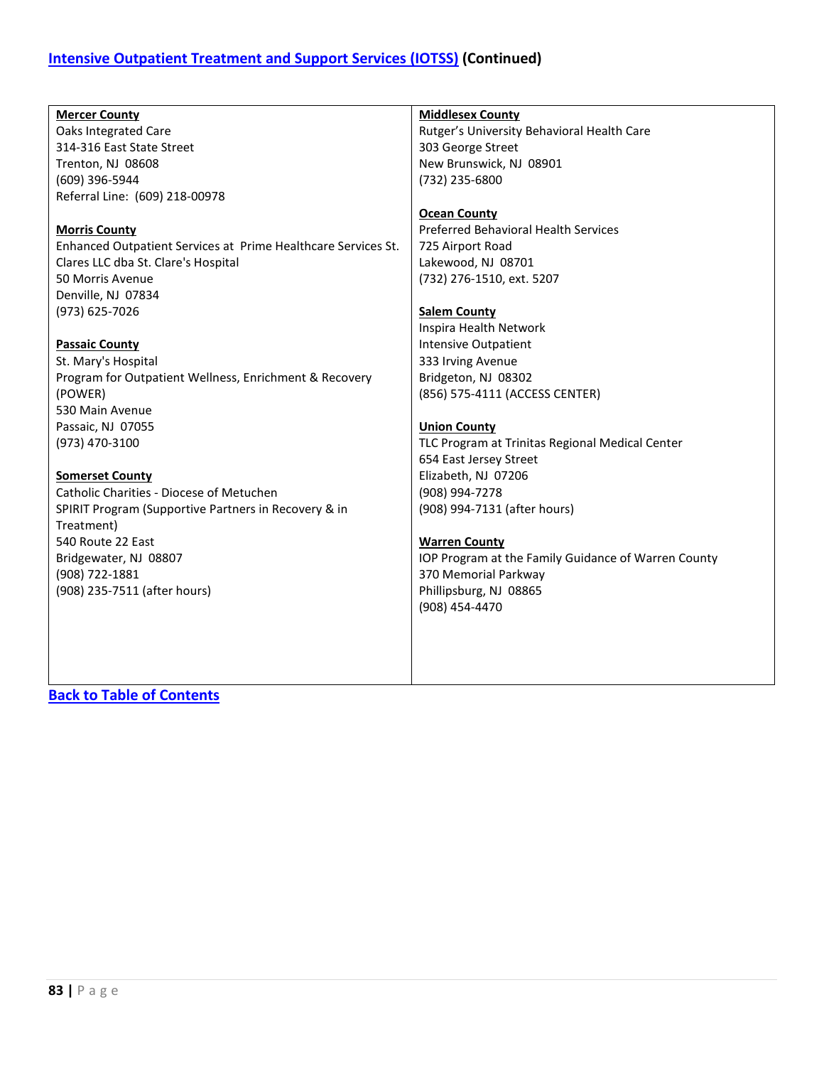## [Intensive Outpatient Treatment and Support Services (IOTSS)](#) (Continued)

**Mercer County**
Oaks Integrated Care
314-316 East State Street
Trenton, NJ 08608
(609) 396-5944
Referral Line: (609) 218-00978

**Morris County**
Enhanced Outpatient Services at Prime Healthcare Services St. Clares LLC dba St. Clare's Hospital
50 Morris Avenue
Denville, NJ 07834
(973) 625-7026

**Passaic County**
St. Mary's Hospital
Program for Outpatient Wellness, Enrichment & Recovery (POWER)
530 Main Avenue
Passaic, NJ 07055
(973) 470-3100

**Somerset County**
Catholic Charities - Diocese of Metuchen
SPIRIT Program (Supportive Partners in Recovery & in Treatment)
540 Route 22 East
Bridgewater, NJ 08807
(908) 722-1881
(908) 235-7511 (after hours)

**Middlesex County**
Rutger's University Behavioral Health Care
303 George Street
New Brunswick, NJ 08901
(732) 235-6800

**Ocean County**
Preferred Behavioral Health Services
725 Airport Road
Lakewood, NJ 08701
(732) 276-1510, ext. 5207

**Salem County**
Inspira Health Network
Intensive Outpatient
333 Irving Avenue
Bridgeton, NJ 08302
(856) 575-4111 (ACCESS CENTER)

**Union County**
TLC Program at Trinitas Regional Medical Center
654 East Jersey Street
Elizabeth, NJ 07206
(908) 994-7278
(908) 994-7131 (after hours)

**Warren County**
IOP Program at the Family Guidance of Warren County
370 Memorial Parkway
Phillipsburg, NJ 08865
(908) 454-4470

[Back to Table of Contents](#)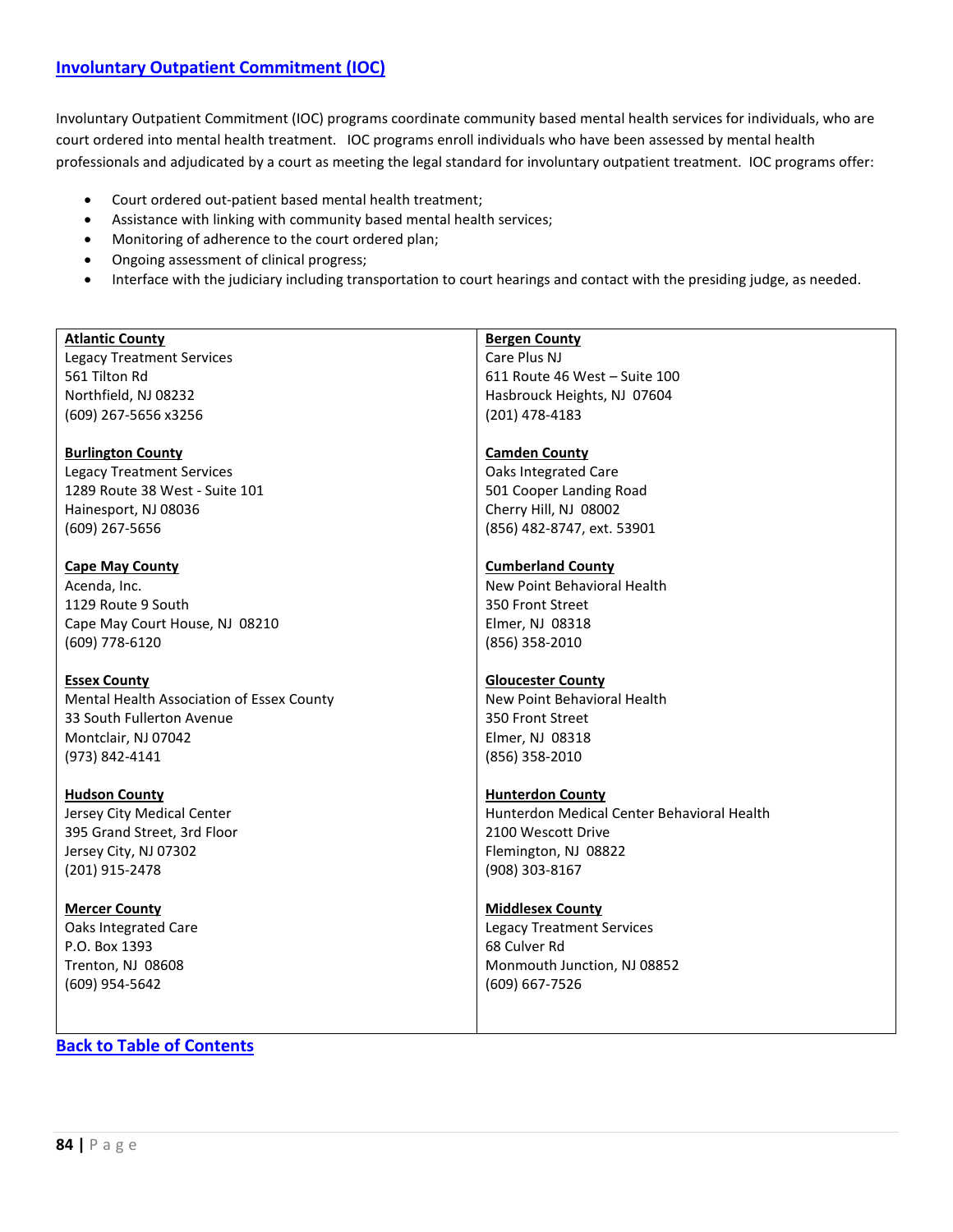## [Involuntary Outpatient Commitment (IOC)]

Involuntary Outpatient Commitment (IOC) programs coordinate community based mental health services for individuals, who are court ordered into mental health treatment. IOC programs enroll individuals who have been assessed by mental health professionals and adjudicated by a court as meeting the legal standard for involuntary outpatient treatment. IOC programs offer:

- Court ordered out-patient based mental health treatment;
- Assistance with linking with community based mental health services;
- Monitoring of adherence to the court ordered plan;
- Ongoing assessment of clinical progress;
- Interface with the judiciary including transportation to court hearings and contact with the presiding judge, as needed.

**Atlantic County**
Legacy Treatment Services
561 Tilton Rd
Northfield, NJ 08232
(609) 267-5656 x3256

**Bergen County**
Care Plus NJ
611 Route 46 West – Suite 100
Hasbrouck Heights, NJ 07604
(201) 478-4183

**Burlington County**
Legacy Treatment Services
1289 Route 38 West - Suite 101
Hainesport, NJ 08036
(609) 267-5656

**Camden County**
Oaks Integrated Care
501 Cooper Landing Road
Cherry Hill, NJ 08002
(856) 482-8747, ext. 53901

**Cape May County**
Acenda, Inc.
1129 Route 9 South
Cape May Court House, NJ 08210
(609) 778-6120

**Cumberland County**
New Point Behavioral Health
350 Front Street
Elmer, NJ 08318
(856) 358-2010

**Essex County**
Mental Health Association of Essex County
33 South Fullerton Avenue
Montclair, NJ 07042
(973) 842-4141

**Gloucester County**
New Point Behavioral Health
350 Front Street
Elmer, NJ 08318
(856) 358-2010

**Hudson County**
Jersey City Medical Center
395 Grand Street, 3rd Floor
Jersey City, NJ 07302
(201) 915-2478

**Hunterdon County**
Hunterdon Medical Center Behavioral Health
2100 Wescott Drive
Flemington, NJ 08822
(908) 303-8167

**Mercer County**
Oaks Integrated Care
P.O. Box 1393
Trenton, NJ 08608
(609) 954-5642

**Middlesex County**
Legacy Treatment Services
68 Culver Rd
Monmouth Junction, NJ 08852
(609) 667-7526

[Back to Table of Contents]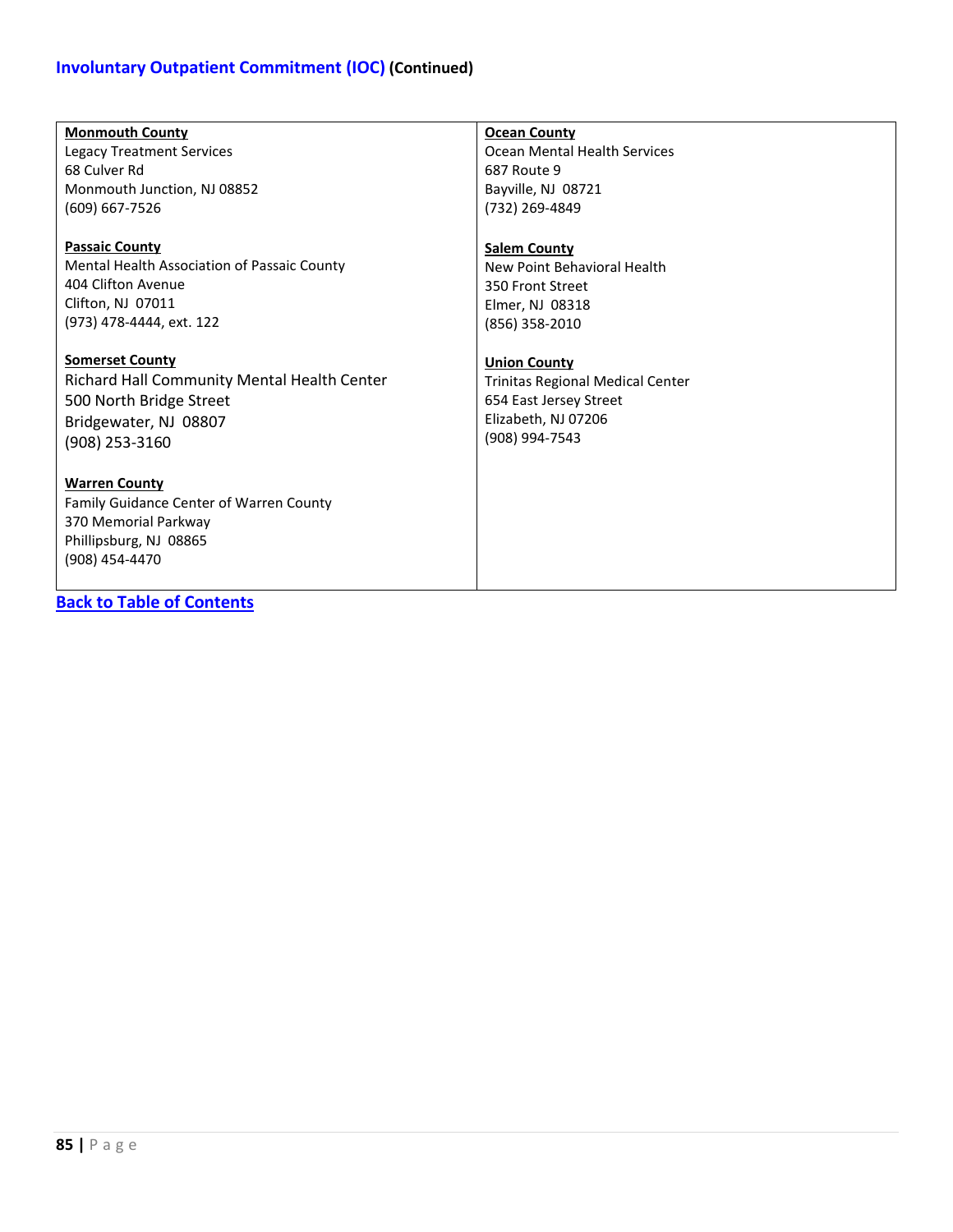## Involuntary Outpatient Commitment (IOC) (Continued)

**Monmouth County**
Legacy Treatment Services
68 Culver Rd
Monmouth Junction, NJ 08852
(609) 667-7526

**Ocean County**
Ocean Mental Health Services
687 Route 9
Bayville, NJ 08721
(732) 269-4849

**Passaic County**
Mental Health Association of Passaic County
404 Clifton Avenue
Clifton, NJ 07011
(973) 478-4444, ext. 122

**Salem County**
New Point Behavioral Health
350 Front Street
Elmer, NJ 08318
(856) 358-2010

**Somerset County**
Richard Hall Community Mental Health Center
500 North Bridge Street
Bridgewater, NJ 08807
(908) 253-3160

**Union County**
Trinitas Regional Medical Center
654 East Jersey Street
Elizabeth, NJ 07206
(908) 994-7543

**Warren County**
Family Guidance Center of Warren County
370 Memorial Parkway
Phillipsburg, NJ 08865
(908) 454-4470

Back to Table of Contents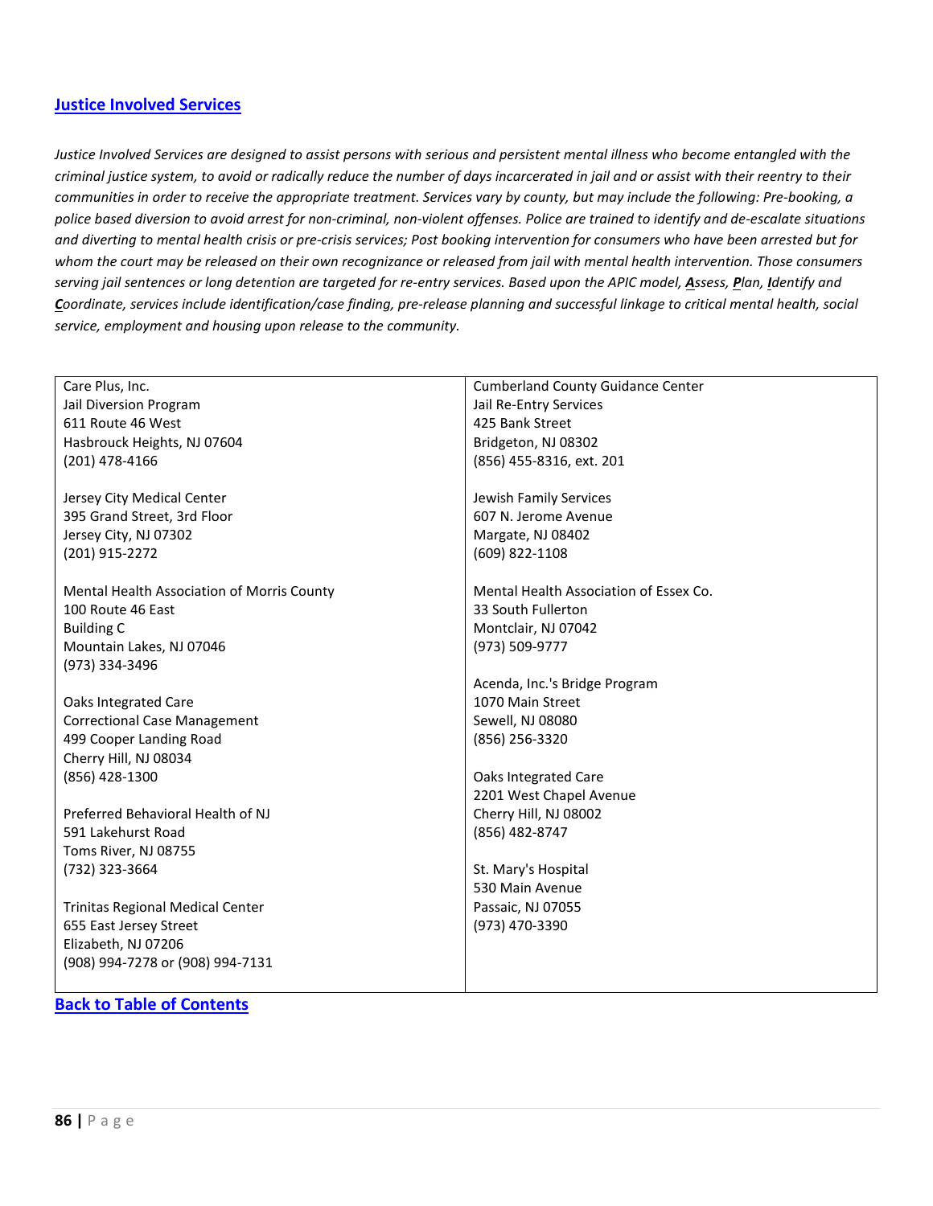## [Justice Involved Services]

*Justice Involved Services are designed to assist persons with serious and persistent mental illness who become entangled with the criminal justice system, to avoid or radically reduce the number of days incarcerated in jail and or assist with their reentry to their communities in order to receive the appropriate treatment. Services vary by county, but may include the following: Pre-booking, a police based diversion to avoid arrest for non-criminal, non-violent offenses. Police are trained to identify and de-escalate situations and diverting to mental health crisis or pre-crisis services; Post booking intervention for consumers who have been arrested but for whom the court may be released on their own recognizance or released from jail with mental health intervention. Those consumers serving jail sentences or long detention are targeted for re-entry services. Based upon the APIC model, **A**ssess, **P**lan, **I**dentify and **C**oordinate, services include identification/case finding, pre-release planning and successful linkage to critical mental health, social service, employment and housing upon release to the community.*

Care Plus, Inc.
Jail Diversion Program
611 Route 46 West
Hasbrouck Heights, NJ 07604
(201) 478-4166

Jersey City Medical Center
395 Grand Street, 3rd Floor
Jersey City, NJ 07302
(201) 915-2272

Mental Health Association of Morris County
100 Route 46 East
Building C
Mountain Lakes, NJ 07046
(973) 334-3496

Oaks Integrated Care
Correctional Case Management
499 Cooper Landing Road
Cherry Hill, NJ 08034
(856) 428-1300

Preferred Behavioral Health of NJ
591 Lakehurst Road
Toms River, NJ 08755
(732) 323-3664

Trinitas Regional Medical Center
655 East Jersey Street
Elizabeth, NJ 07206
(908) 994-7278 or (908) 994-7131

Cumberland County Guidance Center
Jail Re-Entry Services
425 Bank Street
Bridgeton, NJ 08302
(856) 455-8316, ext. 201

Jewish Family Services
607 N. Jerome Avenue
Margate, NJ 08402
(609) 822-1108

Mental Health Association of Essex Co.
33 South Fullerton
Montclair, NJ 07042
(973) 509-9777

Acenda, Inc.'s Bridge Program
1070 Main Street
Sewell, NJ 08080
(856) 256-3320

Oaks Integrated Care
2201 West Chapel Avenue
Cherry Hill, NJ 08002
(856) 482-8747

St. Mary's Hospital
530 Main Avenue
Passaic, NJ 07055
(973) 470-3390

**[Back to Table of Contents]**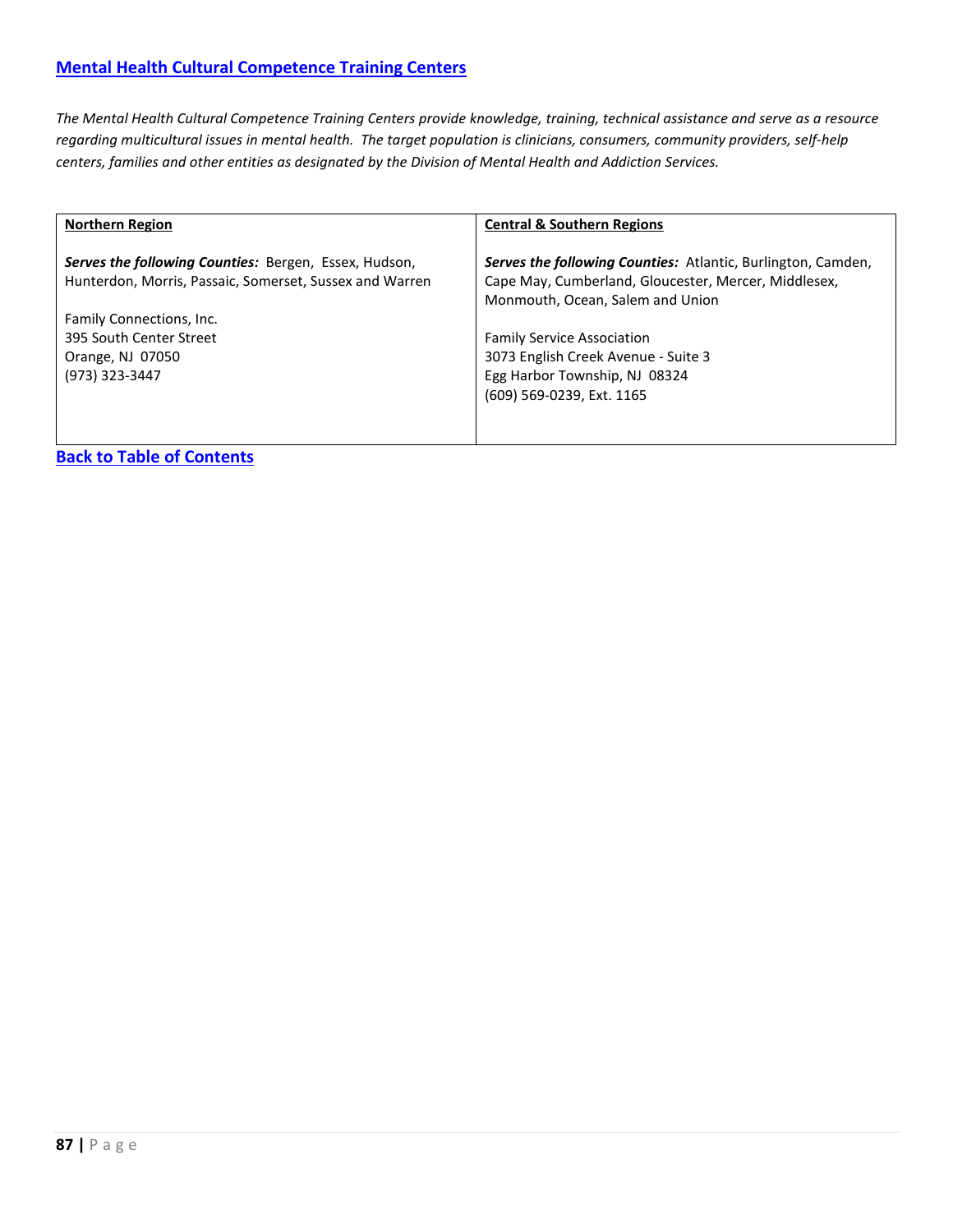## [Mental Health Cultural Competence Training Centers]

*The Mental Health Cultural Competence Training Centers provide knowledge, training, technical assistance and serve as a resource regarding multicultural issues in mental health. The target population is clinicians, consumers, community providers, self-help centers, families and other entities as designated by the Division of Mental Health and Addiction Services.*

| Northern Region | Central & Southern Regions |
| --- | --- |
| ***Serves the following Counties:*** Bergen, Essex, Hudson, Hunterdon, Morris, Passaic, Somerset, Sussex and Warren<br><br>Family Connections, Inc.<br>395 South Center Street<br>Orange, NJ 07050<br>(973) 323-3447 | ***Serves the following Counties:*** Atlantic, Burlington, Camden, Cape May, Cumberland, Gloucester, Mercer, Middlesex, Monmouth, Ocean, Salem and Union<br><br>Family Service Association<br>3073 English Creek Avenue - Suite 3<br>Egg Harbor Township, NJ 08324<br>(609) 569-0239, Ext. 1165 |

**Back to Table of Contents**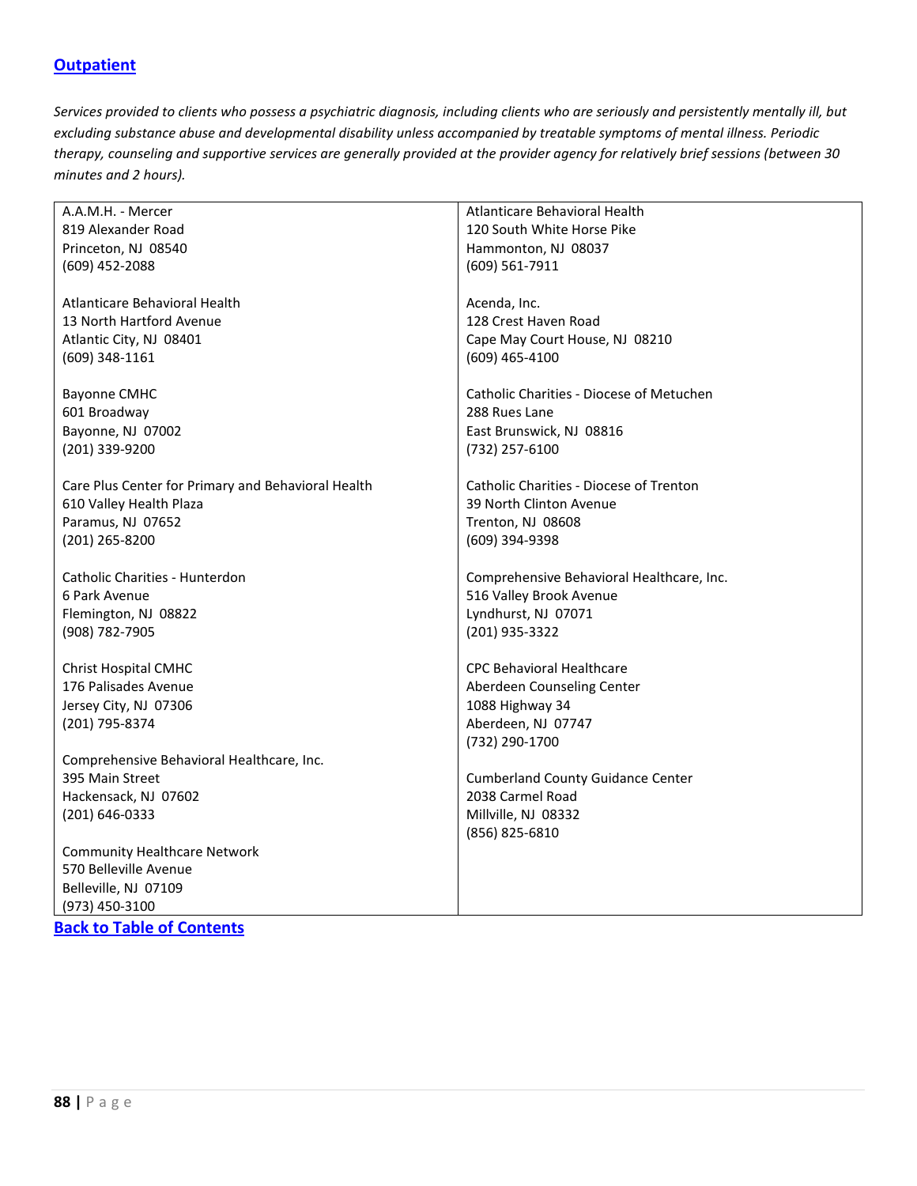## [Outpatient]

*Services provided to clients who possess a psychiatric diagnosis, including clients who are seriously and persistently mentally ill, but excluding substance abuse and developmental disability unless accompanied by treatable symptoms of mental illness. Periodic therapy, counseling and supportive services are generally provided at the provider agency for relatively brief sessions (between 30 minutes and 2 hours).*

A.A.M.H. - Mercer
819 Alexander Road
Princeton, NJ 08540
(609) 452-2088

Atlanticare Behavioral Health
13 North Hartford Avenue
Atlantic City, NJ 08401
(609) 348-1161

Bayonne CMHC
601 Broadway
Bayonne, NJ 07002
(201) 339-9200

Care Plus Center for Primary and Behavioral Health
610 Valley Health Plaza
Paramus, NJ 07652
(201) 265-8200

Catholic Charities - Hunterdon
6 Park Avenue
Flemington, NJ 08822
(908) 782-7905

Christ Hospital CMHC
176 Palisades Avenue
Jersey City, NJ 07306
(201) 795-8374

Comprehensive Behavioral Healthcare, Inc.
395 Main Street
Hackensack, NJ 07602
(201) 646-0333

Community Healthcare Network
570 Belleville Avenue
Belleville, NJ 07109
(973) 450-3100

Atlanticare Behavioral Health
120 South White Horse Pike
Hammonton, NJ 08037
(609) 561-7911

Acenda, Inc.
128 Crest Haven Road
Cape May Court House, NJ 08210
(609) 465-4100

Catholic Charities - Diocese of Metuchen
288 Rues Lane
East Brunswick, NJ 08816
(732) 257-6100

Catholic Charities - Diocese of Trenton
39 North Clinton Avenue
Trenton, NJ 08608
(609) 394-9398

Comprehensive Behavioral Healthcare, Inc.
516 Valley Brook Avenue
Lyndhurst, NJ 07071
(201) 935-3322

CPC Behavioral Healthcare
Aberdeen Counseling Center
1088 Highway 34
Aberdeen, NJ 07747
(732) 290-1700

Cumberland County Guidance Center
2038 Carmel Road
Millville, NJ 08332
(856) 825-6810

**Back to Table of Contents**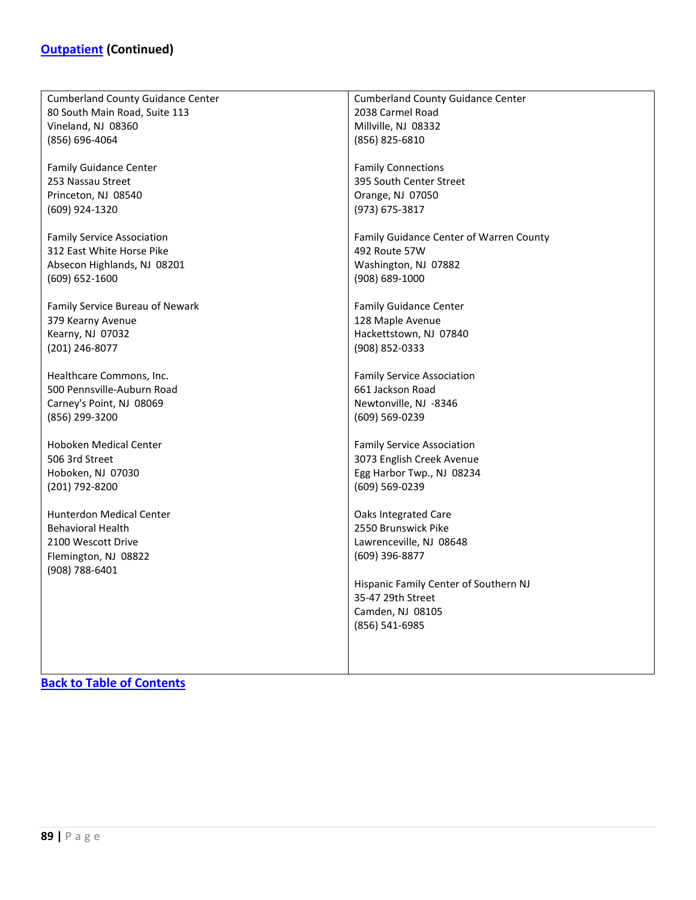**[Outpatient](#) (Continued)**

Cumberland County Guidance Center
80 South Main Road, Suite 113
Vineland, NJ 08360
(856) 696-4064

Family Guidance Center
253 Nassau Street
Princeton, NJ 08540
(609) 924-1320

Family Service Association
312 East White Horse Pike
Absecon Highlands, NJ 08201
(609) 652-1600

Family Service Bureau of Newark
379 Kearny Avenue
Kearny, NJ 07032
(201) 246-8077

Healthcare Commons, Inc.
500 Pennsville-Auburn Road
Carney's Point, NJ 08069
(856) 299-3200

Hoboken Medical Center
506 3rd Street
Hoboken, NJ 07030
(201) 792-8200

Hunterdon Medical Center
Behavioral Health
2100 Wescott Drive
Flemington, NJ 08822
(908) 788-6401

Cumberland County Guidance Center
2038 Carmel Road
Millville, NJ 08332
(856) 825-6810

Family Connections
395 South Center Street
Orange, NJ 07050
(973) 675-3817

Family Guidance Center of Warren County
492 Route 57W
Washington, NJ 07882
(908) 689-1000

Family Guidance Center
128 Maple Avenue
Hackettstown, NJ 07840
(908) 852-0333

Family Service Association
661 Jackson Road
Newtonville, NJ -8346
(609) 569-0239

Family Service Association
3073 English Creek Avenue
Egg Harbor Twp., NJ 08234
(609) 569-0239

Oaks Integrated Care
2550 Brunswick Pike
Lawrenceville, NJ 08648
(609) 396-8877

Hispanic Family Center of Southern NJ
35-47 29th Street
Camden, NJ 08105
(856) 541-6985

**[Back to Table of Contents](#)**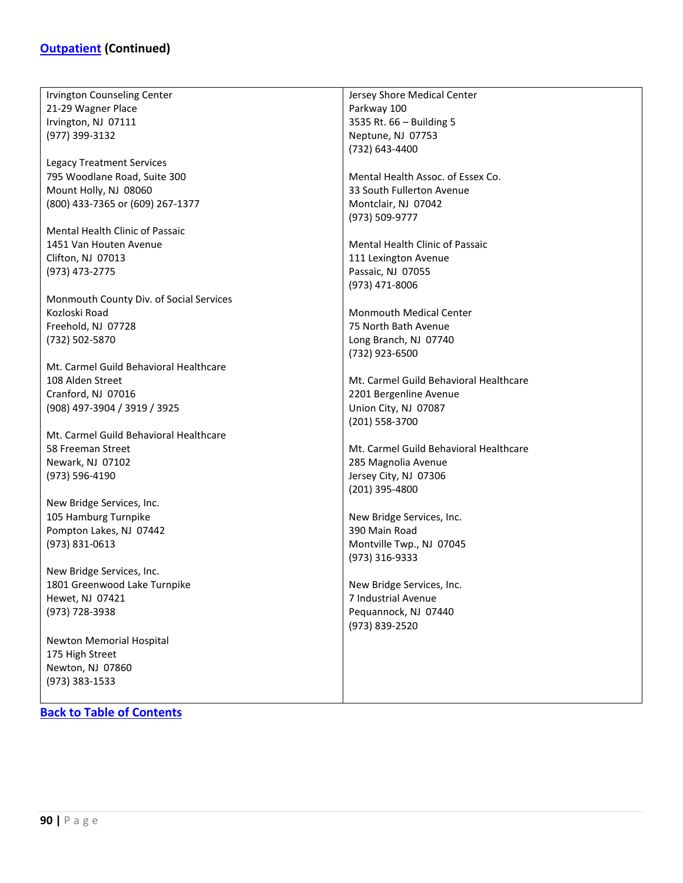## Outpatient (Continued)

Irvington Counseling Center
21-29 Wagner Place
Irvington, NJ 07111
(977) 399-3132

Legacy Treatment Services
795 Woodlane Road, Suite 300
Mount Holly, NJ 08060
(800) 433-7365 or (609) 267-1377

Mental Health Clinic of Passaic
1451 Van Houten Avenue
Clifton, NJ 07013
(973) 473-2775

Monmouth County Div. of Social Services
Kozloski Road
Freehold, NJ 07728
(732) 502-5870

Mt. Carmel Guild Behavioral Healthcare
108 Alden Street
Cranford, NJ 07016
(908) 497-3904 / 3919 / 3925

Mt. Carmel Guild Behavioral Healthcare
58 Freeman Street
Newark, NJ 07102
(973) 596-4190

New Bridge Services, Inc.
105 Hamburg Turnpike
Pompton Lakes, NJ 07442
(973) 831-0613

New Bridge Services, Inc.
1801 Greenwood Lake Turnpike
Hewet, NJ 07421
(973) 728-3938

Newton Memorial Hospital
175 High Street
Newton, NJ 07860
(973) 383-1533

Jersey Shore Medical Center
Parkway 100
3535 Rt. 66 – Building 5
Neptune, NJ 07753
(732) 643-4400

Mental Health Assoc. of Essex Co.
33 South Fullerton Avenue
Montclair, NJ 07042
(973) 509-9777

Mental Health Clinic of Passaic
111 Lexington Avenue
Passaic, NJ 07055
(973) 471-8006

Monmouth Medical Center
75 North Bath Avenue
Long Branch, NJ 07740
(732) 923-6500

Mt. Carmel Guild Behavioral Healthcare
2201 Bergenline Avenue
Union City, NJ 07087
(201) 558-3700

Mt. Carmel Guild Behavioral Healthcare
285 Magnolia Avenue
Jersey City, NJ 07306
(201) 395-4800

New Bridge Services, Inc.
390 Main Road
Montville Twp., NJ 07045
(973) 316-9333

New Bridge Services, Inc.
7 Industrial Avenue
Pequannock, NJ 07440
(973) 839-2520

Back to Table of Contents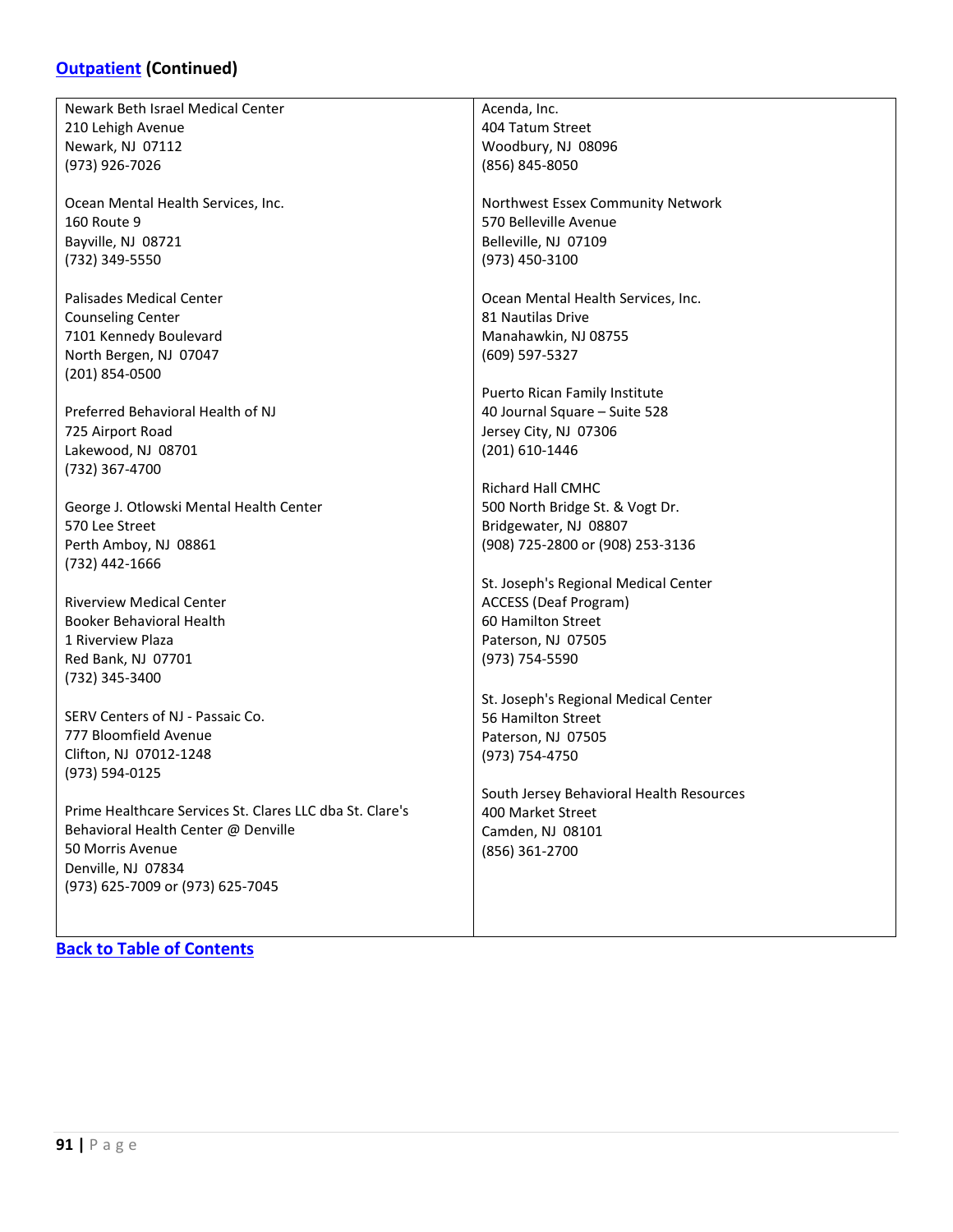## Outpatient (Continued)

Newark Beth Israel Medical Center
210 Lehigh Avenue
Newark, NJ 07112
(973) 926-7026

Ocean Mental Health Services, Inc.
160 Route 9
Bayville, NJ 08721
(732) 349-5550

Palisades Medical Center
Counseling Center
7101 Kennedy Boulevard
North Bergen, NJ 07047
(201) 854-0500

Preferred Behavioral Health of NJ
725 Airport Road
Lakewood, NJ 08701
(732) 367-4700

George J. Otlowski Mental Health Center
570 Lee Street
Perth Amboy, NJ 08861
(732) 442-1666

Riverview Medical Center
Booker Behavioral Health
1 Riverview Plaza
Red Bank, NJ 07701
(732) 345-3400

SERV Centers of NJ - Passaic Co.
777 Bloomfield Avenue
Clifton, NJ 07012-1248
(973) 594-0125

Prime Healthcare Services St. Clares LLC dba St. Clare's Behavioral Health Center @ Denville
50 Morris Avenue
Denville, NJ 07834
(973) 625-7009 or (973) 625-7045

Acenda, Inc.
404 Tatum Street
Woodbury, NJ 08096
(856) 845-8050

Northwest Essex Community Network
570 Belleville Avenue
Belleville, NJ 07109
(973) 450-3100

Ocean Mental Health Services, Inc.
81 Nautilas Drive
Manahawkin, NJ 08755
(609) 597-5327

Puerto Rican Family Institute
40 Journal Square – Suite 528
Jersey City, NJ 07306
(201) 610-1446

Richard Hall CMHC
500 North Bridge St. & Vogt Dr.
Bridgewater, NJ 08807
(908) 725-2800 or (908) 253-3136

St. Joseph's Regional Medical Center
ACCESS (Deaf Program)
60 Hamilton Street
Paterson, NJ 07505
(973) 754-5590

St. Joseph's Regional Medical Center
56 Hamilton Street
Paterson, NJ 07505
(973) 754-4750

South Jersey Behavioral Health Resources
400 Market Street
Camden, NJ 08101
(856) 361-2700

**Back to Table of Contents**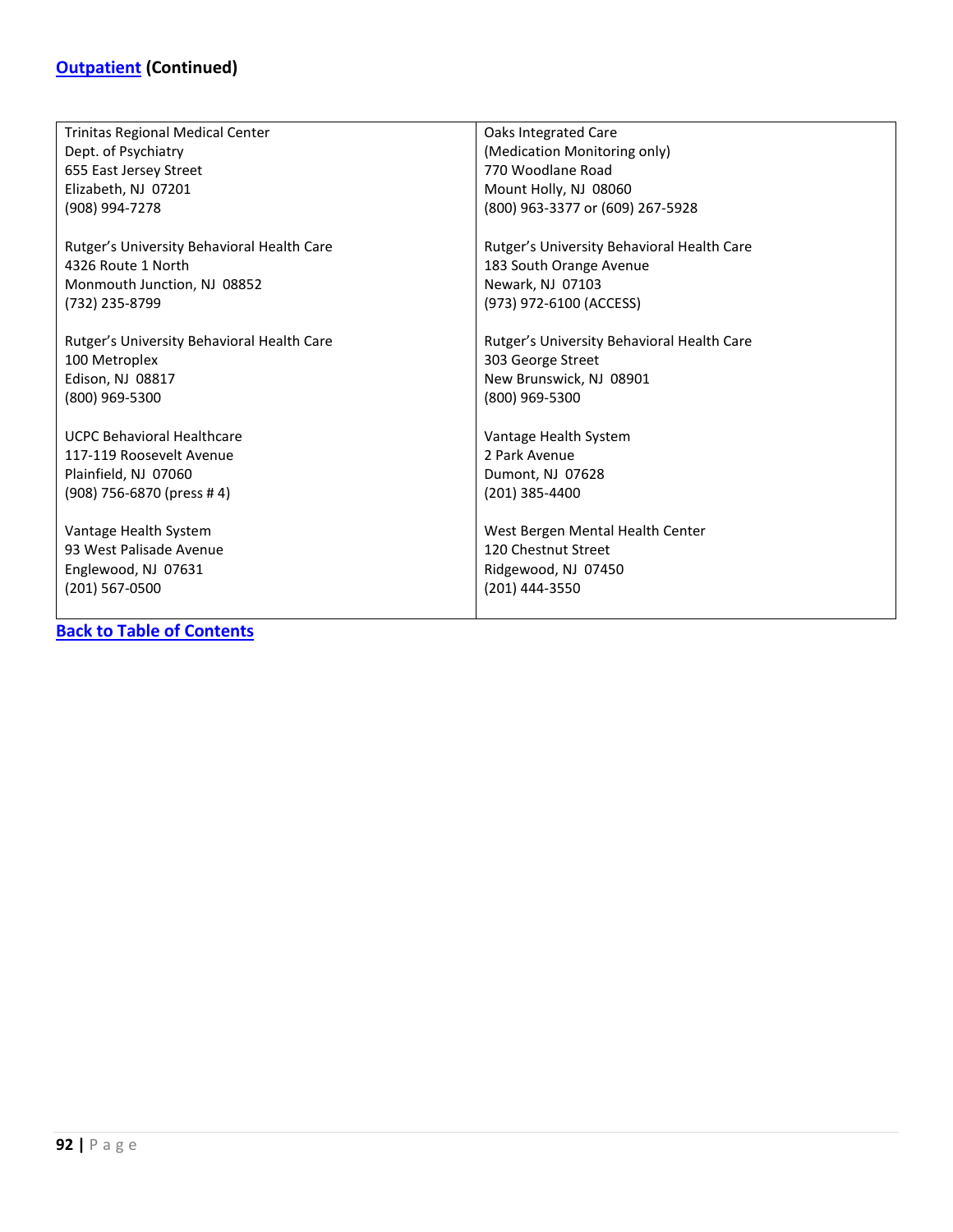## Outpatient (Continued)

| | |
|---|---|
| Trinitas Regional Medical Center<br>Dept. of Psychiatry<br>655 East Jersey Street<br>Elizabeth, NJ 07201<br>(908) 994-7278 | Oaks Integrated Care<br>(Medication Monitoring only)<br>770 Woodlane Road<br>Mount Holly, NJ 08060<br>(800) 963-3377 or (609) 267-5928 |
| Rutger's University Behavioral Health Care<br>4326 Route 1 North<br>Monmouth Junction, NJ 08852<br>(732) 235-8799 | Rutger's University Behavioral Health Care<br>183 South Orange Avenue<br>Newark, NJ 07103<br>(973) 972-6100 (ACCESS) |
| Rutger's University Behavioral Health Care<br>100 Metroplex<br>Edison, NJ 08817<br>(800) 969-5300 | Rutger's University Behavioral Health Care<br>303 George Street<br>New Brunswick, NJ 08901<br>(800) 969-5300 |
| UCPC Behavioral Healthcare<br>117-119 Roosevelt Avenue<br>Plainfield, NJ 07060<br>(908) 756-6870 (press # 4) | Vantage Health System<br>2 Park Avenue<br>Dumont, NJ 07628<br>(201) 385-4400 |
| Vantage Health System<br>93 West Palisade Avenue<br>Englewood, NJ 07631<br>(201) 567-0500 | West Bergen Mental Health Center<br>120 Chestnut Street<br>Ridgewood, NJ 07450<br>(201) 444-3550 |

**Back to Table of Contents**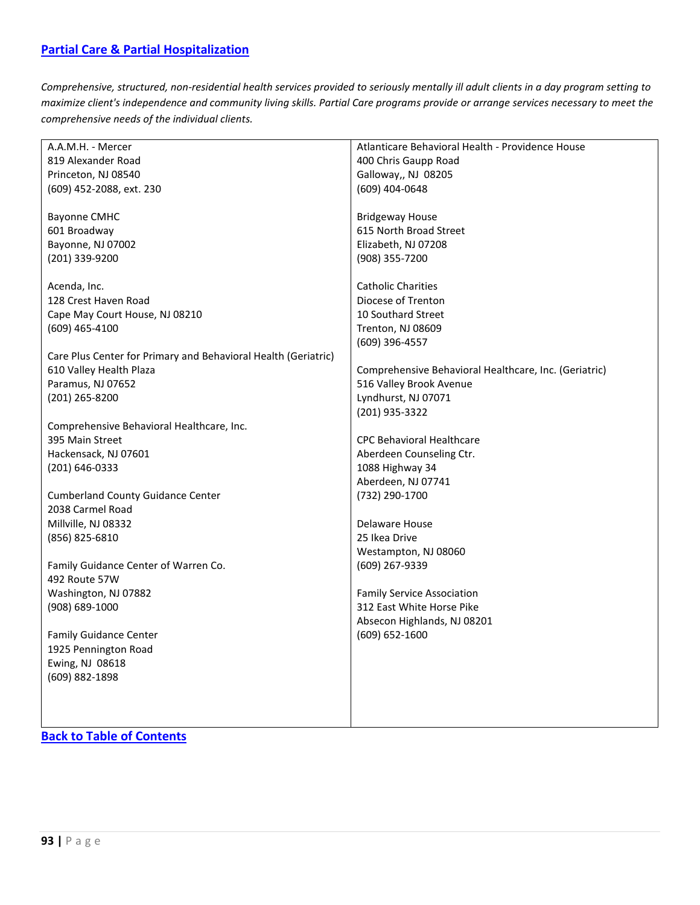## Partial Care & Partial Hospitalization

*Comprehensive, structured, non-residential health services provided to seriously mentally ill adult clients in a day program setting to maximize client's independence and community living skills. Partial Care programs provide or arrange services necessary to meet the comprehensive needs of the individual clients.*

A.A.M.H. - Mercer
819 Alexander Road
Princeton, NJ 08540
(609) 452-2088, ext. 230

Bayonne CMHC
601 Broadway
Bayonne, NJ 07002
(201) 339-9200

Acenda, Inc.
128 Crest Haven Road
Cape May Court House, NJ 08210
(609) 465-4100

Care Plus Center for Primary and Behavioral Health (Geriatric)
610 Valley Health Plaza
Paramus, NJ 07652
(201) 265-8200

Comprehensive Behavioral Healthcare, Inc.
395 Main Street
Hackensack, NJ 07601
(201) 646-0333

Cumberland County Guidance Center
2038 Carmel Road
Millville, NJ 08332
(856) 825-6810

Family Guidance Center of Warren Co.
492 Route 57W
Washington, NJ 07882
(908) 689-1000

Family Guidance Center
1925 Pennington Road
Ewing, NJ 08618
(609) 882-1898

Atlanticare Behavioral Health - Providence House
400 Chris Gaupp Road
Galloway,, NJ 08205
(609) 404-0648

Bridgeway House
615 North Broad Street
Elizabeth, NJ 07208
(908) 355-7200

Catholic Charities
Diocese of Trenton
10 Southard Street
Trenton, NJ 08609
(609) 396-4557

Comprehensive Behavioral Healthcare, Inc. (Geriatric)
516 Valley Brook Avenue
Lyndhurst, NJ 07071
(201) 935-3322

CPC Behavioral Healthcare
Aberdeen Counseling Ctr.
1088 Highway 34
Aberdeen, NJ 07741
(732) 290-1700

Delaware House
25 Ikea Drive
Westampton, NJ 08060
(609) 267-9339

Family Service Association
312 East White Horse Pike
Absecon Highlands, NJ 08201
(609) 652-1600

Back to Table of Contents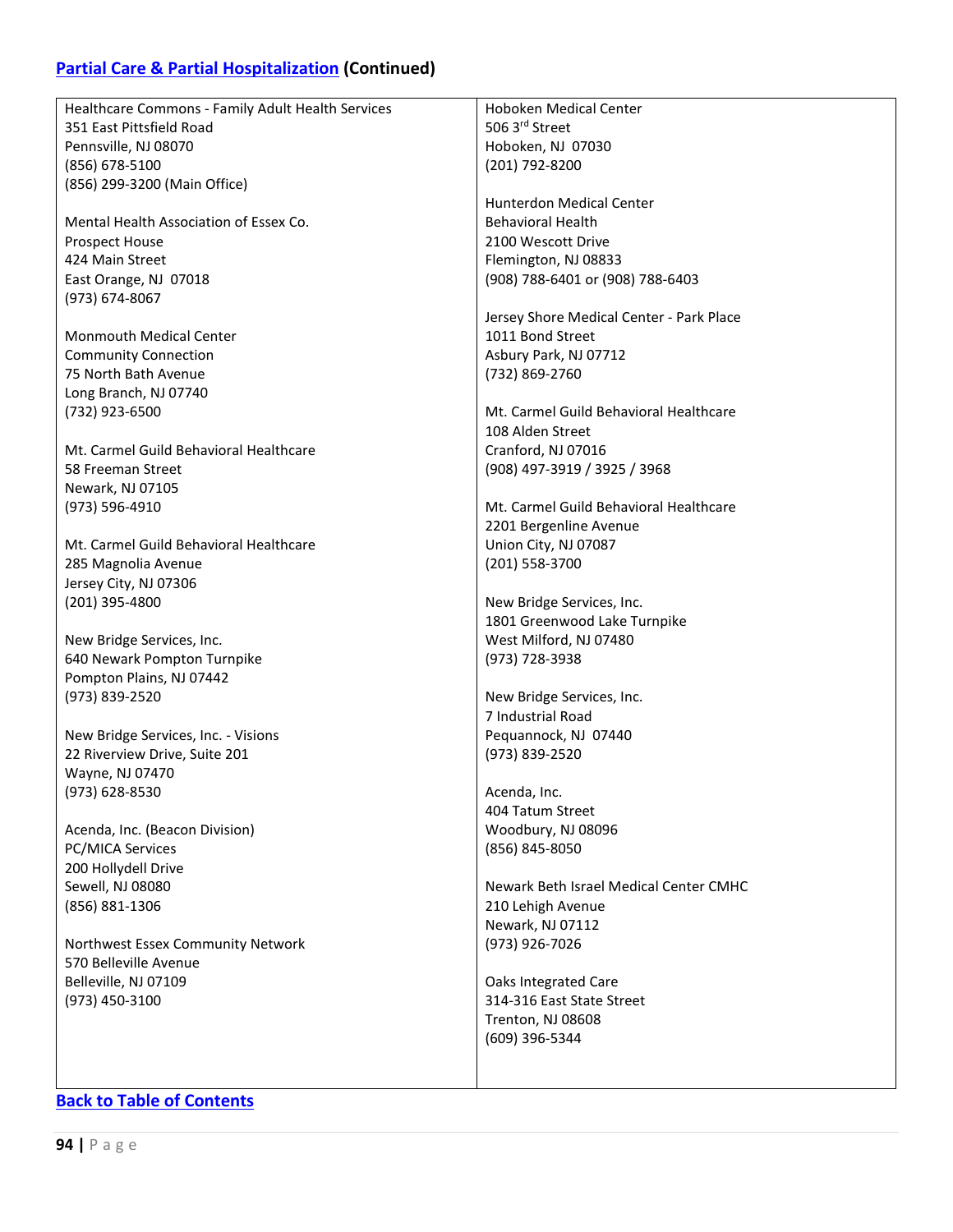## Partial Care & Partial Hospitalization (Continued)

Healthcare Commons - Family Adult Health Services
351 East Pittsfield Road
Pennsville, NJ 08070
(856) 678-5100
(856) 299-3200 (Main Office)

Mental Health Association of Essex Co.
Prospect House
424 Main Street
East Orange, NJ 07018
(973) 674-8067

Monmouth Medical Center
Community Connection
75 North Bath Avenue
Long Branch, NJ 07740
(732) 923-6500

Mt. Carmel Guild Behavioral Healthcare
58 Freeman Street
Newark, NJ 07105
(973) 596-4910

Mt. Carmel Guild Behavioral Healthcare
285 Magnolia Avenue
Jersey City, NJ 07306
(201) 395-4800

New Bridge Services, Inc.
640 Newark Pompton Turnpike
Pompton Plains, NJ 07442
(973) 839-2520

New Bridge Services, Inc. - Visions
22 Riverview Drive, Suite 201
Wayne, NJ 07470
(973) 628-8530

Acenda, Inc. (Beacon Division)
PC/MICA Services
200 Hollydell Drive
Sewell, NJ 08080
(856) 881-1306

Northwest Essex Community Network
570 Belleville Avenue
Belleville, NJ 07109
(973) 450-3100

Hoboken Medical Center
506 3rd Street
Hoboken, NJ 07030
(201) 792-8200

Hunterdon Medical Center
Behavioral Health
2100 Wescott Drive
Flemington, NJ 08833
(908) 788-6401 or (908) 788-6403

Jersey Shore Medical Center - Park Place
1011 Bond Street
Asbury Park, NJ 07712
(732) 869-2760

Mt. Carmel Guild Behavioral Healthcare
108 Alden Street
Cranford, NJ 07016
(908) 497-3919 / 3925 / 3968

Mt. Carmel Guild Behavioral Healthcare
2201 Bergenline Avenue
Union City, NJ 07087
(201) 558-3700

New Bridge Services, Inc.
1801 Greenwood Lake Turnpike
West Milford, NJ 07480
(973) 728-3938

New Bridge Services, Inc.
7 Industrial Road
Pequannock, NJ 07440
(973) 839-2520

Acenda, Inc.
404 Tatum Street
Woodbury, NJ 08096
(856) 845-8050

Newark Beth Israel Medical Center CMHC
210 Lehigh Avenue
Newark, NJ 07112
(973) 926-7026

Oaks Integrated Care
314-316 East State Street
Trenton, NJ 08608
(609) 396-5344

**Back to Table of Contents**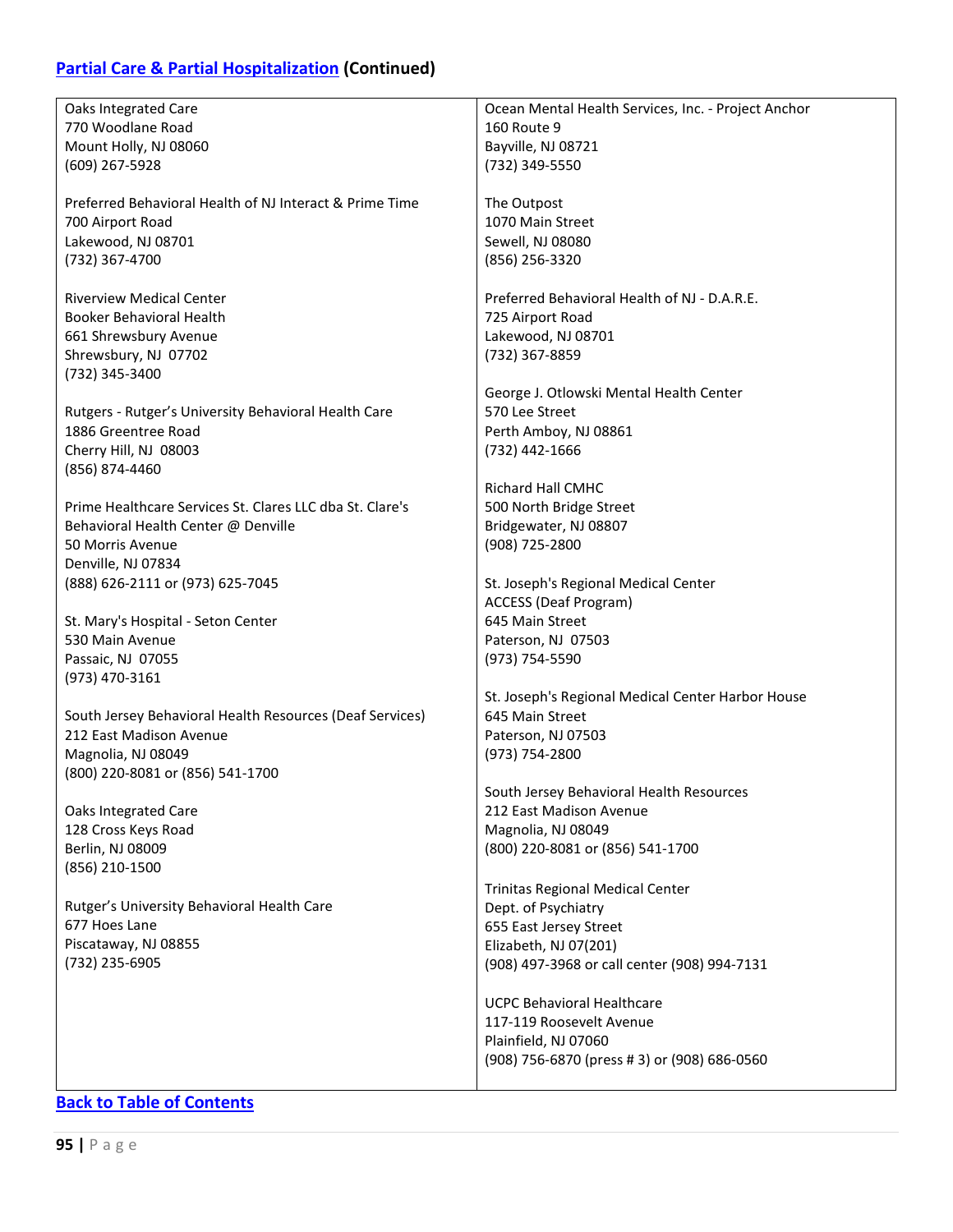## [Partial Care & Partial Hospitalization](#) (Continued)

Oaks Integrated Care
770 Woodlane Road
Mount Holly, NJ 08060
(609) 267-5928

Preferred Behavioral Health of NJ Interact & Prime Time
700 Airport Road
Lakewood, NJ 08701
(732) 367-4700

Riverview Medical Center
Booker Behavioral Health
661 Shrewsbury Avenue
Shrewsbury, NJ 07702
(732) 345-3400

Rutgers - Rutger's University Behavioral Health Care
1886 Greentree Road
Cherry Hill, NJ 08003
(856) 874-4460

Prime Healthcare Services St. Clares LLC dba St. Clare's Behavioral Health Center @ Denville
50 Morris Avenue
Denville, NJ 07834
(888) 626-2111 or (973) 625-7045

St. Mary's Hospital - Seton Center
530 Main Avenue
Passaic, NJ 07055
(973) 470-3161

South Jersey Behavioral Health Resources (Deaf Services)
212 East Madison Avenue
Magnolia, NJ 08049
(800) 220-8081 or (856) 541-1700

Oaks Integrated Care
128 Cross Keys Road
Berlin, NJ 08009
(856) 210-1500

Rutger's University Behavioral Health Care
677 Hoes Lane
Piscataway, NJ 08855
(732) 235-6905

Ocean Mental Health Services, Inc. - Project Anchor
160 Route 9
Bayville, NJ 08721
(732) 349-5550

The Outpost
1070 Main Street
Sewell, NJ 08080
(856) 256-3320

Preferred Behavioral Health of NJ - D.A.R.E.
725 Airport Road
Lakewood, NJ 08701
(732) 367-8859

George J. Otlowski Mental Health Center
570 Lee Street
Perth Amboy, NJ 08861
(732) 442-1666

Richard Hall CMHC
500 North Bridge Street
Bridgewater, NJ 08807
(908) 725-2800

St. Joseph's Regional Medical Center
ACCESS (Deaf Program)
645 Main Street
Paterson, NJ 07503
(973) 754-5590

St. Joseph's Regional Medical Center Harbor House
645 Main Street
Paterson, NJ 07503
(973) 754-2800

South Jersey Behavioral Health Resources
212 East Madison Avenue
Magnolia, NJ 08049
(800) 220-8081 or (856) 541-1700

Trinitas Regional Medical Center
Dept. of Psychiatry
655 East Jersey Street
Elizabeth, NJ 07(201)
(908) 497-3968 or call center (908) 994-7131

UCPC Behavioral Healthcare
117-119 Roosevelt Avenue
Plainfield, NJ 07060
(908) 756-6870 (press # 3) or (908) 686-0560

[Back to Table of Contents](#)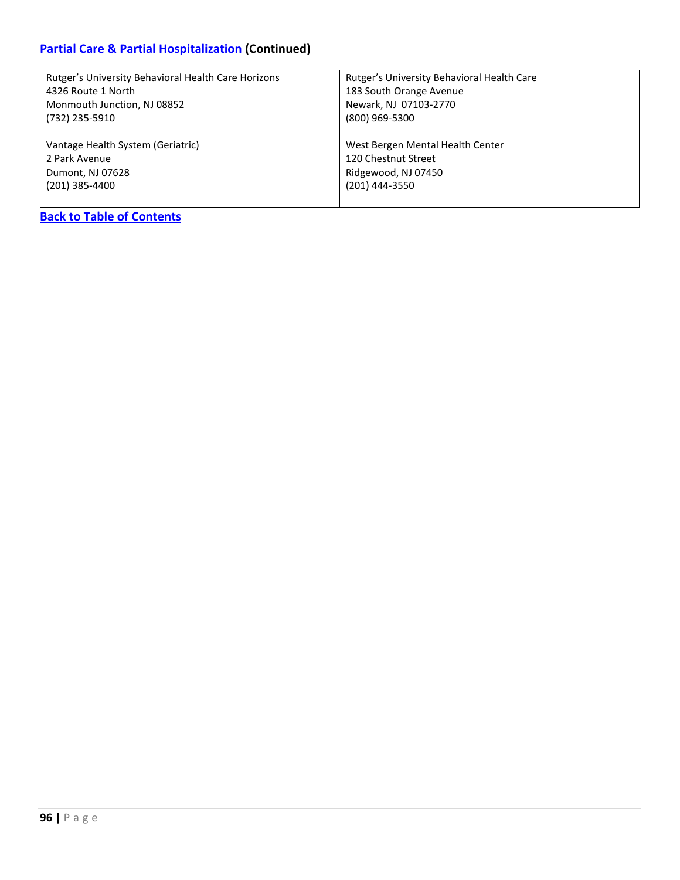## Partial Care & Partial Hospitalization (Continued)

| | |
|---|---|
| Rutger's University Behavioral Health Care Horizons<br>4326 Route 1 North<br>Monmouth Junction, NJ 08852<br>(732) 235-5910 | Rutger's University Behavioral Health Care<br>183 South Orange Avenue<br>Newark, NJ 07103-2770<br>(800) 969-5300 |
| Vantage Health System (Geriatric)<br>2 Park Avenue<br>Dumont, NJ 07628<br>(201) 385-4400 | West Bergen Mental Health Center<br>120 Chestnut Street<br>Ridgewood, NJ 07450<br>(201) 444-3550 |

**Back to Table of Contents**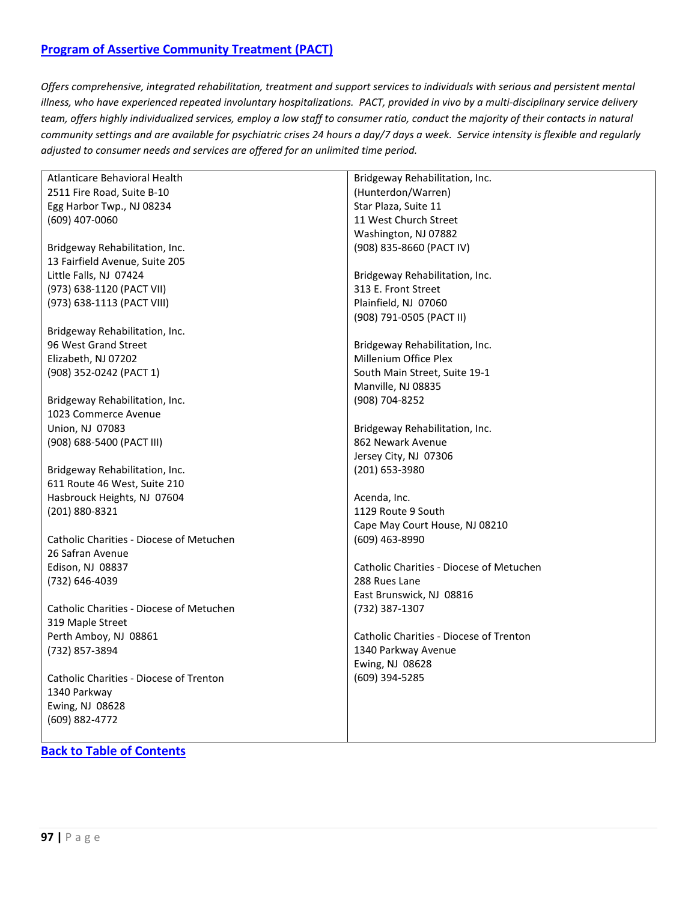## [Program of Assertive Community Treatment (PACT)]

*Offers comprehensive, integrated rehabilitation, treatment and support services to individuals with serious and persistent mental illness, who have experienced repeated involuntary hospitalizations. PACT, provided in vivo by a multi-disciplinary service delivery team, offers highly individualized services, employ a low staff to consumer ratio, conduct the majority of their contacts in natural community settings and are available for psychiatric crises 24 hours a day/7 days a week. Service intensity is flexible and regularly adjusted to consumer needs and services are offered for an unlimited time period.*

Atlanticare Behavioral Health
2511 Fire Road, Suite B-10
Egg Harbor Twp., NJ 08234
(609) 407-0060

Bridgeway Rehabilitation, Inc.
13 Fairfield Avenue, Suite 205
Little Falls, NJ 07424
(973) 638-1120 (PACT VII)
(973) 638-1113 (PACT VIII)

Bridgeway Rehabilitation, Inc.
96 West Grand Street
Elizabeth, NJ 07202
(908) 352-0242 (PACT 1)

Bridgeway Rehabilitation, Inc.
1023 Commerce Avenue
Union, NJ 07083
(908) 688-5400 (PACT III)

Bridgeway Rehabilitation, Inc.
611 Route 46 West, Suite 210
Hasbrouck Heights, NJ 07604
(201) 880-8321

Catholic Charities - Diocese of Metuchen
26 Safran Avenue
Edison, NJ 08837
(732) 646-4039

Catholic Charities - Diocese of Metuchen
319 Maple Street
Perth Amboy, NJ 08861
(732) 857-3894

Catholic Charities - Diocese of Trenton
1340 Parkway
Ewing, NJ 08628
(609) 882-4772

Bridgeway Rehabilitation, Inc.
(Hunterdon/Warren)
Star Plaza, Suite 11
11 West Church Street
Washington, NJ 07882
(908) 835-8660 (PACT IV)

Bridgeway Rehabilitation, Inc.
313 E. Front Street
Plainfield, NJ 07060
(908) 791-0505 (PACT II)

Bridgeway Rehabilitation, Inc.
Millenium Office Plex
South Main Street, Suite 19-1
Manville, NJ 08835
(908) 704-8252

Bridgeway Rehabilitation, Inc.
862 Newark Avenue
Jersey City, NJ 07306
(201) 653-3980

Acenda, Inc.
1129 Route 9 South
Cape May Court House, NJ 08210
(609) 463-8990

Catholic Charities - Diocese of Metuchen
288 Rues Lane
East Brunswick, NJ 08816
(732) 387-1307

Catholic Charities - Diocese of Trenton
1340 Parkway Avenue
Ewing, NJ 08628
(609) 394-5285

**Back to Table of Contents**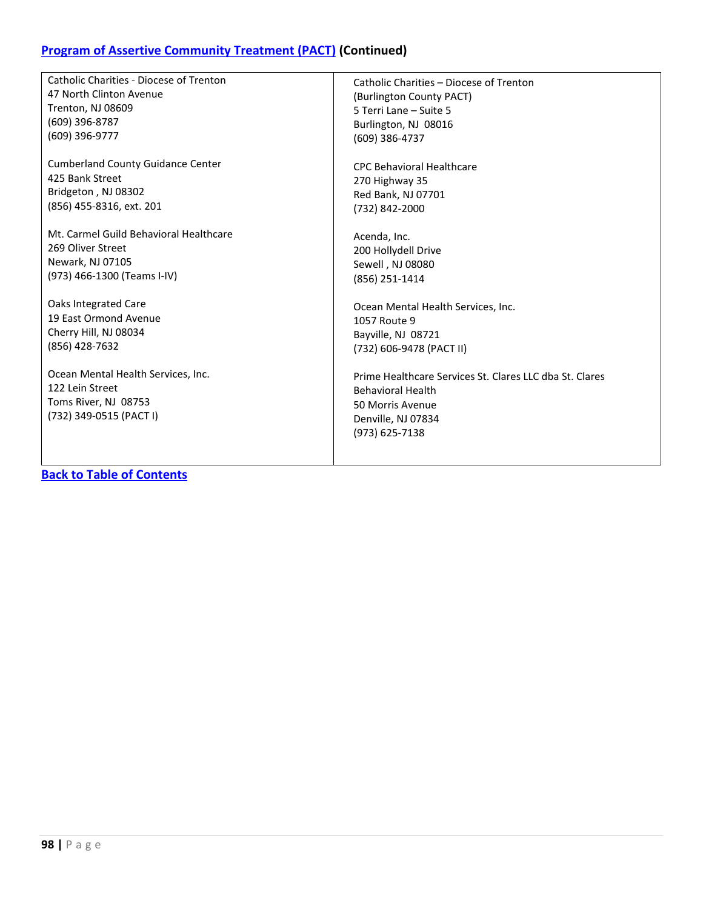## [Program of Assertive Community Treatment (PACT)]() (Continued)

| | |
|---|---|
| Catholic Charities - Diocese of Trenton<br>47 North Clinton Avenue<br>Trenton, NJ 08609<br>(609) 396-8787<br>(609) 396-9777 | Catholic Charities – Diocese of Trenton<br>(Burlington County PACT)<br>5 Terri Lane – Suite 5<br>Burlington, NJ 08016<br>(609) 386-4737 |
| Cumberland County Guidance Center<br>425 Bank Street<br>Bridgeton , NJ 08302<br>(856) 455-8316, ext. 201 | CPC Behavioral Healthcare<br>270 Highway 35<br>Red Bank, NJ 07701<br>(732) 842-2000 |
| Mt. Carmel Guild Behavioral Healthcare<br>269 Oliver Street<br>Newark, NJ 07105<br>(973) 466-1300 (Teams I-IV) | Acenda, Inc.<br>200 Hollydell Drive<br>Sewell , NJ 08080<br>(856) 251-1414 |
| Oaks Integrated Care<br>19 East Ormond Avenue<br>Cherry Hill, NJ 08034<br>(856) 428-7632 | Ocean Mental Health Services, Inc.<br>1057 Route 9<br>Bayville, NJ 08721<br>(732) 606-9478 (PACT II) |
| Ocean Mental Health Services, Inc.<br>122 Lein Street<br>Toms River, NJ 08753<br>(732) 349-0515 (PACT I) | Prime Healthcare Services St. Clares LLC dba St. Clares Behavioral Health<br>50 Morris Avenue<br>Denville, NJ 07834<br>(973) 625-7138 |

[Back to Table of Contents]()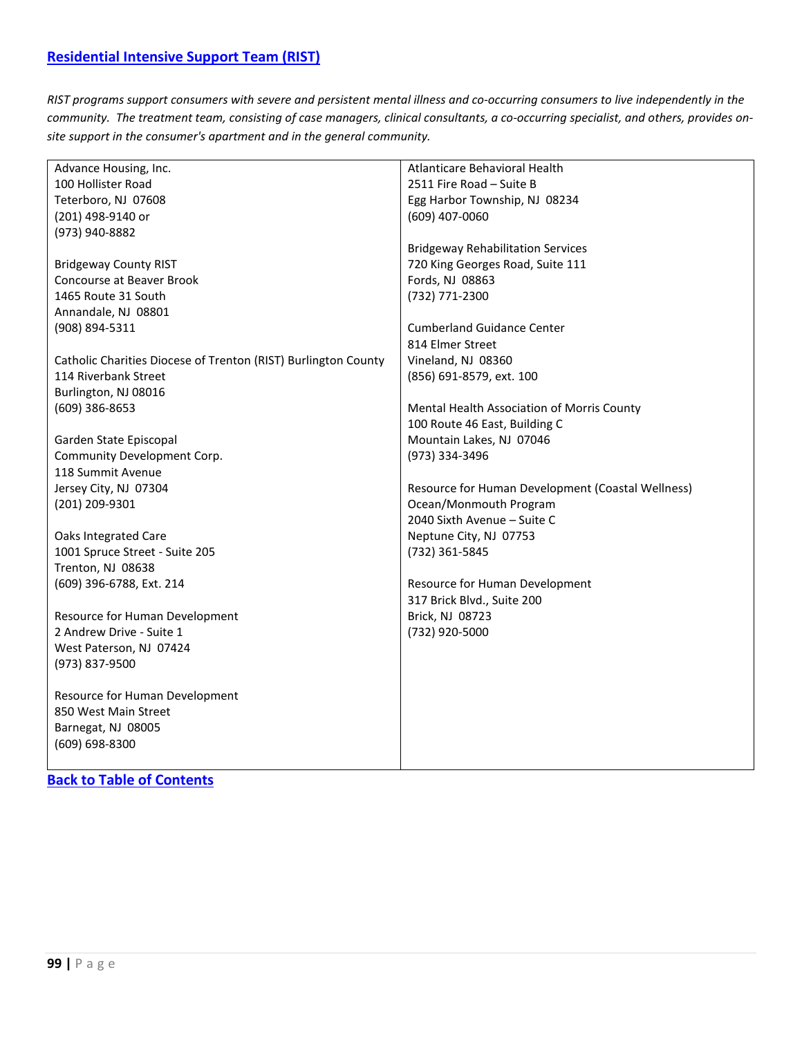## [Residential Intensive Support Team (RIST)]

*RIST programs support consumers with severe and persistent mental illness and co-occurring consumers to live independently in the community. The treatment team, consisting of case managers, clinical consultants, a co-occurring specialist, and others, provides on-site support in the consumer's apartment and in the general community.*

Advance Housing, Inc.
100 Hollister Road
Teterboro, NJ 07608
(201) 498-9140 or
(973) 940-8882

Bridgeway County RIST
Concourse at Beaver Brook
1465 Route 31 South
Annandale, NJ 08801
(908) 894-5311

Catholic Charities Diocese of Trenton (RIST) Burlington County
114 Riverbank Street
Burlington, NJ 08016
(609) 386-8653

Garden State Episcopal
Community Development Corp.
118 Summit Avenue
Jersey City, NJ 07304
(201) 209-9301

Oaks Integrated Care
1001 Spruce Street - Suite 205
Trenton, NJ 08638
(609) 396-6788, Ext. 214

Resource for Human Development
2 Andrew Drive - Suite 1
West Paterson, NJ 07424
(973) 837-9500

Resource for Human Development
850 West Main Street
Barnegat, NJ 08005
(609) 698-8300

Atlanticare Behavioral Health
2511 Fire Road – Suite B
Egg Harbor Township, NJ 08234
(609) 407-0060

Bridgeway Rehabilitation Services
720 King Georges Road, Suite 111
Fords, NJ 08863
(732) 771-2300

Cumberland Guidance Center
814 Elmer Street
Vineland, NJ 08360
(856) 691-8579, ext. 100

Mental Health Association of Morris County
100 Route 46 East, Building C
Mountain Lakes, NJ 07046
(973) 334-3496

Resource for Human Development (Coastal Wellness)
Ocean/Monmouth Program
2040 Sixth Avenue – Suite C
Neptune City, NJ 07753
(732) 361-5845

Resource for Human Development
317 Brick Blvd., Suite 200
Brick, NJ 08723
(732) 920-5000

**[Back to Table of Contents]**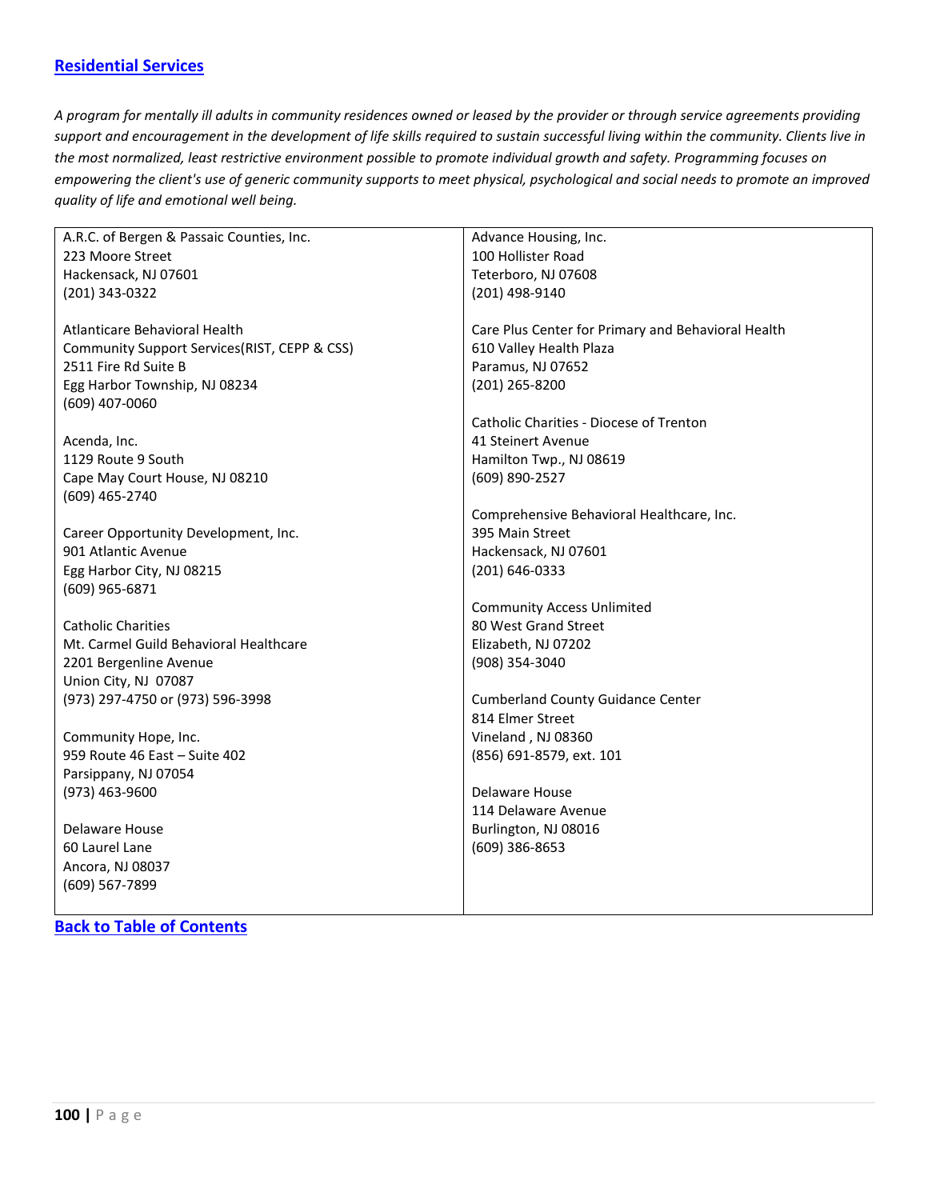## [Residential Services]

*A program for mentally ill adults in community residences owned or leased by the provider or through service agreements providing support and encouragement in the development of life skills required to sustain successful living within the community. Clients live in the most normalized, least restrictive environment possible to promote individual growth and safety. Programming focuses on empowering the client's use of generic community supports to meet physical, psychological and social needs to promote an improved quality of life and emotional well being.*

A.R.C. of Bergen & Passaic Counties, Inc.
223 Moore Street
Hackensack, NJ 07601
(201) 343-0322

Atlanticare Behavioral Health
Community Support Services(RIST, CEPP & CSS)
2511 Fire Rd Suite B
Egg Harbor Township, NJ 08234
(609) 407-0060

Acenda, Inc.
1129 Route 9 South
Cape May Court House, NJ 08210
(609) 465-2740

Career Opportunity Development, Inc.
901 Atlantic Avenue
Egg Harbor City, NJ 08215
(609) 965-6871

Catholic Charities
Mt. Carmel Guild Behavioral Healthcare
2201 Bergenline Avenue
Union City, NJ 07087
(973) 297-4750 or (973) 596-3998

Community Hope, Inc.
959 Route 46 East – Suite 402
Parsippany, NJ 07054
(973) 463-9600

Delaware House
60 Laurel Lane
Ancora, NJ 08037
(609) 567-7899

Advance Housing, Inc.
100 Hollister Road
Teterboro, NJ 07608
(201) 498-9140

Care Plus Center for Primary and Behavioral Health
610 Valley Health Plaza
Paramus, NJ 07652
(201) 265-8200

Catholic Charities - Diocese of Trenton
41 Steinert Avenue
Hamilton Twp., NJ 08619
(609) 890-2527

Comprehensive Behavioral Healthcare, Inc.
395 Main Street
Hackensack, NJ 07601
(201) 646-0333

Community Access Unlimited
80 West Grand Street
Elizabeth, NJ 07202
(908) 354-3040

Cumberland County Guidance Center
814 Elmer Street
Vineland , NJ 08360
(856) 691-8579, ext. 101

Delaware House
114 Delaware Avenue
Burlington, NJ 08016
(609) 386-8653

[Back to Table of Contents]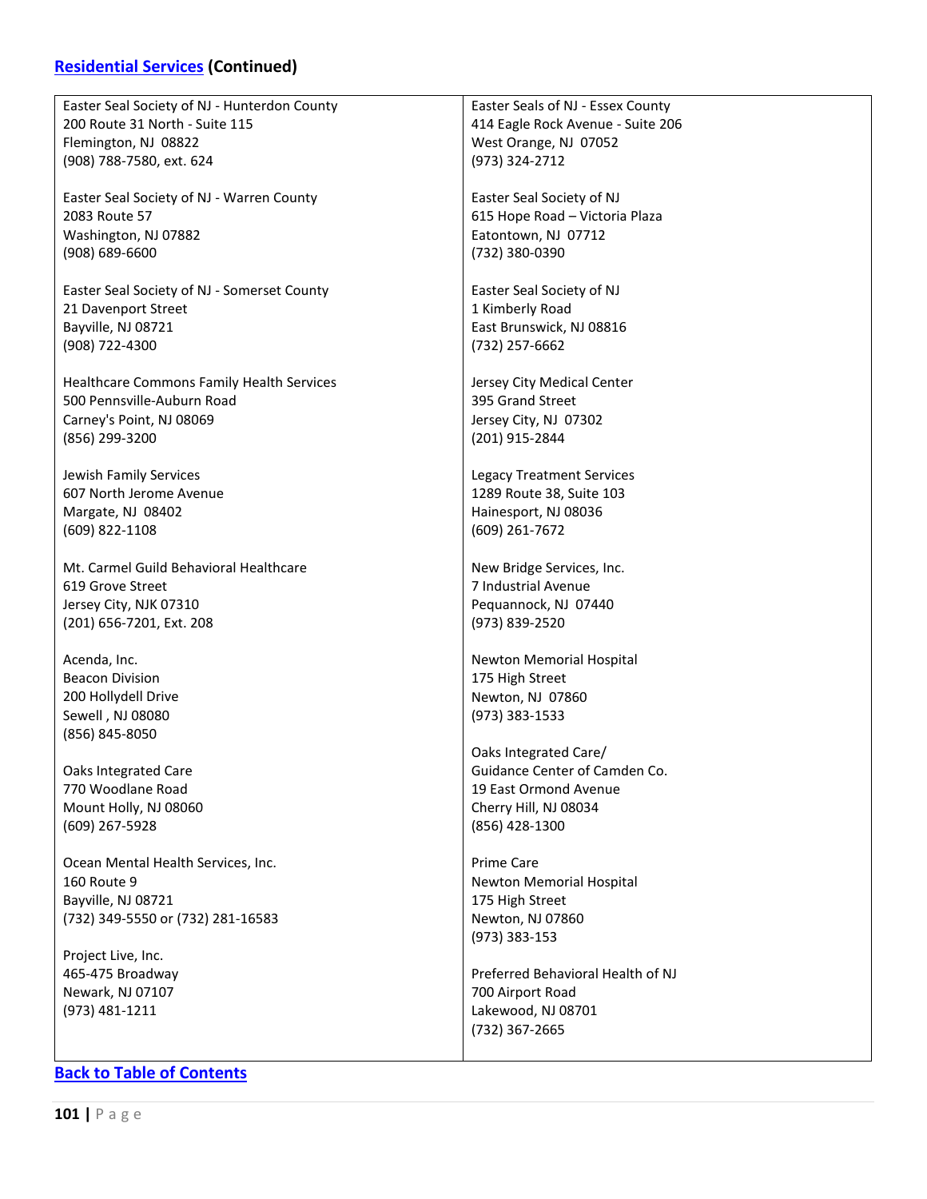## [Residential Services](#) (Continued)

Easter Seal Society of NJ - Hunterdon County
200 Route 31 North - Suite 115
Flemington, NJ 08822
(908) 788-7580, ext. 624

Easter Seal Society of NJ - Warren County
2083 Route 57
Washington, NJ 07882
(908) 689-6600

Easter Seal Society of NJ - Somerset County
21 Davenport Street
Bayville, NJ 08721
(908) 722-4300

Healthcare Commons Family Health Services
500 Pennsville-Auburn Road
Carney's Point, NJ 08069
(856) 299-3200

Jewish Family Services
607 North Jerome Avenue
Margate, NJ 08402
(609) 822-1108

Mt. Carmel Guild Behavioral Healthcare
619 Grove Street
Jersey City, NJK 07310
(201) 656-7201, Ext. 208

Acenda, Inc.
Beacon Division
200 Hollydell Drive
Sewell , NJ 08080
(856) 845-8050

Oaks Integrated Care
770 Woodlane Road
Mount Holly, NJ 08060
(609) 267-5928

Ocean Mental Health Services, Inc.
160 Route 9
Bayville, NJ 08721
(732) 349-5550 or (732) 281-16583

Project Live, Inc.
465-475 Broadway
Newark, NJ 07107
(973) 481-1211

Easter Seals of NJ - Essex County
414 Eagle Rock Avenue - Suite 206
West Orange, NJ 07052
(973) 324-2712

Easter Seal Society of NJ
615 Hope Road – Victoria Plaza
Eatontown, NJ 07712
(732) 380-0390

Easter Seal Society of NJ
1 Kimberly Road
East Brunswick, NJ 08816
(732) 257-6662

Jersey City Medical Center
395 Grand Street
Jersey City, NJ 07302
(201) 915-2844

Legacy Treatment Services
1289 Route 38, Suite 103
Hainesport, NJ 08036
(609) 261-7672

New Bridge Services, Inc.
7 Industrial Avenue
Pequannock, NJ 07440
(973) 839-2520

Newton Memorial Hospital
175 High Street
Newton, NJ 07860
(973) 383-1533

Oaks Integrated Care/
Guidance Center of Camden Co.
19 East Ormond Avenue
Cherry Hill, NJ 08034
(856) 428-1300

Prime Care
Newton Memorial Hospital
175 High Street
Newton, NJ 07860
(973) 383-153

Preferred Behavioral Health of NJ
700 Airport Road
Lakewood, NJ 08701
(732) 367-2665

[Back to Table of Contents](#)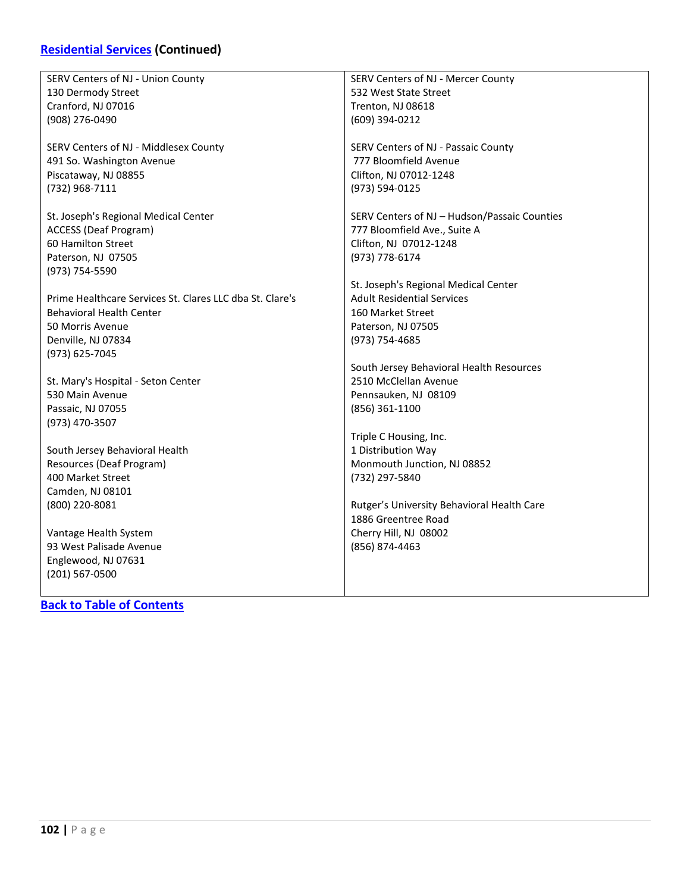## Residential Services (Continued)

SERV Centers of NJ - Union County
130 Dermody Street
Cranford, NJ 07016
(908) 276-0490

SERV Centers of NJ - Middlesex County
491 So. Washington Avenue
Piscataway, NJ 08855
(732) 968-7111

St. Joseph's Regional Medical Center
ACCESS (Deaf Program)
60 Hamilton Street
Paterson, NJ 07505
(973) 754-5590

Prime Healthcare Services St. Clares LLC dba St. Clare's Behavioral Health Center
50 Morris Avenue
Denville, NJ 07834
(973) 625-7045

St. Mary's Hospital - Seton Center
530 Main Avenue
Passaic, NJ 07055
(973) 470-3507

South Jersey Behavioral Health Resources (Deaf Program)
400 Market Street
Camden, NJ 08101
(800) 220-8081

Vantage Health System
93 West Palisade Avenue
Englewood, NJ 07631
(201) 567-0500

SERV Centers of NJ - Mercer County
532 West State Street
Trenton, NJ 08618
(609) 394-0212

SERV Centers of NJ - Passaic County
777 Bloomfield Avenue
Clifton, NJ 07012-1248
(973) 594-0125

SERV Centers of NJ – Hudson/Passaic Counties
777 Bloomfield Ave., Suite A
Clifton, NJ 07012-1248
(973) 778-6174

St. Joseph's Regional Medical Center
Adult Residential Services
160 Market Street
Paterson, NJ 07505
(973) 754-4685

South Jersey Behavioral Health Resources
2510 McClellan Avenue
Pennsauken, NJ 08109
(856) 361-1100

Triple C Housing, Inc.
1 Distribution Way
Monmouth Junction, NJ 08852
(732) 297-5840

Rutger's University Behavioral Health Care
1886 Greentree Road
Cherry Hill, NJ 08002
(856) 874-4463

**Back to Table of Contents**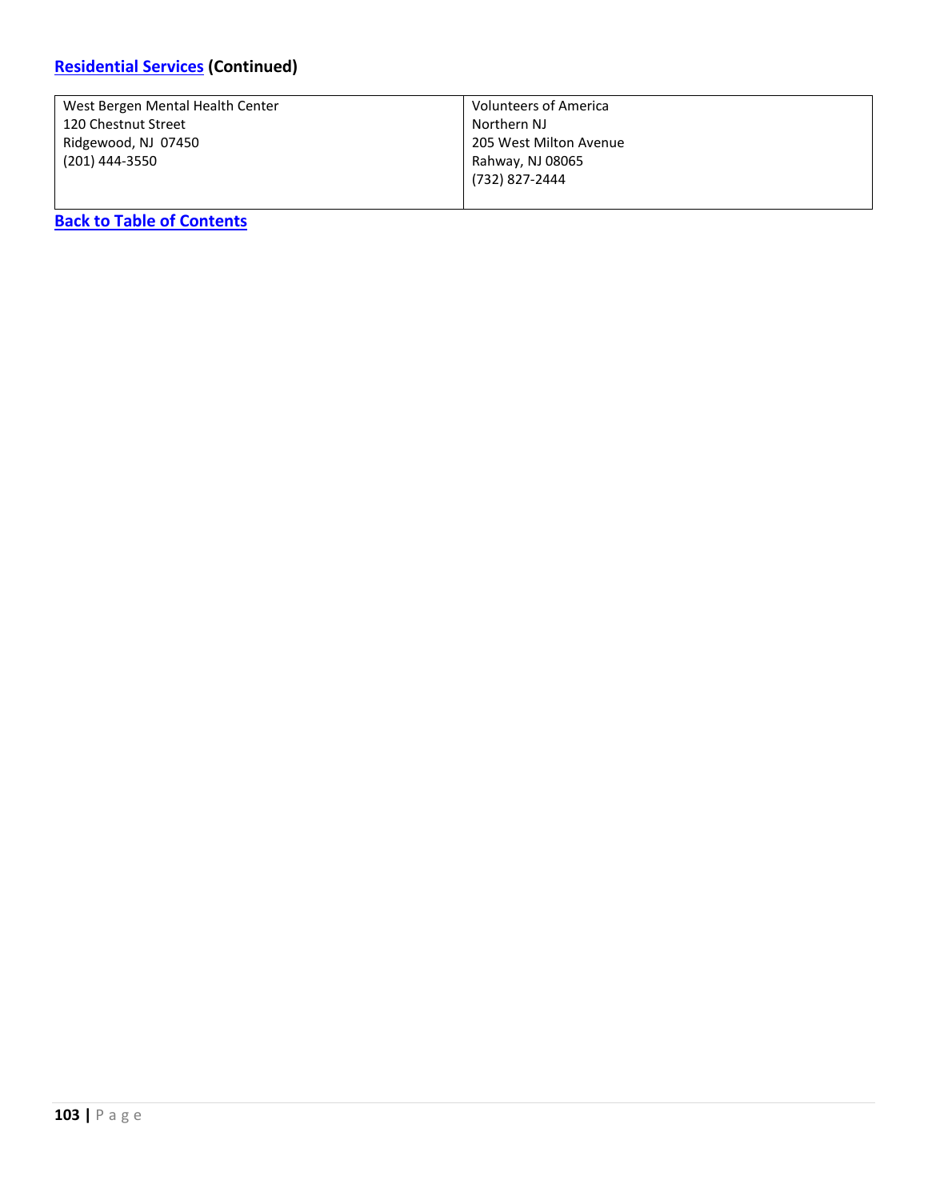## [Residential Services](#) (Continued)

| | |
|---|---|
| West Bergen Mental Health Center<br>120 Chestnut Street<br>Ridgewood, NJ 07450<br>(201) 444-3550 | Volunteers of America<br>Northern NJ<br>205 West Milton Avenue<br>Rahway, NJ 08065<br>(732) 827-2444 |

**[Back to Table of Contents](#)**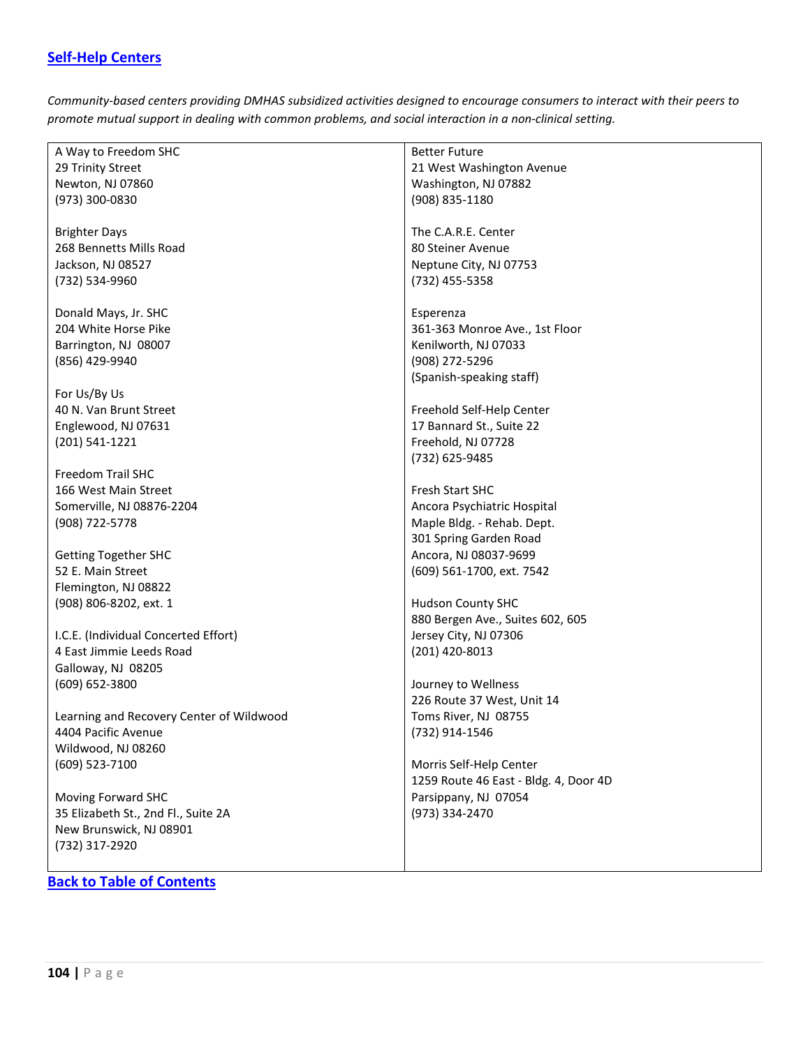## [Self-Help Centers]

*Community-based centers providing DMHAS subsidized activities designed to encourage consumers to interact with their peers to promote mutual support in dealing with common problems, and social interaction in a non-clinical setting.*

A Way to Freedom SHC
29 Trinity Street
Newton, NJ 07860
(973) 300-0830

Brighter Days
268 Bennetts Mills Road
Jackson, NJ 08527
(732) 534-9960

Donald Mays, Jr. SHC
204 White Horse Pike
Barrington, NJ 08007
(856) 429-9940

For Us/By Us
40 N. Van Brunt Street
Englewood, NJ 07631
(201) 541-1221

Freedom Trail SHC
166 West Main Street
Somerville, NJ 08876-2204
(908) 722-5778

Getting Together SHC
52 E. Main Street
Flemington, NJ 08822
(908) 806-8202, ext. 1

I.C.E. (Individual Concerted Effort)
4 East Jimmie Leeds Road
Galloway, NJ 08205
(609) 652-3800

Learning and Recovery Center of Wildwood
4404 Pacific Avenue
Wildwood, NJ 08260
(609) 523-7100

Moving Forward SHC
35 Elizabeth St., 2nd Fl., Suite 2A
New Brunswick, NJ 08901
(732) 317-2920

Better Future
21 West Washington Avenue
Washington, NJ 07882
(908) 835-1180

The C.A.R.E. Center
80 Steiner Avenue
Neptune City, NJ 07753
(732) 455-5358

Esperenza
361-363 Monroe Ave., 1st Floor
Kenilworth, NJ 07033
(908) 272-5296
(Spanish-speaking staff)

Freehold Self-Help Center
17 Bannard St., Suite 22
Freehold, NJ 07728
(732) 625-9485

Fresh Start SHC
Ancora Psychiatric Hospital
Maple Bldg. - Rehab. Dept.
301 Spring Garden Road
Ancora, NJ 08037-9699
(609) 561-1700, ext. 7542

Hudson County SHC
880 Bergen Ave., Suites 602, 605
Jersey City, NJ 07306
(201) 420-8013

Journey to Wellness
226 Route 37 West, Unit 14
Toms River, NJ 08755
(732) 914-1546

Morris Self-Help Center
1259 Route 46 East - Bldg. 4, Door 4D
Parsippany, NJ 07054
(973) 334-2470

**Back to Table of Contents**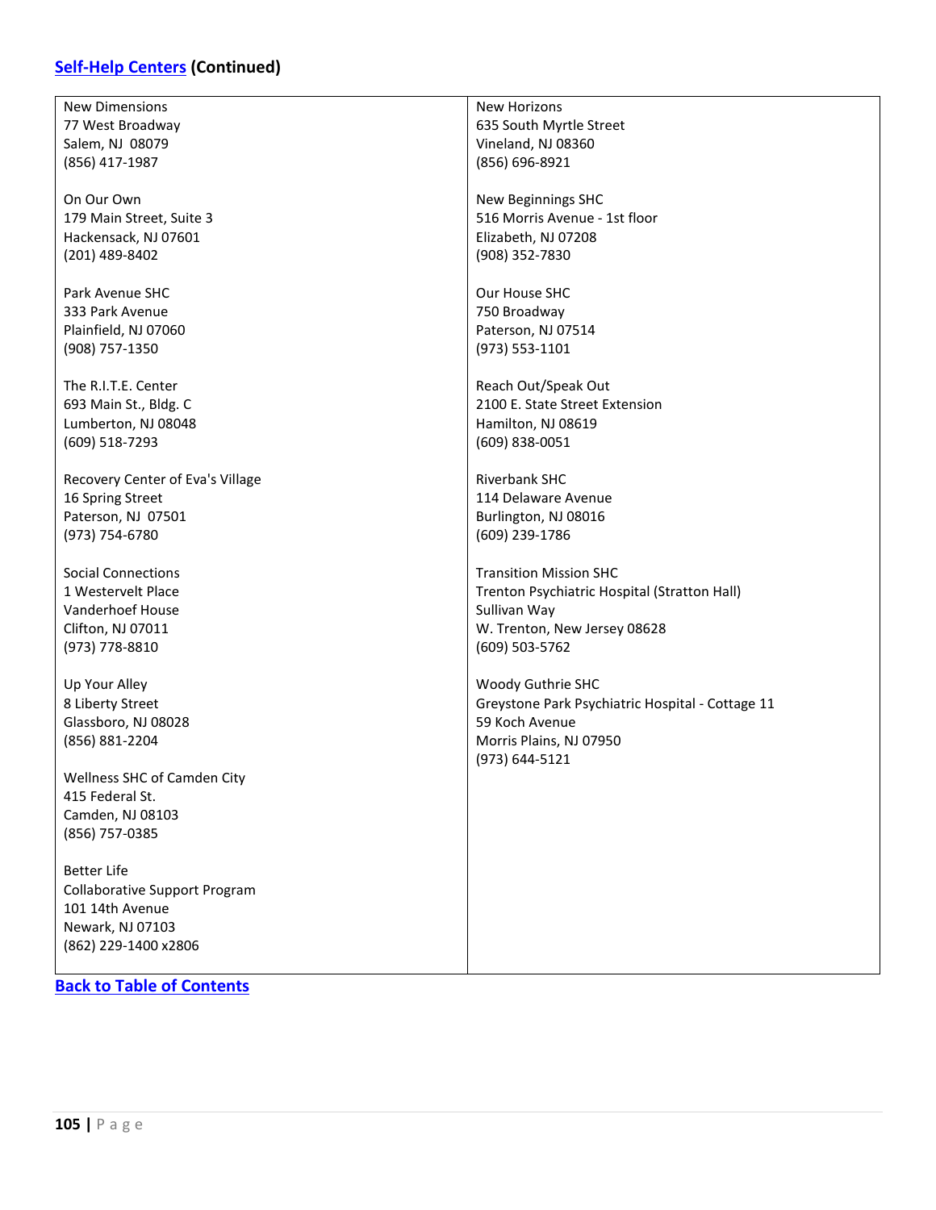## Self-Help Centers (Continued)

New Dimensions
77 West Broadway
Salem, NJ 08079
(856) 417-1987

On Our Own
179 Main Street, Suite 3
Hackensack, NJ 07601
(201) 489-8402

Park Avenue SHC
333 Park Avenue
Plainfield, NJ 07060
(908) 757-1350

The R.I.T.E. Center
693 Main St., Bldg. C
Lumberton, NJ 08048
(609) 518-7293

Recovery Center of Eva's Village
16 Spring Street
Paterson, NJ 07501
(973) 754-6780

Social Connections
1 Westervelt Place
Vanderhoef House
Clifton, NJ 07011
(973) 778-8810

Up Your Alley
8 Liberty Street
Glassboro, NJ 08028
(856) 881-2204

Wellness SHC of Camden City
415 Federal St.
Camden, NJ 08103
(856) 757-0385

Better Life
Collaborative Support Program
101 14th Avenue
Newark, NJ 07103
(862) 229-1400 x2806

New Horizons
635 South Myrtle Street
Vineland, NJ 08360
(856) 696-8921

New Beginnings SHC
516 Morris Avenue - 1st floor
Elizabeth, NJ 07208
(908) 352-7830

Our House SHC
750 Broadway
Paterson, NJ 07514
(973) 553-1101

Reach Out/Speak Out
2100 E. State Street Extension
Hamilton, NJ 08619
(609) 838-0051

Riverbank SHC
114 Delaware Avenue
Burlington, NJ 08016
(609) 239-1786

Transition Mission SHC
Trenton Psychiatric Hospital (Stratton Hall)
Sullivan Way
W. Trenton, New Jersey 08628
(609) 503-5762

Woody Guthrie SHC
Greystone Park Psychiatric Hospital - Cottage 11
59 Koch Avenue
Morris Plains, NJ 07950
(973) 644-5121

Back to Table of Contents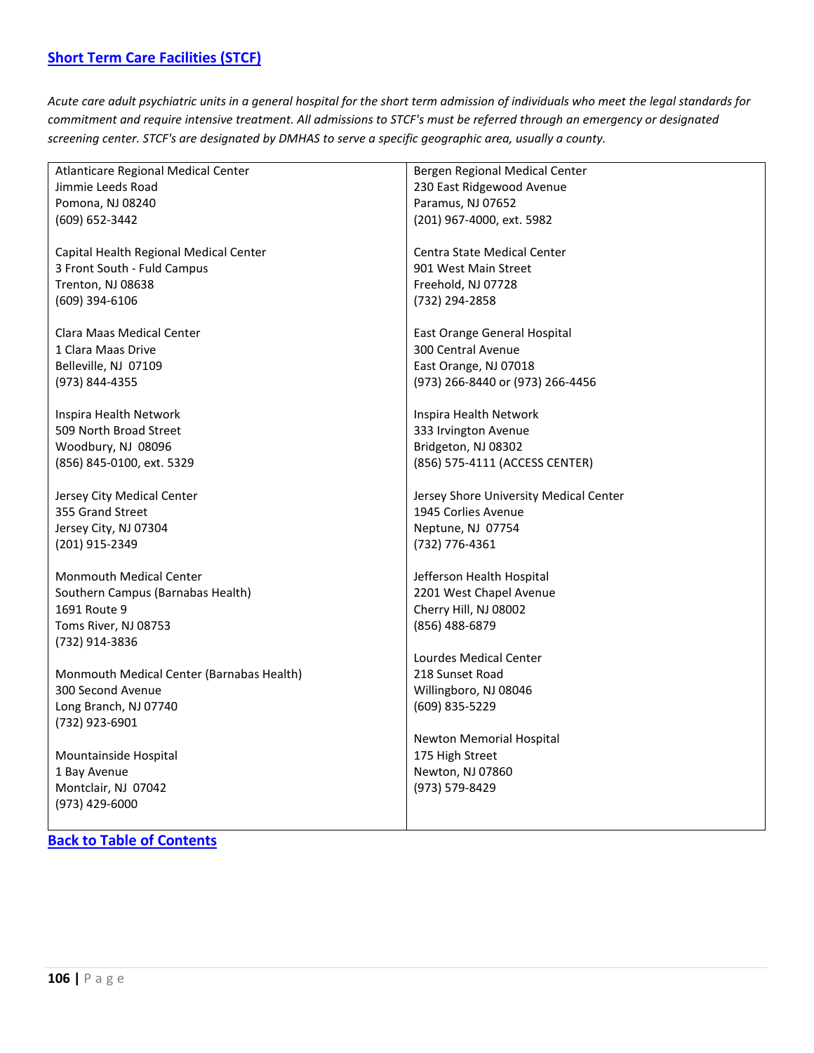## [Short Term Care Facilities (STCF)]

*Acute care adult psychiatric units in a general hospital for the short term admission of individuals who meet the legal standards for commitment and require intensive treatment. All admissions to STCF's must be referred through an emergency or designated screening center. STCF's are designated by DMHAS to serve a specific geographic area, usually a county.*

Atlanticare Regional Medical Center
Jimmie Leeds Road
Pomona, NJ 08240
(609) 652-3442

Capital Health Regional Medical Center
3 Front South - Fuld Campus
Trenton, NJ 08638
(609) 394-6106

Clara Maas Medical Center
1 Clara Maas Drive
Belleville, NJ 07109
(973) 844-4355

Inspira Health Network
509 North Broad Street
Woodbury, NJ 08096
(856) 845-0100, ext. 5329

Jersey City Medical Center
355 Grand Street
Jersey City, NJ 07304
(201) 915-2349

Monmouth Medical Center
Southern Campus (Barnabas Health)
1691 Route 9
Toms River, NJ 08753
(732) 914-3836

Monmouth Medical Center (Barnabas Health)
300 Second Avenue
Long Branch, NJ 07740
(732) 923-6901

Mountainside Hospital
1 Bay Avenue
Montclair, NJ 07042
(973) 429-6000

Bergen Regional Medical Center
230 East Ridgewood Avenue
Paramus, NJ 07652
(201) 967-4000, ext. 5982

Centra State Medical Center
901 West Main Street
Freehold, NJ 07728
(732) 294-2858

East Orange General Hospital
300 Central Avenue
East Orange, NJ 07018
(973) 266-8440 or (973) 266-4456

Inspira Health Network
333 Irvington Avenue
Bridgeton, NJ 08302
(856) 575-4111 (ACCESS CENTER)

Jersey Shore University Medical Center
1945 Corlies Avenue
Neptune, NJ 07754
(732) 776-4361

Jefferson Health Hospital
2201 West Chapel Avenue
Cherry Hill, NJ 08002
(856) 488-6879

Lourdes Medical Center
218 Sunset Road
Willingboro, NJ 08046
(609) 835-5229

Newton Memorial Hospital
175 High Street
Newton, NJ 07860
(973) 579-8429

**Back to Table of Contents**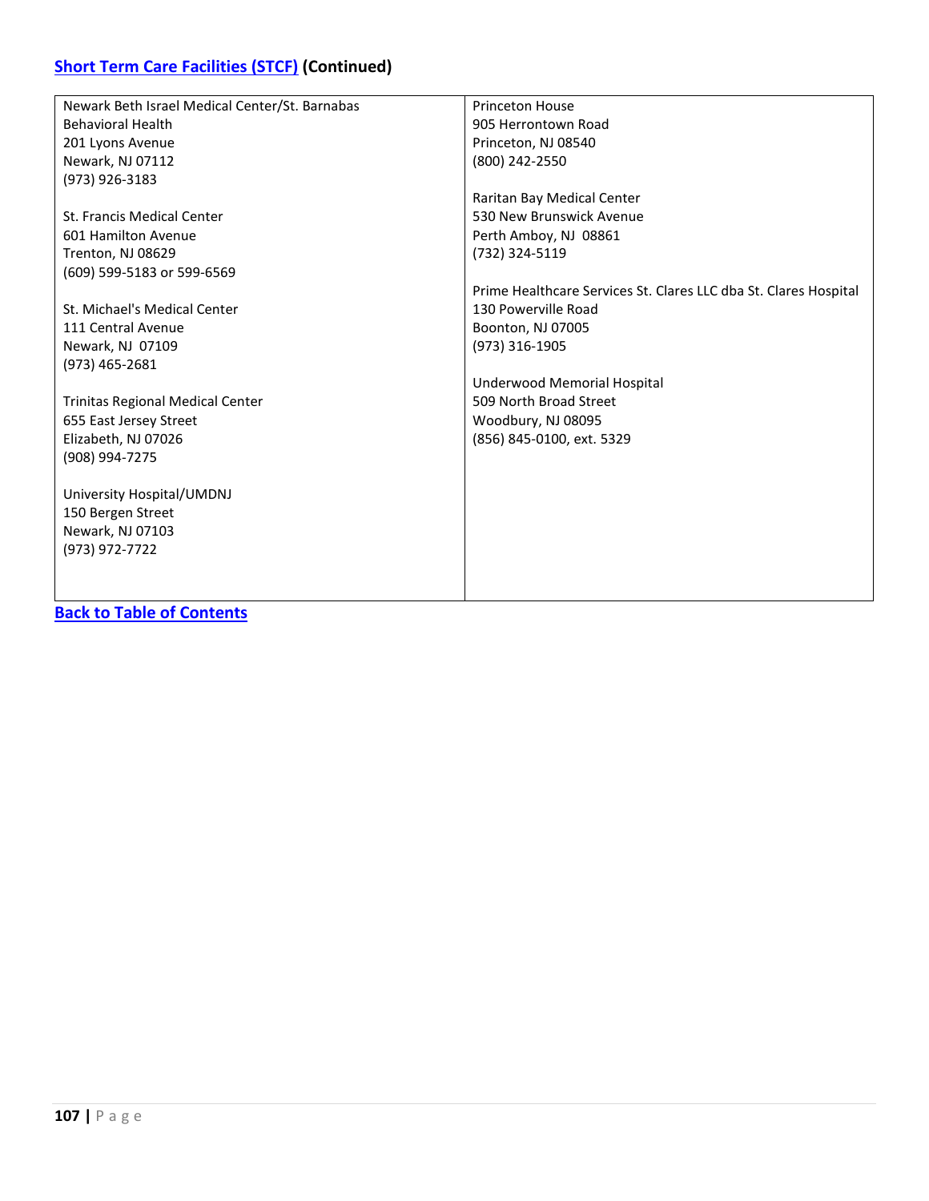## [Short Term Care Facilities (STCF)](#) (Continued)

Newark Beth Israel Medical Center/St. Barnabas Behavioral Health
201 Lyons Avenue
Newark, NJ 07112
(973) 926-3183

St. Francis Medical Center
601 Hamilton Avenue
Trenton, NJ 08629
(609) 599-5183 or 599-6569

St. Michael's Medical Center
111 Central Avenue
Newark, NJ 07109
(973) 465-2681

Trinitas Regional Medical Center
655 East Jersey Street
Elizabeth, NJ 07026
(908) 994-7275

University Hospital/UMDNJ
150 Bergen Street
Newark, NJ 07103
(973) 972-7722

Princeton House
905 Herrontown Road
Princeton, NJ 08540
(800) 242-2550

Raritan Bay Medical Center
530 New Brunswick Avenue
Perth Amboy, NJ 08861
(732) 324-5119

Prime Healthcare Services St. Clares LLC dba St. Clares Hospital
130 Powerville Road
Boonton, NJ 07005
(973) 316-1905

Underwood Memorial Hospital
509 North Broad Street
Woodbury, NJ 08095
(856) 845-0100, ext. 5329

**[Back to Table of Contents](#)**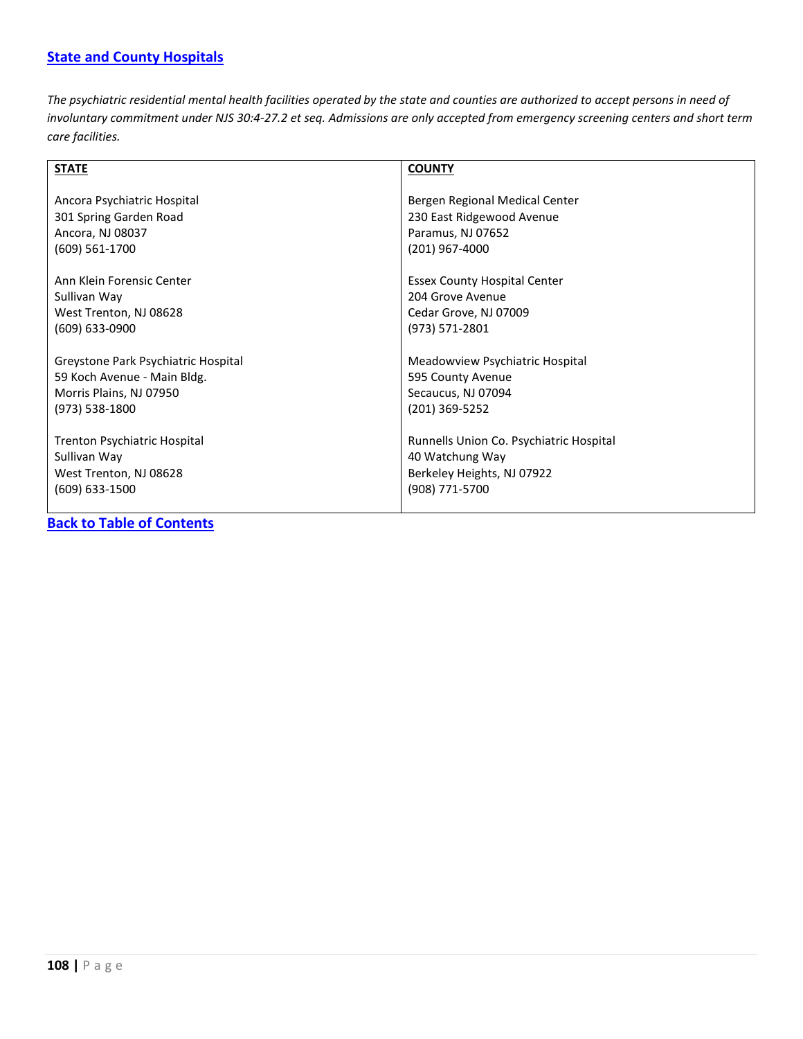## State and County Hospitals

*The psychiatric residential mental health facilities operated by the state and counties are authorized to accept persons in need of involuntary commitment under NJS 30:4-27.2 et seq. Admissions are only accepted from emergency screening centers and short term care facilities.*

| STATE | COUNTY |
|---|---|
| Ancora Psychiatric Hospital<br>301 Spring Garden Road<br>Ancora, NJ 08037<br>(609) 561-1700 | Bergen Regional Medical Center<br>230 East Ridgewood Avenue<br>Paramus, NJ 07652<br>(201) 967-4000 |
| Ann Klein Forensic Center<br>Sullivan Way<br>West Trenton, NJ 08628<br>(609) 633-0900 | Essex County Hospital Center<br>204 Grove Avenue<br>Cedar Grove, NJ 07009<br>(973) 571-2801 |
| Greystone Park Psychiatric Hospital<br>59 Koch Avenue - Main Bldg.<br>Morris Plains, NJ 07950<br>(973) 538-1800 | Meadowview Psychiatric Hospital<br>595 County Avenue<br>Secaucus, NJ 07094<br>(201) 369-5252 |
| Trenton Psychiatric Hospital<br>Sullivan Way<br>West Trenton, NJ 08628<br>(609) 633-1500 | Runnells Union Co. Psychiatric Hospital<br>40 Watchung Way<br>Berkeley Heights, NJ 07922<br>(908) 771-5700 |

**Back to Table of Contents**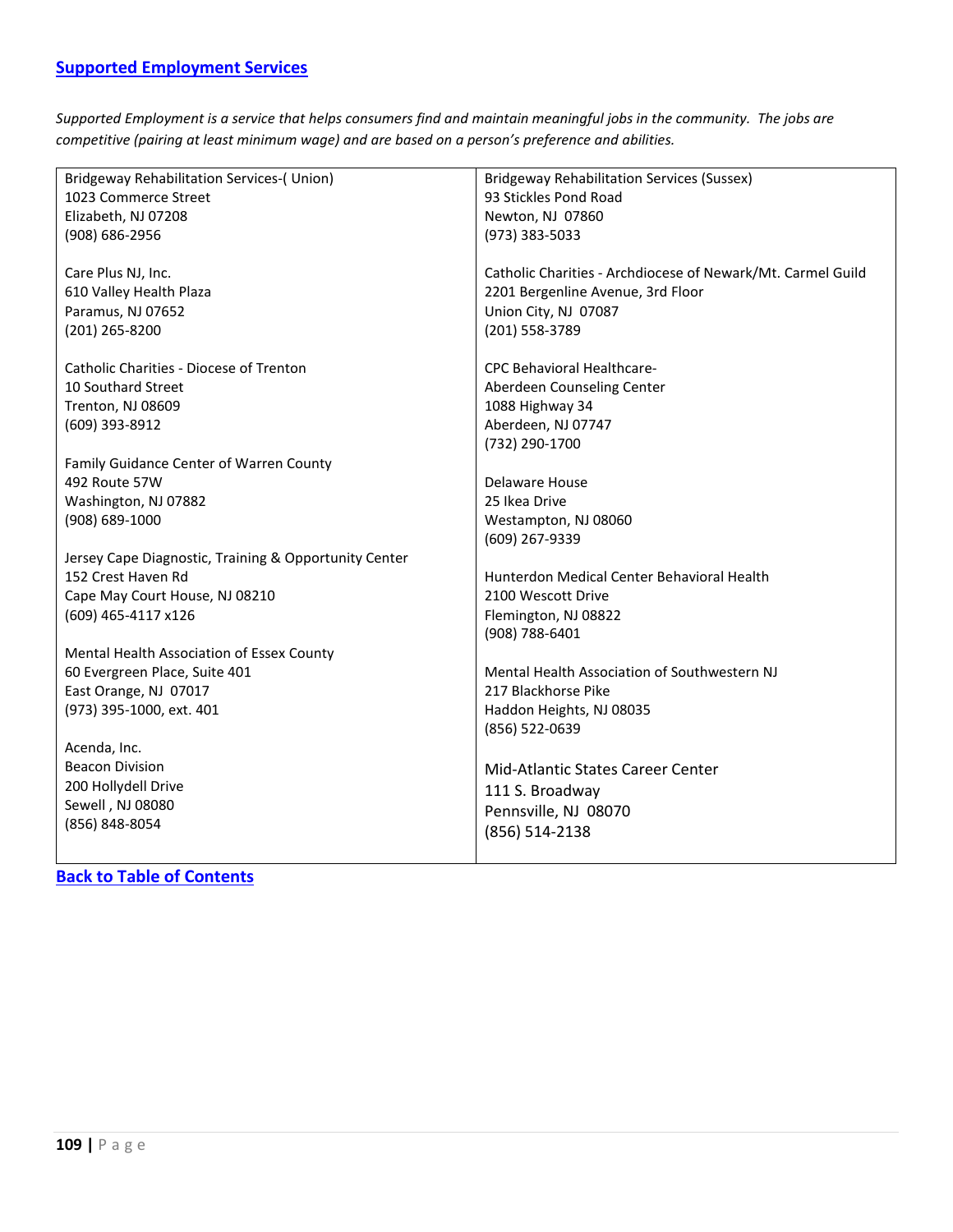## Supported Employment Services

*Supported Employment is a service that helps consumers find and maintain meaningful jobs in the community. The jobs are competitive (pairing at least minimum wage) and are based on a person's preference and abilities.*

Bridgeway Rehabilitation Services-( Union)
1023 Commerce Street
Elizabeth, NJ 07208
(908) 686-2956

Care Plus NJ, Inc.
610 Valley Health Plaza
Paramus, NJ 07652
(201) 265-8200

Catholic Charities - Diocese of Trenton
10 Southard Street
Trenton, NJ 08609
(609) 393-8912

Family Guidance Center of Warren County
492 Route 57W
Washington, NJ 07882
(908) 689-1000

Jersey Cape Diagnostic, Training & Opportunity Center
152 Crest Haven Rd
Cape May Court House, NJ 08210
(609) 465-4117 x126

Mental Health Association of Essex County
60 Evergreen Place, Suite 401
East Orange, NJ 07017
(973) 395-1000, ext. 401

Acenda, Inc.
Beacon Division
200 Hollydell Drive
Sewell , NJ 08080
(856) 848-8054

Bridgeway Rehabilitation Services (Sussex)
93 Stickles Pond Road
Newton, NJ 07860
(973) 383-5033

Catholic Charities - Archdiocese of Newark/Mt. Carmel Guild
2201 Bergenline Avenue, 3rd Floor
Union City, NJ 07087
(201) 558-3789

CPC Behavioral Healthcare-
Aberdeen Counseling Center
1088 Highway 34
Aberdeen, NJ 07747
(732) 290-1700

Delaware House
25 Ikea Drive
Westampton, NJ 08060
(609) 267-9339

Hunterdon Medical Center Behavioral Health
2100 Wescott Drive
Flemington, NJ 08822
(908) 788-6401

Mental Health Association of Southwestern NJ
217 Blackhorse Pike
Haddon Heights, NJ 08035
(856) 522-0639

Mid-Atlantic States Career Center
111 S. Broadway
Pennsville, NJ 08070
(856) 514-2138

**Back to Table of Contents**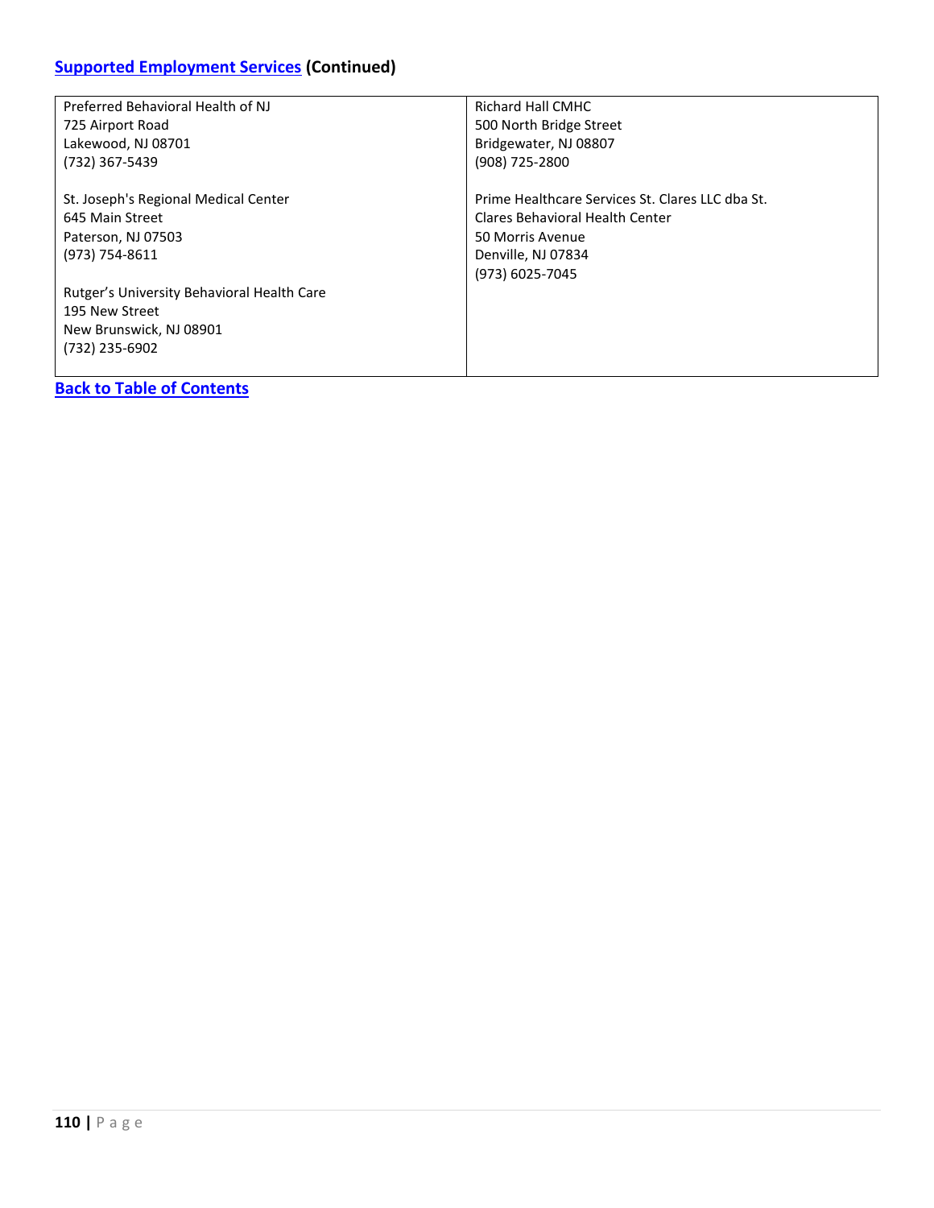## Supported Employment Services (Continued)

| | |
|---|---|
| Preferred Behavioral Health of NJ<br>725 Airport Road<br>Lakewood, NJ 08701<br>(732) 367-5439<br><br>St. Joseph's Regional Medical Center<br>645 Main Street<br>Paterson, NJ 07503<br>(973) 754-8611<br><br>Rutger's University Behavioral Health Care<br>195 New Street<br>New Brunswick, NJ 08901<br>(732) 235-6902 | Richard Hall CMHC<br>500 North Bridge Street<br>Bridgewater, NJ 08807<br>(908) 725-2800<br><br>Prime Healthcare Services St. Clares LLC dba St. Clares Behavioral Health Center<br>50 Morris Avenue<br>Denville, NJ 07834<br>(973) 6025-7045 |

**Back to Table of Contents**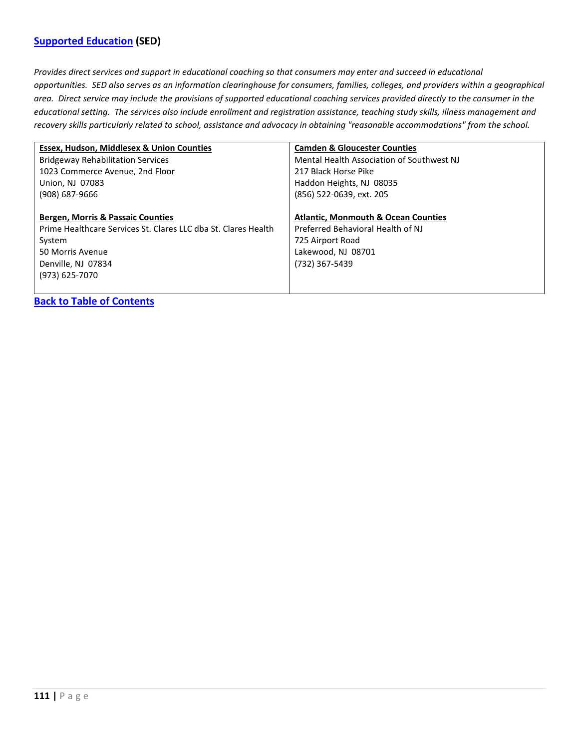## Supported Education (SED)

*Provides direct services and support in educational coaching so that consumers may enter and succeed in educational opportunities. SED also serves as an information clearinghouse for consumers, families, colleges, and providers within a geographical area. Direct service may include the provisions of supported educational coaching services provided directly to the consumer in the educational setting. The services also include enrollment and registration assistance, teaching study skills, illness management and recovery skills particularly related to school, assistance and advocacy in obtaining "reasonable accommodations" from the school.*

| **Essex, Hudson, Middlesex & Union Counties** | **Camden & Gloucester Counties** |
|---|---|
| Bridgeway Rehabilitation Services<br>1023 Commerce Avenue, 2nd Floor<br>Union, NJ 07083<br>(908) 687-9666 | Mental Health Association of Southwest NJ<br>217 Black Horse Pike<br>Haddon Heights, NJ 08035<br>(856) 522-0639, ext. 205 |
| **Bergen, Morris & Passaic Counties** | **Atlantic, Monmouth & Ocean Counties** |
| Prime Healthcare Services St. Clares LLC dba St. Clares Health System<br>50 Morris Avenue<br>Denville, NJ 07834<br>(973) 625-7070 | Preferred Behavioral Health of NJ<br>725 Airport Road<br>Lakewood, NJ 08701<br>(732) 367-5439 |

**Back to Table of Contents**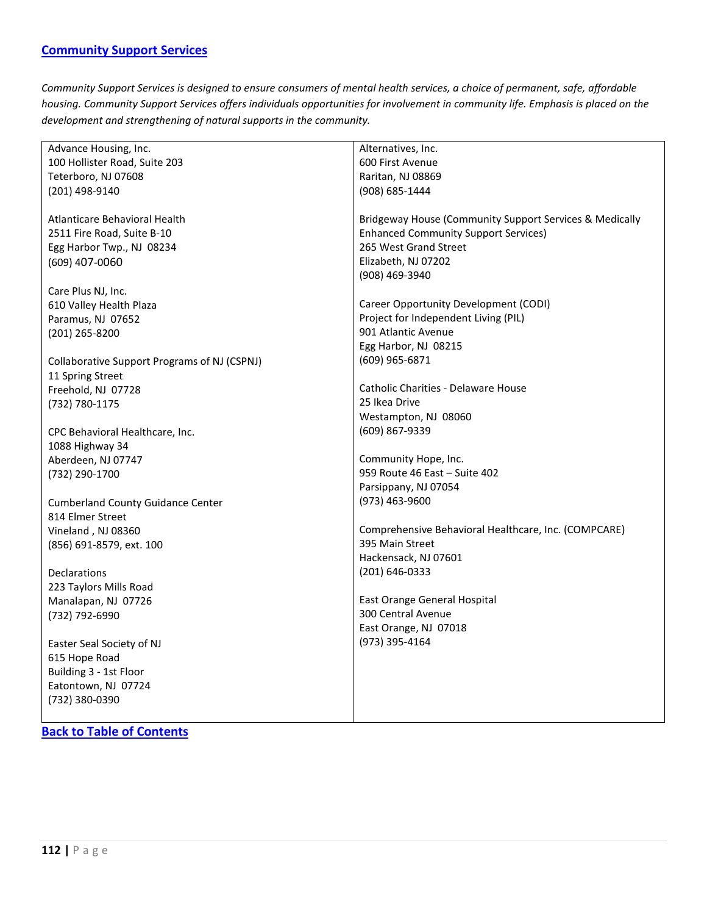## [Community Support Services]

*Community Support Services is designed to ensure consumers of mental health services, a choice of permanent, safe, affordable housing. Community Support Services offers individuals opportunities for involvement in community life. Emphasis is placed on the development and strengthening of natural supports in the community.*

Advance Housing, Inc.
100 Hollister Road, Suite 203
Teterboro, NJ 07608
(201) 498-9140

Atlanticare Behavioral Health
2511 Fire Road, Suite B-10
Egg Harbor Twp., NJ 08234
(609) 407-0060

Care Plus NJ, Inc.
610 Valley Health Plaza
Paramus, NJ 07652
(201) 265-8200

Collaborative Support Programs of NJ (CSPNJ)
11 Spring Street
Freehold, NJ 07728
(732) 780-1175

CPC Behavioral Healthcare, Inc.
1088 Highway 34
Aberdeen, NJ 07747
(732) 290-1700

Cumberland County Guidance Center
814 Elmer Street
Vineland , NJ 08360
(856) 691-8579, ext. 100

Declarations
223 Taylors Mills Road
Manalapan, NJ 07726
(732) 792-6990

Easter Seal Society of NJ
615 Hope Road
Building 3 - 1st Floor
Eatontown, NJ 07724
(732) 380-0390

Alternatives, Inc.
600 First Avenue
Raritan, NJ 08869
(908) 685-1444

Bridgeway House (Community Support Services & Medically Enhanced Community Support Services)
265 West Grand Street
Elizabeth, NJ 07202
(908) 469-3940

Career Opportunity Development (CODI)
Project for Independent Living (PIL)
901 Atlantic Avenue
Egg Harbor, NJ 08215
(609) 965-6871

Catholic Charities - Delaware House
25 Ikea Drive
Westampton, NJ 08060
(609) 867-9339

Community Hope, Inc.
959 Route 46 East – Suite 402
Parsippany, NJ 07054
(973) 463-9600

Comprehensive Behavioral Healthcare, Inc. (COMPCARE)
395 Main Street
Hackensack, NJ 07601
(201) 646-0333

East Orange General Hospital
300 Central Avenue
East Orange, NJ 07018
(973) 395-4164

**Back to Table of Contents**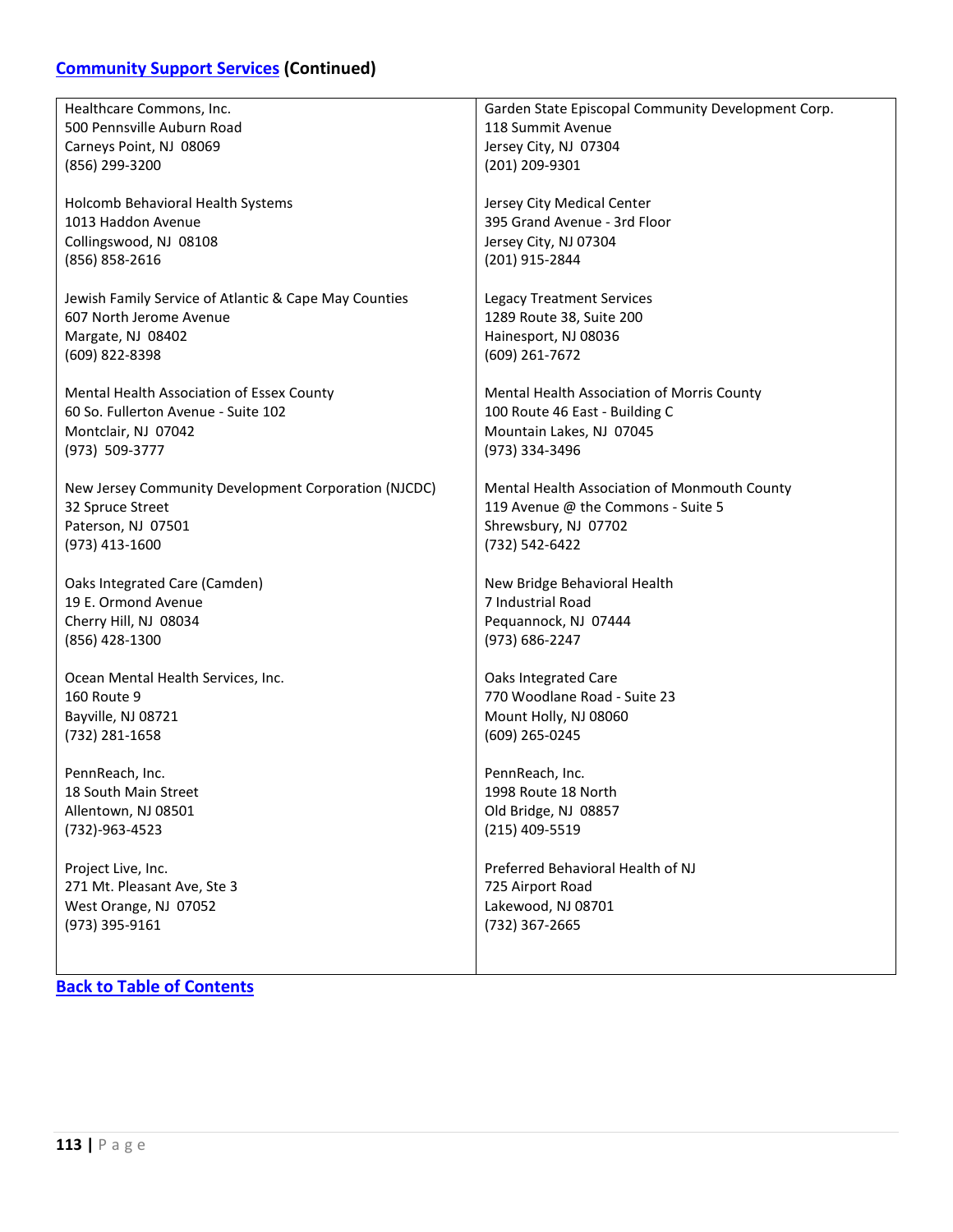## [Community Support Services](#) (Continued)

Healthcare Commons, Inc.
500 Pennsville Auburn Road
Carneys Point, NJ 08069
(856) 299-3200

Holcomb Behavioral Health Systems
1013 Haddon Avenue
Collingswood, NJ 08108
(856) 858-2616

Jewish Family Service of Atlantic & Cape May Counties
607 North Jerome Avenue
Margate, NJ 08402
(609) 822-8398

Mental Health Association of Essex County
60 So. Fullerton Avenue - Suite 102
Montclair, NJ 07042
(973) 509-3777

New Jersey Community Development Corporation (NJCDC)
32 Spruce Street
Paterson, NJ 07501
(973) 413-1600

Oaks Integrated Care (Camden)
19 E. Ormond Avenue
Cherry Hill, NJ 08034
(856) 428-1300

Ocean Mental Health Services, Inc.
160 Route 9
Bayville, NJ 08721
(732) 281-1658

PennReach, Inc.
18 South Main Street
Allentown, NJ 08501
(732)-963-4523

Project Live, Inc.
271 Mt. Pleasant Ave, Ste 3
West Orange, NJ 07052
(973) 395-9161

Garden State Episcopal Community Development Corp.
118 Summit Avenue
Jersey City, NJ 07304
(201) 209-9301

Jersey City Medical Center
395 Grand Avenue - 3rd Floor
Jersey City, NJ 07304
(201) 915-2844

Legacy Treatment Services
1289 Route 38, Suite 200
Hainesport, NJ 08036
(609) 261-7672

Mental Health Association of Morris County
100 Route 46 East - Building C
Mountain Lakes, NJ 07045
(973) 334-3496

Mental Health Association of Monmouth County
119 Avenue @ the Commons - Suite 5
Shrewsbury, NJ 07702
(732) 542-6422

New Bridge Behavioral Health
7 Industrial Road
Pequannock, NJ 07444
(973) 686-2247

Oaks Integrated Care
770 Woodlane Road - Suite 23
Mount Holly, NJ 08060
(609) 265-0245

PennReach, Inc.
1998 Route 18 North
Old Bridge, NJ 08857
(215) 409-5519

Preferred Behavioral Health of NJ
725 Airport Road
Lakewood, NJ 08701
(732) 367-2665

[Back to Table of Contents](#)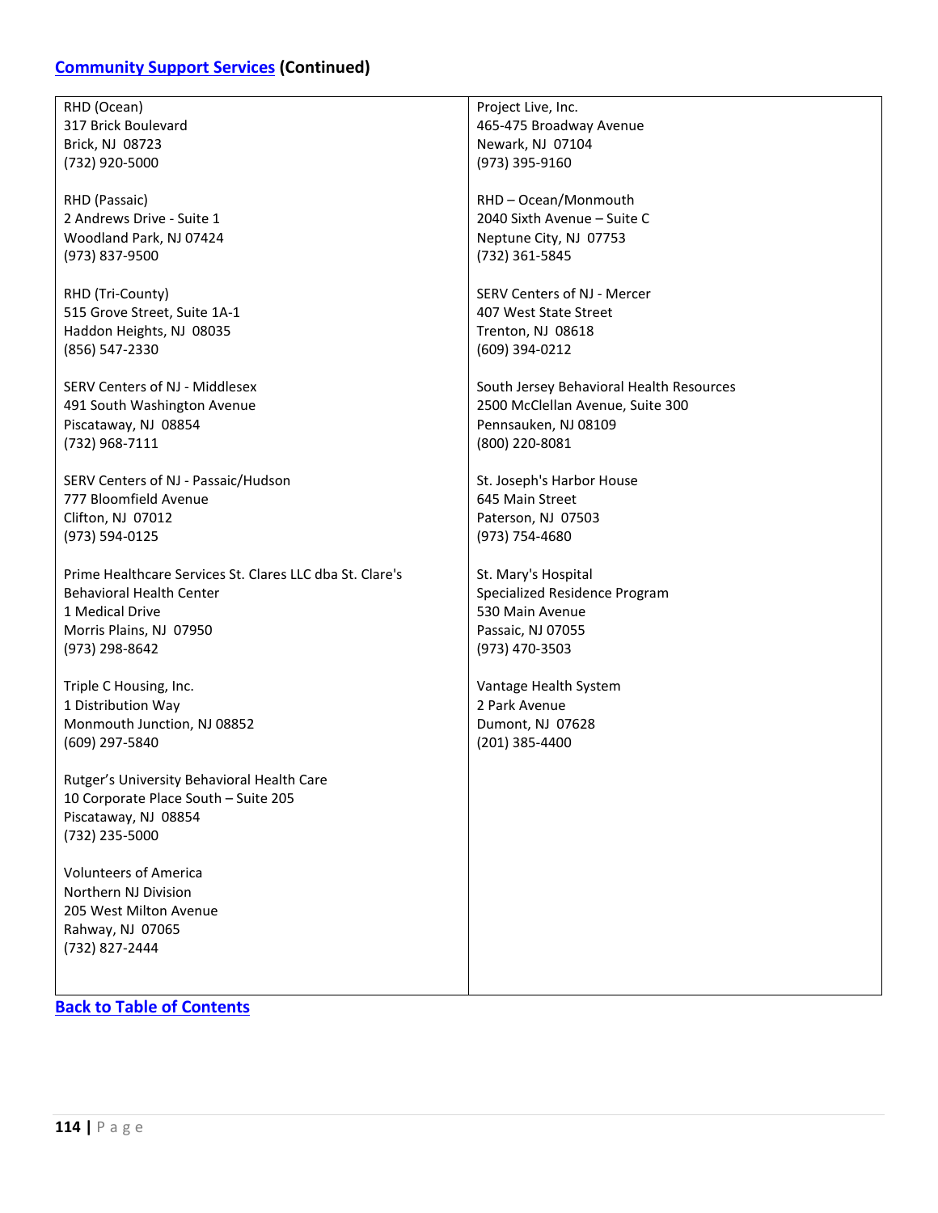## [Community Support Services]() (Continued)

RHD (Ocean)
317 Brick Boulevard
Brick, NJ 08723
(732) 920-5000

RHD (Passaic)
2 Andrews Drive - Suite 1
Woodland Park, NJ 07424
(973) 837-9500

RHD (Tri-County)
515 Grove Street, Suite 1A-1
Haddon Heights, NJ 08035
(856) 547-2330

SERV Centers of NJ - Middlesex
491 South Washington Avenue
Piscataway, NJ 08854
(732) 968-7111

SERV Centers of NJ - Passaic/Hudson
777 Bloomfield Avenue
Clifton, NJ 07012
(973) 594-0125

Prime Healthcare Services St. Clares LLC dba St. Clare's Behavioral Health Center
1 Medical Drive
Morris Plains, NJ 07950
(973) 298-8642

Triple C Housing, Inc.
1 Distribution Way
Monmouth Junction, NJ 08852
(609) 297-5840

Rutger's University Behavioral Health Care
10 Corporate Place South – Suite 205
Piscataway, NJ 08854
(732) 235-5000

Volunteers of America
Northern NJ Division
205 West Milton Avenue
Rahway, NJ 07065
(732) 827-2444

Project Live, Inc.
465-475 Broadway Avenue
Newark, NJ 07104
(973) 395-9160

RHD – Ocean/Monmouth
2040 Sixth Avenue – Suite C
Neptune City, NJ 07753
(732) 361-5845

SERV Centers of NJ - Mercer
407 West State Street
Trenton, NJ 08618
(609) 394-0212

South Jersey Behavioral Health Resources
2500 McClellan Avenue, Suite 300
Pennsauken, NJ 08109
(800) 220-8081

St. Joseph's Harbor House
645 Main Street
Paterson, NJ 07503
(973) 754-4680

St. Mary's Hospital
Specialized Residence Program
530 Main Avenue
Passaic, NJ 07055
(973) 470-3503

Vantage Health System
2 Park Avenue
Dumont, NJ 07628
(201) 385-4400

[Back to Table of Contents]()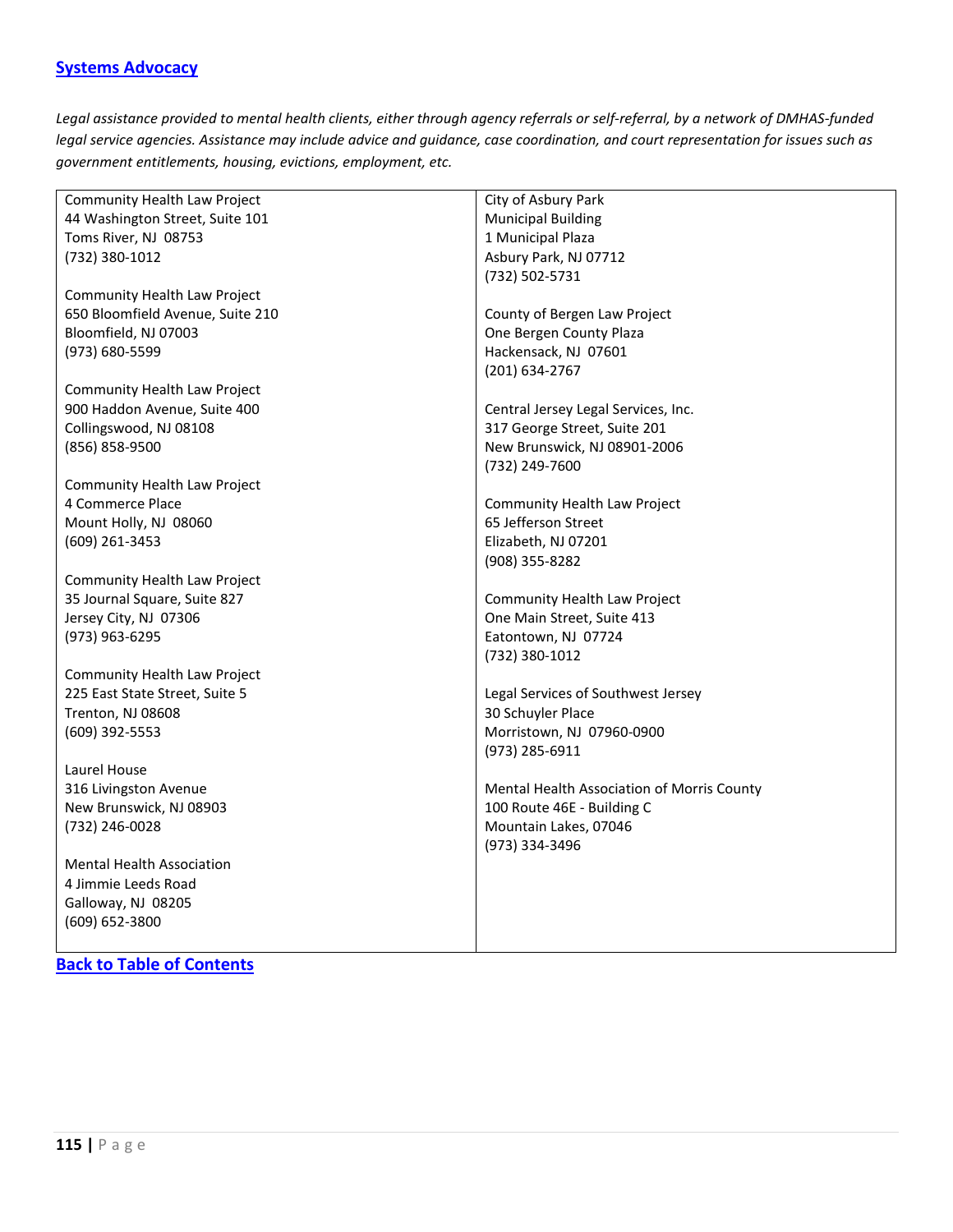## [Systems Advocacy]

*Legal assistance provided to mental health clients, either through agency referrals or self-referral, by a network of DMHAS-funded legal service agencies. Assistance may include advice and guidance, case coordination, and court representation for issues such as government entitlements, housing, evictions, employment, etc.*

Community Health Law Project
44 Washington Street, Suite 101
Toms River, NJ 08753
(732) 380-1012

Community Health Law Project
650 Bloomfield Avenue, Suite 210
Bloomfield, NJ 07003
(973) 680-5599

Community Health Law Project
900 Haddon Avenue, Suite 400
Collingswood, NJ 08108
(856) 858-9500

Community Health Law Project
4 Commerce Place
Mount Holly, NJ 08060
(609) 261-3453

Community Health Law Project
35 Journal Square, Suite 827
Jersey City, NJ 07306
(973) 963-6295

Community Health Law Project
225 East State Street, Suite 5
Trenton, NJ 08608
(609) 392-5553

Laurel House
316 Livingston Avenue
New Brunswick, NJ 08903
(732) 246-0028

Mental Health Association
4 Jimmie Leeds Road
Galloway, NJ 08205
(609) 652-3800

City of Asbury Park
Municipal Building
1 Municipal Plaza
Asbury Park, NJ 07712
(732) 502-5731

County of Bergen Law Project
One Bergen County Plaza
Hackensack, NJ 07601
(201) 634-2767

Central Jersey Legal Services, Inc.
317 George Street, Suite 201
New Brunswick, NJ 08901-2006
(732) 249-7600

Community Health Law Project
65 Jefferson Street
Elizabeth, NJ 07201
(908) 355-8282

Community Health Law Project
One Main Street, Suite 413
Eatontown, NJ 07724
(732) 380-1012

Legal Services of Southwest Jersey
30 Schuyler Place
Morristown, NJ 07960-0900
(973) 285-6911

Mental Health Association of Morris County
100 Route 46E - Building C
Mountain Lakes, 07046
(973) 334-3496

**[Back to Table of Contents]**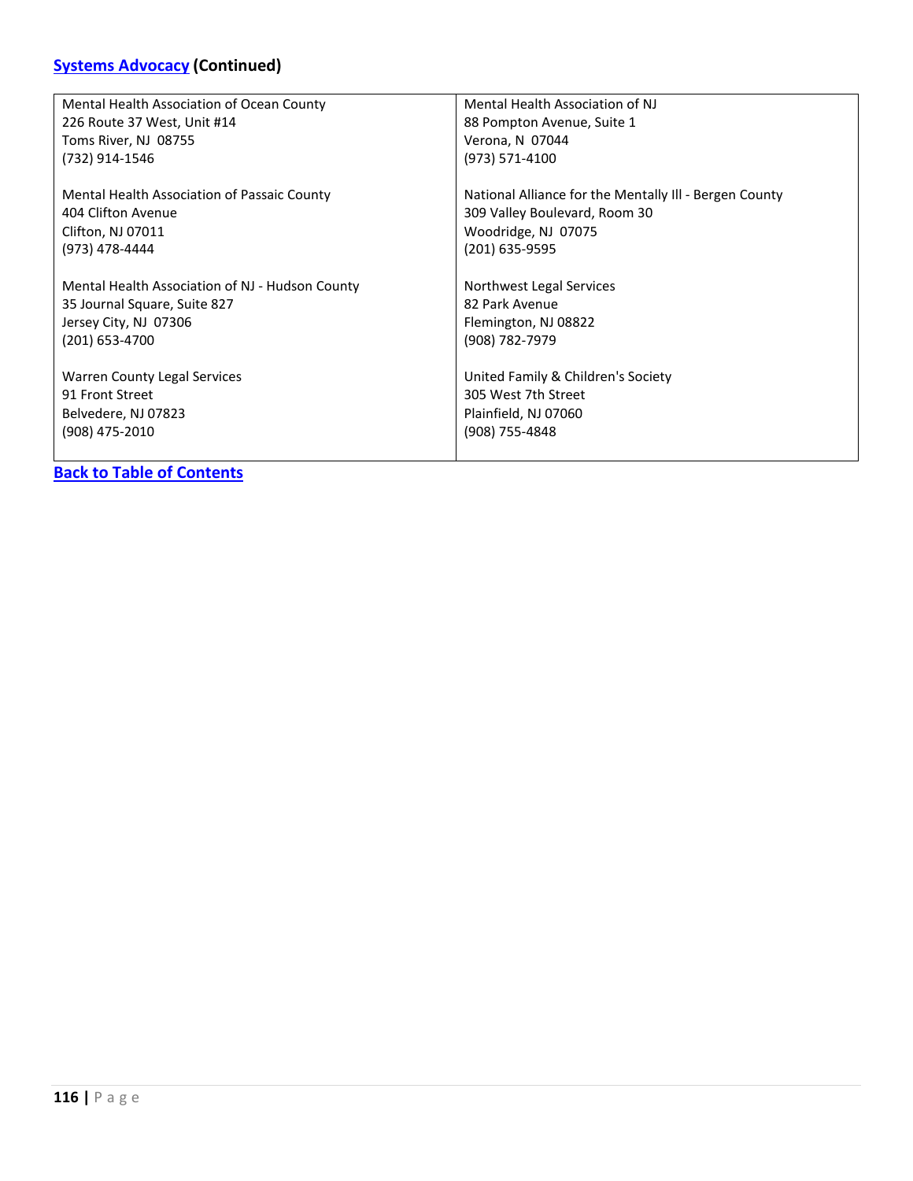## Systems Advocacy (Continued)

| | |
|---|---|
| Mental Health Association of Ocean County<br>226 Route 37 West, Unit #14<br>Toms River, NJ 08755<br>(732) 914-1546 | Mental Health Association of NJ<br>88 Pompton Avenue, Suite 1<br>Verona, N 07044<br>(973) 571-4100 |
| Mental Health Association of Passaic County<br>404 Clifton Avenue<br>Clifton, NJ 07011<br>(973) 478-4444 | National Alliance for the Mentally Ill - Bergen County<br>309 Valley Boulevard, Room 30<br>Woodridge, NJ 07075<br>(201) 635-9595 |
| Mental Health Association of NJ - Hudson County<br>35 Journal Square, Suite 827<br>Jersey City, NJ 07306<br>(201) 653-4700 | Northwest Legal Services<br>82 Park Avenue<br>Flemington, NJ 08822<br>(908) 782-7979 |
| Warren County Legal Services<br>91 Front Street<br>Belvedere, NJ 07823<br>(908) 475-2010 | United Family & Children's Society<br>305 West 7th Street<br>Plainfield, NJ 07060<br>(908) 755-4848 |

**Back to Table of Contents**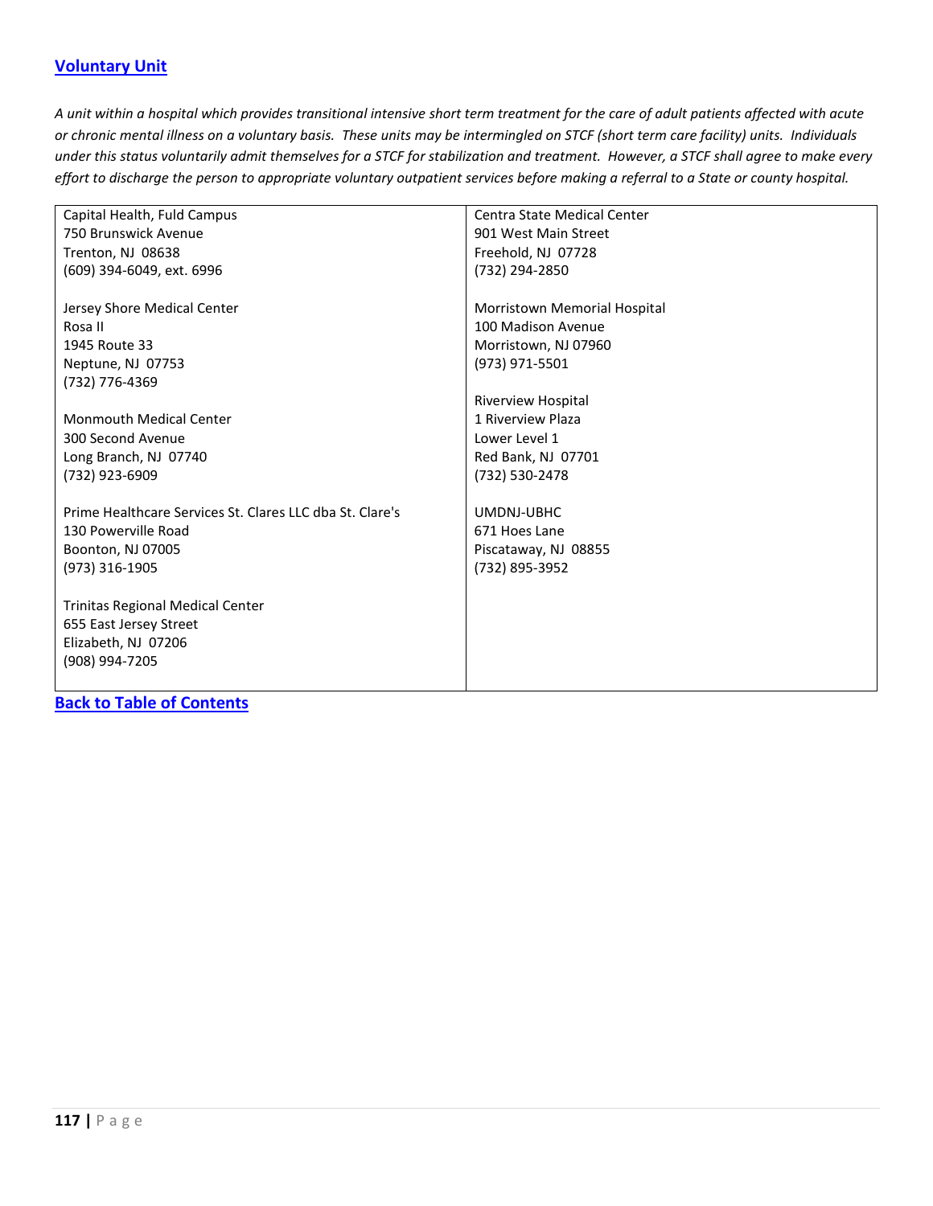## Voluntary Unit

*A unit within a hospital which provides transitional intensive short term treatment for the care of adult patients affected with acute or chronic mental illness on a voluntary basis. These units may be intermingled on STCF (short term care facility) units. Individuals under this status voluntarily admit themselves for a STCF for stabilization and treatment. However, a STCF shall agree to make every effort to discharge the person to appropriate voluntary outpatient services before making a referral to a State or county hospital.*

| | |
|---|---|
| Capital Health, Fuld Campus<br>750 Brunswick Avenue<br>Trenton, NJ 08638<br>(609) 394-6049, ext. 6996<br><br>Jersey Shore Medical Center<br>Rosa II<br>1945 Route 33<br>Neptune, NJ 07753<br>(732) 776-4369<br><br>Monmouth Medical Center<br>300 Second Avenue<br>Long Branch, NJ 07740<br>(732) 923-6909<br><br>Prime Healthcare Services St. Clares LLC dba St. Clare's<br>130 Powerville Road<br>Boonton, NJ 07005<br>(973) 316-1905<br><br>Trinitas Regional Medical Center<br>655 East Jersey Street<br>Elizabeth, NJ 07206<br>(908) 994-7205 | Centra State Medical Center<br>901 West Main Street<br>Freehold, NJ 07728<br>(732) 294-2850<br><br>Morristown Memorial Hospital<br>100 Madison Avenue<br>Morristown, NJ 07960<br>(973) 971-5501<br><br>Riverview Hospital<br>1 Riverview Plaza<br>Lower Level 1<br>Red Bank, NJ 07701<br>(732) 530-2478<br><br>UMDNJ-UBHC<br>671 Hoes Lane<br>Piscataway, NJ 08855<br>(732) 895-3952 |

**Back to Table of Contents**